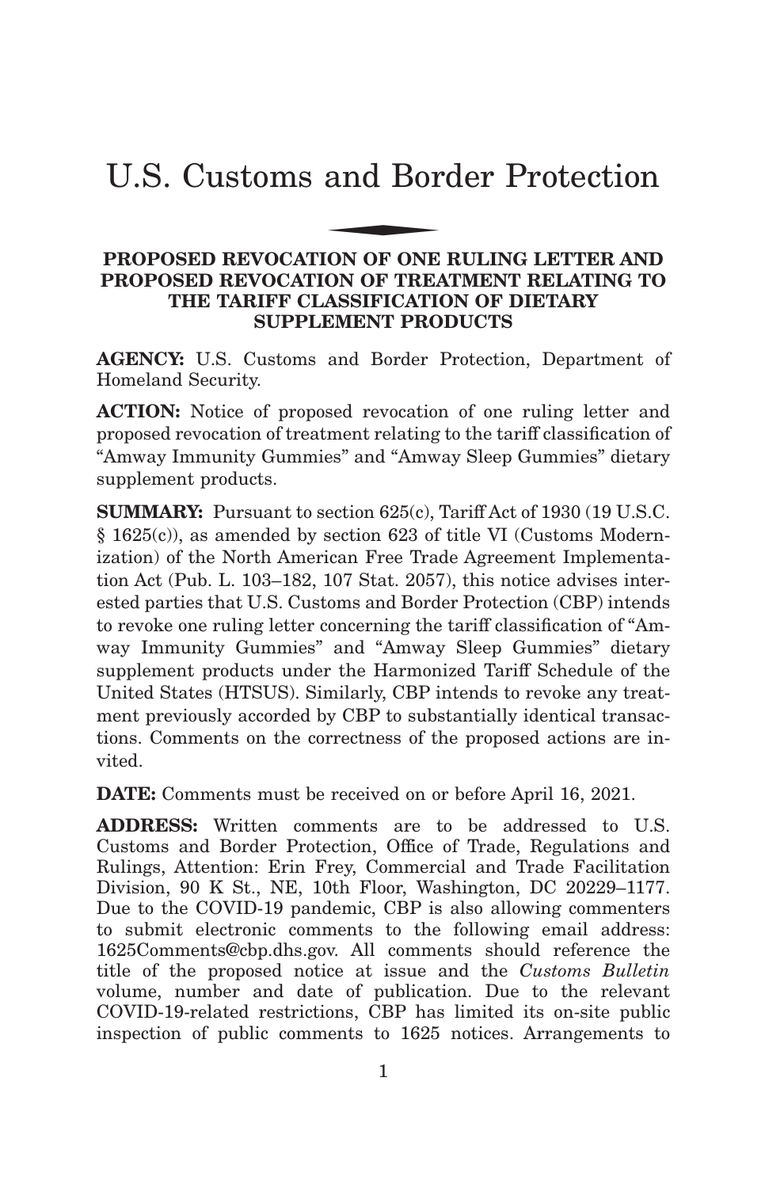# U.S. Customs and Border Protection

## PROPOSED REVOCATION OF ONE RULING LETTER AND PROPOSED REVOCATION OF TREATMENT RELATING TO THE TARIFF CLASSIFICATION OF DIETARY SUPPLEMENT PRODUCTS

**AGENCY:** U.S. Customs and Border Protection, Department of Homeland Security.

**ACTION:** Notice of proposed revocation of one ruling letter and proposed revocation of treatment relating to the tariff classification of "Amway Immunity Gummies" and "Amway Sleep Gummies" dietary supplement products.

**SUMMARY:** Pursuant to section 625(c), Tariff Act of 1930 (19 U.S.C. § 1625(c)), as amended by section 623 of title VI (Customs Modernization) of the North American Free Trade Agreement Implementation Act (Pub. L. 103–182, 107 Stat. 2057), this notice advises interested parties that U.S. Customs and Border Protection (CBP) intends to revoke one ruling letter concerning the tariff classification of "Amway Immunity Gummies" and "Amway Sleep Gummies" dietary supplement products under the Harmonized Tariff Schedule of the United States (HTSUS). Similarly, CBP intends to revoke any treatment previously accorded by CBP to substantially identical transactions. Comments on the correctness of the proposed actions are invited.

**DATE:** Comments must be received on or before April 16, 2021.

**ADDRESS:** Written comments are to be addressed to U.S. Customs and Border Protection, Office of Trade, Regulations and Rulings, Attention: Erin Frey, Commercial and Trade Facilitation Division, 90 K St., NE, 10th Floor, Washington, DC 20229–1177. Due to the COVID-19 pandemic, CBP is also allowing commenters to submit electronic comments to the following email address: 1625Comments@cbp.dhs.gov. All comments should reference the title of the proposed notice at issue and the *Customs Bulletin* volume, number and date of publication. Due to the relevant COVID-19-related restrictions, CBP has limited its on-site public inspection of public comments to 1625 notices. Arrangements to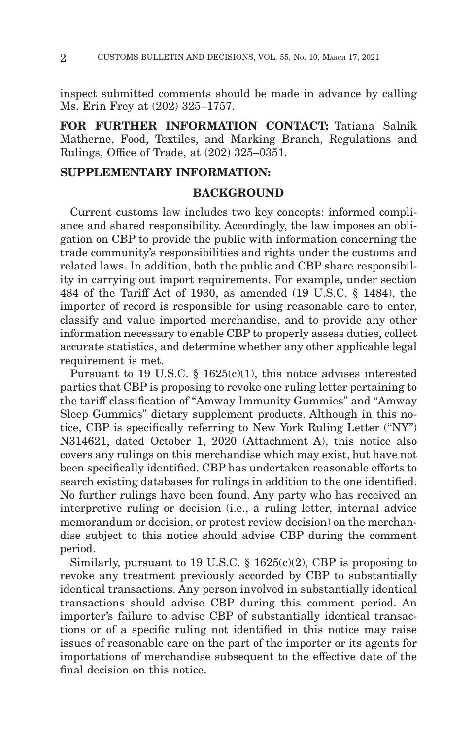inspect submitted comments should be made in advance by calling Ms. Erin Frey at (202) 325–1757.

**FOR FURTHER INFORMATION CONTACT:** Tatiana Salnik Matherne, Food, Textiles, and Marking Branch, Regulations and Rulings, Office of Trade, at (202) 325–0351.

**SUPPLEMENTARY INFORMATION:**

## BACKGROUND

Current customs law includes two key concepts: informed compliance and shared responsibility. Accordingly, the law imposes an obligation on CBP to provide the public with information concerning the trade community's responsibilities and rights under the customs and related laws. In addition, both the public and CBP share responsibility in carrying out import requirements. For example, under section 484 of the Tariff Act of 1930, as amended (19 U.S.C. § 1484), the importer of record is responsible for using reasonable care to enter, classify and value imported merchandise, and to provide any other information necessary to enable CBP to properly assess duties, collect accurate statistics, and determine whether any other applicable legal requirement is met.

Pursuant to 19 U.S.C. § 1625(c)(1), this notice advises interested parties that CBP is proposing to revoke one ruling letter pertaining to the tariff classification of "Amway Immunity Gummies" and "Amway Sleep Gummies" dietary supplement products. Although in this notice, CBP is specifically referring to New York Ruling Letter ("NY") N314621, dated October 1, 2020 (Attachment A), this notice also covers any rulings on this merchandise which may exist, but have not been specifically identified. CBP has undertaken reasonable efforts to search existing databases for rulings in addition to the one identified. No further rulings have been found. Any party who has received an interpretive ruling or decision (i.e., a ruling letter, internal advice memorandum or decision, or protest review decision) on the merchandise subject to this notice should advise CBP during the comment period.

Similarly, pursuant to 19 U.S.C. § 1625(c)(2), CBP is proposing to revoke any treatment previously accorded by CBP to substantially identical transactions. Any person involved in substantially identical transactions should advise CBP during this comment period. An importer's failure to advise CBP of substantially identical transactions or of a specific ruling not identified in this notice may raise issues of reasonable care on the part of the importer or its agents for importations of merchandise subsequent to the effective date of the final decision on this notice.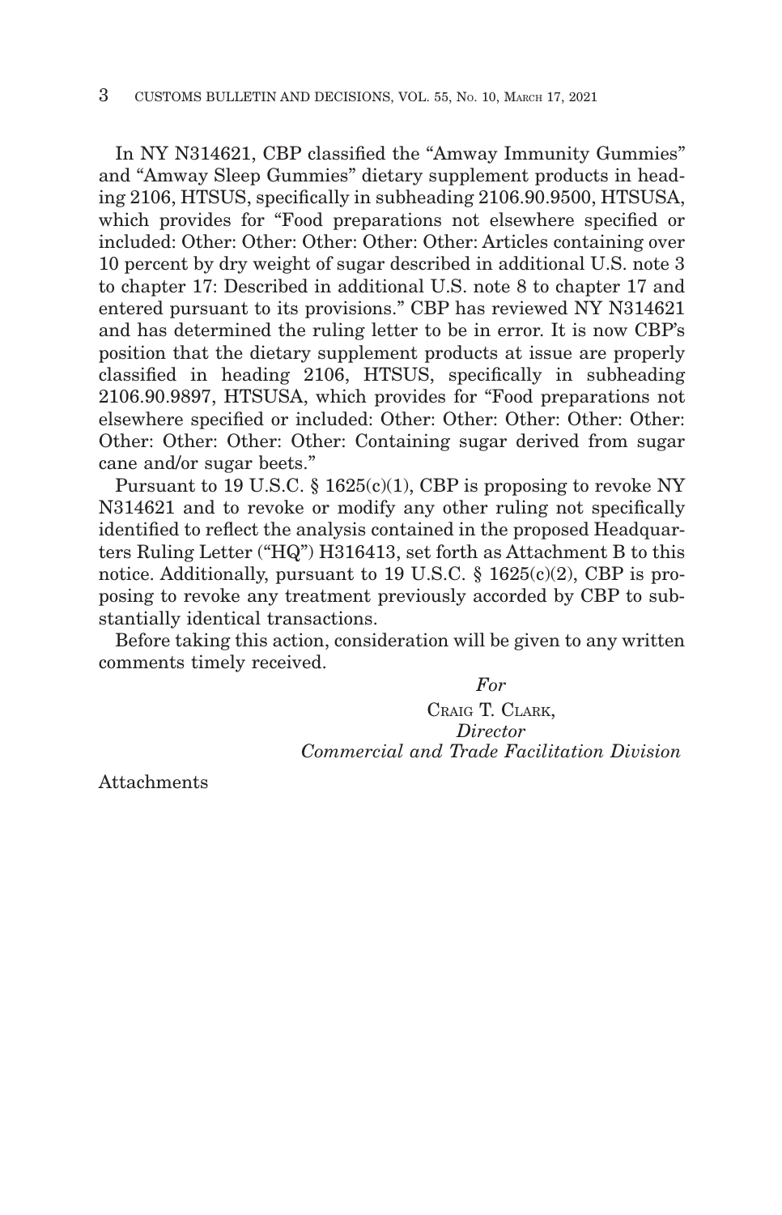In NY N314621, CBP classified the "Amway Immunity Gummies" and "Amway Sleep Gummies" dietary supplement products in heading 2106, HTSUS, specifically in subheading 2106.90.9500, HTSUSA, which provides for "Food preparations not elsewhere specified or included: Other: Other: Other: Other: Other: Articles containing over 10 percent by dry weight of sugar described in additional U.S. note 3 to chapter 17: Described in additional U.S. note 8 to chapter 17 and entered pursuant to its provisions." CBP has reviewed NY N314621 and has determined the ruling letter to be in error. It is now CBP's position that the dietary supplement products at issue are properly classified in heading 2106, HTSUS, specifically in subheading 2106.90.9897, HTSUSA, which provides for "Food preparations not elsewhere specified or included: Other: Other: Other: Other: Other: Other: Other: Other: Other: Containing sugar derived from sugar cane and/or sugar beets."

Pursuant to 19 U.S.C. § 1625(c)(1), CBP is proposing to revoke NY N314621 and to revoke or modify any other ruling not specifically identified to reflect the analysis contained in the proposed Headquarters Ruling Letter ("HQ") H316413, set forth as Attachment B to this notice. Additionally, pursuant to 19 U.S.C. § 1625(c)(2), CBP is proposing to revoke any treatment previously accorded by CBP to substantially identical transactions.

Before taking this action, consideration will be given to any written comments timely received.

*For*
CRAIG T. CLARK,
*Director*
*Commercial and Trade Facilitation Division*

Attachments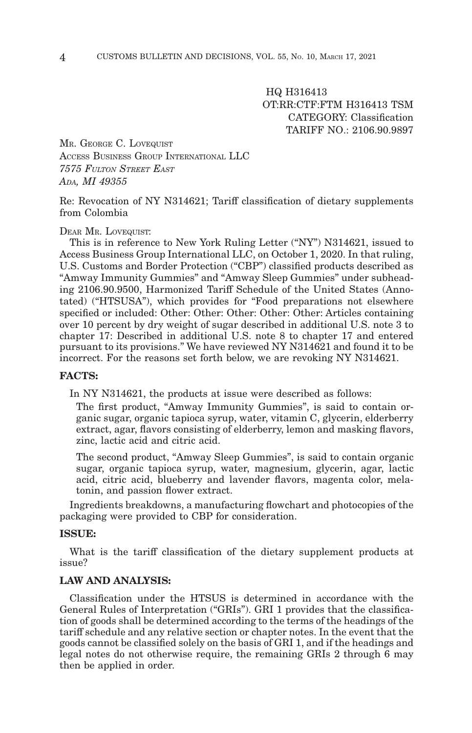HQ H316413
OT:RR:CTF:FTM H316413 TSM
CATEGORY: Classification
TARIFF NO.: 2106.90.9897

MR. GEORGE C. LOVEQUIST
ACCESS BUSINESS GROUP INTERNATIONAL LLC
*7575 FULTON STREET EAST*
*ADA, MI 49355*

Re: Revocation of NY N314621; Tariff classification of dietary supplements from Colombia

DEAR MR. LOVEQUIST:

This is in reference to New York Ruling Letter ("NY") N314621, issued to Access Business Group International LLC, on October 1, 2020. In that ruling, U.S. Customs and Border Protection ("CBP") classified products described as "Amway Immunity Gummies" and "Amway Sleep Gummies" under subheading 2106.90.9500, Harmonized Tariff Schedule of the United States (Annotated) ("HTSUSA"), which provides for "Food preparations not elsewhere specified or included: Other: Other: Other: Other: Other: Articles containing over 10 percent by dry weight of sugar described in additional U.S. note 3 to chapter 17: Described in additional U.S. note 8 to chapter 17 and entered pursuant to its provisions." We have reviewed NY N314621 and found it to be incorrect. For the reasons set forth below, we are revoking NY N314621.

**FACTS:**

In NY N314621, the products at issue were described as follows:

> The first product, "Amway Immunity Gummies", is said to contain organic sugar, organic tapioca syrup, water, vitamin C, glycerin, elderberry extract, agar, flavors consisting of elderberry, lemon and masking flavors, zinc, lactic acid and citric acid.
>
> The second product, "Amway Sleep Gummies", is said to contain organic sugar, organic tapioca syrup, water, magnesium, glycerin, agar, lactic acid, citric acid, blueberry and lavender flavors, magenta color, melatonin, and passion flower extract.

Ingredients breakdowns, a manufacturing flowchart and photocopies of the packaging were provided to CBP for consideration.

**ISSUE:**

What is the tariff classification of the dietary supplement products at issue?

**LAW AND ANALYSIS:**

Classification under the HTSUS is determined in accordance with the General Rules of Interpretation ("GRIs"). GRI 1 provides that the classification of goods shall be determined according to the terms of the headings of the tariff schedule and any relative section or chapter notes. In the event that the goods cannot be classified solely on the basis of GRI 1, and if the headings and legal notes do not otherwise require, the remaining GRIs 2 through 6 may then be applied in order.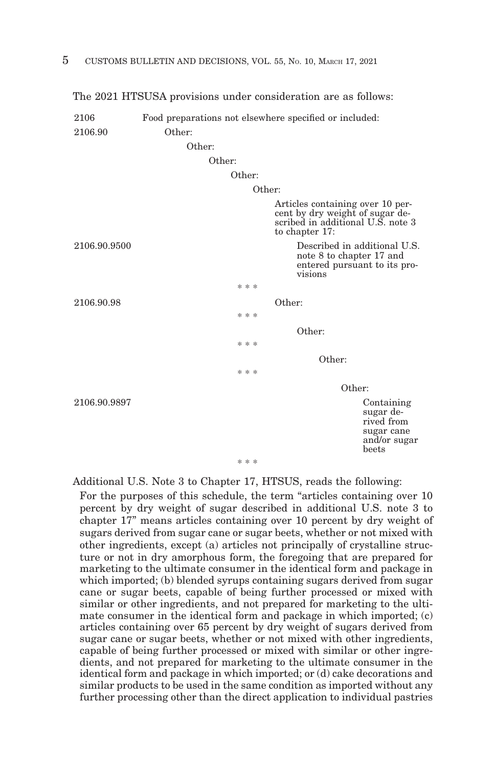The 2021 HTSUSA provisions under consideration are as follows:

| | |
|---|---|
| 2106 | Food preparations not elsewhere specified or included: |
| 2106.90 | Other: |
| | Other: |
| | Other: |
| | Other: |
| | Other: |
| | Articles containing over 10 percent by dry weight of sugar described in additional U.S. note 3 to chapter 17: |
| 2106.90.9500 | Described in additional U.S. note 8 to chapter 17 and entered pursuant to its provisions |
| | * * * |
| 2106.90.98 | Other: |
| | * * * |
| | Other: |
| | * * * |
| | Other: |
| | * * * |
| | Other: |
| 2106.90.9897 | Containing sugar derived from sugar cane and/or sugar beets |
| | * * * |

Additional U.S. Note 3 to Chapter 17, HTSUS, reads the following:

> For the purposes of this schedule, the term "articles containing over 10 percent by dry weight of sugar described in additional U.S. note 3 to chapter 17" means articles containing over 10 percent by dry weight of sugars derived from sugar cane or sugar beets, whether or not mixed with other ingredients, except (a) articles not principally of crystalline structure or not in dry amorphous form, the foregoing that are prepared for marketing to the ultimate consumer in the identical form and package in which imported; (b) blended syrups containing sugars derived from sugar cane or sugar beets, capable of being further processed or mixed with similar or other ingredients, and not prepared for marketing to the ultimate consumer in the identical form and package in which imported; (c) articles containing over 65 percent by dry weight of sugars derived from sugar cane or sugar beets, whether or not mixed with other ingredients, capable of being further processed or mixed with similar or other ingredients, and not prepared for marketing to the ultimate consumer in the identical form and package in which imported; or (d) cake decorations and similar products to be used in the same condition as imported without any further processing other than the direct application to individual pastries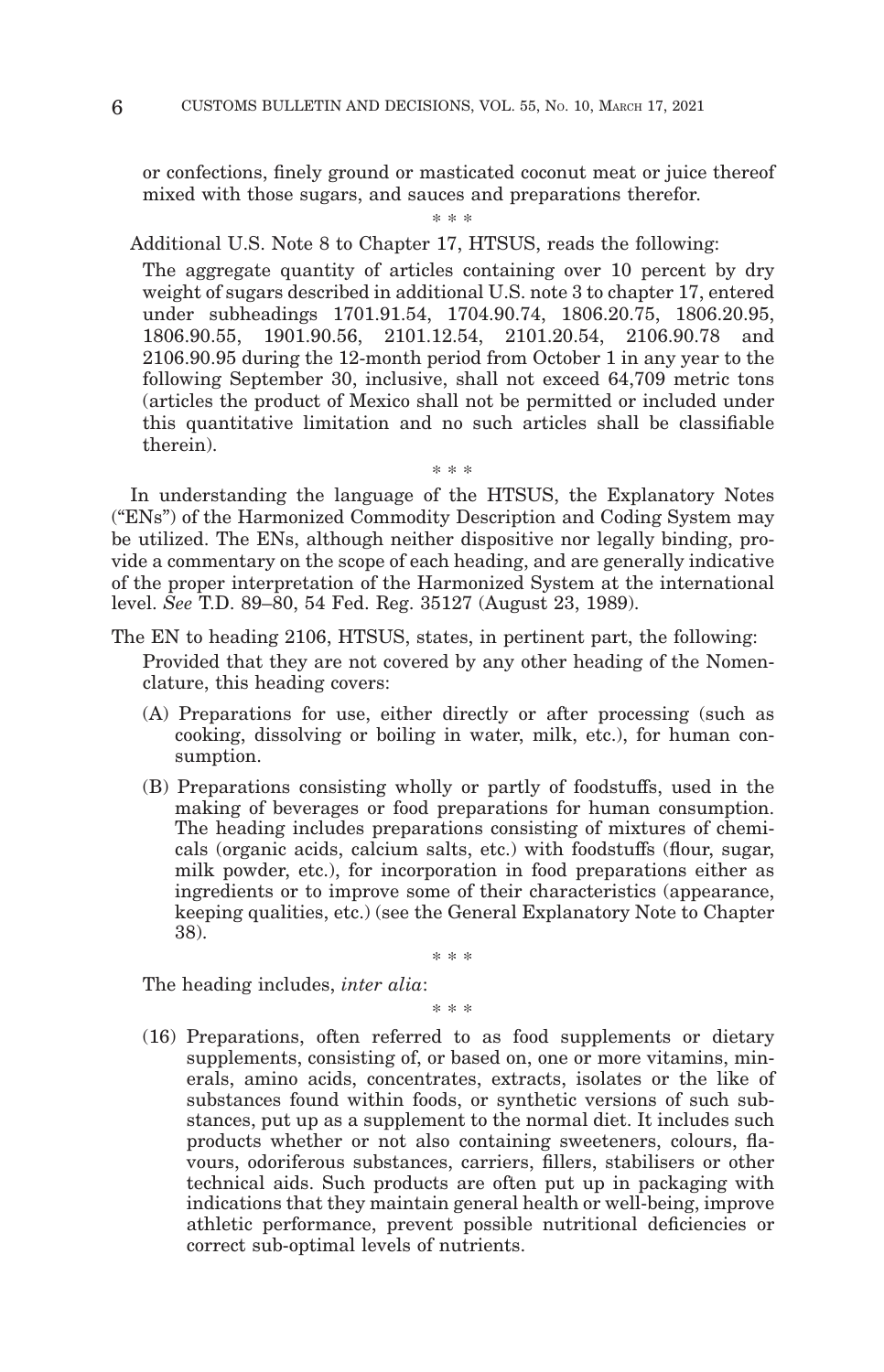or confections, finely ground or masticated coconut meat or juice thereof mixed with those sugars, and sauces and preparations therefor.

\* \* \*

Additional U.S. Note 8 to Chapter 17, HTSUS, reads the following:

> The aggregate quantity of articles containing over 10 percent by dry weight of sugars described in additional U.S. note 3 to chapter 17, entered under subheadings 1701.91.54, 1704.90.74, 1806.20.75, 1806.20.95, 1806.90.55, 1901.90.56, 2101.12.54, 2101.20.54, 2106.90.78 and 2106.90.95 during the 12-month period from October 1 in any year to the following September 30, inclusive, shall not exceed 64,709 metric tons (articles the product of Mexico shall not be permitted or included under this quantitative limitation and no such articles shall be classifiable therein).

\* \* \*

In understanding the language of the HTSUS, the Explanatory Notes ("ENs") of the Harmonized Commodity Description and Coding System may be utilized. The ENs, although neither dispositive nor legally binding, provide a commentary on the scope of each heading, and are generally indicative of the proper interpretation of the Harmonized System at the international level. *See* T.D. 89–80, 54 Fed. Reg. 35127 (August 23, 1989).

The EN to heading 2106, HTSUS, states, in pertinent part, the following:

> Provided that they are not covered by any other heading of the Nomenclature, this heading covers:
>
> (A) Preparations for use, either directly or after processing (such as cooking, dissolving or boiling in water, milk, etc.), for human consumption.
>
> (B) Preparations consisting wholly or partly of foodstuffs, used in the making of beverages or food preparations for human consumption. The heading includes preparations consisting of mixtures of chemicals (organic acids, calcium salts, etc.) with foodstuffs (flour, sugar, milk powder, etc.), for incorporation in food preparations either as ingredients or to improve some of their characteristics (appearance, keeping qualities, etc.) (see the General Explanatory Note to Chapter 38).
>
> \* \* \*
>
> The heading includes, *inter alia*:
>
> \* \* \*
>
> (16) Preparations, often referred to as food supplements or dietary supplements, consisting of, or based on, one or more vitamins, minerals, amino acids, concentrates, extracts, isolates or the like of substances found within foods, or synthetic versions of such substances, put up as a supplement to the normal diet. It includes such products whether or not also containing sweeteners, colours, flavours, odoriferous substances, carriers, fillers, stabilisers or other technical aids. Such products are often put up in packaging with indications that they maintain general health or well-being, improve athletic performance, prevent possible nutritional deficiencies or correct sub-optimal levels of nutrients.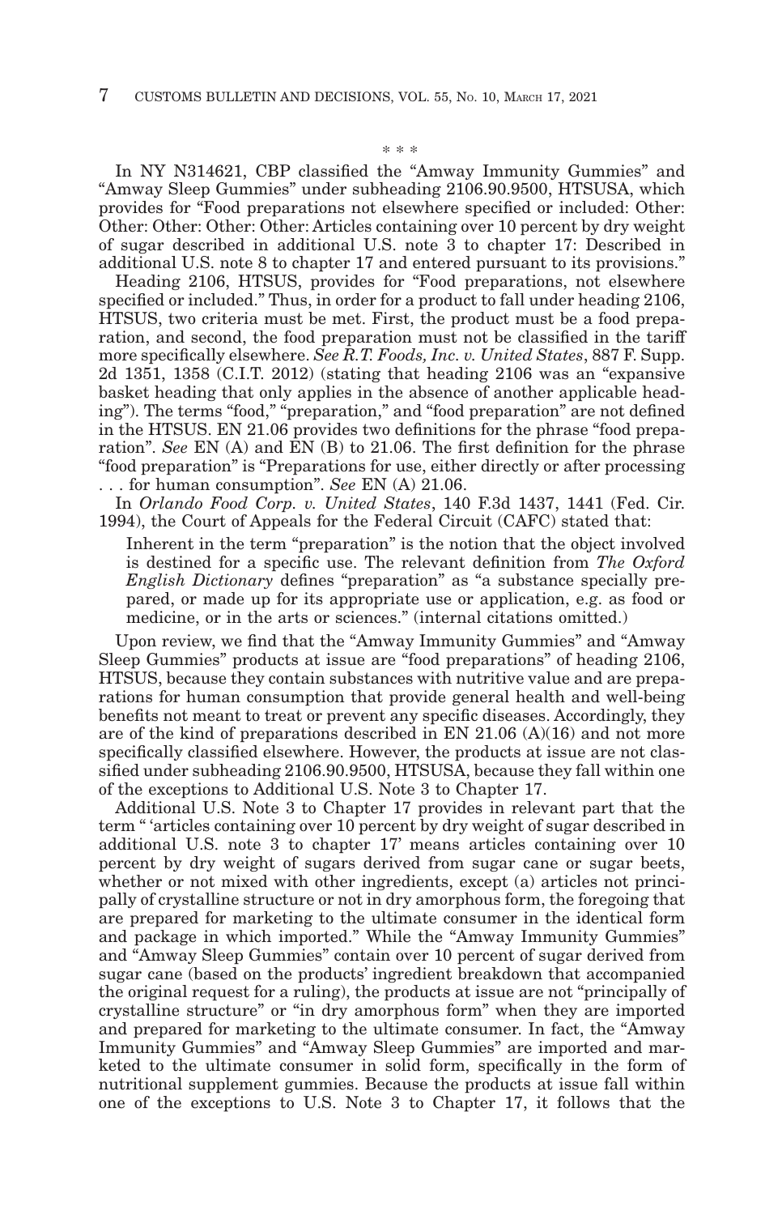\* \* \*

In NY N314621, CBP classified the "Amway Immunity Gummies" and "Amway Sleep Gummies" under subheading 2106.90.9500, HTSUSA, which provides for "Food preparations not elsewhere specified or included: Other: Other: Other: Other: Other: Articles containing over 10 percent by dry weight of sugar described in additional U.S. note 3 to chapter 17: Described in additional U.S. note 8 to chapter 17 and entered pursuant to its provisions."

Heading 2106, HTSUS, provides for "Food preparations, not elsewhere specified or included." Thus, in order for a product to fall under heading 2106, HTSUS, two criteria must be met. First, the product must be a food preparation, and second, the food preparation must not be classified in the tariff more specifically elsewhere. *See R.T. Foods, Inc. v. United States*, 887 F. Supp. 2d 1351, 1358 (C.I.T. 2012) (stating that heading 2106 was an "expansive basket heading that only applies in the absence of another applicable heading"). The terms "food," "preparation," and "food preparation" are not defined in the HTSUS. EN 21.06 provides two definitions for the phrase "food preparation". *See* EN (A) and EN (B) to 21.06. The first definition for the phrase "food preparation" is "Preparations for use, either directly or after processing . . . for human consumption". *See* EN (A) 21.06.

In *Orlando Food Corp. v. United States*, 140 F.3d 1437, 1441 (Fed. Cir. 1994), the Court of Appeals for the Federal Circuit (CAFC) stated that:

> Inherent in the term "preparation" is the notion that the object involved is destined for a specific use. The relevant definition from *The Oxford English Dictionary* defines "preparation" as "a substance specially prepared, or made up for its appropriate use or application, e.g. as food or medicine, or in the arts or sciences." (internal citations omitted.)

Upon review, we find that the "Amway Immunity Gummies" and "Amway Sleep Gummies" products at issue are "food preparations" of heading 2106, HTSUS, because they contain substances with nutritive value and are preparations for human consumption that provide general health and well-being benefits not meant to treat or prevent any specific diseases. Accordingly, they are of the kind of preparations described in EN 21.06 (A)(16) and not more specifically classified elsewhere. However, the products at issue are not classified under subheading 2106.90.9500, HTSUSA, because they fall within one of the exceptions to Additional U.S. Note 3 to Chapter 17.

Additional U.S. Note 3 to Chapter 17 provides in relevant part that the term " 'articles containing over 10 percent by dry weight of sugar described in additional U.S. note 3 to chapter 17' means articles containing over 10 percent by dry weight of sugars derived from sugar cane or sugar beets, whether or not mixed with other ingredients, except (a) articles not principally of crystalline structure or not in dry amorphous form, the foregoing that are prepared for marketing to the ultimate consumer in the identical form and package in which imported." While the "Amway Immunity Gummies" and "Amway Sleep Gummies" contain over 10 percent of sugar derived from sugar cane (based on the products' ingredient breakdown that accompanied the original request for a ruling), the products at issue are not "principally of crystalline structure" or "in dry amorphous form" when they are imported and prepared for marketing to the ultimate consumer. In fact, the "Amway Immunity Gummies" and "Amway Sleep Gummies" are imported and marketed to the ultimate consumer in solid form, specifically in the form of nutritional supplement gummies. Because the products at issue fall within one of the exceptions to U.S. Note 3 to Chapter 17, it follows that the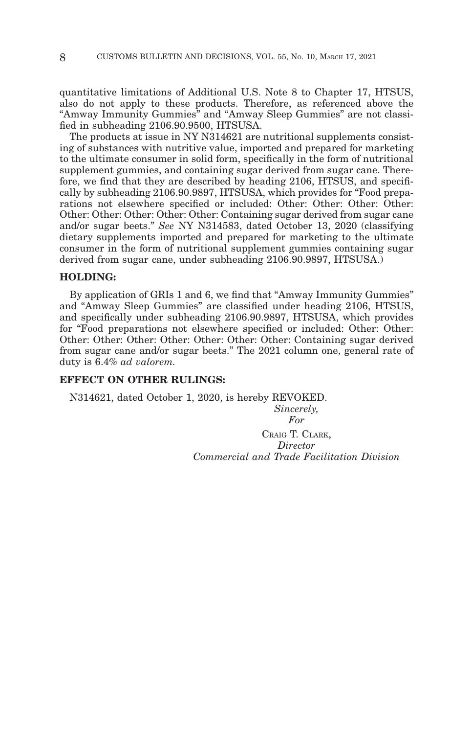quantitative limitations of Additional U.S. Note 8 to Chapter 17, HTSUS, also do not apply to these products. Therefore, as referenced above the "Amway Immunity Gummies" and "Amway Sleep Gummies" are not classified in subheading 2106.90.9500, HTSUSA.

The products at issue in NY N314621 are nutritional supplements consisting of substances with nutritive value, imported and prepared for marketing to the ultimate consumer in solid form, specifically in the form of nutritional supplement gummies, and containing sugar derived from sugar cane. Therefore, we find that they are described by heading 2106, HTSUS, and specifically by subheading 2106.90.9897, HTSUSA, which provides for "Food preparations not elsewhere specified or included: Other: Other: Other: Other: Other: Other: Other: Other: Other: Containing sugar derived from sugar cane and/or sugar beets." *See* NY N314583, dated October 13, 2020 (classifying dietary supplements imported and prepared for marketing to the ultimate consumer in the form of nutritional supplement gummies containing sugar derived from sugar cane, under subheading 2106.90.9897, HTSUSA.)

**HOLDING:**

By application of GRIs 1 and 6, we find that "Amway Immunity Gummies" and "Amway Sleep Gummies" are classified under heading 2106, HTSUS, and specifically under subheading 2106.90.9897, HTSUSA, which provides for "Food preparations not elsewhere specified or included: Other: Other: Other: Other: Other: Other: Other: Other: Other: Containing sugar derived from sugar cane and/or sugar beets." The 2021 column one, general rate of duty is 6.4% *ad valorem.*

**EFFECT ON OTHER RULINGS:**

N314621, dated October 1, 2020, is hereby REVOKED.

*Sincerely,*
*For*

CRAIG T. CLARK,
*Director*
*Commercial and Trade Facilitation Division*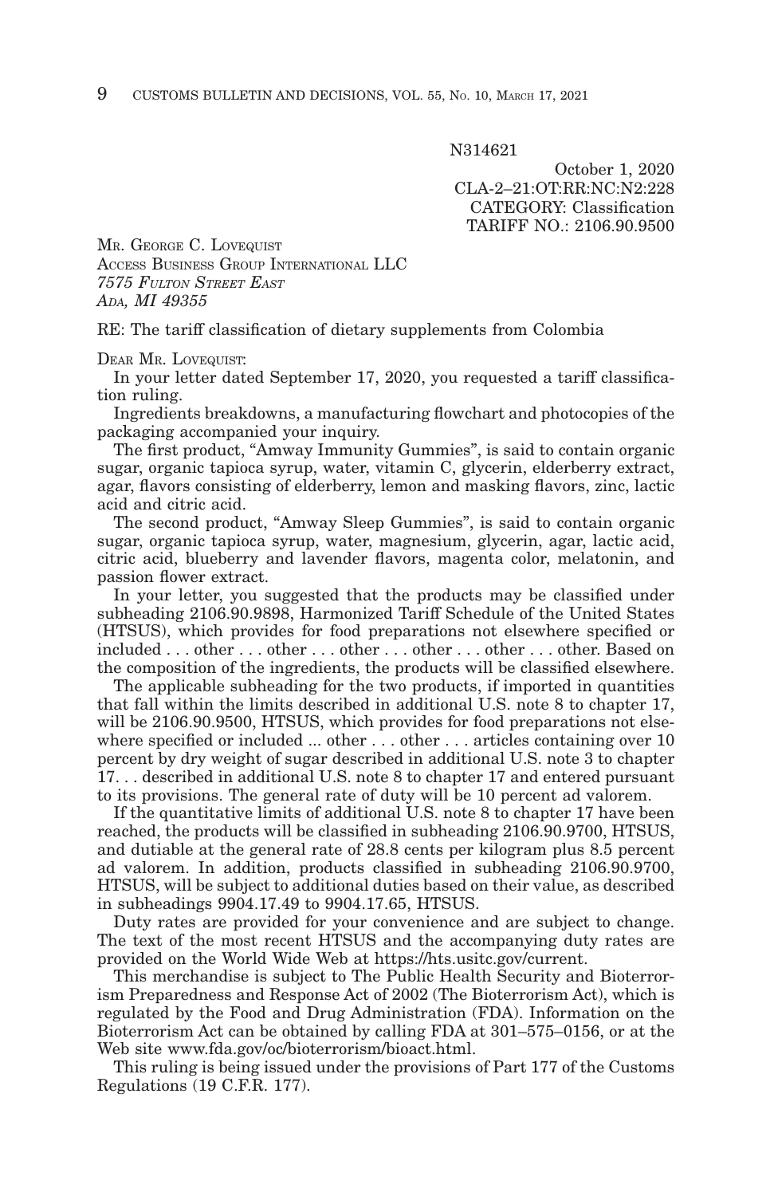N314621

October 1, 2020
CLA-2–21:OT:RR:NC:N2:228
CATEGORY: Classification
TARIFF NO.: 2106.90.9500

MR. GEORGE C. LOVEQUIST
ACCESS BUSINESS GROUP INTERNATIONAL LLC
*7575 FULTON STREET EAST*
*ADA, MI 49355*

RE: The tariff classification of dietary supplements from Colombia

DEAR MR. LOVEQUIST:

In your letter dated September 17, 2020, you requested a tariff classification ruling.

Ingredients breakdowns, a manufacturing flowchart and photocopies of the packaging accompanied your inquiry.

The first product, "Amway Immunity Gummies", is said to contain organic sugar, organic tapioca syrup, water, vitamin C, glycerin, elderberry extract, agar, flavors consisting of elderberry, lemon and masking flavors, zinc, lactic acid and citric acid.

The second product, "Amway Sleep Gummies", is said to contain organic sugar, organic tapioca syrup, water, magnesium, glycerin, agar, lactic acid, citric acid, blueberry and lavender flavors, magenta color, melatonin, and passion flower extract.

In your letter, you suggested that the products may be classified under subheading 2106.90.9898, Harmonized Tariff Schedule of the United States (HTSUS), which provides for food preparations not elsewhere specified or included . . . other . . . other . . . other . . . other . . . other . . . other. Based on the composition of the ingredients, the products will be classified elsewhere.

The applicable subheading for the two products, if imported in quantities that fall within the limits described in additional U.S. note 8 to chapter 17, will be 2106.90.9500, HTSUS, which provides for food preparations not elsewhere specified or included ... other . . . other . . . articles containing over 10 percent by dry weight of sugar described in additional U.S. note 3 to chapter 17. . . described in additional U.S. note 8 to chapter 17 and entered pursuant to its provisions. The general rate of duty will be 10 percent ad valorem.

If the quantitative limits of additional U.S. note 8 to chapter 17 have been reached, the products will be classified in subheading 2106.90.9700, HTSUS, and dutiable at the general rate of 28.8 cents per kilogram plus 8.5 percent ad valorem. In addition, products classified in subheading 2106.90.9700, HTSUS, will be subject to additional duties based on their value, as described in subheadings 9904.17.49 to 9904.17.65, HTSUS.

Duty rates are provided for your convenience and are subject to change. The text of the most recent HTSUS and the accompanying duty rates are provided on the World Wide Web at https://hts.usitc.gov/current.

This merchandise is subject to The Public Health Security and Bioterrorism Preparedness and Response Act of 2002 (The Bioterrorism Act), which is regulated by the Food and Drug Administration (FDA). Information on the Bioterrorism Act can be obtained by calling FDA at 301–575–0156, or at the Web site www.fda.gov/oc/bioterrorism/bioact.html.

This ruling is being issued under the provisions of Part 177 of the Customs Regulations (19 C.F.R. 177).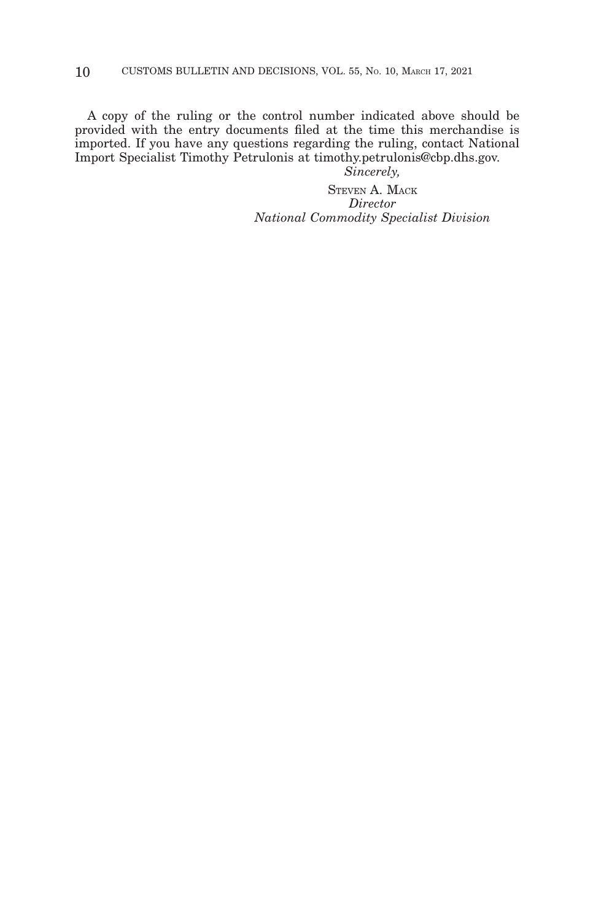A copy of the ruling or the control number indicated above should be provided with the entry documents filed at the time this merchandise is imported. If you have any questions regarding the ruling, contact National Import Specialist Timothy Petrulonis at timothy.petrulonis@cbp.dhs.gov.

*Sincerely,*

STEVEN A. MACK
*Director*
*National Commodity Specialist Division*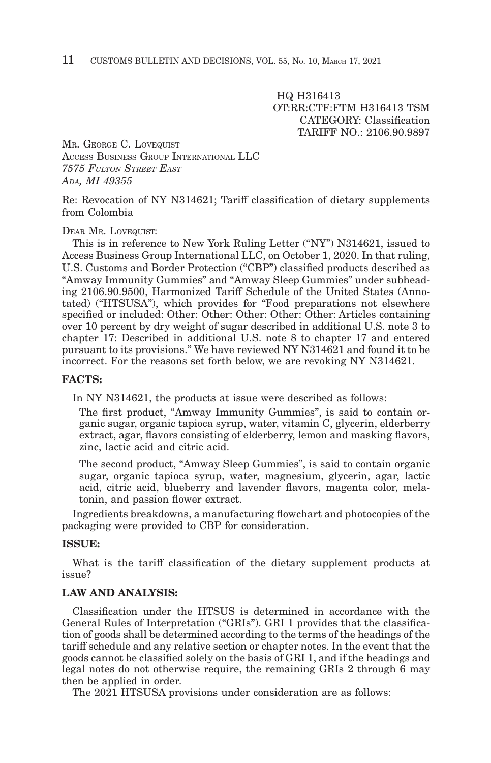HQ H316413
OT:RR:CTF:FTM H316413 TSM
CATEGORY: Classification
TARIFF NO.: 2106.90.9897

MR. GEORGE C. LOVEQUIST
ACCESS BUSINESS GROUP INTERNATIONAL LLC
*7575 FULTON STREET EAST*
*ADA, MI 49355*

Re: Revocation of NY N314621; Tariff classification of dietary supplements from Colombia

DEAR MR. LOVEQUIST:

This is in reference to New York Ruling Letter ("NY") N314621, issued to Access Business Group International LLC, on October 1, 2020. In that ruling, U.S. Customs and Border Protection ("CBP") classified products described as "Amway Immunity Gummies" and "Amway Sleep Gummies" under subheading 2106.90.9500, Harmonized Tariff Schedule of the United States (Annotated) ("HTSUSA"), which provides for "Food preparations not elsewhere specified or included: Other: Other: Other: Other: Other: Articles containing over 10 percent by dry weight of sugar described in additional U.S. note 3 to chapter 17: Described in additional U.S. note 8 to chapter 17 and entered pursuant to its provisions." We have reviewed NY N314621 and found it to be incorrect. For the reasons set forth below, we are revoking NY N314621.

**FACTS:**

In NY N314621, the products at issue were described as follows:

> The first product, "Amway Immunity Gummies", is said to contain organic sugar, organic tapioca syrup, water, vitamin C, glycerin, elderberry extract, agar, flavors consisting of elderberry, lemon and masking flavors, zinc, lactic acid and citric acid.
>
> The second product, "Amway Sleep Gummies", is said to contain organic sugar, organic tapioca syrup, water, magnesium, glycerin, agar, lactic acid, citric acid, blueberry and lavender flavors, magenta color, melatonin, and passion flower extract.

Ingredients breakdowns, a manufacturing flowchart and photocopies of the packaging were provided to CBP for consideration.

**ISSUE:**

What is the tariff classification of the dietary supplement products at issue?

**LAW AND ANALYSIS:**

Classification under the HTSUS is determined in accordance with the General Rules of Interpretation ("GRIs"). GRI 1 provides that the classification of goods shall be determined according to the terms of the headings of the tariff schedule and any relative section or chapter notes. In the event that the goods cannot be classified solely on the basis of GRI 1, and if the headings and legal notes do not otherwise require, the remaining GRIs 2 through 6 may then be applied in order.

The 2021 HTSUSA provisions under consideration are as follows: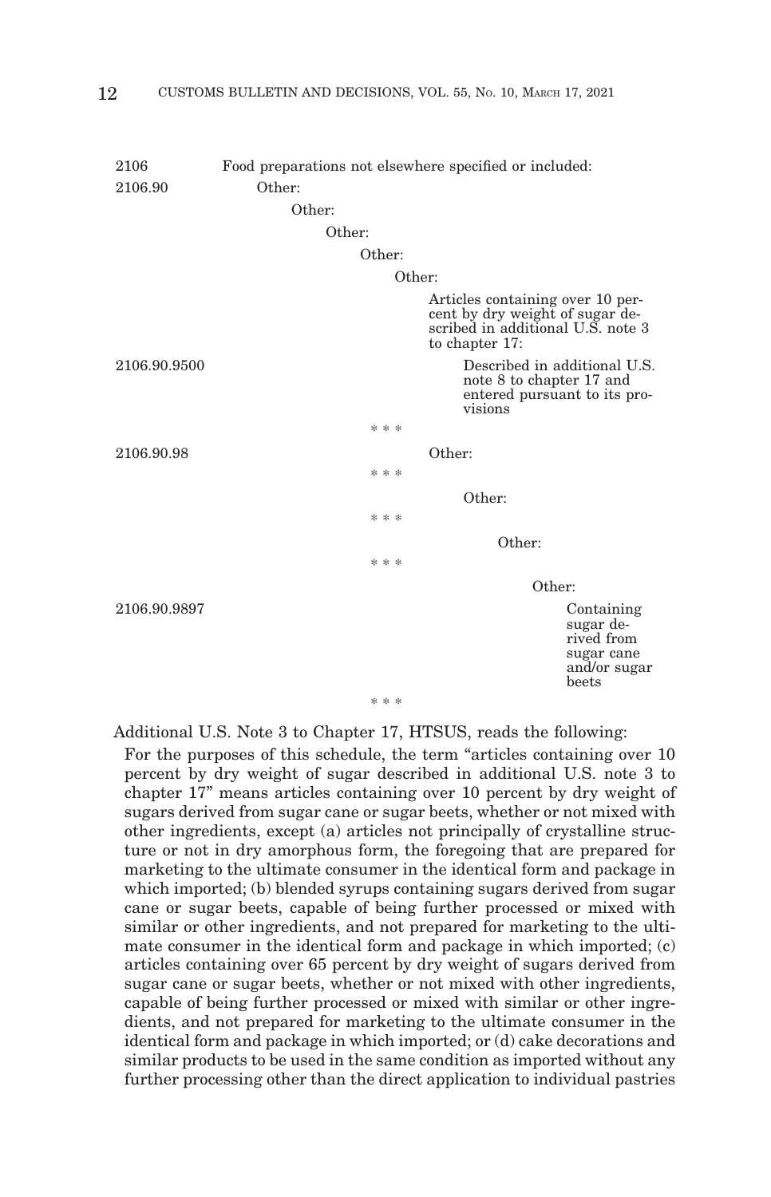| | |
|---|---|
| 2106 | Food preparations not elsewhere specified or included: |
| 2106.90 | Other: |
| | Other: |
| | Other: |
| | Other: |
| | Other: |
| | Articles containing over 10 percent by dry weight of sugar described in additional U.S. note 3 to chapter 17: |
| 2106.90.9500 | Described in additional U.S. note 8 to chapter 17 and entered pursuant to its provisions |
| | * * * |
| 2106.90.98 | Other: |
| | * * * |
| | Other: |
| | * * * |
| | Other: |
| | * * * |
| | Other: |
| 2106.90.9897 | Containing sugar derived from sugar cane and/or sugar beets |
| | * * * |

Additional U.S. Note 3 to Chapter 17, HTSUS, reads the following:

> For the purposes of this schedule, the term "articles containing over 10 percent by dry weight of sugar described in additional U.S. note 3 to chapter 17" means articles containing over 10 percent by dry weight of sugars derived from sugar cane or sugar beets, whether or not mixed with other ingredients, except (a) articles not principally of crystalline structure or not in dry amorphous form, the foregoing that are prepared for marketing to the ultimate consumer in the identical form and package in which imported; (b) blended syrups containing sugars derived from sugar cane or sugar beets, capable of being further processed or mixed with similar or other ingredients, and not prepared for marketing to the ultimate consumer in the identical form and package in which imported; (c) articles containing over 65 percent by dry weight of sugars derived from sugar cane or sugar beets, whether or not mixed with other ingredients, capable of being further processed or mixed with similar or other ingredients, and not prepared for marketing to the ultimate consumer in the identical form and package in which imported; or (d) cake decorations and similar products to be used in the same condition as imported without any further processing other than the direct application to individual pastries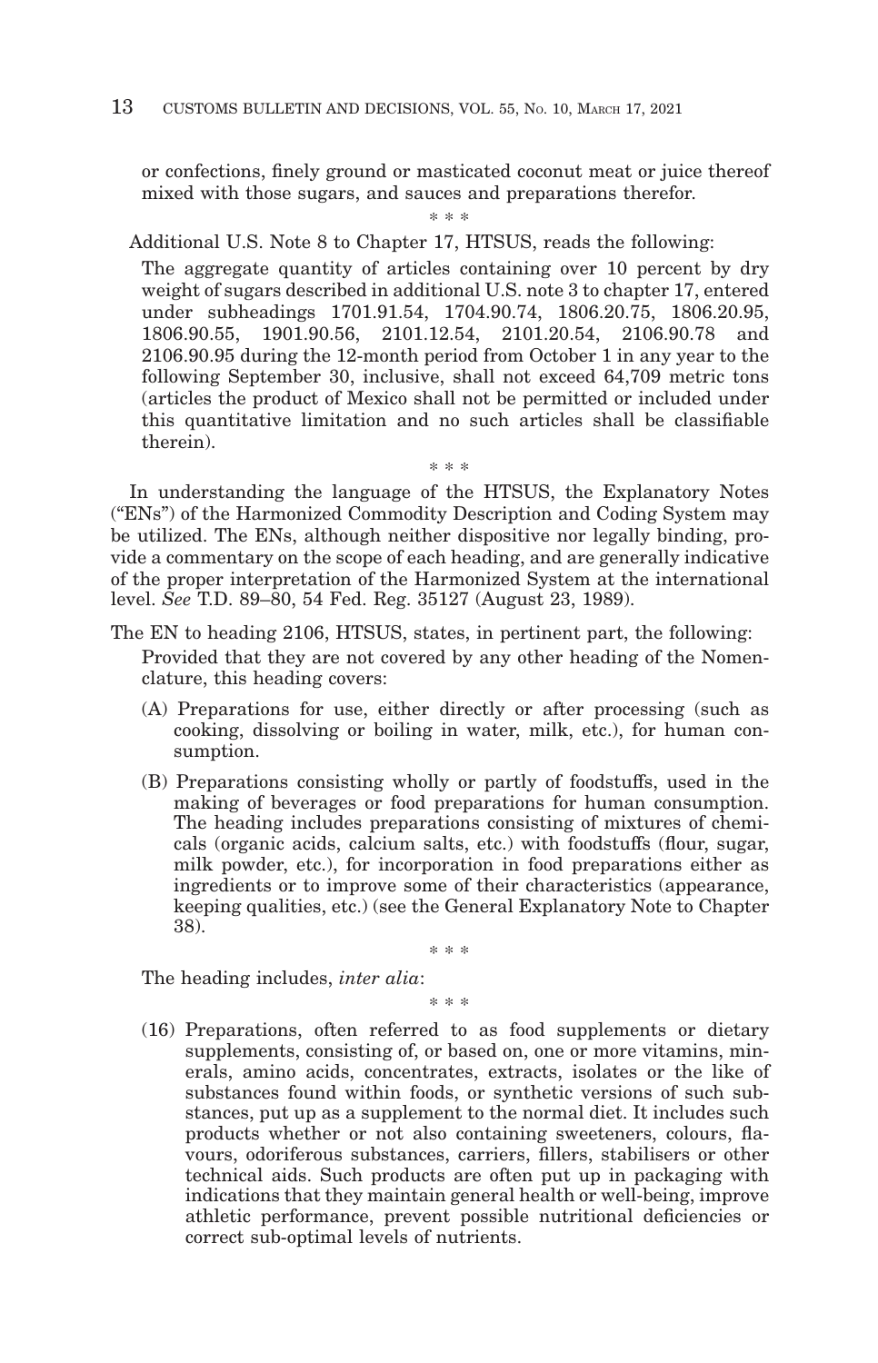or confections, finely ground or masticated coconut meat or juice thereof mixed with those sugars, and sauces and preparations therefor.

\* \* \*

Additional U.S. Note 8 to Chapter 17, HTSUS, reads the following:

> The aggregate quantity of articles containing over 10 percent by dry weight of sugars described in additional U.S. note 3 to chapter 17, entered under subheadings 1701.91.54, 1704.90.74, 1806.20.75, 1806.20.95, 1806.90.55, 1901.90.56, 2101.12.54, 2101.20.54, 2106.90.78 and 2106.90.95 during the 12-month period from October 1 in any year to the following September 30, inclusive, shall not exceed 64,709 metric tons (articles the product of Mexico shall not be permitted or included under this quantitative limitation and no such articles shall be classifiable therein).

\* \* \*

In understanding the language of the HTSUS, the Explanatory Notes ("ENs") of the Harmonized Commodity Description and Coding System may be utilized. The ENs, although neither dispositive nor legally binding, provide a commentary on the scope of each heading, and are generally indicative of the proper interpretation of the Harmonized System at the international level. *See* T.D. 89–80, 54 Fed. Reg. 35127 (August 23, 1989).

The EN to heading 2106, HTSUS, states, in pertinent part, the following:

> Provided that they are not covered by any other heading of the Nomenclature, this heading covers:
>
> (A) Preparations for use, either directly or after processing (such as cooking, dissolving or boiling in water, milk, etc.), for human consumption.
>
> (B) Preparations consisting wholly or partly of foodstuffs, used in the making of beverages or food preparations for human consumption. The heading includes preparations consisting of mixtures of chemicals (organic acids, calcium salts, etc.) with foodstuffs (flour, sugar, milk powder, etc.), for incorporation in food preparations either as ingredients or to improve some of their characteristics (appearance, keeping qualities, etc.) (see the General Explanatory Note to Chapter 38).
>
> \* \* \*
>
> The heading includes, *inter alia*:
>
> \* \* \*
>
> (16) Preparations, often referred to as food supplements or dietary supplements, consisting of, or based on, one or more vitamins, minerals, amino acids, concentrates, extracts, isolates or the like of substances found within foods, or synthetic versions of such substances, put up as a supplement to the normal diet. It includes such products whether or not also containing sweeteners, colours, flavours, odoriferous substances, carriers, fillers, stabilisers or other technical aids. Such products are often put up in packaging with indications that they maintain general health or well-being, improve athletic performance, prevent possible nutritional deficiencies or correct sub-optimal levels of nutrients.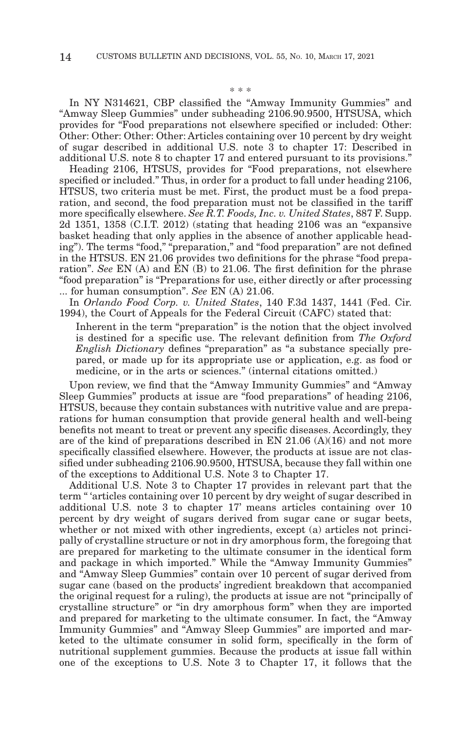\* \* \*

In NY N314621, CBP classified the "Amway Immunity Gummies" and "Amway Sleep Gummies" under subheading 2106.90.9500, HTSUSA, which provides for "Food preparations not elsewhere specified or included: Other: Other: Other: Other: Other: Articles containing over 10 percent by dry weight of sugar described in additional U.S. note 3 to chapter 17: Described in additional U.S. note 8 to chapter 17 and entered pursuant to its provisions."

Heading 2106, HTSUS, provides for "Food preparations, not elsewhere specified or included." Thus, in order for a product to fall under heading 2106, HTSUS, two criteria must be met. First, the product must be a food preparation, and second, the food preparation must not be classified in the tariff more specifically elsewhere. *See R.T. Foods, Inc. v. United States*, 887 F. Supp. 2d 1351, 1358 (C.I.T. 2012) (stating that heading 2106 was an "expansive basket heading that only applies in the absence of another applicable heading"). The terms "food," "preparation," and "food preparation" are not defined in the HTSUS. EN 21.06 provides two definitions for the phrase "food preparation". *See* EN (A) and EN (B) to 21.06. The first definition for the phrase "food preparation" is "Preparations for use, either directly or after processing ... for human consumption". *See* EN (A) 21.06.

In *Orlando Food Corp. v. United States*, 140 F.3d 1437, 1441 (Fed. Cir. 1994), the Court of Appeals for the Federal Circuit (CAFC) stated that:

> Inherent in the term "preparation" is the notion that the object involved is destined for a specific use. The relevant definition from *The Oxford English Dictionary* defines "preparation" as "a substance specially prepared, or made up for its appropriate use or application, e.g. as food or medicine, or in the arts or sciences." (internal citations omitted.)

Upon review, we find that the "Amway Immunity Gummies" and "Amway Sleep Gummies" products at issue are "food preparations" of heading 2106, HTSUS, because they contain substances with nutritive value and are preparations for human consumption that provide general health and well-being benefits not meant to treat or prevent any specific diseases. Accordingly, they are of the kind of preparations described in EN 21.06 (A)(16) and not more specifically classified elsewhere. However, the products at issue are not classified under subheading 2106.90.9500, HTSUSA, because they fall within one of the exceptions to Additional U.S. Note 3 to Chapter 17.

Additional U.S. Note 3 to Chapter 17 provides in relevant part that the term " 'articles containing over 10 percent by dry weight of sugar described in additional U.S. note 3 to chapter 17' means articles containing over 10 percent by dry weight of sugars derived from sugar cane or sugar beets, whether or not mixed with other ingredients, except (a) articles not principally of crystalline structure or not in dry amorphous form, the foregoing that are prepared for marketing to the ultimate consumer in the identical form and package in which imported." While the "Amway Immunity Gummies" and "Amway Sleep Gummies" contain over 10 percent of sugar derived from sugar cane (based on the products' ingredient breakdown that accompanied the original request for a ruling), the products at issue are not "principally of crystalline structure" or "in dry amorphous form" when they are imported and prepared for marketing to the ultimate consumer. In fact, the "Amway Immunity Gummies" and "Amway Sleep Gummies" are imported and marketed to the ultimate consumer in solid form, specifically in the form of nutritional supplement gummies. Because the products at issue fall within one of the exceptions to U.S. Note 3 to Chapter 17, it follows that the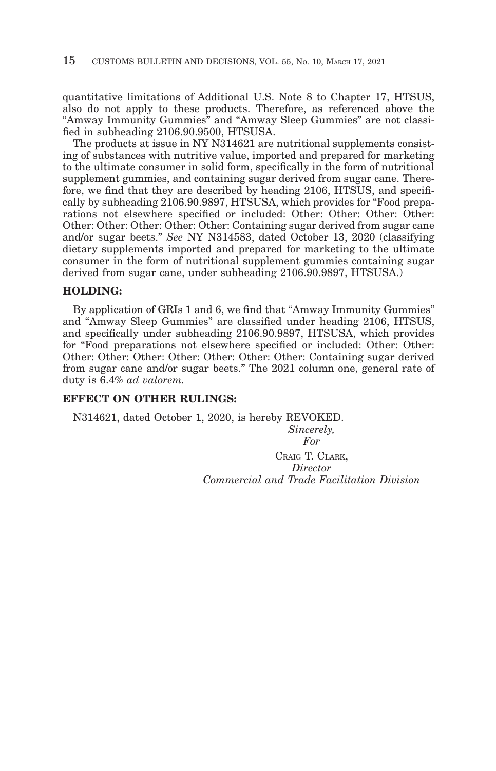quantitative limitations of Additional U.S. Note 8 to Chapter 17, HTSUS, also do not apply to these products. Therefore, as referenced above the "Amway Immunity Gummies" and "Amway Sleep Gummies" are not classified in subheading 2106.90.9500, HTSUSA.

The products at issue in NY N314621 are nutritional supplements consisting of substances with nutritive value, imported and prepared for marketing to the ultimate consumer in solid form, specifically in the form of nutritional supplement gummies, and containing sugar derived from sugar cane. Therefore, we find that they are described by heading 2106, HTSUS, and specifically by subheading 2106.90.9897, HTSUSA, which provides for "Food preparations not elsewhere specified or included: Other: Other: Other: Other: Other: Other: Other: Other: Other: Containing sugar derived from sugar cane and/or sugar beets." *See* NY N314583, dated October 13, 2020 (classifying dietary supplements imported and prepared for marketing to the ultimate consumer in the form of nutritional supplement gummies containing sugar derived from sugar cane, under subheading 2106.90.9897, HTSUSA.)

**HOLDING:**

By application of GRIs 1 and 6, we find that "Amway Immunity Gummies" and "Amway Sleep Gummies" are classified under heading 2106, HTSUS, and specifically under subheading 2106.90.9897, HTSUSA, which provides for "Food preparations not elsewhere specified or included: Other: Other: Other: Other: Other: Other: Other: Other: Other: Containing sugar derived from sugar cane and/or sugar beets." The 2021 column one, general rate of duty is 6.4% *ad valorem*.

**EFFECT ON OTHER RULINGS:**

N314621, dated October 1, 2020, is hereby REVOKED.

*Sincerely,*
*For*

CRAIG T. CLARK,
*Director*
*Commercial and Trade Facilitation Division*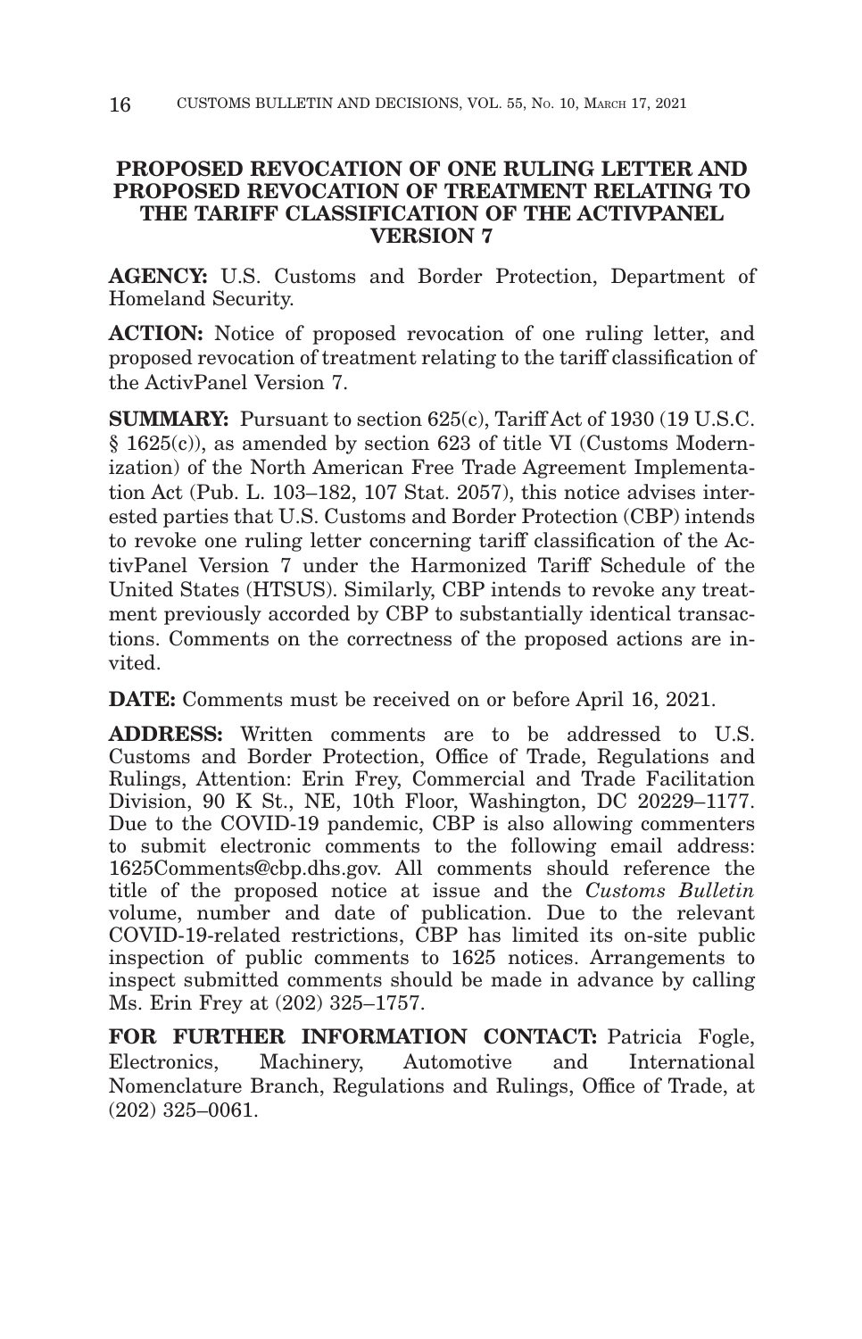## PROPOSED REVOCATION OF ONE RULING LETTER AND PROPOSED REVOCATION OF TREATMENT RELATING TO THE TARIFF CLASSIFICATION OF THE ACTIVPANEL VERSION 7

**AGENCY:** U.S. Customs and Border Protection, Department of Homeland Security.

**ACTION:** Notice of proposed revocation of one ruling letter, and proposed revocation of treatment relating to the tariff classification of the ActivPanel Version 7.

**SUMMARY:** Pursuant to section 625(c), Tariff Act of 1930 (19 U.S.C. § 1625(c)), as amended by section 623 of title VI (Customs Modernization) of the North American Free Trade Agreement Implementation Act (Pub. L. 103–182, 107 Stat. 2057), this notice advises interested parties that U.S. Customs and Border Protection (CBP) intends to revoke one ruling letter concerning tariff classification of the ActivPanel Version 7 under the Harmonized Tariff Schedule of the United States (HTSUS). Similarly, CBP intends to revoke any treatment previously accorded by CBP to substantially identical transactions. Comments on the correctness of the proposed actions are invited.

**DATE:** Comments must be received on or before April 16, 2021.

**ADDRESS:** Written comments are to be addressed to U.S. Customs and Border Protection, Office of Trade, Regulations and Rulings, Attention: Erin Frey, Commercial and Trade Facilitation Division, 90 K St., NE, 10th Floor, Washington, DC 20229–1177. Due to the COVID-19 pandemic, CBP is also allowing commenters to submit electronic comments to the following email address: 1625Comments@cbp.dhs.gov. All comments should reference the title of the proposed notice at issue and the *Customs Bulletin* volume, number and date of publication. Due to the relevant COVID-19-related restrictions, CBP has limited its on-site public inspection of public comments to 1625 notices. Arrangements to inspect submitted comments should be made in advance by calling Ms. Erin Frey at (202) 325–1757.

**FOR FURTHER INFORMATION CONTACT:** Patricia Fogle, Electronics, Machinery, Automotive and International Nomenclature Branch, Regulations and Rulings, Office of Trade, at (202) 325–0061.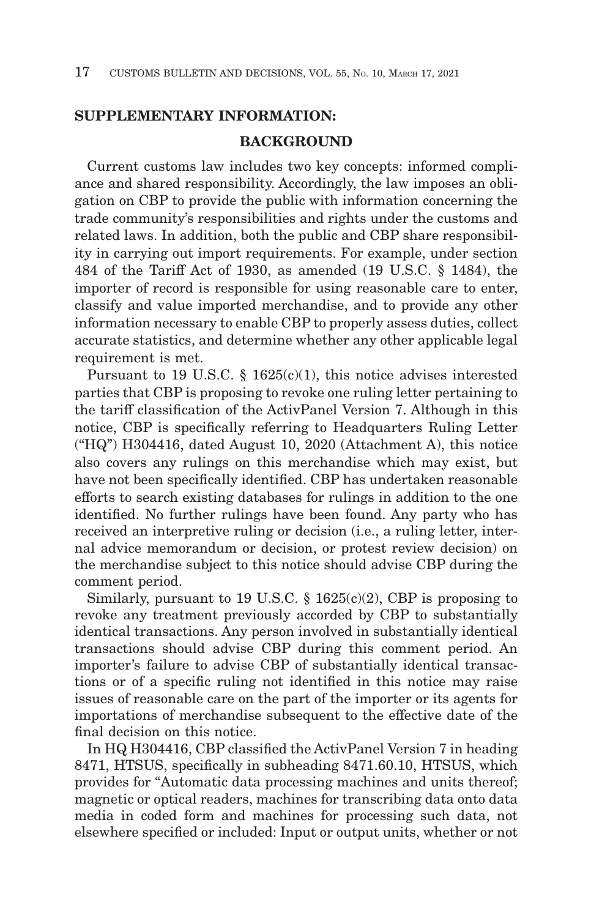## SUPPLEMENTARY INFORMATION:

### BACKGROUND

Current customs law includes two key concepts: informed compliance and shared responsibility. Accordingly, the law imposes an obligation on CBP to provide the public with information concerning the trade community's responsibilities and rights under the customs and related laws. In addition, both the public and CBP share responsibility in carrying out import requirements. For example, under section 484 of the Tariff Act of 1930, as amended (19 U.S.C. § 1484), the importer of record is responsible for using reasonable care to enter, classify and value imported merchandise, and to provide any other information necessary to enable CBP to properly assess duties, collect accurate statistics, and determine whether any other applicable legal requirement is met.

Pursuant to 19 U.S.C. § 1625(c)(1), this notice advises interested parties that CBP is proposing to revoke one ruling letter pertaining to the tariff classification of the ActivPanel Version 7. Although in this notice, CBP is specifically referring to Headquarters Ruling Letter ("HQ") H304416, dated August 10, 2020 (Attachment A), this notice also covers any rulings on this merchandise which may exist, but have not been specifically identified. CBP has undertaken reasonable efforts to search existing databases for rulings in addition to the one identified. No further rulings have been found. Any party who has received an interpretive ruling or decision (i.e., a ruling letter, internal advice memorandum or decision, or protest review decision) on the merchandise subject to this notice should advise CBP during the comment period.

Similarly, pursuant to 19 U.S.C. § 1625(c)(2), CBP is proposing to revoke any treatment previously accorded by CBP to substantially identical transactions. Any person involved in substantially identical transactions should advise CBP during this comment period. An importer's failure to advise CBP of substantially identical transactions or of a specific ruling not identified in this notice may raise issues of reasonable care on the part of the importer or its agents for importations of merchandise subsequent to the effective date of the final decision on this notice.

In HQ H304416, CBP classified the ActivPanel Version 7 in heading 8471, HTSUS, specifically in subheading 8471.60.10, HTSUS, which provides for "Automatic data processing machines and units thereof; magnetic or optical readers, machines for transcribing data onto data media in coded form and machines for processing such data, not elsewhere specified or included: Input or output units, whether or not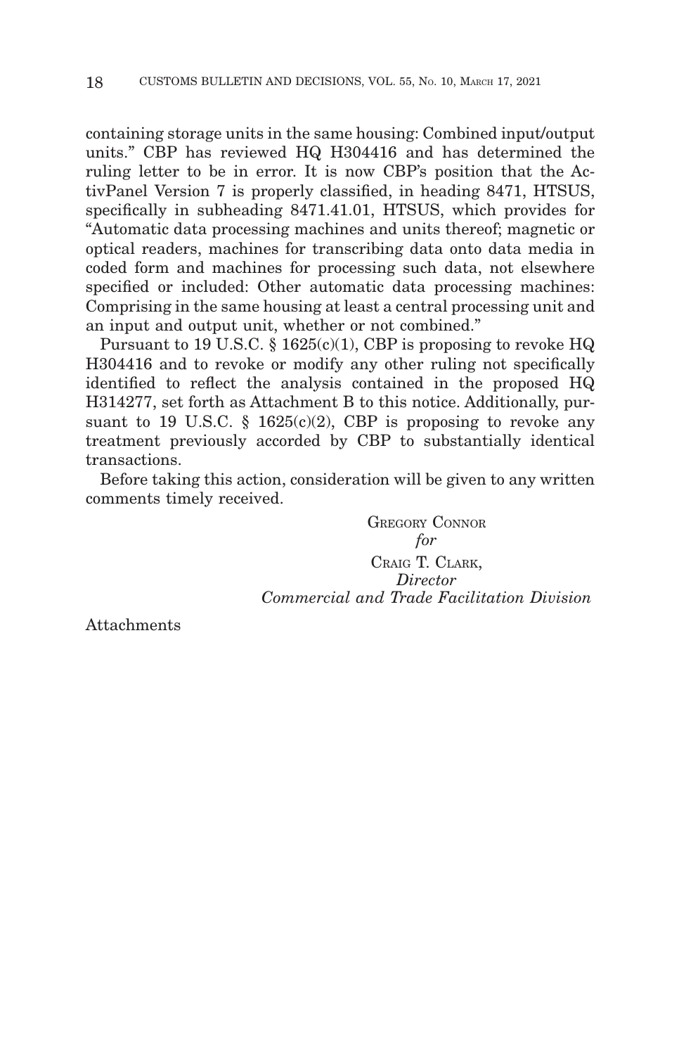containing storage units in the same housing: Combined input/output units." CBP has reviewed HQ H304416 and has determined the ruling letter to be in error. It is now CBP's position that the ActivPanel Version 7 is properly classified, in heading 8471, HTSUS, specifically in subheading 8471.41.01, HTSUS, which provides for "Automatic data processing machines and units thereof; magnetic or optical readers, machines for transcribing data onto data media in coded form and machines for processing such data, not elsewhere specified or included: Other automatic data processing machines: Comprising in the same housing at least a central processing unit and an input and output unit, whether or not combined."

Pursuant to 19 U.S.C. § 1625(c)(1), CBP is proposing to revoke HQ H304416 and to revoke or modify any other ruling not specifically identified to reflect the analysis contained in the proposed HQ H314277, set forth as Attachment B to this notice. Additionally, pursuant to 19 U.S.C. § 1625(c)(2), CBP is proposing to revoke any treatment previously accorded by CBP to substantially identical transactions.

Before taking this action, consideration will be given to any written comments timely received.

GREGORY CONNOR
*for*
CRAIG T. CLARK,
*Director*
*Commercial and Trade Facilitation Division*

Attachments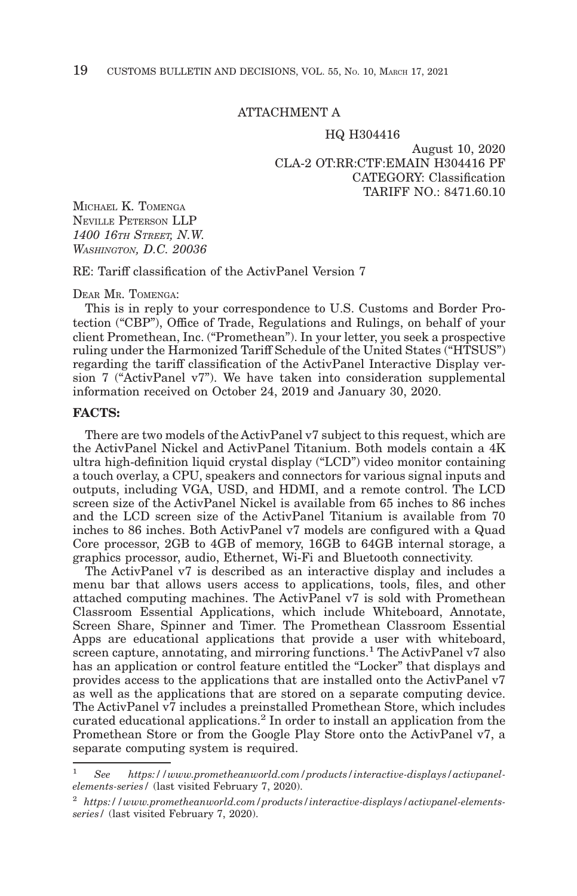ATTACHMENT A

HQ H304416

August 10, 2020
CLA-2 OT:RR:CTF:EMAIN H304416 PF
CATEGORY: Classification
TARIFF NO.: 8471.60.10

MICHAEL K. TOMENGA
NEVILLE PETERSON LLP
*1400 16TH STREET, N.W.*
*WASHINGTON, D.C. 20036*

RE: Tariff classification of the ActivPanel Version 7

DEAR MR. TOMENGA:

This is in reply to your correspondence to U.S. Customs and Border Protection ("CBP"), Office of Trade, Regulations and Rulings, on behalf of your client Promethean, Inc. ("Promethean"). In your letter, you seek a prospective ruling under the Harmonized Tariff Schedule of the United States ("HTSUS") regarding the tariff classification of the ActivPanel Interactive Display version 7 ("ActivPanel v7"). We have taken into consideration supplemental information received on October 24, 2019 and January 30, 2020.

**FACTS:**

There are two models of the ActivPanel v7 subject to this request, which are the ActivPanel Nickel and ActivPanel Titanium. Both models contain a 4K ultra high-definition liquid crystal display ("LCD") video monitor containing a touch overlay, a CPU, speakers and connectors for various signal inputs and outputs, including VGA, USD, and HDMI, and a remote control. The LCD screen size of the ActivPanel Nickel is available from 65 inches to 86 inches and the LCD screen size of the ActivPanel Titanium is available from 70 inches to 86 inches. Both ActivPanel v7 models are configured with a Quad Core processor, 2GB to 4GB of memory, 16GB to 64GB internal storage, a graphics processor, audio, Ethernet, Wi-Fi and Bluetooth connectivity.

The ActivPanel v7 is described as an interactive display and includes a menu bar that allows users access to applications, tools, files, and other attached computing machines. The ActivPanel v7 is sold with Promethean Classroom Essential Applications, which include Whiteboard, Annotate, Screen Share, Spinner and Timer. The Promethean Classroom Essential Apps are educational applications that provide a user with whiteboard, screen capture, annotating, and mirroring functions.[1] The ActivPanel v7 also has an application or control feature entitled the "Locker" that displays and provides access to the applications that are installed onto the ActivPanel v7 as well as the applications that are stored on a separate computing device. The ActivPanel v7 includes a preinstalled Promethean Store, which includes curated educational applications.[2] In order to install an application from the Promethean Store or from the Google Play Store onto the ActivPanel v7, a separate computing system is required.

---

[1] *See https://www.prometheanworld.com/products/interactive-displays/activpanel-elements-series/* (last visited February 7, 2020).

[2] *https://www.prometheanworld.com/products/interactive-displays/activpanel-elements-series/* (last visited February 7, 2020).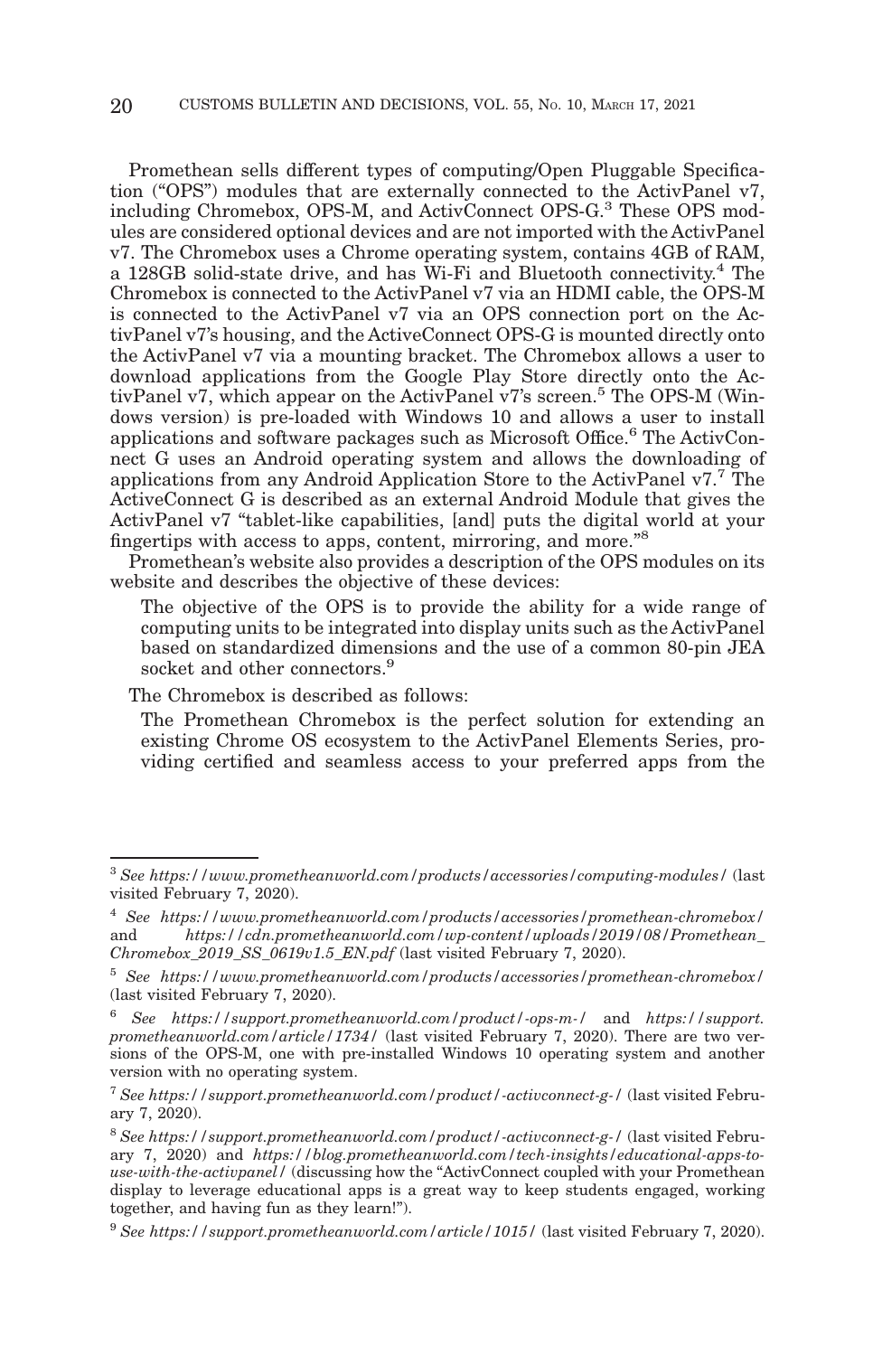Promethean sells different types of computing/Open Pluggable Specification ("OPS") modules that are externally connected to the ActivPanel v7, including Chromebox, OPS-M, and ActivConnect OPS-G.[3] These OPS modules are considered optional devices and are not imported with the ActivPanel v7. The Chromebox uses a Chrome operating system, contains 4GB of RAM, a 128GB solid-state drive, and has Wi-Fi and Bluetooth connectivity.[4] The Chromebox is connected to the ActivPanel v7 via an HDMI cable, the OPS-M is connected to the ActivPanel v7 via an OPS connection port on the ActivPanel v7's housing, and the ActiveConnect OPS-G is mounted directly onto the ActivPanel v7 via a mounting bracket. The Chromebox allows a user to download applications from the Google Play Store directly onto the ActivPanel v7, which appear on the ActivPanel v7's screen.[5] The OPS-M (Windows version) is pre-loaded with Windows 10 and allows a user to install applications and software packages such as Microsoft Office.[6] The ActivConnect G uses an Android operating system and allows the downloading of applications from any Android Application Store to the ActivPanel v7.[7] The ActiveConnect G is described as an external Android Module that gives the ActivPanel v7 "tablet-like capabilities, [and] puts the digital world at your fingertips with access to apps, content, mirroring, and more."[8]

Promethean's website also provides a description of the OPS modules on its website and describes the objective of these devices:

> The objective of the OPS is to provide the ability for a wide range of computing units to be integrated into display units such as the ActivPanel based on standardized dimensions and the use of a common 80-pin JEA socket and other connectors.[9]

The Chromebox is described as follows:

> The Promethean Chromebox is the perfect solution for extending an existing Chrome OS ecosystem to the ActivPanel Elements Series, providing certified and seamless access to your preferred apps from the

---

[3] *See https://www.prometheanworld.com/products/accessories/computing-modules/* (last visited February 7, 2020).

[4] *See https://www.prometheanworld.com/products/accessories/promethean-chromebox/* and *https://cdn.prometheanworld.com/wp-content/uploads/2019/08/Promethean_Chromebox_2019_SS_0619v1.5_EN.pdf* (last visited February 7, 2020).

[5] *See https://www.prometheanworld.com/products/accessories/promethean-chromebox/* (last visited February 7, 2020).

[6] *See https://support.prometheanworld.com/product/-ops-m-/* and *https://support.prometheanworld.com/article/1734/* (last visited February 7, 2020). There are two versions of the OPS-M, one with pre-installed Windows 10 operating system and another version with no operating system.

[7] *See https://support.prometheanworld.com/product/-activconnect-g-/* (last visited February 7, 2020).

[8] *See https://support.prometheanworld.com/product/-activconnect-g-/* (last visited February 7, 2020) and *https://blog.prometheanworld.com/tech-insights/educational-apps-to-use-with-the-activpanel/* (discussing how the "ActivConnect coupled with your Promethean display to leverage educational apps is a great way to keep students engaged, working together, and having fun as they learn!").

[9] *See https://support.prometheanworld.com/article/1015/* (last visited February 7, 2020).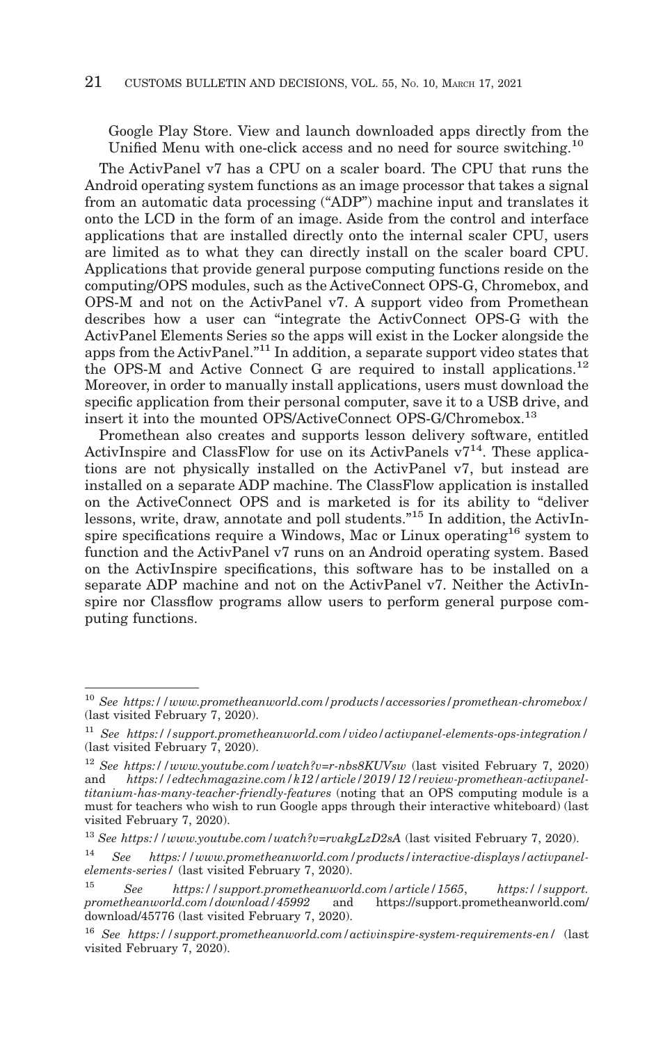Google Play Store. View and launch downloaded apps directly from the Unified Menu with one-click access and no need for source switching.[10]

The ActivPanel v7 has a CPU on a scaler board. The CPU that runs the Android operating system functions as an image processor that takes a signal from an automatic data processing ("ADP") machine input and translates it onto the LCD in the form of an image. Aside from the control and interface applications that are installed directly onto the internal scaler CPU, users are limited as to what they can directly install on the scaler board CPU. Applications that provide general purpose computing functions reside on the computing/OPS modules, such as the ActiveConnect OPS-G, Chromebox, and OPS-M and not on the ActivPanel v7. A support video from Promethean describes how a user can "integrate the ActivConnect OPS-G with the ActivPanel Elements Series so the apps will exist in the Locker alongside the apps from the ActivPanel."[11] In addition, a separate support video states that the OPS-M and Active Connect G are required to install applications.[12] Moreover, in order to manually install applications, users must download the specific application from their personal computer, save it to a USB drive, and insert it into the mounted OPS/ActiveConnect OPS-G/Chromebox.[13]

Promethean also creates and supports lesson delivery software, entitled ActivInspire and ClassFlow for use on its ActivPanels v7[14]. These applications are not physically installed on the ActivPanel v7, but instead are installed on a separate ADP machine. The ClassFlow application is installed on the ActiveConnect OPS and is marketed is for its ability to "deliver lessons, write, draw, annotate and poll students."[15] In addition, the ActivInspire specifications require a Windows, Mac or Linux operating[16] system to function and the ActivPanel v7 runs on an Android operating system. Based on the ActivInspire specifications, this software has to be installed on a separate ADP machine and not on the ActivPanel v7. Neither the ActivInspire nor Classflow programs allow users to perform general purpose computing functions.

---

[10] *See https://www.prometheanworld.com/products/accessories/promethean-chromebox/* (last visited February 7, 2020).

[11] *See https://support.prometheanworld.com/video/activpanel-elements-ops-integration/* (last visited February 7, 2020).

[12] *See https://www.youtube.com/watch?v=r-nbs8KUVsw* (last visited February 7, 2020) and *https://edtechmagazine.com/k12/article/2019/12/review-promethean-activpanel-titanium-has-many-teacher-friendly-features* (noting that an OPS computing module is a must for teachers who wish to run Google apps through their interactive whiteboard) (last visited February 7, 2020).

[13] *See https://www.youtube.com/watch?v=rvakgLzD2sA* (last visited February 7, 2020).

[14] *See https://www.prometheanworld.com/products/interactive-displays/activpanel-elements-series/* (last visited February 7, 2020).

[15] *See https://support.prometheanworld.com/article/1565*, *https://support.prometheanworld.com/download/45992* and https://support.prometheanworld.com/download/45776 (last visited February 7, 2020).

[16] *See https://support.prometheanworld.com/activinspire-system-requirements-en/* (last visited February 7, 2020).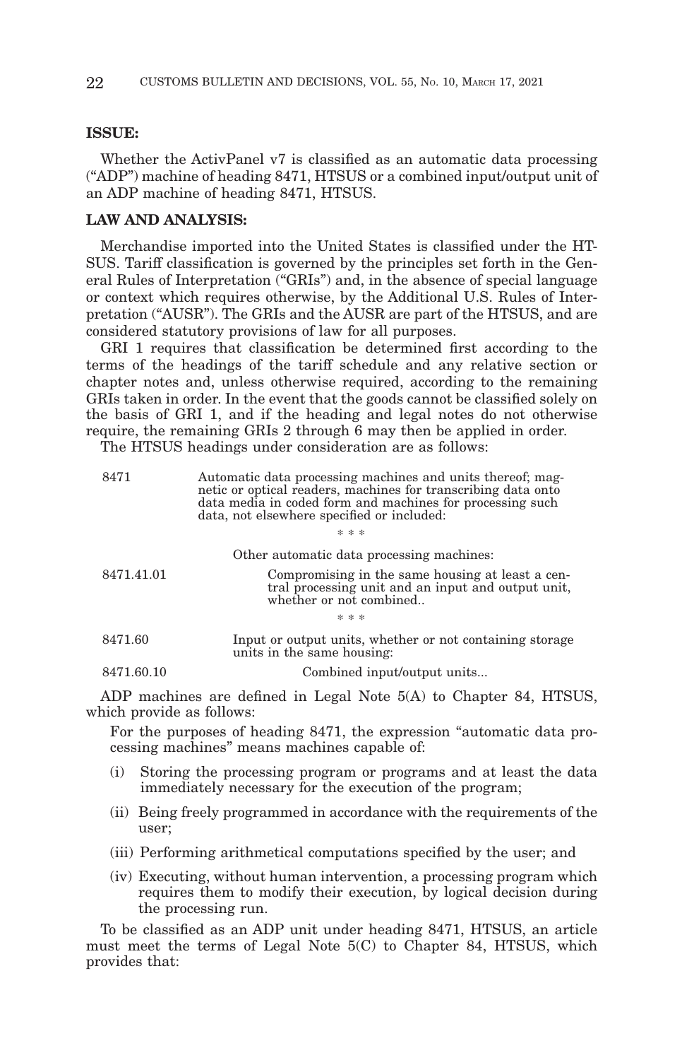**ISSUE:**

Whether the ActivPanel v7 is classified as an automatic data processing ("ADP") machine of heading 8471, HTSUS or a combined input/output unit of an ADP machine of heading 8471, HTSUS.

**LAW AND ANALYSIS:**

Merchandise imported into the United States is classified under the HTSUS. Tariff classification is governed by the principles set forth in the General Rules of Interpretation ("GRIs") and, in the absence of special language or context which requires otherwise, by the Additional U.S. Rules of Interpretation ("AUSR"). The GRIs and the AUSR are part of the HTSUS, and are considered statutory provisions of law for all purposes.

GRI 1 requires that classification be determined first according to the terms of the headings of the tariff schedule and any relative section or chapter notes and, unless otherwise required, according to the remaining GRIs taken in order. In the event that the goods cannot be classified solely on the basis of GRI 1, and if the heading and legal notes do not otherwise require, the remaining GRIs 2 through 6 may then be applied in order.

The HTSUS headings under consideration are as follows:

| | |
|---|---|
| 8471 | Automatic data processing machines and units thereof; magnetic or optical readers, machines for transcribing data onto data media in coded form and machines for processing such data, not elsewhere specified or included: |
| | * * * |
| | Other automatic data processing machines: |
| 8471.41.01 | Compromising in the same housing at least a central processing unit and an input and output unit, whether or not combined.. |
| | * * * |
| 8471.60 | Input or output units, whether or not containing storage units in the same housing: |
| 8471.60.10 | Combined input/output units... |

ADP machines are defined in Legal Note 5(A) to Chapter 84, HTSUS, which provide as follows:

> For the purposes of heading 8471, the expression "automatic data processing machines" means machines capable of:
>
> (i) Storing the processing program or programs and at least the data immediately necessary for the execution of the program;
>
> (ii) Being freely programmed in accordance with the requirements of the user;
>
> (iii) Performing arithmetical computations specified by the user; and
>
> (iv) Executing, without human intervention, a processing program which requires them to modify their execution, by logical decision during the processing run.

To be classified as an ADP unit under heading 8471, HTSUS, an article must meet the terms of Legal Note 5(C) to Chapter 84, HTSUS, which provides that: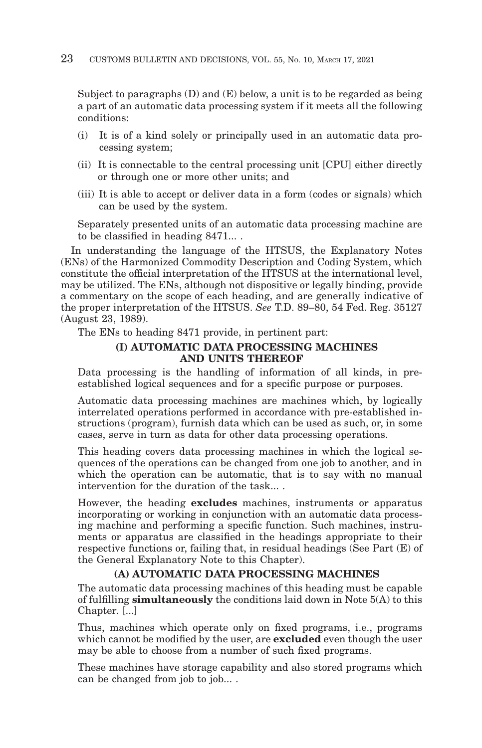Subject to paragraphs (D) and (E) below, a unit is to be regarded as being a part of an automatic data processing system if it meets all the following conditions:

(i) It is of a kind solely or principally used in an automatic data processing system;

(ii) It is connectable to the central processing unit [CPU] either directly or through one or more other units; and

(iii) It is able to accept or deliver data in a form (codes or signals) which can be used by the system.

Separately presented units of an automatic data processing machine are to be classified in heading 8471... .

In understanding the language of the HTSUS, the Explanatory Notes (ENs) of the Harmonized Commodity Description and Coding System, which constitute the official interpretation of the HTSUS at the international level, may be utilized. The ENs, although not dispositive or legally binding, provide a commentary on the scope of each heading, and are generally indicative of the proper interpretation of the HTSUS. *See* T.D. 89–80, 54 Fed. Reg. 35127 (August 23, 1989).

The ENs to heading 8471 provide, in pertinent part:

**(I) AUTOMATIC DATA PROCESSING MACHINES AND UNITS THEREOF**

Data processing is the handling of information of all kinds, in pre-established logical sequences and for a specific purpose or purposes.

Automatic data processing machines are machines which, by logically interrelated operations performed in accordance with pre-established instructions (program), furnish data which can be used as such, or, in some cases, serve in turn as data for other data processing operations.

This heading covers data processing machines in which the logical sequences of the operations can be changed from one job to another, and in which the operation can be automatic, that is to say with no manual intervention for the duration of the task... .

However, the heading **excludes** machines, instruments or apparatus incorporating or working in conjunction with an automatic data processing machine and performing a specific function. Such machines, instruments or apparatus are classified in the headings appropriate to their respective functions or, failing that, in residual headings (See Part (E) of the General Explanatory Note to this Chapter).

**(A) AUTOMATIC DATA PROCESSING MACHINES**

The automatic data processing machines of this heading must be capable of fulfilling **simultaneously** the conditions laid down in Note 5(A) to this Chapter. [...]

Thus, machines which operate only on fixed programs, i.e., programs which cannot be modified by the user, are **excluded** even though the user may be able to choose from a number of such fixed programs.

These machines have storage capability and also stored programs which can be changed from job to job... .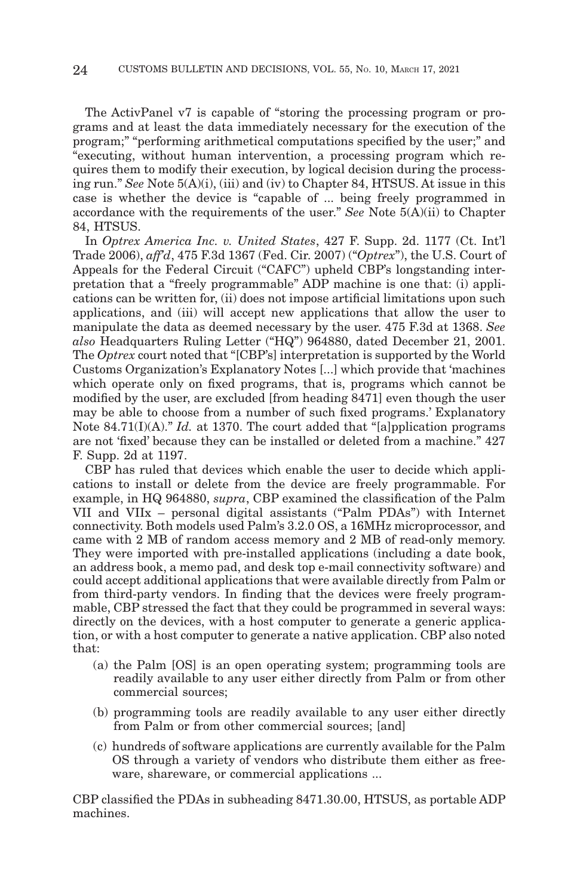The ActivPanel v7 is capable of "storing the processing program or programs and at least the data immediately necessary for the execution of the program;" "performing arithmetical computations specified by the user;" and "executing, without human intervention, a processing program which requires them to modify their execution, by logical decision during the processing run." *See* Note 5(A)(i), (iii) and (iv) to Chapter 84, HTSUS. At issue in this case is whether the device is "capable of ... being freely programmed in accordance with the requirements of the user." *See* Note 5(A)(ii) to Chapter 84, HTSUS.

In *Optrex America Inc. v. United States*, 427 F. Supp. 2d. 1177 (Ct. Int'l Trade 2006), *aff'd*, 475 F.3d 1367 (Fed. Cir. 2007) ("*Optrex*"), the U.S. Court of Appeals for the Federal Circuit ("CAFC") upheld CBP's longstanding interpretation that a "freely programmable" ADP machine is one that: (i) applications can be written for, (ii) does not impose artificial limitations upon such applications, and (iii) will accept new applications that allow the user to manipulate the data as deemed necessary by the user. 475 F.3d at 1368. *See also* Headquarters Ruling Letter ("HQ") 964880, dated December 21, 2001. The *Optrex* court noted that "[CBP's] interpretation is supported by the World Customs Organization's Explanatory Notes [...] which provide that 'machines which operate only on fixed programs, that is, programs which cannot be modified by the user, are excluded [from heading 8471] even though the user may be able to choose from a number of such fixed programs.' Explanatory Note 84.71(I)(A)." *Id.* at 1370. The court added that "[a]pplication programs are not 'fixed' because they can be installed or deleted from a machine." 427 F. Supp. 2d at 1197.

CBP has ruled that devices which enable the user to decide which applications to install or delete from the device are freely programmable. For example, in HQ 964880, *supra*, CBP examined the classification of the Palm VII and VIIx – personal digital assistants ("Palm PDAs") with Internet connectivity. Both models used Palm's 3.2.0 OS, a 16MHz microprocessor, and came with 2 MB of random access memory and 2 MB of read-only memory. They were imported with pre-installed applications (including a date book, an address book, a memo pad, and desk top e-mail connectivity software) and could accept additional applications that were available directly from Palm or from third-party vendors. In finding that the devices were freely programmable, CBP stressed the fact that they could be programmed in several ways: directly on the devices, with a host computer to generate a generic application, or with a host computer to generate a native application. CBP also noted that:

(a) the Palm [OS] is an open operating system; programming tools are readily available to any user either directly from Palm or from other commercial sources;

(b) programming tools are readily available to any user either directly from Palm or from other commercial sources; [and]

(c) hundreds of software applications are currently available for the Palm OS through a variety of vendors who distribute them either as freeware, shareware, or commercial applications ...

CBP classified the PDAs in subheading 8471.30.00, HTSUS, as portable ADP machines.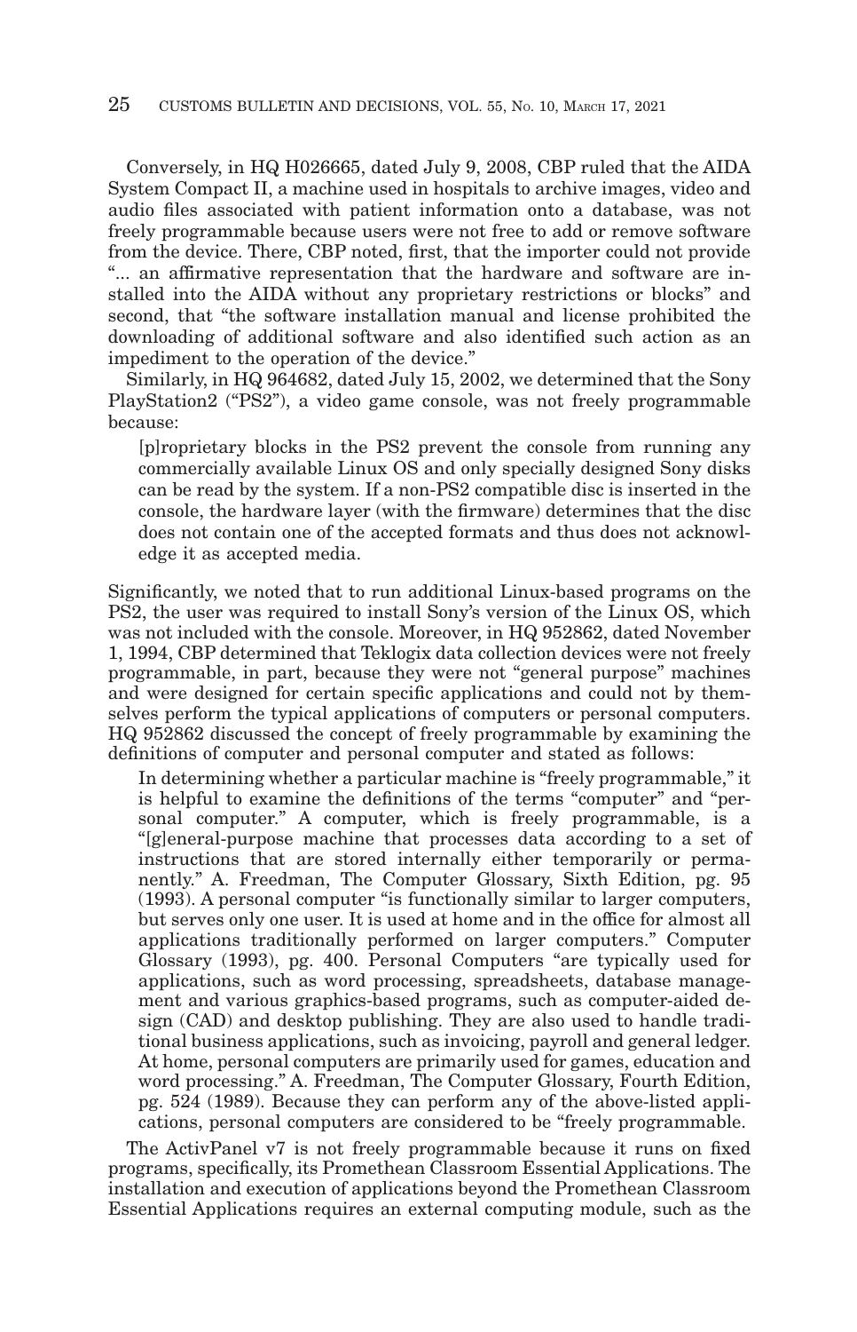Conversely, in HQ H026665, dated July 9, 2008, CBP ruled that the AIDA System Compact II, a machine used in hospitals to archive images, video and audio files associated with patient information onto a database, was not freely programmable because users were not free to add or remove software from the device. There, CBP noted, first, that the importer could not provide "... an affirmative representation that the hardware and software are installed into the AIDA without any proprietary restrictions or blocks" and second, that "the software installation manual and license prohibited the downloading of additional software and also identified such action as an impediment to the operation of the device."

Similarly, in HQ 964682, dated July 15, 2002, we determined that the Sony PlayStation2 ("PS2"), a video game console, was not freely programmable because:

> [p]roprietary blocks in the PS2 prevent the console from running any commercially available Linux OS and only specially designed Sony disks can be read by the system. If a non-PS2 compatible disc is inserted in the console, the hardware layer (with the firmware) determines that the disc does not contain one of the accepted formats and thus does not acknowledge it as accepted media.

Significantly, we noted that to run additional Linux-based programs on the PS2, the user was required to install Sony's version of the Linux OS, which was not included with the console. Moreover, in HQ 952862, dated November 1, 1994, CBP determined that Teklogix data collection devices were not freely programmable, in part, because they were not "general purpose" machines and were designed for certain specific applications and could not by themselves perform the typical applications of computers or personal computers. HQ 952862 discussed the concept of freely programmable by examining the definitions of computer and personal computer and stated as follows:

> In determining whether a particular machine is "freely programmable," it is helpful to examine the definitions of the terms "computer" and "personal computer." A computer, which is freely programmable, is a "[g]eneral-purpose machine that processes data according to a set of instructions that are stored internally either temporarily or permanently." A. Freedman, The Computer Glossary, Sixth Edition, pg. 95 (1993). A personal computer "is functionally similar to larger computers, but serves only one user. It is used at home and in the office for almost all applications traditionally performed on larger computers." Computer Glossary (1993), pg. 400. Personal Computers "are typically used for applications, such as word processing, spreadsheets, database management and various graphics-based programs, such as computer-aided design (CAD) and desktop publishing. They are also used to handle traditional business applications, such as invoicing, payroll and general ledger. At home, personal computers are primarily used for games, education and word processing." A. Freedman, The Computer Glossary, Fourth Edition, pg. 524 (1989). Because they can perform any of the above-listed applications, personal computers are considered to be "freely programmable.

The ActivPanel v7 is not freely programmable because it runs on fixed programs, specifically, its Promethean Classroom Essential Applications. The installation and execution of applications beyond the Promethean Classroom Essential Applications requires an external computing module, such as the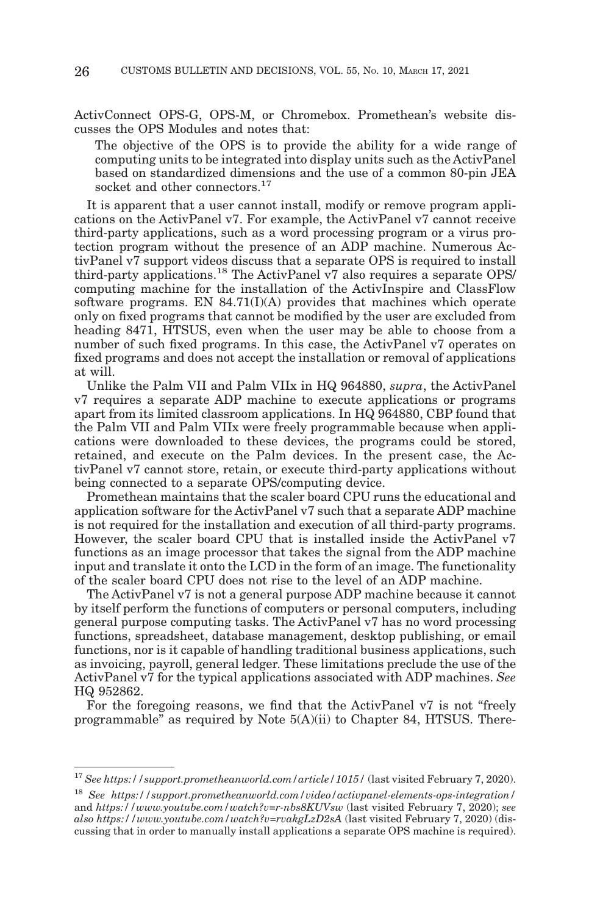ActivConnect OPS-G, OPS-M, or Chromebox. Promethean's website discusses the OPS Modules and notes that:

> The objective of the OPS is to provide the ability for a wide range of computing units to be integrated into display units such as the ActivPanel based on standardized dimensions and the use of a common 80-pin JEA socket and other connectors.[17]

It is apparent that a user cannot install, modify or remove program applications on the ActivPanel v7. For example, the ActivPanel v7 cannot receive third-party applications, such as a word processing program or a virus protection program without the presence of an ADP machine. Numerous ActivPanel v7 support videos discuss that a separate OPS is required to install third-party applications.[18] The ActivPanel v7 also requires a separate OPS/computing machine for the installation of the ActivInspire and ClassFlow software programs. EN 84.71(I)(A) provides that machines which operate only on fixed programs that cannot be modified by the user are excluded from heading 8471, HTSUS, even when the user may be able to choose from a number of such fixed programs. In this case, the ActivPanel v7 operates on fixed programs and does not accept the installation or removal of applications at will.

Unlike the Palm VII and Palm VIIx in HQ 964880, *supra*, the ActivPanel v7 requires a separate ADP machine to execute applications or programs apart from its limited classroom applications. In HQ 964880, CBP found that the Palm VII and Palm VIIx were freely programmable because when applications were downloaded to these devices, the programs could be stored, retained, and execute on the Palm devices. In the present case, the ActivPanel v7 cannot store, retain, or execute third-party applications without being connected to a separate OPS/computing device.

Promethean maintains that the scaler board CPU runs the educational and application software for the ActivPanel v7 such that a separate ADP machine is not required for the installation and execution of all third-party programs. However, the scaler board CPU that is installed inside the ActivPanel v7 functions as an image processor that takes the signal from the ADP machine input and translate it onto the LCD in the form of an image. The functionality of the scaler board CPU does not rise to the level of an ADP machine.

The ActivPanel v7 is not a general purpose ADP machine because it cannot by itself perform the functions of computers or personal computers, including general purpose computing tasks. The ActivPanel v7 has no word processing functions, spreadsheet, database management, desktop publishing, or email functions, nor is it capable of handling traditional business applications, such as invoicing, payroll, general ledger. These limitations preclude the use of the ActivPanel v7 for the typical applications associated with ADP machines. *See* HQ 952862.

For the foregoing reasons, we find that the ActivPanel v7 is not "freely programmable" as required by Note 5(A)(ii) to Chapter 84, HTSUS. There-

---

[17] *See https://support.prometheanworld.com/article/1015/* (last visited February 7, 2020).

[18] *See https://support.prometheanworld.com/video/activpanel-elements-ops-integration/* and *https://www.youtube.com/watch?v=r-nbs8KUVsw* (last visited February 7, 2020); *see also https://www.youtube.com/watch?v=rvakgLzD2sA* (last visited February 7, 2020) (discussing that in order to manually install applications a separate OPS machine is required).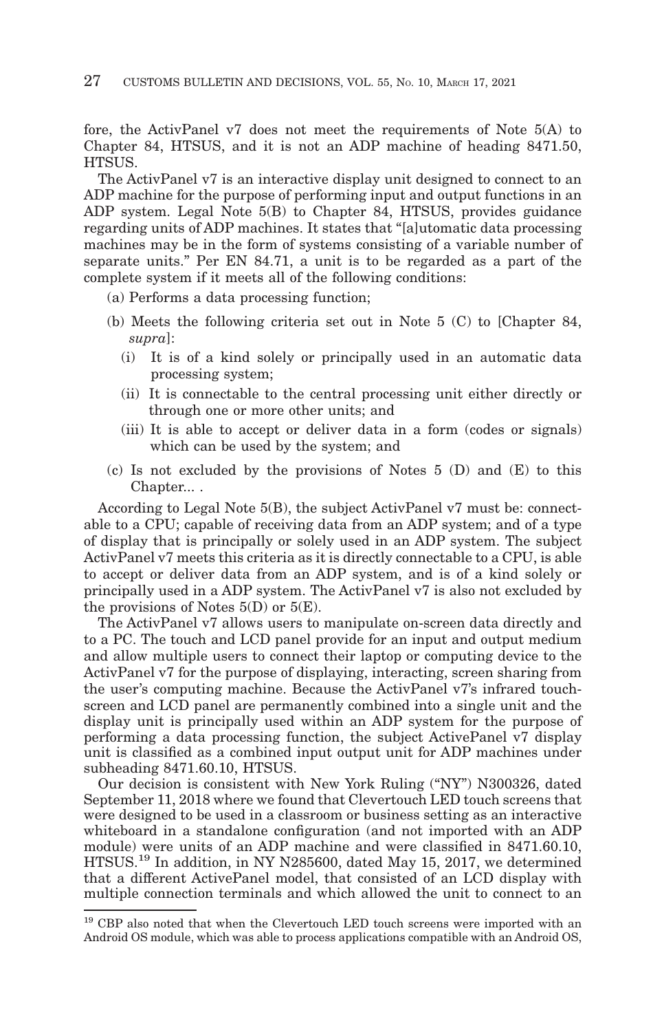fore, the ActivPanel v7 does not meet the requirements of Note 5(A) to Chapter 84, HTSUS, and it is not an ADP machine of heading 8471.50, HTSUS.

The ActivPanel v7 is an interactive display unit designed to connect to an ADP machine for the purpose of performing input and output functions in an ADP system. Legal Note 5(B) to Chapter 84, HTSUS, provides guidance regarding units of ADP machines. It states that "[a]utomatic data processing machines may be in the form of systems consisting of a variable number of separate units." Per EN 84.71, a unit is to be regarded as a part of the complete system if it meets all of the following conditions:

(a) Performs a data processing function;

(b) Meets the following criteria set out in Note 5 (C) to [Chapter 84, *supra*]:

  (i) It is of a kind solely or principally used in an automatic data processing system;

  (ii) It is connectable to the central processing unit either directly or through one or more other units; and

  (iii) It is able to accept or deliver data in a form (codes or signals) which can be used by the system; and

(c) Is not excluded by the provisions of Notes 5 (D) and (E) to this Chapter... .

According to Legal Note 5(B), the subject ActivPanel v7 must be: connectable to a CPU; capable of receiving data from an ADP system; and of a type of display that is principally or solely used in an ADP system. The subject ActivPanel v7 meets this criteria as it is directly connectable to a CPU, is able to accept or deliver data from an ADP system, and is of a kind solely or principally used in a ADP system. The ActivPanel v7 is also not excluded by the provisions of Notes 5(D) or 5(E).

The ActivPanel v7 allows users to manipulate on-screen data directly and to a PC. The touch and LCD panel provide for an input and output medium and allow multiple users to connect their laptop or computing device to the ActivPanel v7 for the purpose of displaying, interacting, screen sharing from the user's computing machine. Because the ActivPanel v7's infrared touchscreen and LCD panel are permanently combined into a single unit and the display unit is principally used within an ADP system for the purpose of performing a data processing function, the subject ActivePanel v7 display unit is classified as a combined input output unit for ADP machines under subheading 8471.60.10, HTSUS.

Our decision is consistent with New York Ruling ("NY") N300326, dated September 11, 2018 where we found that Clevertouch LED touch screens that were designed to be used in a classroom or business setting as an interactive whiteboard in a standalone configuration (and not imported with an ADP module) were units of an ADP machine and were classified in 8471.60.10, HTSUS.[19] In addition, in NY N285600, dated May 15, 2017, we determined that a different ActivePanel model, that consisted of an LCD display with multiple connection terminals and which allowed the unit to connect to an

---

[19] CBP also noted that when the Clevertouch LED touch screens were imported with an Android OS module, which was able to process applications compatible with an Android OS,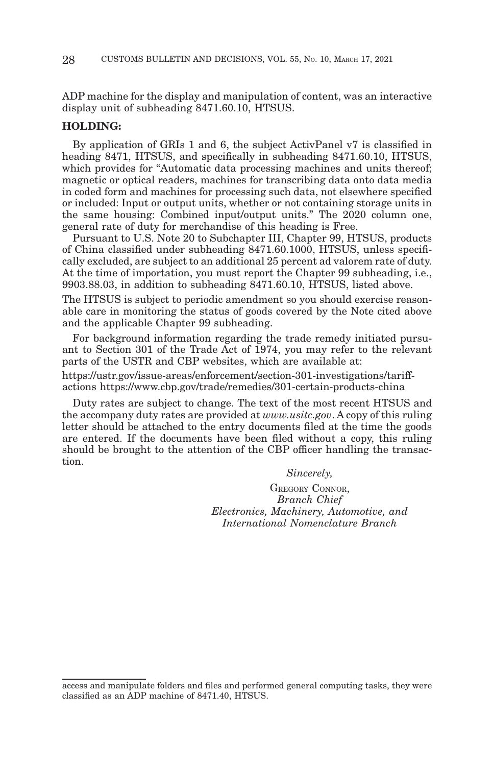ADP machine for the display and manipulation of content, was an interactive display unit of subheading 8471.60.10, HTSUS.

**HOLDING:**

By application of GRIs 1 and 6, the subject ActivPanel v7 is classified in heading 8471, HTSUS, and specifically in subheading 8471.60.10, HTSUS, which provides for "Automatic data processing machines and units thereof; magnetic or optical readers, machines for transcribing data onto data media in coded form and machines for processing such data, not elsewhere specified or included: Input or output units, whether or not containing storage units in the same housing: Combined input/output units." The 2020 column one, general rate of duty for merchandise of this heading is Free.

Pursuant to U.S. Note 20 to Subchapter III, Chapter 99, HTSUS, products of China classified under subheading 8471.60.1000, HTSUS, unless specifically excluded, are subject to an additional 25 percent ad valorem rate of duty. At the time of importation, you must report the Chapter 99 subheading, i.e., 9903.88.03, in addition to subheading 8471.60.10, HTSUS, listed above.

The HTSUS is subject to periodic amendment so you should exercise reasonable care in monitoring the status of goods covered by the Note cited above and the applicable Chapter 99 subheading.

For background information regarding the trade remedy initiated pursuant to Section 301 of the Trade Act of 1974, you may refer to the relevant parts of the USTR and CBP websites, which are available at:

https://ustr.gov/issue-areas/enforcement/section-301-investigations/tariff-actions https://www.cbp.gov/trade/remedies/301-certain-products-china

Duty rates are subject to change. The text of the most recent HTSUS and the accompany duty rates are provided at *www.usitc.gov*. A copy of this ruling letter should be attached to the entry documents filed at the time the goods are entered. If the documents have been filed without a copy, this ruling should be brought to the attention of the CBP officer handling the transaction.

*Sincerely,*

GREGORY CONNOR,
*Branch Chief*
*Electronics, Machinery, Automotive, and International Nomenclature Branch*

---

access and manipulate folders and files and performed general computing tasks, they were classified as an ADP machine of 8471.40, HTSUS.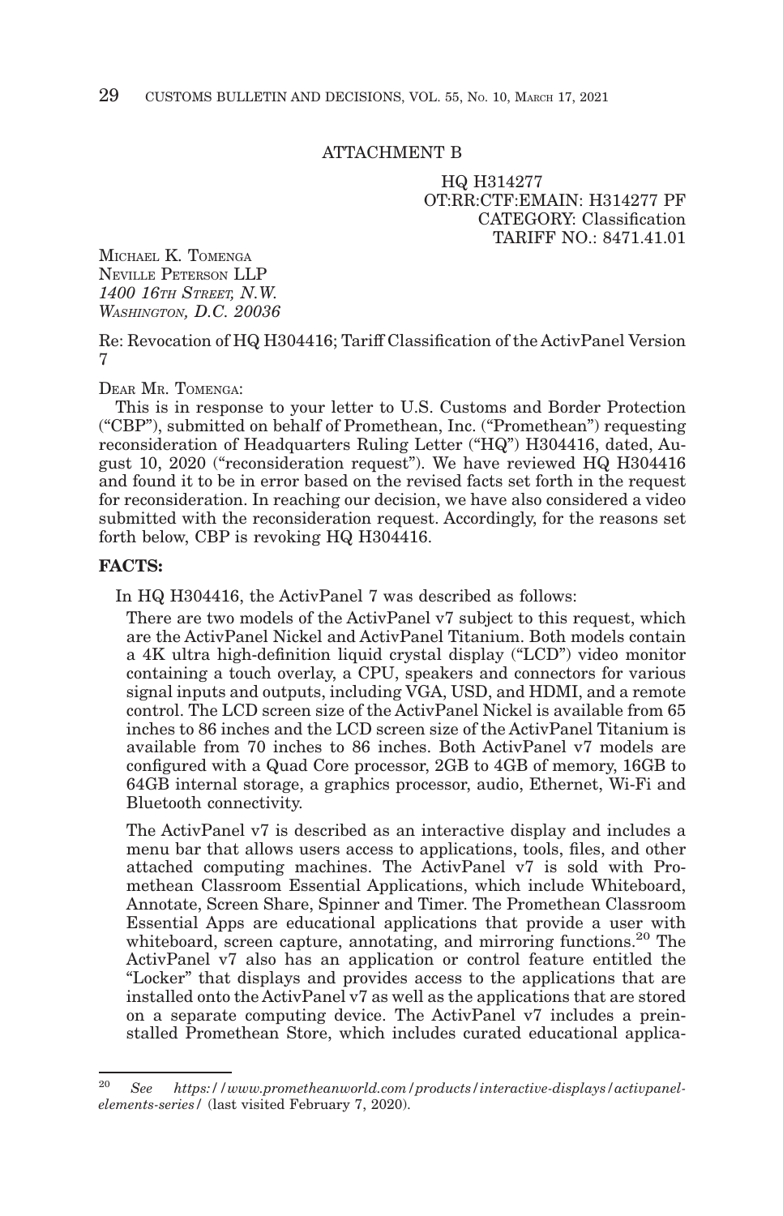ATTACHMENT B

HQ H314277
OT:RR:CTF:EMAIN: H314277 PF
CATEGORY: Classification
TARIFF NO.: 8471.41.01

MICHAEL K. TOMENGA
NEVILLE PETERSON LLP
*1400 16TH STREET, N.W.*
*WASHINGTON, D.C. 20036*

Re: Revocation of HQ H304416; Tariff Classification of the ActivPanel Version 7

DEAR MR. TOMENGA:

This is in response to your letter to U.S. Customs and Border Protection ("CBP"), submitted on behalf of Promethean, Inc. ("Promethean") requesting reconsideration of Headquarters Ruling Letter ("HQ") H304416, dated, August 10, 2020 ("reconsideration request"). We have reviewed HQ H304416 and found it to be in error based on the revised facts set forth in the request for reconsideration. In reaching our decision, we have also considered a video submitted with the reconsideration request. Accordingly, for the reasons set forth below, CBP is revoking HQ H304416.

**FACTS:**

In HQ H304416, the ActivPanel 7 was described as follows:

> There are two models of the ActivPanel v7 subject to this request, which are the ActivPanel Nickel and ActivPanel Titanium. Both models contain a 4K ultra high-definition liquid crystal display ("LCD") video monitor containing a touch overlay, a CPU, speakers and connectors for various signal inputs and outputs, including VGA, USD, and HDMI, and a remote control. The LCD screen size of the ActivPanel Nickel is available from 65 inches to 86 inches and the LCD screen size of the ActivPanel Titanium is available from 70 inches to 86 inches. Both ActivPanel v7 models are configured with a Quad Core processor, 2GB to 4GB of memory, 16GB to 64GB internal storage, a graphics processor, audio, Ethernet, Wi-Fi and Bluetooth connectivity.
>
> The ActivPanel v7 is described as an interactive display and includes a menu bar that allows users access to applications, tools, files, and other attached computing machines. The ActivPanel v7 is sold with Promethean Classroom Essential Applications, which include Whiteboard, Annotate, Screen Share, Spinner and Timer. The Promethean Classroom Essential Apps are educational applications that provide a user with whiteboard, screen capture, annotating, and mirroring functions.[20] The ActivPanel v7 also has an application or control feature entitled the "Locker" that displays and provides access to the applications that are installed onto the ActivPanel v7 as well as the applications that are stored on a separate computing device. The ActivPanel v7 includes a preinstalled Promethean Store, which includes curated educational applica-

---

[20] *See https://www.prometheanworld.com/products/interactive-displays/activpanel-elements-series/* (last visited February 7, 2020).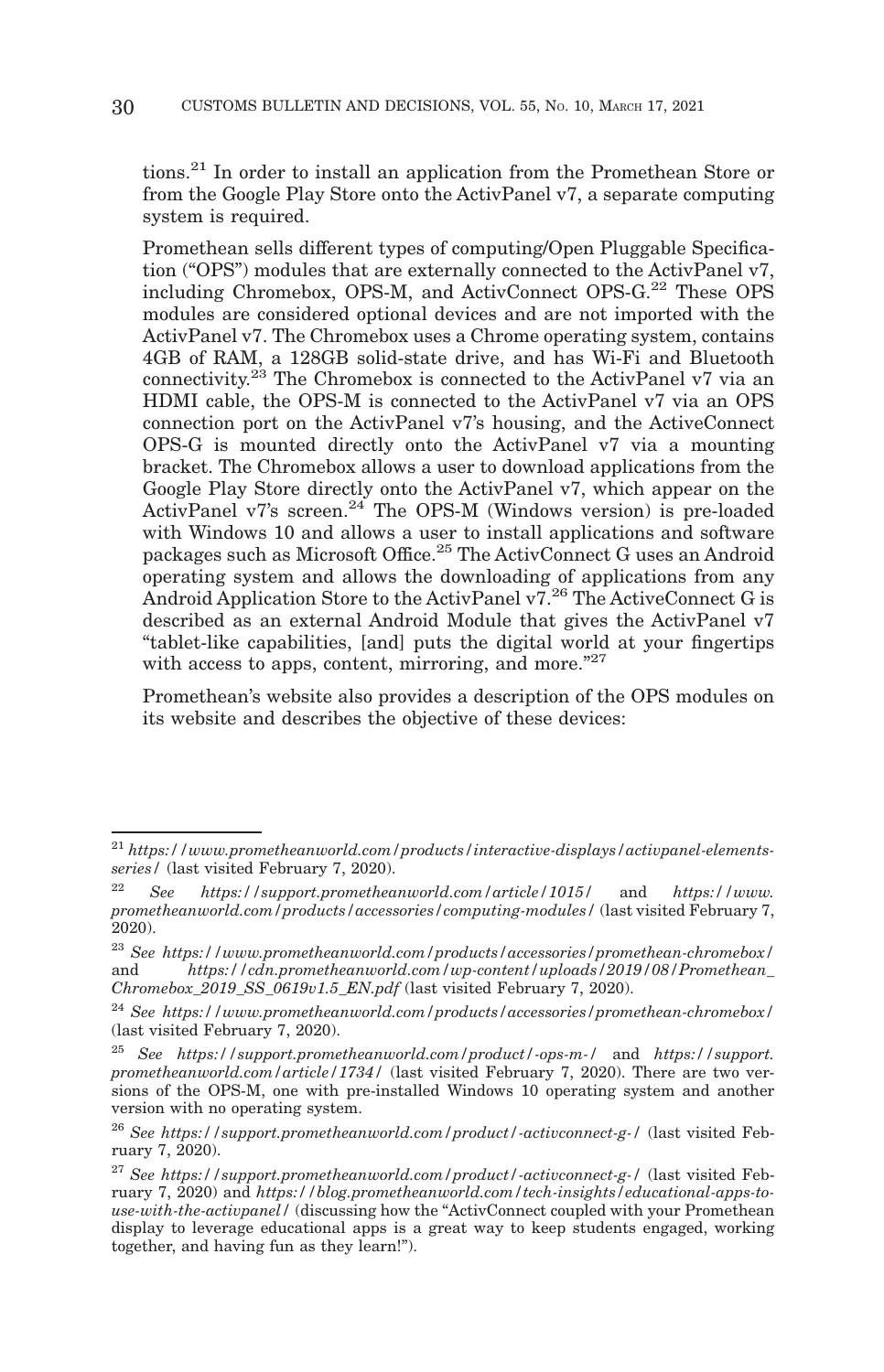tions.[21] In order to install an application from the Promethean Store or from the Google Play Store onto the ActivPanel v7, a separate computing system is required.

Promethean sells different types of computing/Open Pluggable Specification ("OPS") modules that are externally connected to the ActivPanel v7, including Chromebox, OPS-M, and ActivConnect OPS-G.[22] These OPS modules are considered optional devices and are not imported with the ActivPanel v7. The Chromebox uses a Chrome operating system, contains 4GB of RAM, a 128GB solid-state drive, and has Wi-Fi and Bluetooth connectivity.[23] The Chromebox is connected to the ActivPanel v7 via an HDMI cable, the OPS-M is connected to the ActivPanel v7 via an OPS connection port on the ActivPanel v7's housing, and the ActiveConnect OPS-G is mounted directly onto the ActivPanel v7 via a mounting bracket. The Chromebox allows a user to download applications from the Google Play Store directly onto the ActivPanel v7, which appear on the ActivPanel v7's screen.[24] The OPS-M (Windows version) is pre-loaded with Windows 10 and allows a user to install applications and software packages such as Microsoft Office.[25] The ActivConnect G uses an Android operating system and allows the downloading of applications from any Android Application Store to the ActivPanel v7.[26] The ActiveConnect G is described as an external Android Module that gives the ActivPanel v7 "tablet-like capabilities, [and] puts the digital world at your fingertips with access to apps, content, mirroring, and more."[27]

Promethean's website also provides a description of the OPS modules on its website and describes the objective of these devices:

---

[21] *https://www.prometheanworld.com/products/interactive-displays/activpanel-elements-series/* (last visited February 7, 2020).

[22] *See https://support.prometheanworld.com/article/1015/* and *https://www.prometheanworld.com/products/accessories/computing-modules/* (last visited February 7, 2020).

[23] *See https://www.prometheanworld.com/products/accessories/promethean-chromebox/* and *https://cdn.prometheanworld.com/wp-content/uploads/2019/08/Promethean_Chromebox_2019_SS_0619v1.5_EN.pdf* (last visited February 7, 2020).

[24] *See https://www.prometheanworld.com/products/accessories/promethean-chromebox/* (last visited February 7, 2020).

[25] *See https://support.prometheanworld.com/product/-ops-m-/* and *https://support.prometheanworld.com/article/1734/* (last visited February 7, 2020). There are two versions of the OPS-M, one with pre-installed Windows 10 operating system and another version with no operating system.

[26] *See https://support.prometheanworld.com/product/-activconnect-g-/* (last visited February 7, 2020).

[27] *See https://support.prometheanworld.com/product/-activconnect-g-/* (last visited February 7, 2020) and *https://blog.prometheanworld.com/tech-insights/educational-apps-to-use-with-the-activpanel/* (discussing how the "ActivConnect coupled with your Promethean display to leverage educational apps is a great way to keep students engaged, working together, and having fun as they learn!").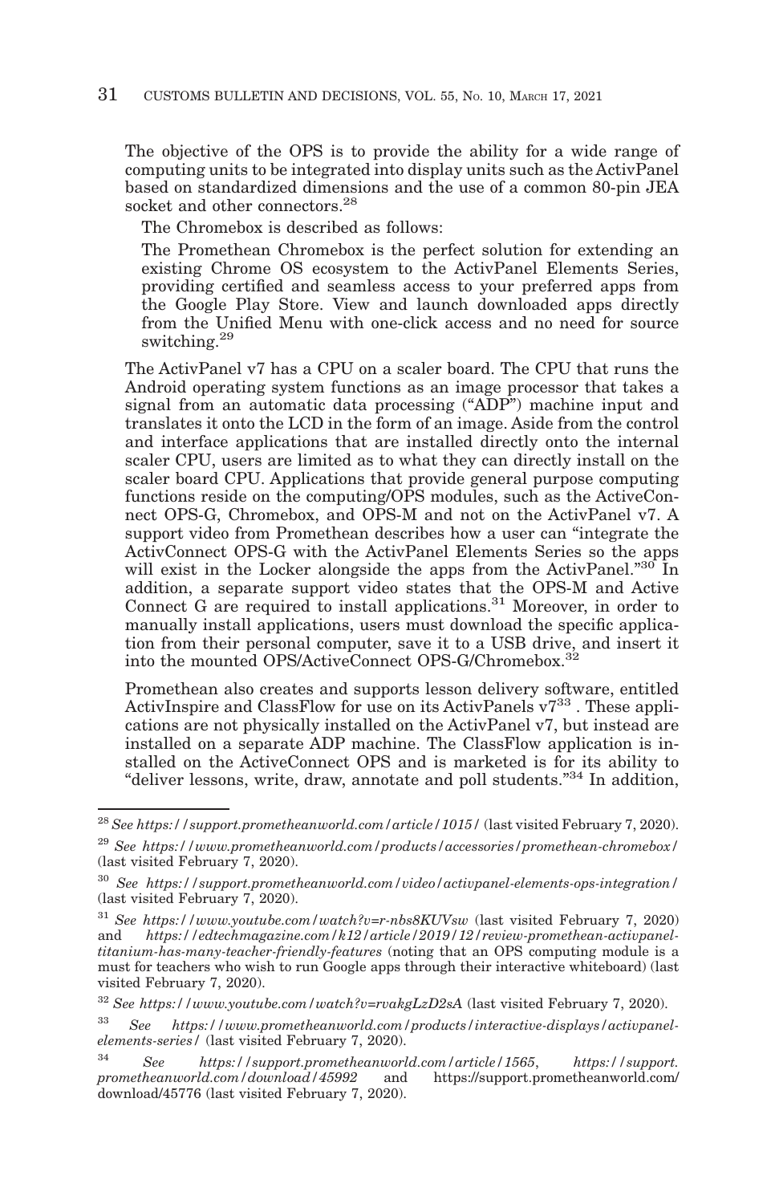The objective of the OPS is to provide the ability for a wide range of computing units to be integrated into display units such as the ActivPanel based on standardized dimensions and the use of a common 80-pin JEA socket and other connectors.[28]

The Chromebox is described as follows:

> The Promethean Chromebox is the perfect solution for extending an existing Chrome OS ecosystem to the ActivPanel Elements Series, providing certified and seamless access to your preferred apps from the Google Play Store. View and launch downloaded apps directly from the Unified Menu with one-click access and no need for source switching.[29]

The ActivPanel v7 has a CPU on a scaler board. The CPU that runs the Android operating system functions as an image processor that takes a signal from an automatic data processing ("ADP") machine input and translates it onto the LCD in the form of an image. Aside from the control and interface applications that are installed directly onto the internal scaler CPU, users are limited as to what they can directly install on the scaler board CPU. Applications that provide general purpose computing functions reside on the computing/OPS modules, such as the ActiveConnect OPS-G, Chromebox, and OPS-M and not on the ActivPanel v7. A support video from Promethean describes how a user can "integrate the ActivConnect OPS-G with the ActivPanel Elements Series so the apps will exist in the Locker alongside the apps from the ActivPanel."[30] In addition, a separate support video states that the OPS-M and Active Connect G are required to install applications.[31] Moreover, in order to manually install applications, users must download the specific application from their personal computer, save it to a USB drive, and insert it into the mounted OPS/ActiveConnect OPS-G/Chromebox.[32]

Promethean also creates and supports lesson delivery software, entitled ActivInspire and ClassFlow for use on its ActivPanels v7[33] . These applications are not physically installed on the ActivPanel v7, but instead are installed on a separate ADP machine. The ClassFlow application is installed on the ActiveConnect OPS and is marketed is for its ability to "deliver lessons, write, draw, annotate and poll students."[34] In addition,

---

[28] *See https://support.prometheanworld.com/article/1015/* (last visited February 7, 2020).

[29] *See https://www.prometheanworld.com/products/accessories/promethean-chromebox/* (last visited February 7, 2020).

[30] *See https://support.prometheanworld.com/video/activpanel-elements-ops-integration/* (last visited February 7, 2020).

[31] *See https://www.youtube.com/watch?v=r-nbs8KUVsw* (last visited February 7, 2020) and *https://edtechmagazine.com/k12/article/2019/12/review-promethean-activpanel-titanium-has-many-teacher-friendly-features* (noting that an OPS computing module is a must for teachers who wish to run Google apps through their interactive whiteboard) (last visited February 7, 2020).

[32] *See https://www.youtube.com/watch?v=rvakgLzD2sA* (last visited February 7, 2020).

[33] *See https://www.prometheanworld.com/products/interactive-displays/activpanel-elements-series/* (last visited February 7, 2020).

[34] *See https://support.prometheanworld.com/article/1565*, *https://support.prometheanworld.com/download/45992* and https://support.prometheanworld.com/download/45776 (last visited February 7, 2020).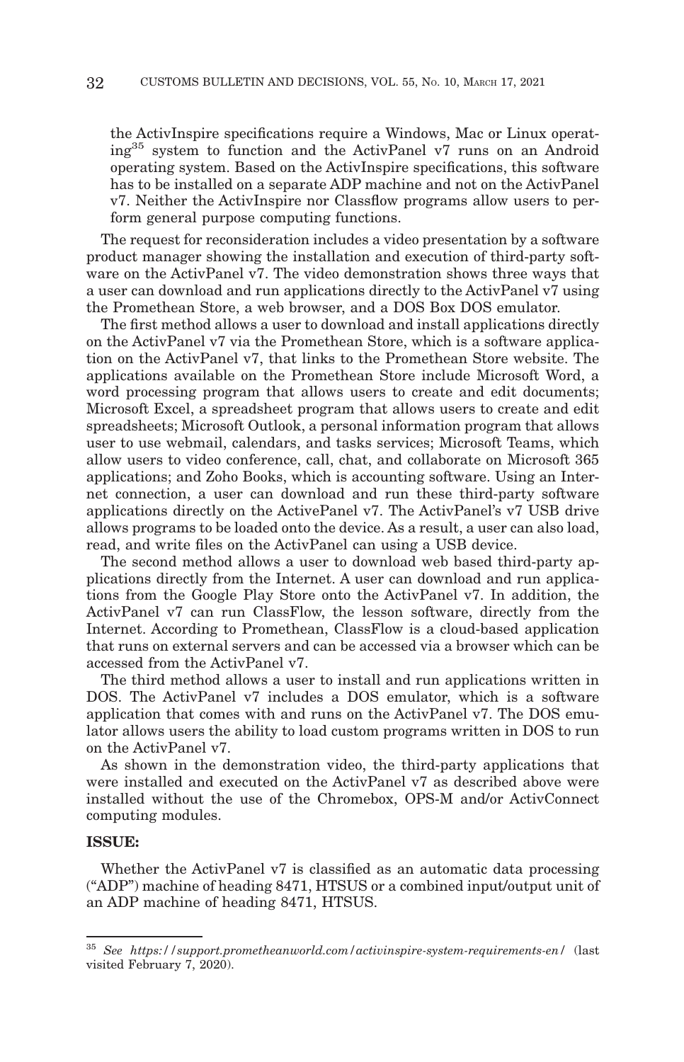the ActivInspire specifications require a Windows, Mac or Linux operating[35] system to function and the ActivPanel v7 runs on an Android operating system. Based on the ActivInspire specifications, this software has to be installed on a separate ADP machine and not on the ActivPanel v7. Neither the ActivInspire nor Classflow programs allow users to perform general purpose computing functions.

The request for reconsideration includes a video presentation by a software product manager showing the installation and execution of third-party software on the ActivPanel v7. The video demonstration shows three ways that a user can download and run applications directly to the ActivPanel v7 using the Promethean Store, a web browser, and a DOS Box DOS emulator.

The first method allows a user to download and install applications directly on the ActivPanel v7 via the Promethean Store, which is a software application on the ActivPanel v7, that links to the Promethean Store website. The applications available on the Promethean Store include Microsoft Word, a word processing program that allows users to create and edit documents; Microsoft Excel, a spreadsheet program that allows users to create and edit spreadsheets; Microsoft Outlook, a personal information program that allows user to use webmail, calendars, and tasks services; Microsoft Teams, which allow users to video conference, call, chat, and collaborate on Microsoft 365 applications; and Zoho Books, which is accounting software. Using an Internet connection, a user can download and run these third-party software applications directly on the ActivePanel v7. The ActivPanel's v7 USB drive allows programs to be loaded onto the device. As a result, a user can also load, read, and write files on the ActivPanel can using a USB device.

The second method allows a user to download web based third-party applications directly from the Internet. A user can download and run applications from the Google Play Store onto the ActivPanel v7. In addition, the ActivPanel v7 can run ClassFlow, the lesson software, directly from the Internet. According to Promethean, ClassFlow is a cloud-based application that runs on external servers and can be accessed via a browser which can be accessed from the ActivPanel v7.

The third method allows a user to install and run applications written in DOS. The ActivPanel v7 includes a DOS emulator, which is a software application that comes with and runs on the ActivPanel v7. The DOS emulator allows users the ability to load custom programs written in DOS to run on the ActivPanel v7.

As shown in the demonstration video, the third-party applications that were installed and executed on the ActivPanel v7 as described above were installed without the use of the Chromebox, OPS-M and/or ActivConnect computing modules.

**ISSUE:**

Whether the ActivPanel v7 is classified as an automatic data processing ("ADP") machine of heading 8471, HTSUS or a combined input/output unit of an ADP machine of heading 8471, HTSUS.

---

[35] *See https://support.prometheanworld.com/activinspire-system-requirements-en/* (last visited February 7, 2020).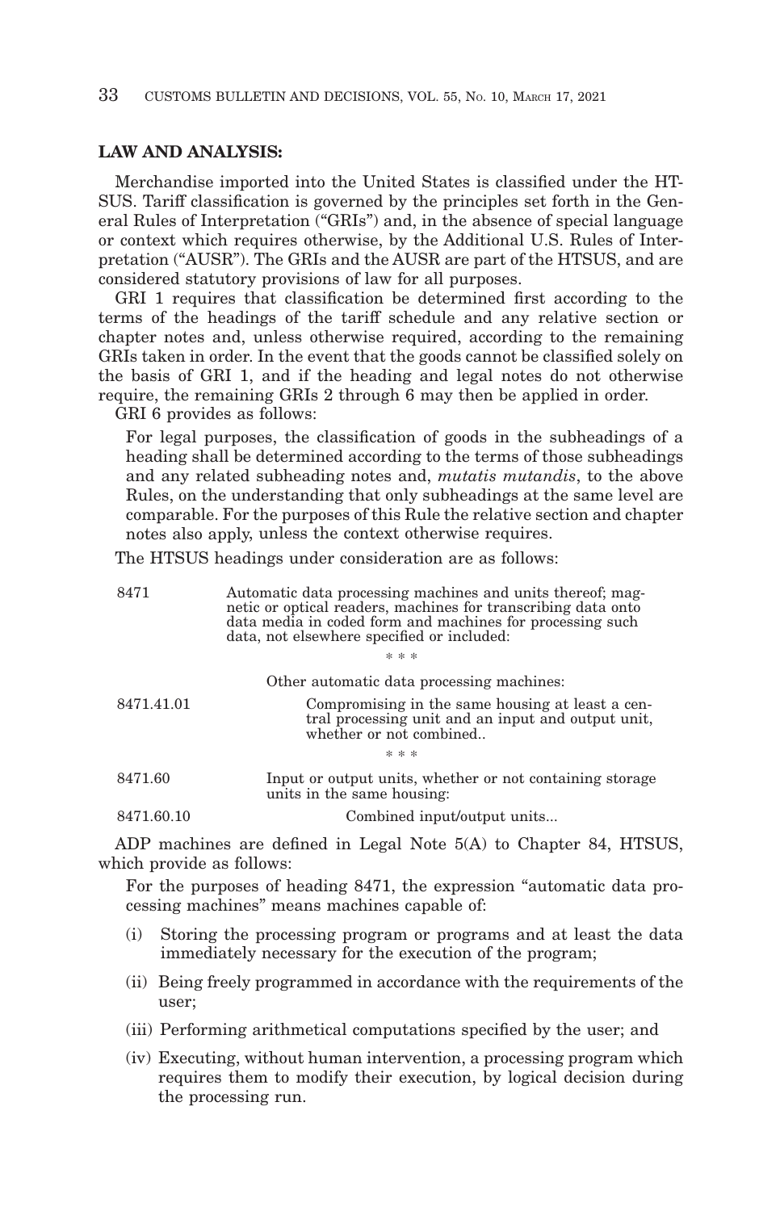**LAW AND ANALYSIS:**

Merchandise imported into the United States is classified under the HTSUS. Tariff classification is governed by the principles set forth in the General Rules of Interpretation ("GRIs") and, in the absence of special language or context which requires otherwise, by the Additional U.S. Rules of Interpretation ("AUSR"). The GRIs and the AUSR are part of the HTSUS, and are considered statutory provisions of law for all purposes.

GRI 1 requires that classification be determined first according to the terms of the headings of the tariff schedule and any relative section or chapter notes and, unless otherwise required, according to the remaining GRIs taken in order. In the event that the goods cannot be classified solely on the basis of GRI 1, and if the heading and legal notes do not otherwise require, the remaining GRIs 2 through 6 may then be applied in order.

GRI 6 provides as follows:

> For legal purposes, the classification of goods in the subheadings of a heading shall be determined according to the terms of those subheadings and any related subheading notes and, *mutatis mutandis*, to the above Rules, on the understanding that only subheadings at the same level are comparable. For the purposes of this Rule the relative section and chapter notes also apply, unless the context otherwise requires.

The HTSUS headings under consideration are as follows:

| | |
|---|---|
| 8471 | Automatic data processing machines and units thereof; magnetic or optical readers, machines for transcribing data onto data media in coded form and machines for processing such data, not elsewhere specified or included: |
| | * * * |
| | Other automatic data processing machines: |
| 8471.41.01 | Compromising in the same housing at least a central processing unit and an input and output unit, whether or not combined.. |
| | * * * |
| 8471.60 | Input or output units, whether or not containing storage units in the same housing: |
| 8471.60.10 | Combined input/output units... |

ADP machines are defined in Legal Note 5(A) to Chapter 84, HTSUS, which provide as follows:

> For the purposes of heading 8471, the expression "automatic data processing machines" means machines capable of:
>
> (i) Storing the processing program or programs and at least the data immediately necessary for the execution of the program;
>
> (ii) Being freely programmed in accordance with the requirements of the user;
>
> (iii) Performing arithmetical computations specified by the user; and
>
> (iv) Executing, without human intervention, a processing program which requires them to modify their execution, by logical decision during the processing run.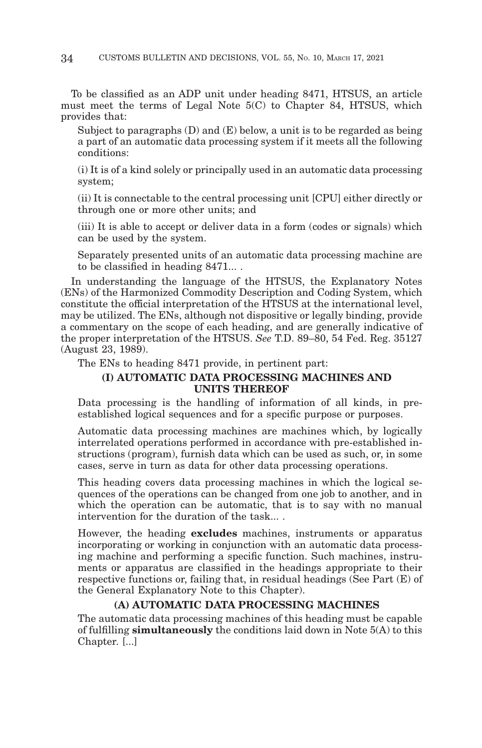To be classified as an ADP unit under heading 8471, HTSUS, an article must meet the terms of Legal Note 5(C) to Chapter 84, HTSUS, which provides that:

> Subject to paragraphs (D) and (E) below, a unit is to be regarded as being a part of an automatic data processing system if it meets all the following conditions:
>
> (i) It is of a kind solely or principally used in an automatic data processing system;
>
> (ii) It is connectable to the central processing unit [CPU] either directly or through one or more other units; and
>
> (iii) It is able to accept or deliver data in a form (codes or signals) which can be used by the system.
>
> Separately presented units of an automatic data processing machine are to be classified in heading 8471... .

In understanding the language of the HTSUS, the Explanatory Notes (ENs) of the Harmonized Commodity Description and Coding System, which constitute the official interpretation of the HTSUS at the international level, may be utilized. The ENs, although not dispositive or legally binding, provide a commentary on the scope of each heading, and are generally indicative of the proper interpretation of the HTSUS. *See* T.D. 89–80, 54 Fed. Reg. 35127 (August 23, 1989).

The ENs to heading 8471 provide, in pertinent part:

> **(I) AUTOMATIC DATA PROCESSING MACHINES AND UNITS THEREOF**
>
> Data processing is the handling of information of all kinds, in pre-established logical sequences and for a specific purpose or purposes.
>
> Automatic data processing machines are machines which, by logically interrelated operations performed in accordance with pre-established instructions (program), furnish data which can be used as such, or, in some cases, serve in turn as data for other data processing operations.
>
> This heading covers data processing machines in which the logical sequences of the operations can be changed from one job to another, and in which the operation can be automatic, that is to say with no manual intervention for the duration of the task... .
>
> However, the heading **excludes** machines, instruments or apparatus incorporating or working in conjunction with an automatic data processing machine and performing a specific function. Such machines, instruments or apparatus are classified in the headings appropriate to their respective functions or, failing that, in residual headings (See Part (E) of the General Explanatory Note to this Chapter).
>
> **(A) AUTOMATIC DATA PROCESSING MACHINES**
>
> The automatic data processing machines of this heading must be capable of fulfilling **simultaneously** the conditions laid down in Note 5(A) to this Chapter. [...]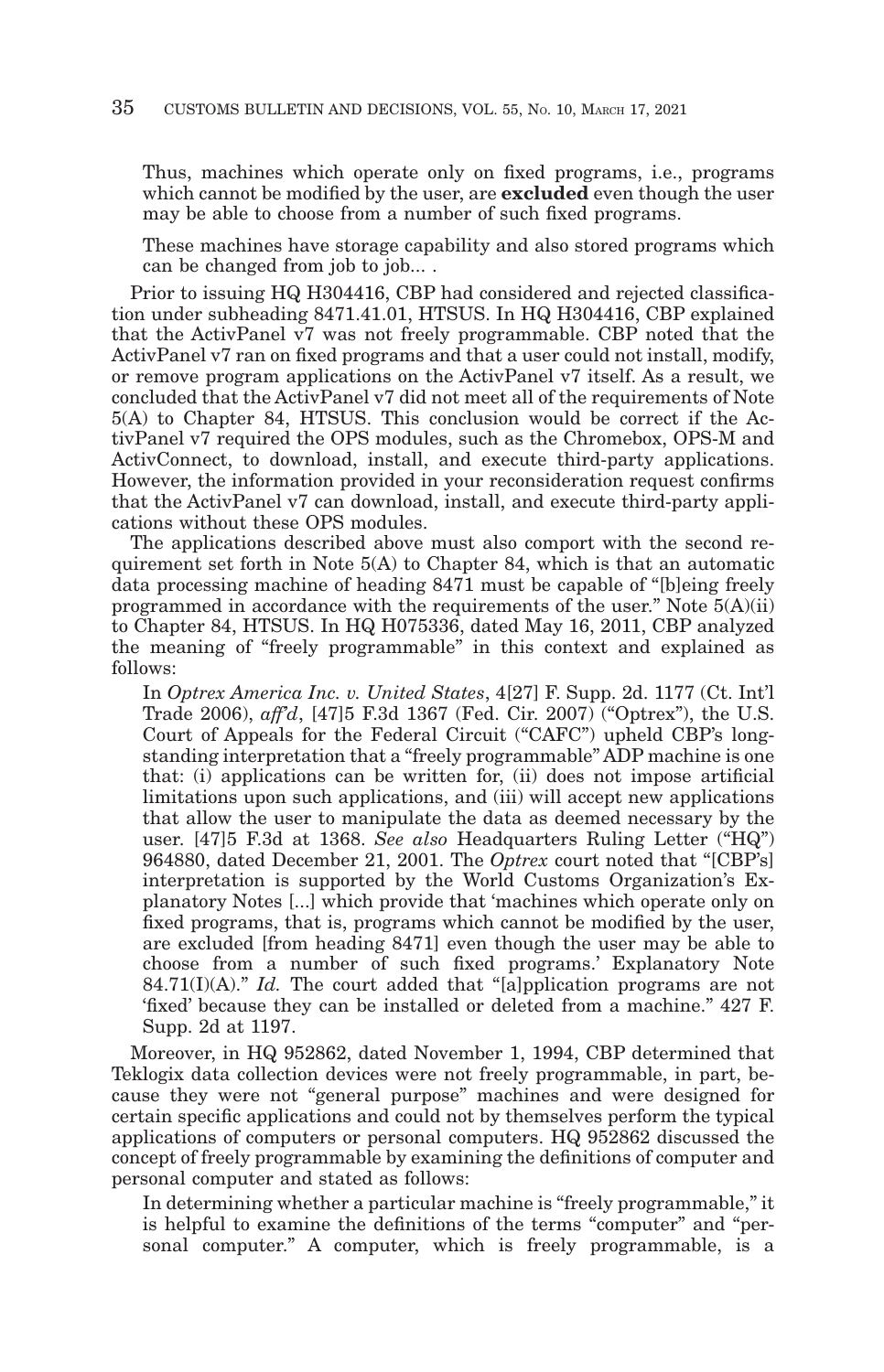Thus, machines which operate only on fixed programs, i.e., programs which cannot be modified by the user, are **excluded** even though the user may be able to choose from a number of such fixed programs.

These machines have storage capability and also stored programs which can be changed from job to job... .

Prior to issuing HQ H304416, CBP had considered and rejected classification under subheading 8471.41.01, HTSUS. In HQ H304416, CBP explained that the ActivPanel v7 was not freely programmable. CBP noted that the ActivPanel v7 ran on fixed programs and that a user could not install, modify, or remove program applications on the ActivPanel v7 itself. As a result, we concluded that the ActivPanel v7 did not meet all of the requirements of Note 5(A) to Chapter 84, HTSUS. This conclusion would be correct if the ActivPanel v7 required the OPS modules, such as the Chromebox, OPS-M and ActivConnect, to download, install, and execute third-party applications. However, the information provided in your reconsideration request confirms that the ActivPanel v7 can download, install, and execute third-party applications without these OPS modules.

The applications described above must also comport with the second requirement set forth in Note 5(A) to Chapter 84, which is that an automatic data processing machine of heading 8471 must be capable of "[b]eing freely programmed in accordance with the requirements of the user." Note 5(A)(ii) to Chapter 84, HTSUS. In HQ H075336, dated May 16, 2011, CBP analyzed the meaning of "freely programmable" in this context and explained as follows:

In *Optrex America Inc. v. United States*, 4[27] F. Supp. 2d. 1177 (Ct. Int'l Trade 2006), *aff'd*, [47]5 F.3d 1367 (Fed. Cir. 2007) ("Optrex"), the U.S. Court of Appeals for the Federal Circuit ("CAFC") upheld CBP's longstanding interpretation that a "freely programmable" ADP machine is one that: (i) applications can be written for, (ii) does not impose artificial limitations upon such applications, and (iii) will accept new applications that allow the user to manipulate the data as deemed necessary by the user. [47]5 F.3d at 1368. *See also* Headquarters Ruling Letter ("HQ") 964880, dated December 21, 2001. The *Optrex* court noted that "[CBP's] interpretation is supported by the World Customs Organization's Explanatory Notes [...] which provide that 'machines which operate only on fixed programs, that is, programs which cannot be modified by the user, are excluded [from heading 8471] even though the user may be able to choose from a number of such fixed programs.' Explanatory Note 84.71(I)(A)." *Id.* The court added that "[a]pplication programs are not 'fixed' because they can be installed or deleted from a machine." 427 F. Supp. 2d at 1197.

Moreover, in HQ 952862, dated November 1, 1994, CBP determined that Teklogix data collection devices were not freely programmable, in part, because they were not "general purpose" machines and were designed for certain specific applications and could not by themselves perform the typical applications of computers or personal computers. HQ 952862 discussed the concept of freely programmable by examining the definitions of computer and personal computer and stated as follows:

In determining whether a particular machine is "freely programmable," it is helpful to examine the definitions of the terms "computer" and "personal computer." A computer, which is freely programmable, is a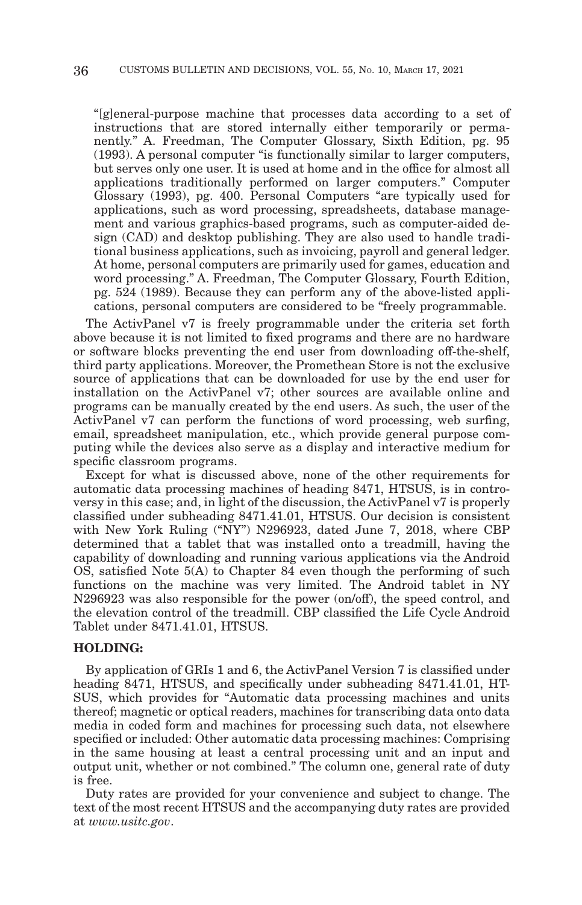"[g]eneral-purpose machine that processes data according to a set of instructions that are stored internally either temporarily or permanently." A. Freedman, The Computer Glossary, Sixth Edition, pg. 95 (1993). A personal computer "is functionally similar to larger computers, but serves only one user. It is used at home and in the office for almost all applications traditionally performed on larger computers." Computer Glossary (1993), pg. 400. Personal Computers "are typically used for applications, such as word processing, spreadsheets, database management and various graphics-based programs, such as computer-aided design (CAD) and desktop publishing. They are also used to handle traditional business applications, such as invoicing, payroll and general ledger. At home, personal computers are primarily used for games, education and word processing." A. Freedman, The Computer Glossary, Fourth Edition, pg. 524 (1989). Because they can perform any of the above-listed applications, personal computers are considered to be "freely programmable.

The ActivPanel v7 is freely programmable under the criteria set forth above because it is not limited to fixed programs and there are no hardware or software blocks preventing the end user from downloading off-the-shelf, third party applications. Moreover, the Promethean Store is not the exclusive source of applications that can be downloaded for use by the end user for installation on the ActivPanel v7; other sources are available online and programs can be manually created by the end users. As such, the user of the ActivPanel v7 can perform the functions of word processing, web surfing, email, spreadsheet manipulation, etc., which provide general purpose computing while the devices also serve as a display and interactive medium for specific classroom programs.

Except for what is discussed above, none of the other requirements for automatic data processing machines of heading 8471, HTSUS, is in controversy in this case; and, in light of the discussion, the ActivPanel v7 is properly classified under subheading 8471.41.01, HTSUS. Our decision is consistent with New York Ruling ("NY") N296923, dated June 7, 2018, where CBP determined that a tablet that was installed onto a treadmill, having the capability of downloading and running various applications via the Android OS, satisfied Note 5(A) to Chapter 84 even though the performing of such functions on the machine was very limited. The Android tablet in NY N296923 was also responsible for the power (on/off), the speed control, and the elevation control of the treadmill. CBP classified the Life Cycle Android Tablet under 8471.41.01, HTSUS.

**HOLDING:**

By application of GRIs 1 and 6, the ActivPanel Version 7 is classified under heading 8471, HTSUS, and specifically under subheading 8471.41.01, HTSUS, which provides for "Automatic data processing machines and units thereof; magnetic or optical readers, machines for transcribing data onto data media in coded form and machines for processing such data, not elsewhere specified or included: Other automatic data processing machines: Comprising in the same housing at least a central processing unit and an input and output unit, whether or not combined." The column one, general rate of duty is free.

Duty rates are provided for your convenience and subject to change. The text of the most recent HTSUS and the accompanying duty rates are provided at *www.usitc.gov*.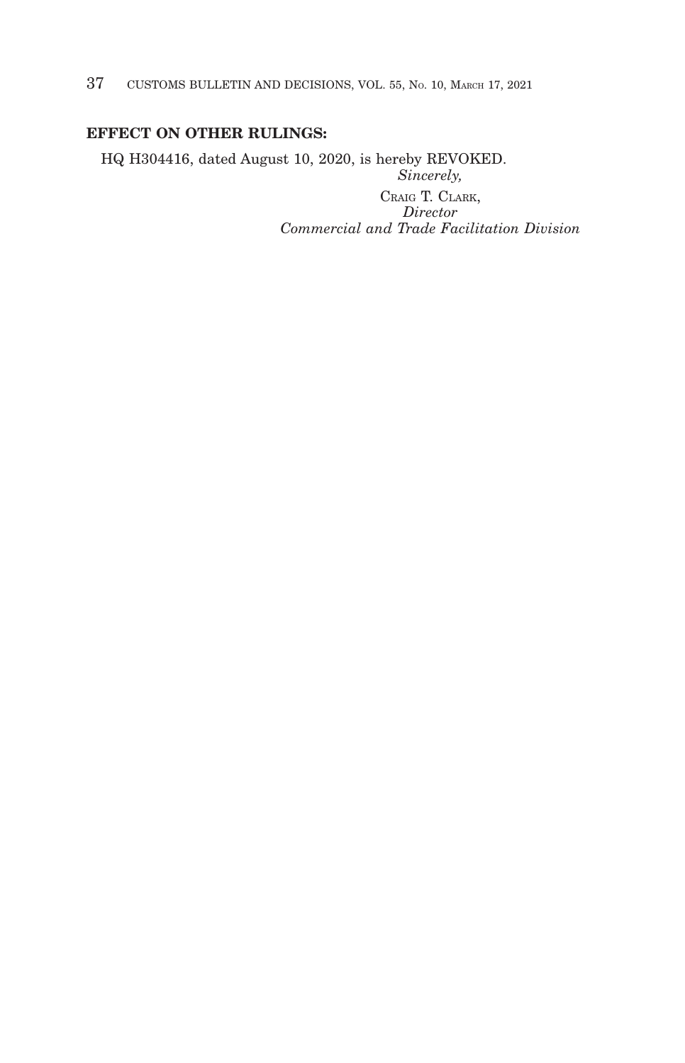**EFFECT ON OTHER RULINGS:**

HQ H304416, dated August 10, 2020, is hereby REVOKED.

*Sincerely,*

CRAIG T. CLARK,
*Director*
*Commercial and Trade Facilitation Division*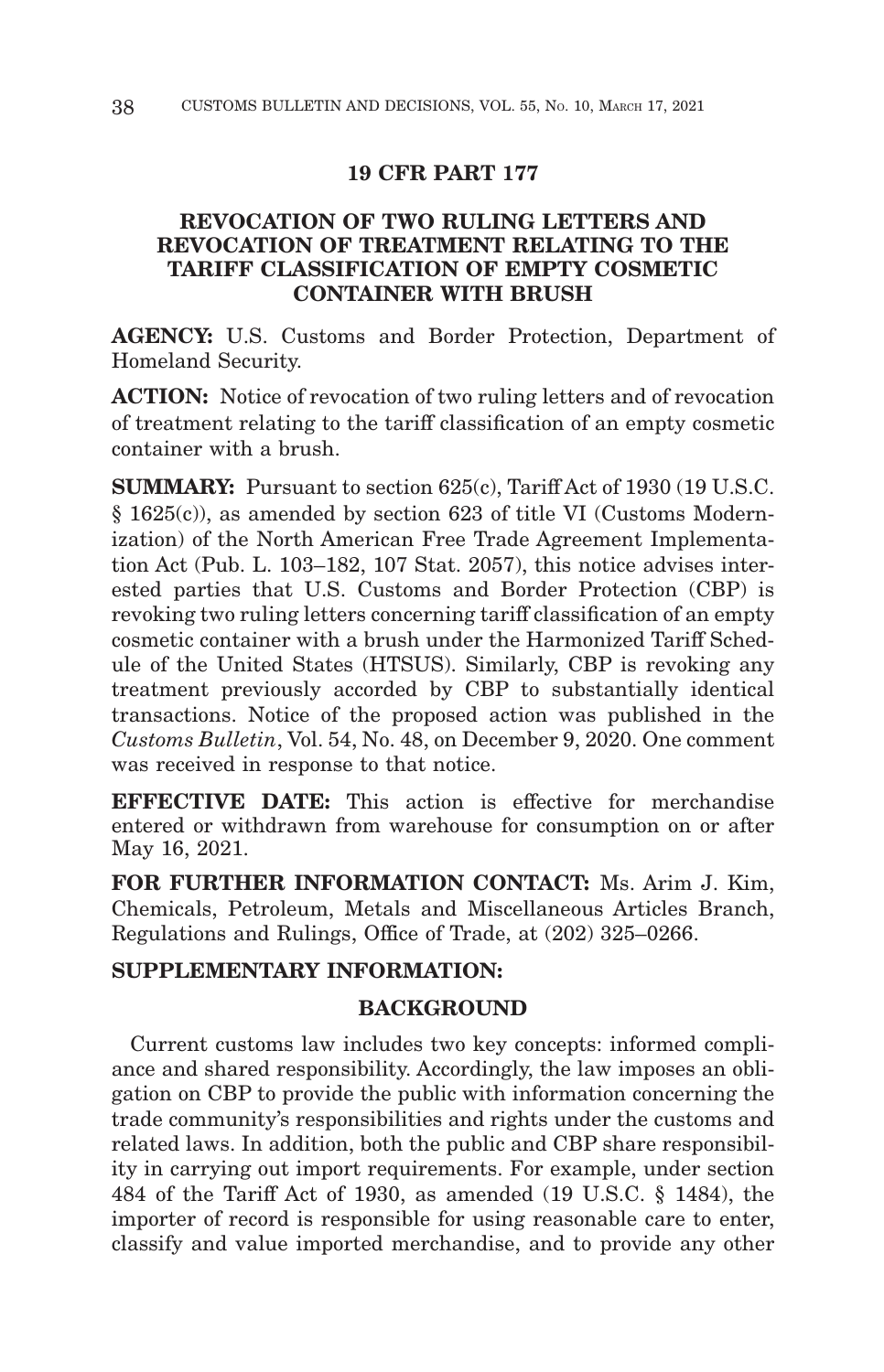## 19 CFR PART 177

### REVOCATION OF TWO RULING LETTERS AND REVOCATION OF TREATMENT RELATING TO THE TARIFF CLASSIFICATION OF EMPTY COSMETIC CONTAINER WITH BRUSH

**AGENCY:** U.S. Customs and Border Protection, Department of Homeland Security.

**ACTION:** Notice of revocation of two ruling letters and of revocation of treatment relating to the tariff classification of an empty cosmetic container with a brush.

**SUMMARY:** Pursuant to section 625(c), Tariff Act of 1930 (19 U.S.C. § 1625(c)), as amended by section 623 of title VI (Customs Modernization) of the North American Free Trade Agreement Implementation Act (Pub. L. 103–182, 107 Stat. 2057), this notice advises interested parties that U.S. Customs and Border Protection (CBP) is revoking two ruling letters concerning tariff classification of an empty cosmetic container with a brush under the Harmonized Tariff Schedule of the United States (HTSUS). Similarly, CBP is revoking any treatment previously accorded by CBP to substantially identical transactions. Notice of the proposed action was published in the *Customs Bulletin*, Vol. 54, No. 48, on December 9, 2020. One comment was received in response to that notice.

**EFFECTIVE DATE:** This action is effective for merchandise entered or withdrawn from warehouse for consumption on or after May 16, 2021.

**FOR FURTHER INFORMATION CONTACT:** Ms. Arim J. Kim, Chemicals, Petroleum, Metals and Miscellaneous Articles Branch, Regulations and Rulings, Office of Trade, at (202) 325–0266.

**SUPPLEMENTARY INFORMATION:**

**BACKGROUND**

Current customs law includes two key concepts: informed compliance and shared responsibility. Accordingly, the law imposes an obligation on CBP to provide the public with information concerning the trade community's responsibilities and rights under the customs and related laws. In addition, both the public and CBP share responsibility in carrying out import requirements. For example, under section 484 of the Tariff Act of 1930, as amended (19 U.S.C. § 1484), the importer of record is responsible for using reasonable care to enter, classify and value imported merchandise, and to provide any other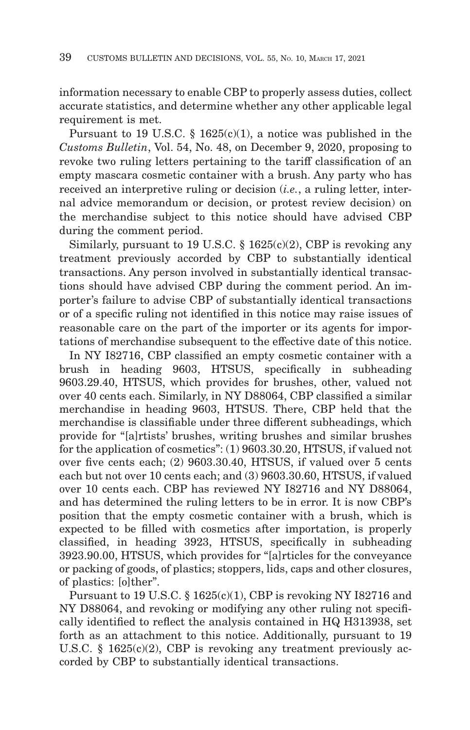information necessary to enable CBP to properly assess duties, collect accurate statistics, and determine whether any other applicable legal requirement is met.

Pursuant to 19 U.S.C. § 1625(c)(1), a notice was published in the *Customs Bulletin*, Vol. 54, No. 48, on December 9, 2020, proposing to revoke two ruling letters pertaining to the tariff classification of an empty mascara cosmetic container with a brush. Any party who has received an interpretive ruling or decision (*i.e.*, a ruling letter, internal advice memorandum or decision, or protest review decision) on the merchandise subject to this notice should have advised CBP during the comment period.

Similarly, pursuant to 19 U.S.C. § 1625(c)(2), CBP is revoking any treatment previously accorded by CBP to substantially identical transactions. Any person involved in substantially identical transactions should have advised CBP during the comment period. An importer's failure to advise CBP of substantially identical transactions or of a specific ruling not identified in this notice may raise issues of reasonable care on the part of the importer or its agents for importations of merchandise subsequent to the effective date of this notice.

In NY I82716, CBP classified an empty cosmetic container with a brush in heading 9603, HTSUS, specifically in subheading 9603.29.40, HTSUS, which provides for brushes, other, valued not over 40 cents each. Similarly, in NY D88064, CBP classified a similar merchandise in heading 9603, HTSUS. There, CBP held that the merchandise is classifiable under three different subheadings, which provide for "[a]rtists' brushes, writing brushes and similar brushes for the application of cosmetics": (1) 9603.30.20, HTSUS, if valued not over five cents each; (2) 9603.30.40, HTSUS, if valued over 5 cents each but not over 10 cents each; and (3) 9603.30.60, HTSUS, if valued over 10 cents each. CBP has reviewed NY I82716 and NY D88064, and has determined the ruling letters to be in error. It is now CBP's position that the empty cosmetic container with a brush, which is expected to be filled with cosmetics after importation, is properly classified, in heading 3923, HTSUS, specifically in subheading 3923.90.00, HTSUS, which provides for "[a]rticles for the conveyance or packing of goods, of plastics; stoppers, lids, caps and other closures, of plastics: [o]ther".

Pursuant to 19 U.S.C. § 1625(c)(1), CBP is revoking NY I82716 and NY D88064, and revoking or modifying any other ruling not specifically identified to reflect the analysis contained in HQ H313938, set forth as an attachment to this notice. Additionally, pursuant to 19 U.S.C. § 1625(c)(2), CBP is revoking any treatment previously accorded by CBP to substantially identical transactions.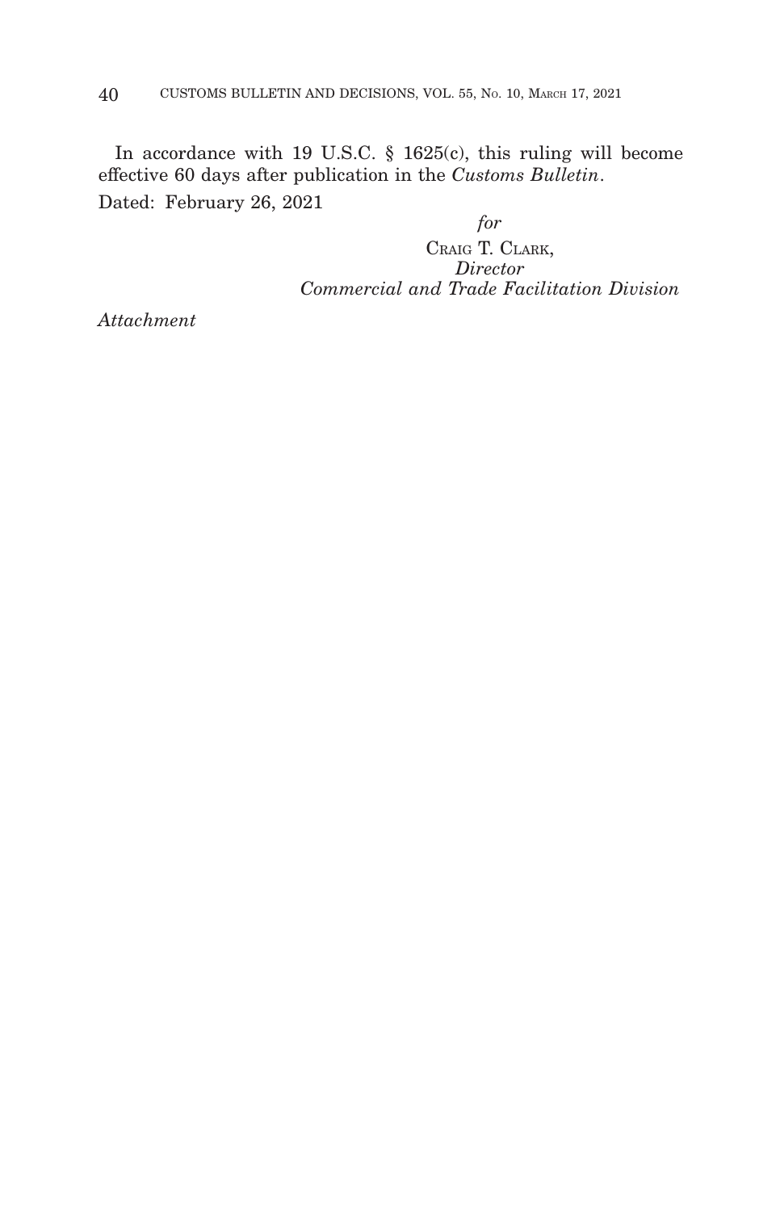In accordance with 19 U.S.C. § 1625(c), this ruling will become effective 60 days after publication in the *Customs Bulletin*.

Dated: February 26, 2021

*for*
CRAIG T. CLARK,
*Director*
*Commercial and Trade Facilitation Division*

*Attachment*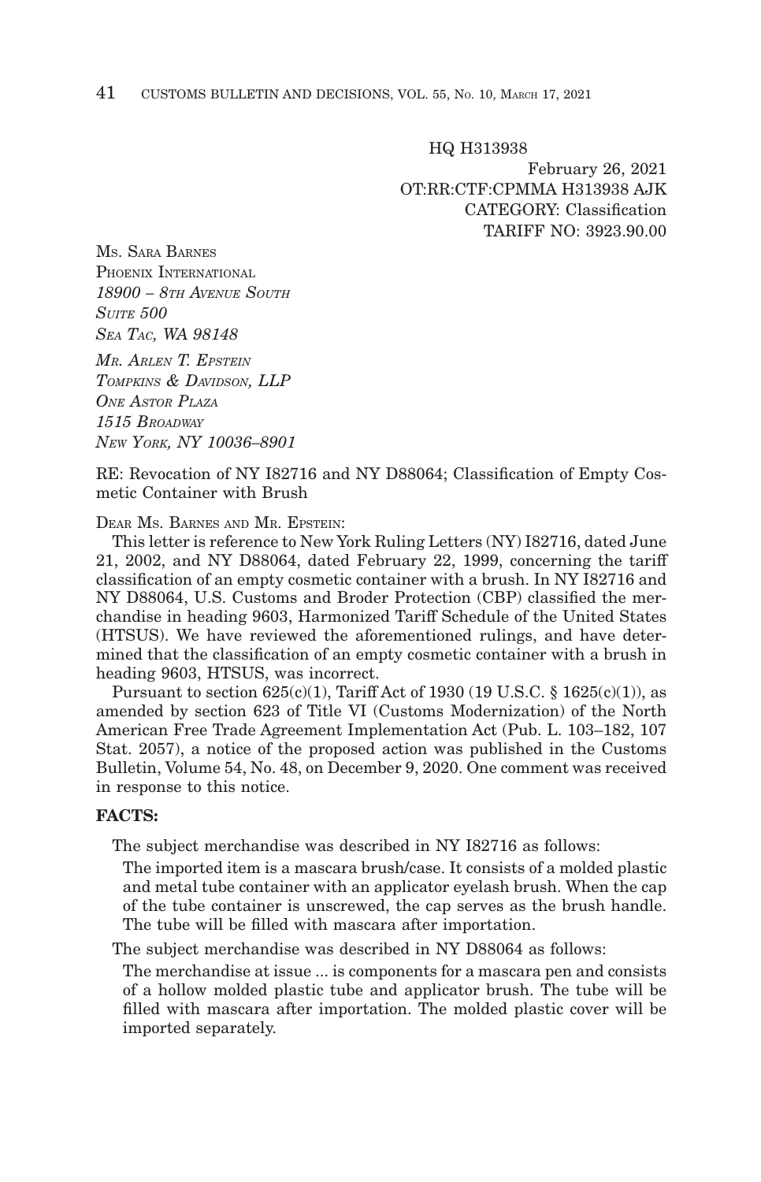HQ H313938

February 26, 2021

OT:RR:CTF:CPMMA H313938 AJK

CATEGORY: Classification

TARIFF NO: 3923.90.00

MS. SARA BARNES
PHOENIX INTERNATIONAL
*18900 – 8TH AVENUE SOUTH*
*SUITE 500*
*SEA TAC, WA 98148*

*MR. ARLEN T. EPSTEIN*
*TOMPKINS & DAVIDSON, LLP*
*ONE ASTOR PLAZA*
*1515 BROADWAY*
*NEW YORK, NY 10036–8901*

RE: Revocation of NY I82716 and NY D88064; Classification of Empty Cosmetic Container with Brush

DEAR MS. BARNES AND MR. EPSTEIN:

This letter is reference to New York Ruling Letters (NY) I82716, dated June 21, 2002, and NY D88064, dated February 22, 1999, concerning the tariff classification of an empty cosmetic container with a brush. In NY I82716 and NY D88064, U.S. Customs and Broder Protection (CBP) classified the merchandise in heading 9603, Harmonized Tariff Schedule of the United States (HTSUS). We have reviewed the aforementioned rulings, and have determined that the classification of an empty cosmetic container with a brush in heading 9603, HTSUS, was incorrect.

Pursuant to section 625(c)(1), Tariff Act of 1930 (19 U.S.C. § 1625(c)(1)), as amended by section 623 of Title VI (Customs Modernization) of the North American Free Trade Agreement Implementation Act (Pub. L. 103–182, 107 Stat. 2057), a notice of the proposed action was published in the Customs Bulletin, Volume 54, No. 48, on December 9, 2020. One comment was received in response to this notice.

**FACTS:**

The subject merchandise was described in NY I82716 as follows:

> The imported item is a mascara brush/case. It consists of a molded plastic and metal tube container with an applicator eyelash brush. When the cap of the tube container is unscrewed, the cap serves as the brush handle. The tube will be filled with mascara after importation.

The subject merchandise was described in NY D88064 as follows:

> The merchandise at issue ... is components for a mascara pen and consists of a hollow molded plastic tube and applicator brush. The tube will be filled with mascara after importation. The molded plastic cover will be imported separately.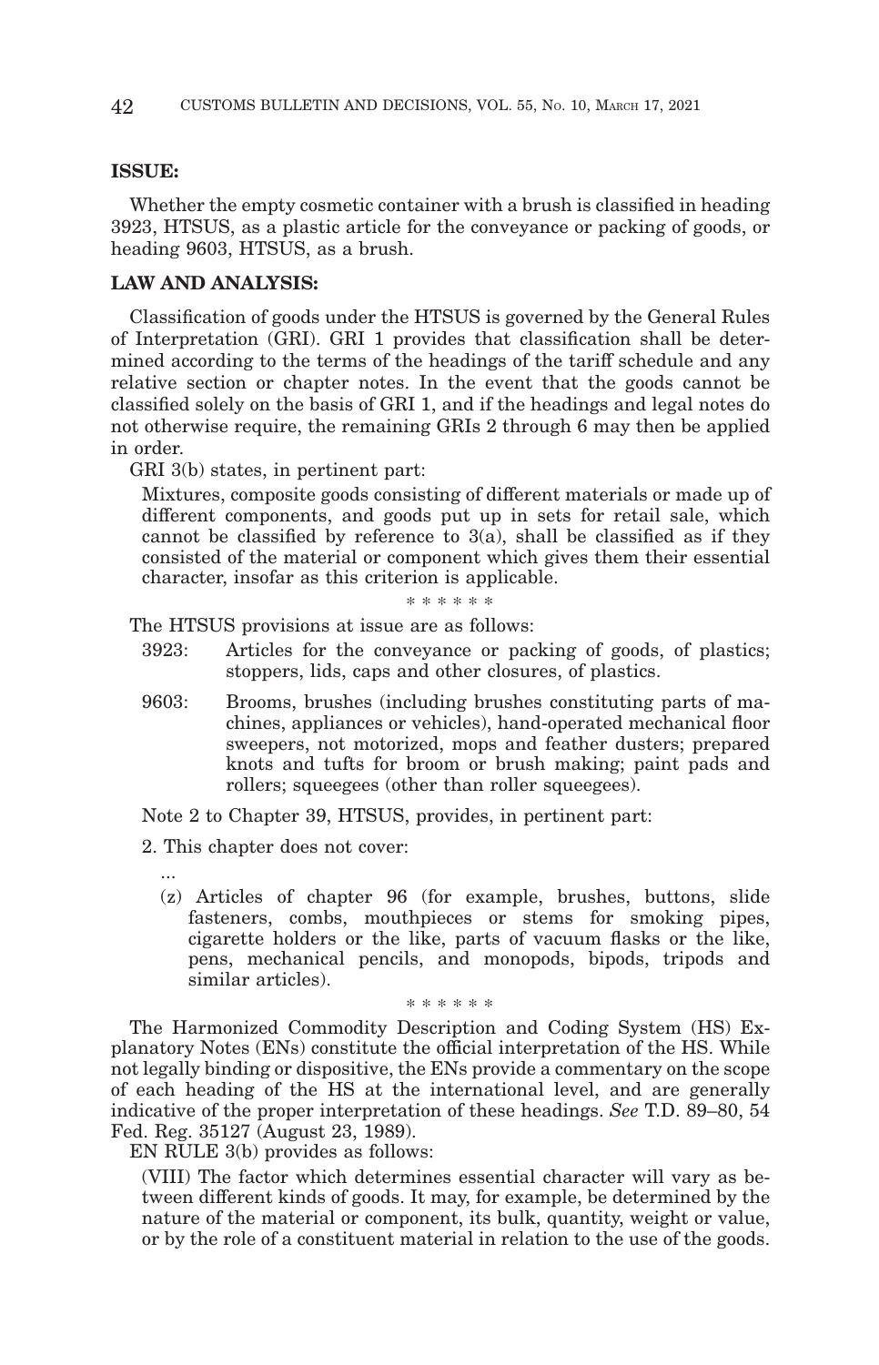**ISSUE:**

Whether the empty cosmetic container with a brush is classified in heading 3923, HTSUS, as a plastic article for the conveyance or packing of goods, or heading 9603, HTSUS, as a brush.

**LAW AND ANALYSIS:**

Classification of goods under the HTSUS is governed by the General Rules of Interpretation (GRI). GRI 1 provides that classification shall be determined according to the terms of the headings of the tariff schedule and any relative section or chapter notes. In the event that the goods cannot be classified solely on the basis of GRI 1, and if the headings and legal notes do not otherwise require, the remaining GRIs 2 through 6 may then be applied in order.

GRI 3(b) states, in pertinent part:

> Mixtures, composite goods consisting of different materials or made up of different components, and goods put up in sets for retail sale, which cannot be classified by reference to 3(a), shall be classified as if they consisted of the material or component which gives them their essential character, insofar as this criterion is applicable.

\* \* \* \* \* \*

The HTSUS provisions at issue are as follows:

3923: Articles for the conveyance or packing of goods, of plastics; stoppers, lids, caps and other closures, of plastics.

9603: Brooms, brushes (including brushes constituting parts of machines, appliances or vehicles), hand-operated mechanical floor sweepers, not motorized, mops and feather dusters; prepared knots and tufts for broom or brush making; paint pads and rollers; squeegees (other than roller squeegees).

Note 2 to Chapter 39, HTSUS, provides, in pertinent part:

2. This chapter does not cover:

...

(z) Articles of chapter 96 (for example, brushes, buttons, slide fasteners, combs, mouthpieces or stems for smoking pipes, cigarette holders or the like, parts of vacuum flasks or the like, pens, mechanical pencils, and monopods, bipods, tripods and similar articles).

\* \* \* \* \* \*

The Harmonized Commodity Description and Coding System (HS) Explanatory Notes (ENs) constitute the official interpretation of the HS. While not legally binding or dispositive, the ENs provide a commentary on the scope of each heading of the HS at the international level, and are generally indicative of the proper interpretation of these headings. *See* T.D. 89–80, 54 Fed. Reg. 35127 (August 23, 1989).

EN RULE 3(b) provides as follows:

> (VIII) The factor which determines essential character will vary as between different kinds of goods. It may, for example, be determined by the nature of the material or component, its bulk, quantity, weight or value, or by the role of a constituent material in relation to the use of the goods.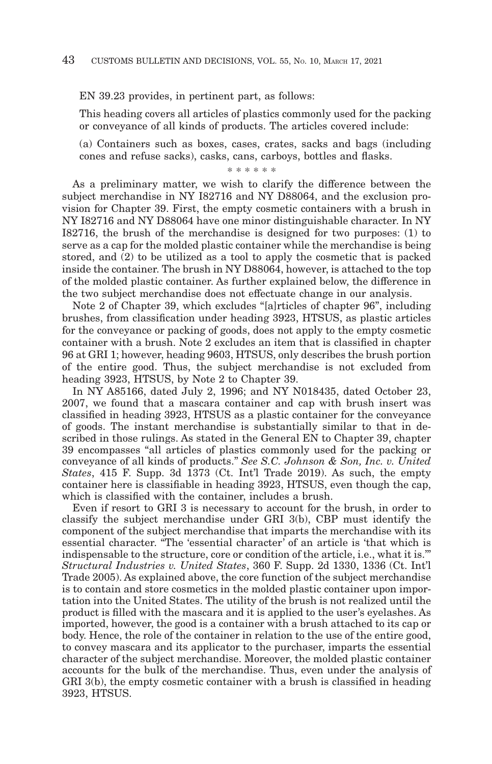EN 39.23 provides, in pertinent part, as follows:

> This heading covers all articles of plastics commonly used for the packing or conveyance of all kinds of products. The articles covered include:
>
> (a) Containers such as boxes, cases, crates, sacks and bags (including cones and refuse sacks), casks, cans, carboys, bottles and flasks.

\* \* \* \* \* \*

As a preliminary matter, we wish to clarify the difference between the subject merchandise in NY I82716 and NY D88064, and the exclusion provision for Chapter 39. First, the empty cosmetic containers with a brush in NY I82716 and NY D88064 have one minor distinguishable character. In NY I82716, the brush of the merchandise is designed for two purposes: (1) to serve as a cap for the molded plastic container while the merchandise is being stored, and (2) to be utilized as a tool to apply the cosmetic that is packed inside the container. The brush in NY D88064, however, is attached to the top of the molded plastic container. As further explained below, the difference in the two subject merchandise does not effectuate change in our analysis.

Note 2 of Chapter 39, which excludes "[a]rticles of chapter 96", including brushes, from classification under heading 3923, HTSUS, as plastic articles for the conveyance or packing of goods, does not apply to the empty cosmetic container with a brush. Note 2 excludes an item that is classified in chapter 96 at GRI 1; however, heading 9603, HTSUS, only describes the brush portion of the entire good. Thus, the subject merchandise is not excluded from heading 3923, HTSUS, by Note 2 to Chapter 39.

In NY A85166, dated July 2, 1996; and NY N018435, dated October 23, 2007, we found that a mascara container and cap with brush insert was classified in heading 3923, HTSUS as a plastic container for the conveyance of goods. The instant merchandise is substantially similar to that in described in those rulings. As stated in the General EN to Chapter 39, chapter 39 encompasses "all articles of plastics commonly used for the packing or conveyance of all kinds of products." *See S.C. Johnson & Son, Inc. v. United States*, 415 F. Supp. 3d 1373 (Ct. Int'l Trade 2019). As such, the empty container here is classifiable in heading 3923, HTSUS, even though the cap, which is classified with the container, includes a brush.

Even if resort to GRI 3 is necessary to account for the brush, in order to classify the subject merchandise under GRI 3(b), CBP must identify the component of the subject merchandise that imparts the merchandise with its essential character. "The 'essential character' of an article is 'that which is indispensable to the structure, core or condition of the article, i.e., what it is.'" *Structural Industries v. United States*, 360 F. Supp. 2d 1330, 1336 (Ct. Int'l Trade 2005). As explained above, the core function of the subject merchandise is to contain and store cosmetics in the molded plastic container upon importation into the United States. The utility of the brush is not realized until the product is filled with the mascara and it is applied to the user's eyelashes. As imported, however, the good is a container with a brush attached to its cap or body. Hence, the role of the container in relation to the use of the entire good, to convey mascara and its applicator to the purchaser, imparts the essential character of the subject merchandise. Moreover, the molded plastic container accounts for the bulk of the merchandise. Thus, even under the analysis of GRI 3(b), the empty cosmetic container with a brush is classified in heading 3923, HTSUS.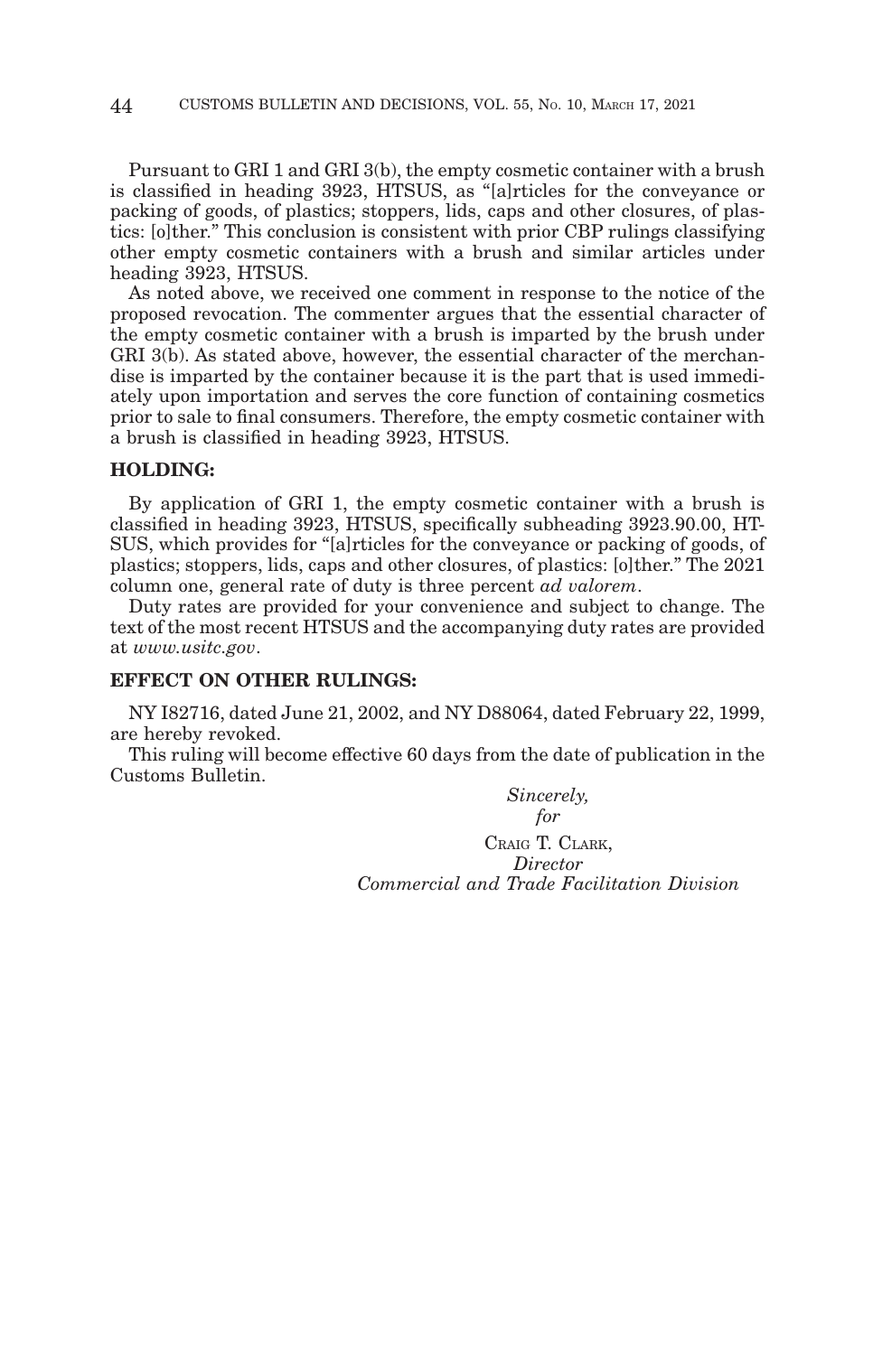Pursuant to GRI 1 and GRI 3(b), the empty cosmetic container with a brush is classified in heading 3923, HTSUS, as "[a]rticles for the conveyance or packing of goods, of plastics; stoppers, lids, caps and other closures, of plastics: [o]ther." This conclusion is consistent with prior CBP rulings classifying other empty cosmetic containers with a brush and similar articles under heading 3923, HTSUS.

As noted above, we received one comment in response to the notice of the proposed revocation. The commenter argues that the essential character of the empty cosmetic container with a brush is imparted by the brush under GRI 3(b). As stated above, however, the essential character of the merchandise is imparted by the container because it is the part that is used immediately upon importation and serves the core function of containing cosmetics prior to sale to final consumers. Therefore, the empty cosmetic container with a brush is classified in heading 3923, HTSUS.

**HOLDING:**

By application of GRI 1, the empty cosmetic container with a brush is classified in heading 3923, HTSUS, specifically subheading 3923.90.00, HTSUS, which provides for "[a]rticles for the conveyance or packing of goods, of plastics; stoppers, lids, caps and other closures, of plastics: [o]ther." The 2021 column one, general rate of duty is three percent *ad valorem*.

Duty rates are provided for your convenience and subject to change. The text of the most recent HTSUS and the accompanying duty rates are provided at *www.usitc.gov*.

**EFFECT ON OTHER RULINGS:**

NY I82716, dated June 21, 2002, and NY D88064, dated February 22, 1999, are hereby revoked.

This ruling will become effective 60 days from the date of publication in the Customs Bulletin.

*Sincerely,*
*for*

CRAIG T. CLARK,
*Director*
*Commercial and Trade Facilitation Division*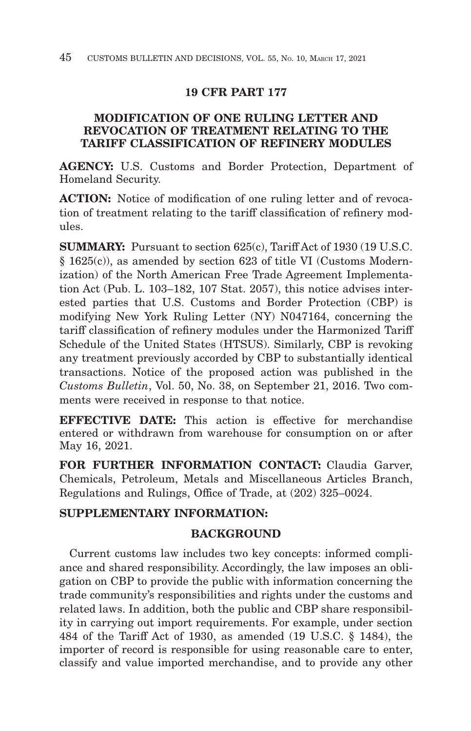## 19 CFR PART 177

### MODIFICATION OF ONE RULING LETTER AND REVOCATION OF TREATMENT RELATING TO THE TARIFF CLASSIFICATION OF REFINERY MODULES

**AGENCY:** U.S. Customs and Border Protection, Department of Homeland Security.

**ACTION:** Notice of modification of one ruling letter and of revocation of treatment relating to the tariff classification of refinery modules.

**SUMMARY:** Pursuant to section 625(c), Tariff Act of 1930 (19 U.S.C. § 1625(c)), as amended by section 623 of title VI (Customs Modernization) of the North American Free Trade Agreement Implementation Act (Pub. L. 103–182, 107 Stat. 2057), this notice advises interested parties that U.S. Customs and Border Protection (CBP) is modifying New York Ruling Letter (NY) N047164, concerning the tariff classification of refinery modules under the Harmonized Tariff Schedule of the United States (HTSUS). Similarly, CBP is revoking any treatment previously accorded by CBP to substantially identical transactions. Notice of the proposed action was published in the *Customs Bulletin*, Vol. 50, No. 38, on September 21, 2016. Two comments were received in response to that notice.

**EFFECTIVE DATE:** This action is effective for merchandise entered or withdrawn from warehouse for consumption on or after May 16, 2021.

**FOR FURTHER INFORMATION CONTACT:** Claudia Garver, Chemicals, Petroleum, Metals and Miscellaneous Articles Branch, Regulations and Rulings, Office of Trade, at (202) 325–0024.

**SUPPLEMENTARY INFORMATION:**

**BACKGROUND**

Current customs law includes two key concepts: informed compliance and shared responsibility. Accordingly, the law imposes an obligation on CBP to provide the public with information concerning the trade community's responsibilities and rights under the customs and related laws. In addition, both the public and CBP share responsibility in carrying out import requirements. For example, under section 484 of the Tariff Act of 1930, as amended (19 U.S.C. § 1484), the importer of record is responsible for using reasonable care to enter, classify and value imported merchandise, and to provide any other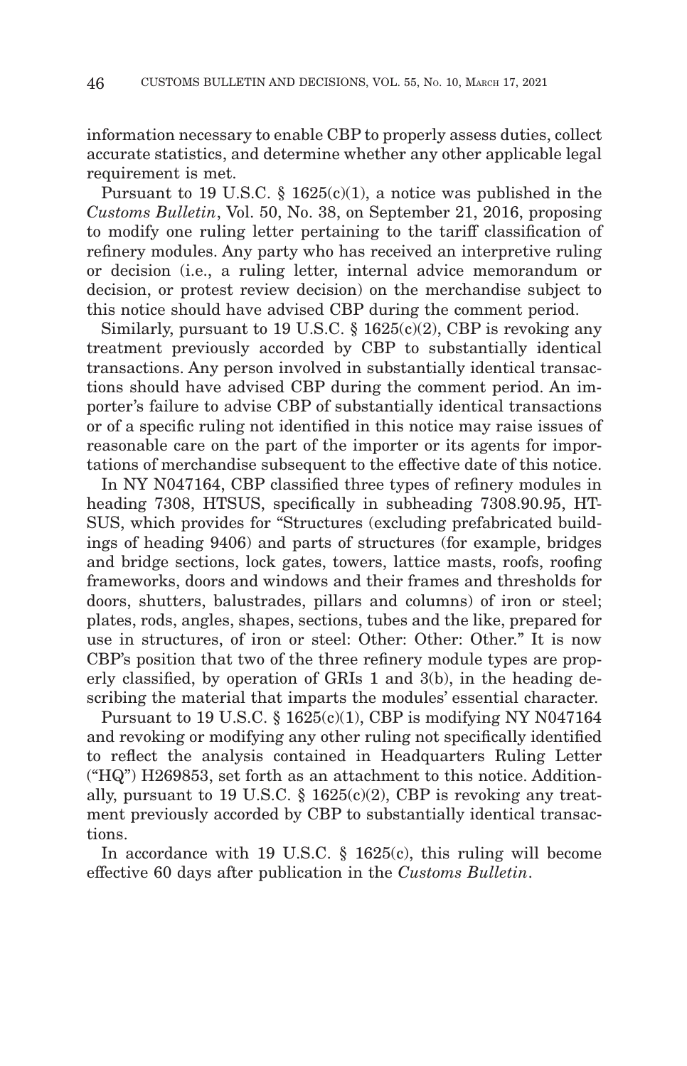information necessary to enable CBP to properly assess duties, collect accurate statistics, and determine whether any other applicable legal requirement is met.

Pursuant to 19 U.S.C. § 1625(c)(1), a notice was published in the *Customs Bulletin*, Vol. 50, No. 38, on September 21, 2016, proposing to modify one ruling letter pertaining to the tariff classification of refinery modules. Any party who has received an interpretive ruling or decision (i.e., a ruling letter, internal advice memorandum or decision, or protest review decision) on the merchandise subject to this notice should have advised CBP during the comment period.

Similarly, pursuant to 19 U.S.C. § 1625(c)(2), CBP is revoking any treatment previously accorded by CBP to substantially identical transactions. Any person involved in substantially identical transactions should have advised CBP during the comment period. An importer's failure to advise CBP of substantially identical transactions or of a specific ruling not identified in this notice may raise issues of reasonable care on the part of the importer or its agents for importations of merchandise subsequent to the effective date of this notice.

In NY N047164, CBP classified three types of refinery modules in heading 7308, HTSUS, specifically in subheading 7308.90.95, HTSUS, which provides for "Structures (excluding prefabricated buildings of heading 9406) and parts of structures (for example, bridges and bridge sections, lock gates, towers, lattice masts, roofs, roofing frameworks, doors and windows and their frames and thresholds for doors, shutters, balustrades, pillars and columns) of iron or steel; plates, rods, angles, shapes, sections, tubes and the like, prepared for use in structures, of iron or steel: Other: Other: Other." It is now CBP's position that two of the three refinery module types are properly classified, by operation of GRIs 1 and 3(b), in the heading describing the material that imparts the modules' essential character.

Pursuant to 19 U.S.C. § 1625(c)(1), CBP is modifying NY N047164 and revoking or modifying any other ruling not specifically identified to reflect the analysis contained in Headquarters Ruling Letter ("HQ") H269853, set forth as an attachment to this notice. Additionally, pursuant to 19 U.S.C. § 1625(c)(2), CBP is revoking any treatment previously accorded by CBP to substantially identical transactions.

In accordance with 19 U.S.C. § 1625(c), this ruling will become effective 60 days after publication in the *Customs Bulletin*.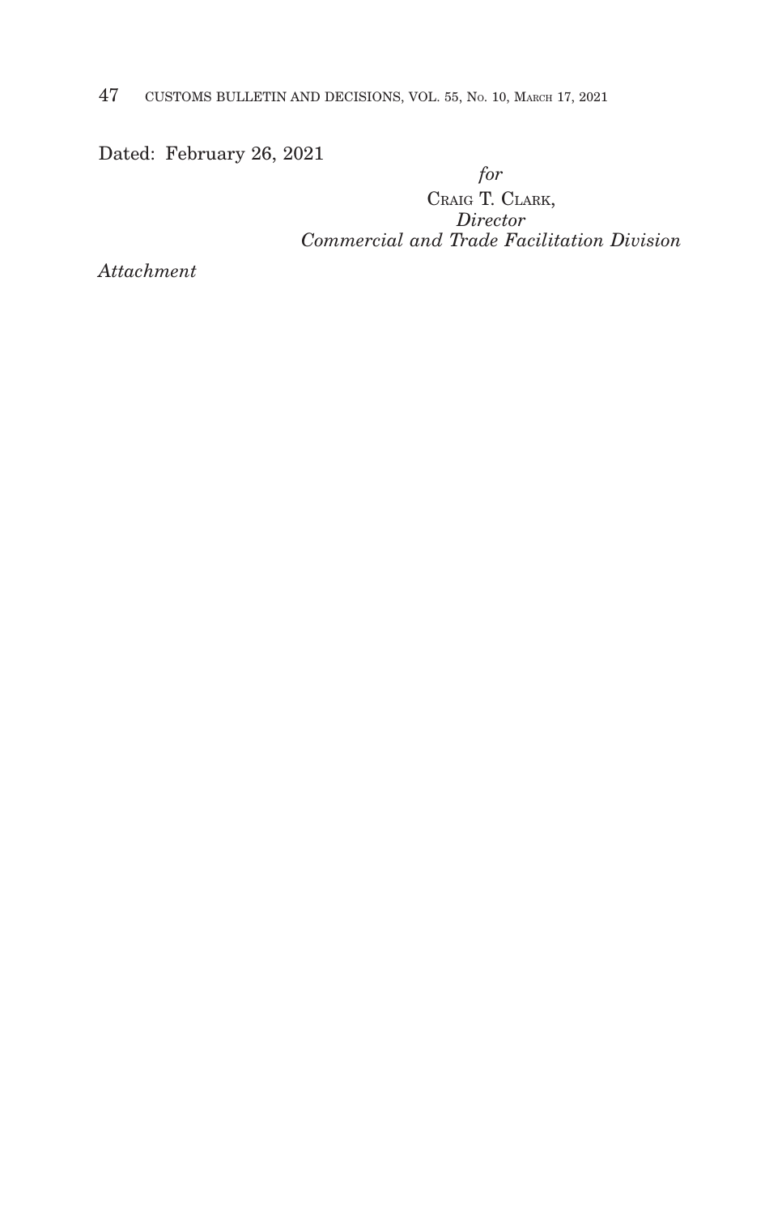Dated: February 26, 2021

*for*
CRAIG T. CLARK,
*Director*
*Commercial and Trade Facilitation Division*

*Attachment*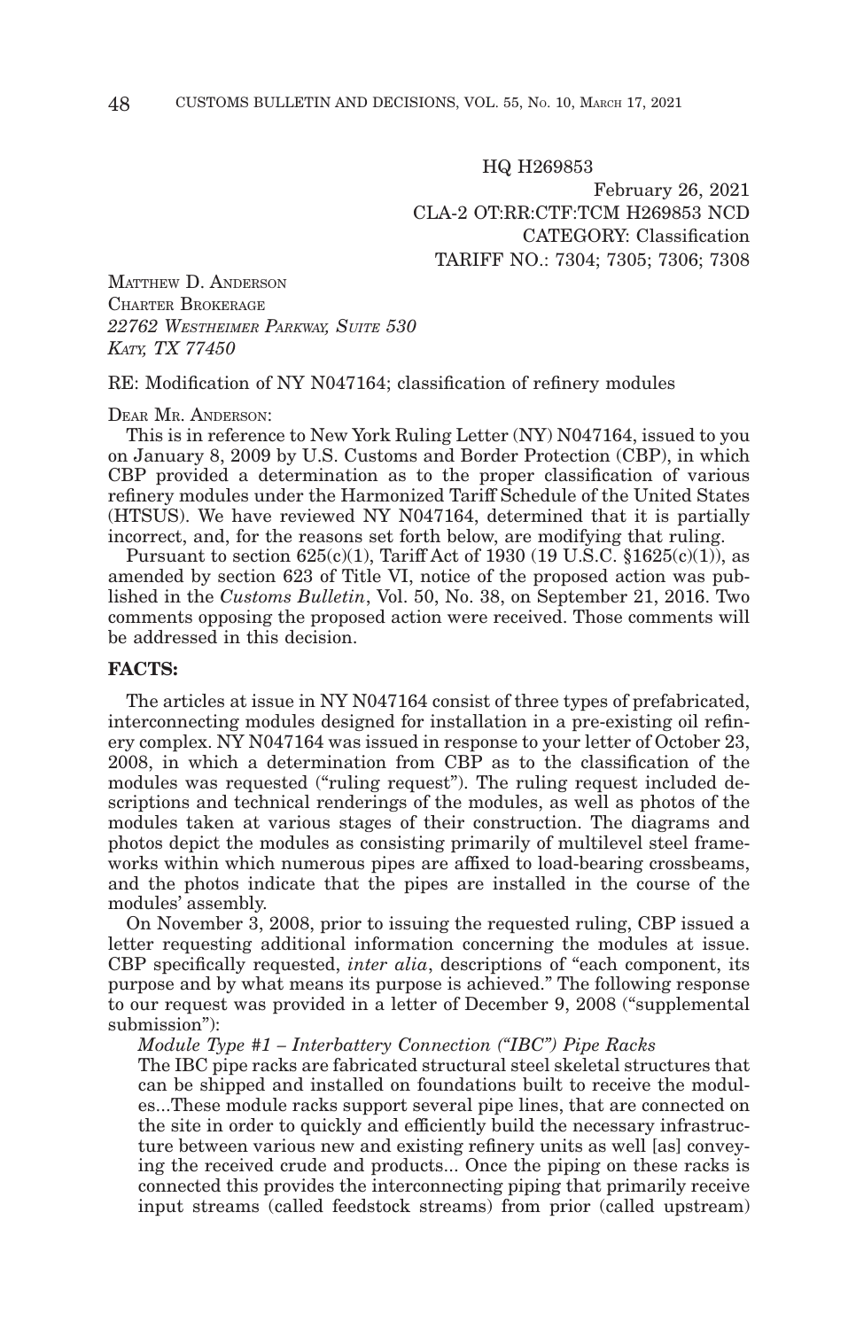HQ H269853

February 26, 2021

CLA-2 OT:RR:CTF:TCM H269853 NCD

CATEGORY: Classification

TARIFF NO.: 7304; 7305; 7306; 7308

MATTHEW D. ANDERSON
CHARTER BROKERAGE
*22762 WESTHEIMER PARKWAY, SUITE 530*
*KATY, TX 77450*

RE: Modification of NY N047164; classification of refinery modules

DEAR MR. ANDERSON:

This is in reference to New York Ruling Letter (NY) N047164, issued to you on January 8, 2009 by U.S. Customs and Border Protection (CBP), in which CBP provided a determination as to the proper classification of various refinery modules under the Harmonized Tariff Schedule of the United States (HTSUS). We have reviewed NY N047164, determined that it is partially incorrect, and, for the reasons set forth below, are modifying that ruling.

Pursuant to section 625(c)(1), Tariff Act of 1930 (19 U.S.C. §1625(c)(1)), as amended by section 623 of Title VI, notice of the proposed action was published in the *Customs Bulletin*, Vol. 50, No. 38, on September 21, 2016. Two comments opposing the proposed action were received. Those comments will be addressed in this decision.

**FACTS:**

The articles at issue in NY N047164 consist of three types of prefabricated, interconnecting modules designed for installation in a pre-existing oil refinery complex. NY N047164 was issued in response to your letter of October 23, 2008, in which a determination from CBP as to the classification of the modules was requested ("ruling request"). The ruling request included descriptions and technical renderings of the modules, as well as photos of the modules taken at various stages of their construction. The diagrams and photos depict the modules as consisting primarily of multilevel steel frameworks within which numerous pipes are affixed to load-bearing crossbeams, and the photos indicate that the pipes are installed in the course of the modules' assembly.

On November 3, 2008, prior to issuing the requested ruling, CBP issued a letter requesting additional information concerning the modules at issue. CBP specifically requested, *inter alia*, descriptions of "each component, its purpose and by what means its purpose is achieved." The following response to our request was provided in a letter of December 9, 2008 ("supplemental submission"):

*Module Type #1 – Interbattery Connection ("IBC") Pipe Racks*

The IBC pipe racks are fabricated structural steel skeletal structures that can be shipped and installed on foundations built to receive the modules...These module racks support several pipe lines, that are connected on the site in order to quickly and efficiently build the necessary infrastructure between various new and existing refinery units as well [as] conveying the received crude and products... Once the piping on these racks is connected this provides the interconnecting piping that primarily receive input streams (called feedstock streams) from prior (called upstream)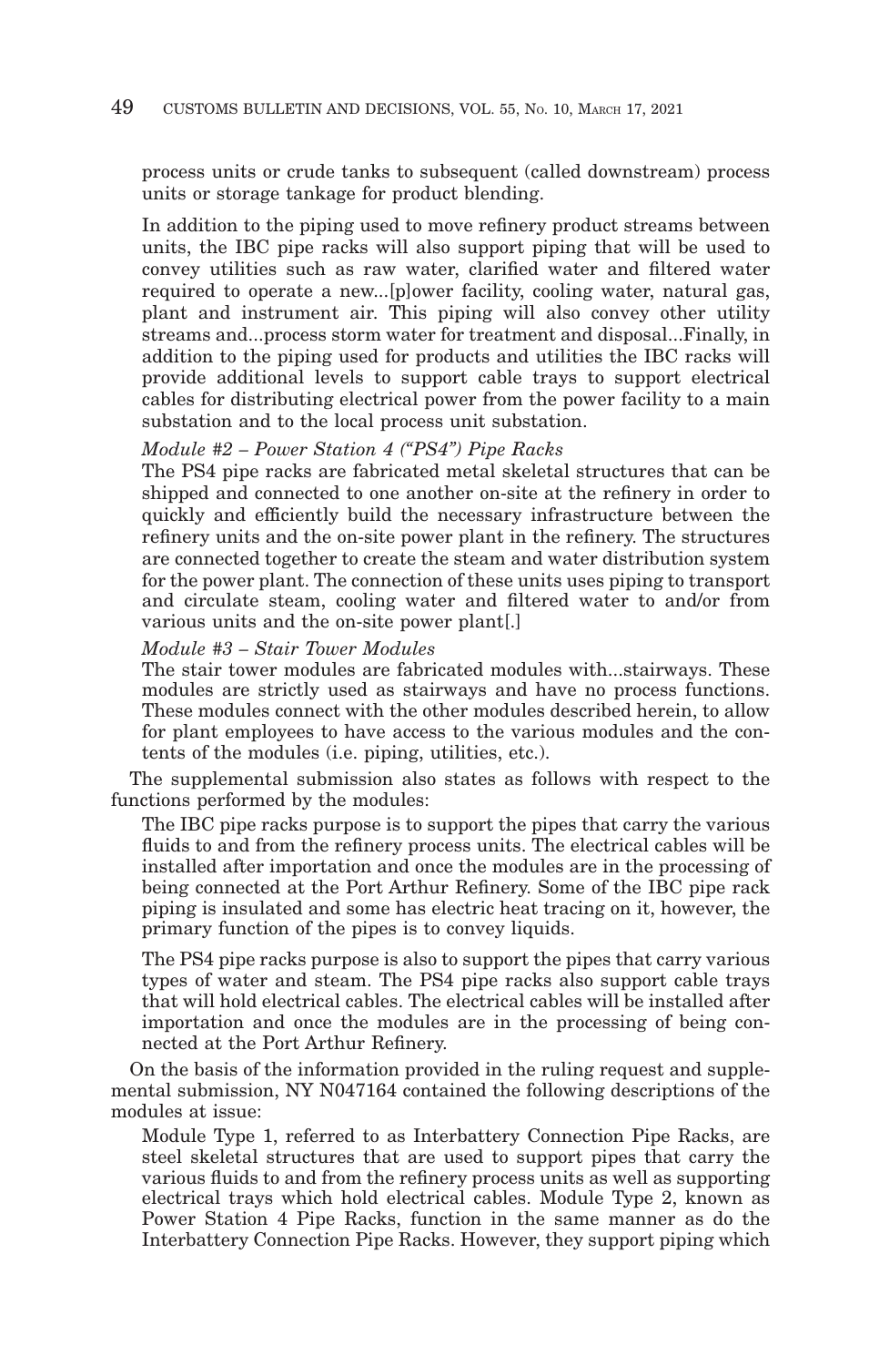process units or crude tanks to subsequent (called downstream) process units or storage tankage for product blending.

> In addition to the piping used to move refinery product streams between units, the IBC pipe racks will also support piping that will be used to convey utilities such as raw water, clarified water and filtered water required to operate a new...[p]ower facility, cooling water, natural gas, plant and instrument air. This piping will also convey other utility streams and...process storm water for treatment and disposal...Finally, in addition to the piping used for products and utilities the IBC racks will provide additional levels to support cable trays to support electrical cables for distributing electrical power from the power facility to a main substation and to the local process unit substation.
>
> *Module #2 – Power Station 4 ("PS4") Pipe Racks*
>
> The PS4 pipe racks are fabricated metal skeletal structures that can be shipped and connected to one another on-site at the refinery in order to quickly and efficiently build the necessary infrastructure between the refinery units and the on-site power plant in the refinery. The structures are connected together to create the steam and water distribution system for the power plant. The connection of these units uses piping to transport and circulate steam, cooling water and filtered water to and/or from various units and the on-site power plant[.]
>
> *Module #3 – Stair Tower Modules*
>
> The stair tower modules are fabricated modules with...stairways. These modules are strictly used as stairways and have no process functions. These modules connect with the other modules described herein, to allow for plant employees to have access to the various modules and the contents of the modules (i.e. piping, utilities, etc.).

The supplemental submission also states as follows with respect to the functions performed by the modules:

> The IBC pipe racks purpose is to support the pipes that carry the various fluids to and from the refinery process units. The electrical cables will be installed after importation and once the modules are in the processing of being connected at the Port Arthur Refinery. Some of the IBC pipe rack piping is insulated and some has electric heat tracing on it, however, the primary function of the pipes is to convey liquids.
>
> The PS4 pipe racks purpose is also to support the pipes that carry various types of water and steam. The PS4 pipe racks also support cable trays that will hold electrical cables. The electrical cables will be installed after importation and once the modules are in the processing of being connected at the Port Arthur Refinery.

On the basis of the information provided in the ruling request and supplemental submission, NY N047164 contained the following descriptions of the modules at issue:

> Module Type 1, referred to as Interbattery Connection Pipe Racks, are steel skeletal structures that are used to support pipes that carry the various fluids to and from the refinery process units as well as supporting electrical trays which hold electrical cables. Module Type 2, known as Power Station 4 Pipe Racks, function in the same manner as do the Interbattery Connection Pipe Racks. However, they support piping which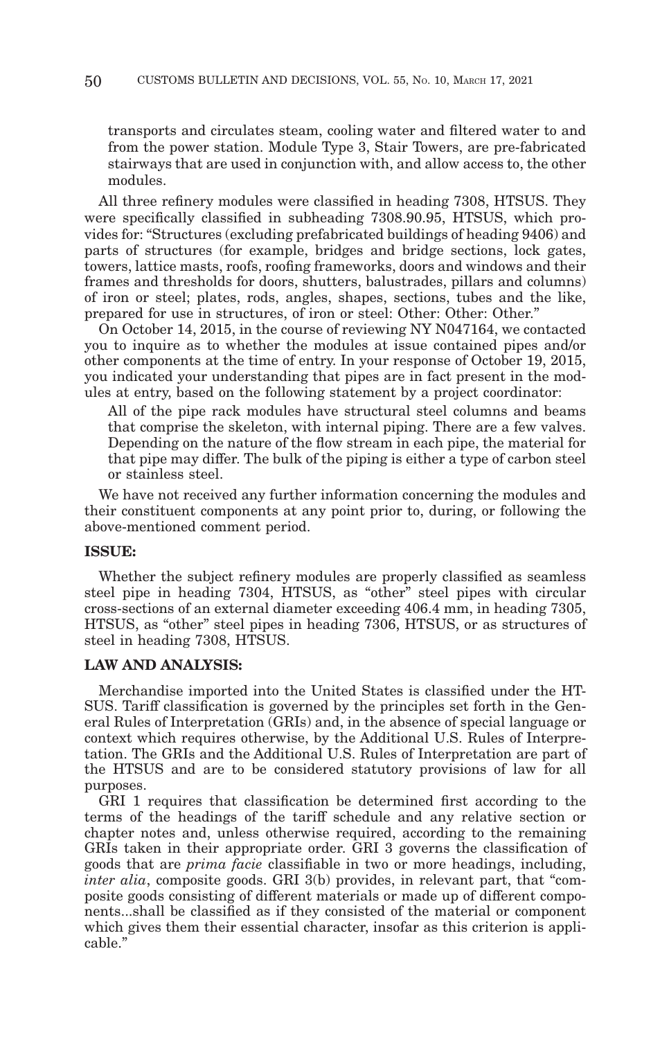transports and circulates steam, cooling water and filtered water to and from the power station. Module Type 3, Stair Towers, are pre-fabricated stairways that are used in conjunction with, and allow access to, the other modules.

All three refinery modules were classified in heading 7308, HTSUS. They were specifically classified in subheading 7308.90.95, HTSUS, which provides for: "Structures (excluding prefabricated buildings of heading 9406) and parts of structures (for example, bridges and bridge sections, lock gates, towers, lattice masts, roofs, roofing frameworks, doors and windows and their frames and thresholds for doors, shutters, balustrades, pillars and columns) of iron or steel; plates, rods, angles, shapes, sections, tubes and the like, prepared for use in structures, of iron or steel: Other: Other: Other."

On October 14, 2015, in the course of reviewing NY N047164, we contacted you to inquire as to whether the modules at issue contained pipes and/or other components at the time of entry. In your response of October 19, 2015, you indicated your understanding that pipes are in fact present in the modules at entry, based on the following statement by a project coordinator:

> All of the pipe rack modules have structural steel columns and beams that comprise the skeleton, with internal piping. There are a few valves. Depending on the nature of the flow stream in each pipe, the material for that pipe may differ. The bulk of the piping is either a type of carbon steel or stainless steel.

We have not received any further information concerning the modules and their constituent components at any point prior to, during, or following the above-mentioned comment period.

**ISSUE:**

Whether the subject refinery modules are properly classified as seamless steel pipe in heading 7304, HTSUS, as "other" steel pipes with circular cross-sections of an external diameter exceeding 406.4 mm, in heading 7305, HTSUS, as "other" steel pipes in heading 7306, HTSUS, or as structures of steel in heading 7308, HTSUS.

**LAW AND ANALYSIS:**

Merchandise imported into the United States is classified under the HTSUS. Tariff classification is governed by the principles set forth in the General Rules of Interpretation (GRIs) and, in the absence of special language or context which requires otherwise, by the Additional U.S. Rules of Interpretation. The GRIs and the Additional U.S. Rules of Interpretation are part of the HTSUS and are to be considered statutory provisions of law for all purposes.

GRI 1 requires that classification be determined first according to the terms of the headings of the tariff schedule and any relative section or chapter notes and, unless otherwise required, according to the remaining GRIs taken in their appropriate order. GRI 3 governs the classification of goods that are *prima facie* classifiable in two or more headings, including, *inter alia*, composite goods. GRI 3(b) provides, in relevant part, that "composite goods consisting of different materials or made up of different components...shall be classified as if they consisted of the material or component which gives them their essential character, insofar as this criterion is applicable."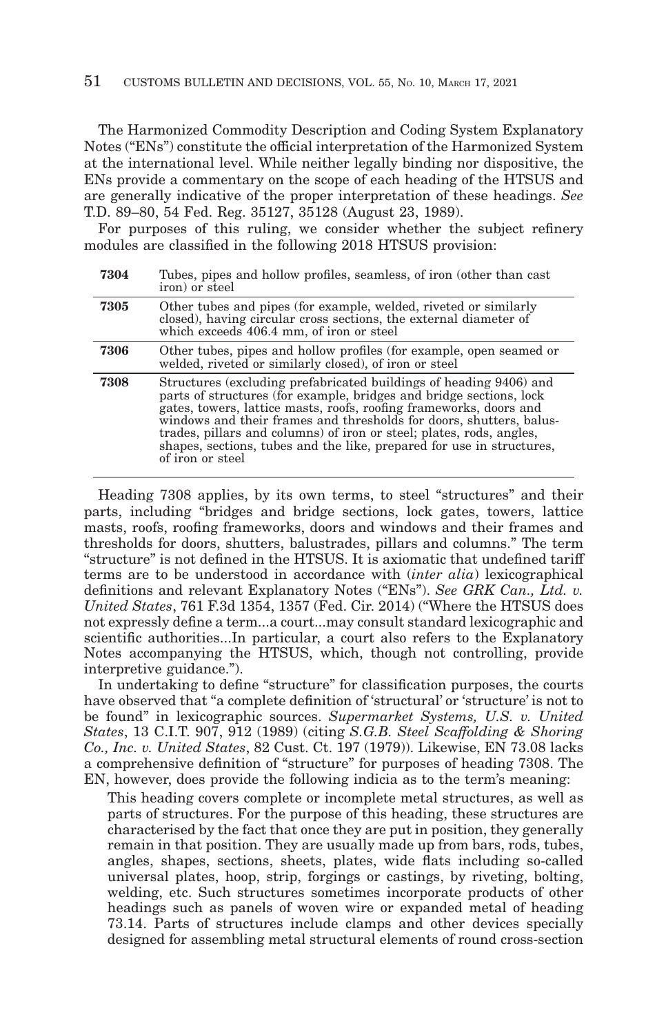The Harmonized Commodity Description and Coding System Explanatory Notes ("ENs") constitute the official interpretation of the Harmonized System at the international level. While neither legally binding nor dispositive, the ENs provide a commentary on the scope of each heading of the HTSUS and are generally indicative of the proper interpretation of these headings. *See* T.D. 89–80, 54 Fed. Reg. 35127, 35128 (August 23, 1989).

For purposes of this ruling, we consider whether the subject refinery modules are classified in the following 2018 HTSUS provision:

| | |
|---|---|
| **7304** | Tubes, pipes and hollow profiles, seamless, of iron (other than cast iron) or steel |
| **7305** | Other tubes and pipes (for example, welded, riveted or similarly closed), having circular cross sections, the external diameter of which exceeds 406.4 mm, of iron or steel |
| **7306** | Other tubes, pipes and hollow profiles (for example, open seamed or welded, riveted or similarly closed), of iron or steel |
| **7308** | Structures (excluding prefabricated buildings of heading 9406) and parts of structures (for example, bridges and bridge sections, lock gates, towers, lattice masts, roofs, roofing frameworks, doors and windows and their frames and thresholds for doors, shutters, balustrades, pillars and columns) of iron or steel; plates, rods, angles, shapes, sections, tubes and the like, prepared for use in structures, of iron or steel |

Heading 7308 applies, by its own terms, to steel "structures" and their parts, including "bridges and bridge sections, lock gates, towers, lattice masts, roofs, roofing frameworks, doors and windows and their frames and thresholds for doors, shutters, balustrades, pillars and columns." The term "structure" is not defined in the HTSUS. It is axiomatic that undefined tariff terms are to be understood in accordance with (*inter alia*) lexicographical definitions and relevant Explanatory Notes ("ENs"). *See GRK Can., Ltd. v. United States*, 761 F.3d 1354, 1357 (Fed. Cir. 2014) ("Where the HTSUS does not expressly define a term...a court...may consult standard lexicographic and scientific authorities...In particular, a court also refers to the Explanatory Notes accompanying the HTSUS, which, though not controlling, provide interpretive guidance.").

In undertaking to define "structure" for classification purposes, the courts have observed that "a complete definition of 'structural' or 'structure' is not to be found" in lexicographic sources. *Supermarket Systems, U.S. v. United States*, 13 C.I.T. 907, 912 (1989) (citing *S.G.B. Steel Scaffolding & Shoring Co., Inc. v. United States*, 82 Cust. Ct. 197 (1979)). Likewise, EN 73.08 lacks a comprehensive definition of "structure" for purposes of heading 7308. The EN, however, does provide the following indicia as to the term's meaning:

> This heading covers complete or incomplete metal structures, as well as parts of structures. For the purpose of this heading, these structures are characterised by the fact that once they are put in position, they generally remain in that position. They are usually made up from bars, rods, tubes, angles, shapes, sections, sheets, plates, wide flats including so-called universal plates, hoop, strip, forgings or castings, by riveting, bolting, welding, etc. Such structures sometimes incorporate products of other headings such as panels of woven wire or expanded metal of heading 73.14. Parts of structures include clamps and other devices specially designed for assembling metal structural elements of round cross-section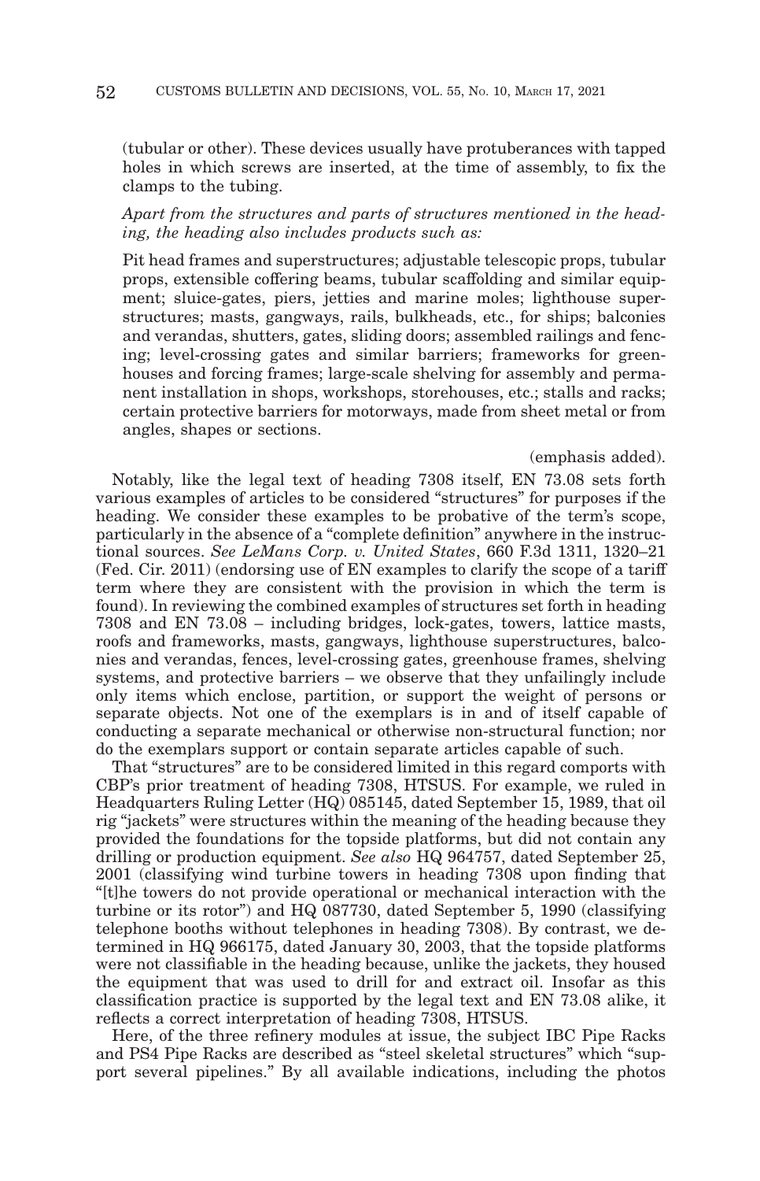(tubular or other). These devices usually have protuberances with tapped holes in which screws are inserted, at the time of assembly, to fix the clamps to the tubing.

*Apart from the structures and parts of structures mentioned in the heading, the heading also includes products such as:*

Pit head frames and superstructures; adjustable telescopic props, tubular props, extensible coffering beams, tubular scaffolding and similar equipment; sluice-gates, piers, jetties and marine moles; lighthouse superstructures; masts, gangways, rails, bulkheads, etc., for ships; balconies and verandas, shutters, gates, sliding doors; assembled railings and fencing; level-crossing gates and similar barriers; frameworks for greenhouses and forcing frames; large-scale shelving for assembly and permanent installation in shops, workshops, storehouses, etc.; stalls and racks; certain protective barriers for motorways, made from sheet metal or from angles, shapes or sections.

(emphasis added).

Notably, like the legal text of heading 7308 itself, EN 73.08 sets forth various examples of articles to be considered "structures" for purposes if the heading. We consider these examples to be probative of the term's scope, particularly in the absence of a "complete definition" anywhere in the instructional sources. *See LeMans Corp. v. United States*, 660 F.3d 1311, 1320–21 (Fed. Cir. 2011) (endorsing use of EN examples to clarify the scope of a tariff term where they are consistent with the provision in which the term is found). In reviewing the combined examples of structures set forth in heading 7308 and EN 73.08 – including bridges, lock-gates, towers, lattice masts, roofs and frameworks, masts, gangways, lighthouse superstructures, balconies and verandas, fences, level-crossing gates, greenhouse frames, shelving systems, and protective barriers – we observe that they unfailingly include only items which enclose, partition, or support the weight of persons or separate objects. Not one of the exemplars is in and of itself capable of conducting a separate mechanical or otherwise non-structural function; nor do the exemplars support or contain separate articles capable of such.

That "structures" are to be considered limited in this regard comports with CBP's prior treatment of heading 7308, HTSUS. For example, we ruled in Headquarters Ruling Letter (HQ) 085145, dated September 15, 1989, that oil rig "jackets" were structures within the meaning of the heading because they provided the foundations for the topside platforms, but did not contain any drilling or production equipment. *See also* HQ 964757, dated September 25, 2001 (classifying wind turbine towers in heading 7308 upon finding that "[t]he towers do not provide operational or mechanical interaction with the turbine or its rotor") and HQ 087730, dated September 5, 1990 (classifying telephone booths without telephones in heading 7308). By contrast, we determined in HQ 966175, dated January 30, 2003, that the topside platforms were not classifiable in the heading because, unlike the jackets, they housed the equipment that was used to drill for and extract oil. Insofar as this classification practice is supported by the legal text and EN 73.08 alike, it reflects a correct interpretation of heading 7308, HTSUS.

Here, of the three refinery modules at issue, the subject IBC Pipe Racks and PS4 Pipe Racks are described as "steel skeletal structures" which "support several pipelines." By all available indications, including the photos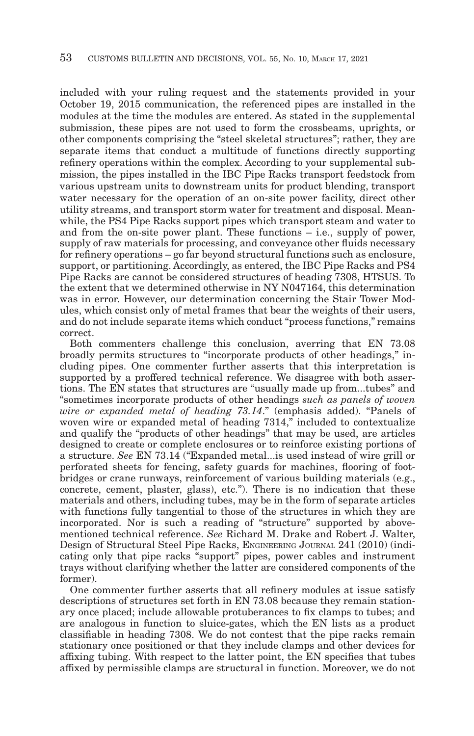included with your ruling request and the statements provided in your October 19, 2015 communication, the referenced pipes are installed in the modules at the time the modules are entered. As stated in the supplemental submission, these pipes are not used to form the crossbeams, uprights, or other components comprising the "steel skeletal structures"; rather, they are separate items that conduct a multitude of functions directly supporting refinery operations within the complex. According to your supplemental submission, the pipes installed in the IBC Pipe Racks transport feedstock from various upstream units to downstream units for product blending, transport water necessary for the operation of an on-site power facility, direct other utility streams, and transport storm water for treatment and disposal. Meanwhile, the PS4 Pipe Racks support pipes which transport steam and water to and from the on-site power plant. These functions – i.e., supply of power, supply of raw materials for processing, and conveyance other fluids necessary for refinery operations – go far beyond structural functions such as enclosure, support, or partitioning. Accordingly, as entered, the IBC Pipe Racks and PS4 Pipe Racks are cannot be considered structures of heading 7308, HTSUS. To the extent that we determined otherwise in NY N047164, this determination was in error. However, our determination concerning the Stair Tower Modules, which consist only of metal frames that bear the weights of their users, and do not include separate items which conduct "process functions," remains correct.

Both commenters challenge this conclusion, averring that EN 73.08 broadly permits structures to "incorporate products of other headings," including pipes. One commenter further asserts that this interpretation is supported by a proffered technical reference. We disagree with both assertions. The EN states that structures are "usually made up from...tubes" and "sometimes incorporate products of other headings *such as panels of woven wire or expanded metal of heading 73.14*." (emphasis added). "Panels of woven wire or expanded metal of heading 7314," included to contextualize and qualify the "products of other headings" that may be used, are articles designed to create or complete enclosures or to reinforce existing portions of a structure. *See* EN 73.14 ("Expanded metal...is used instead of wire grill or perforated sheets for fencing, safety guards for machines, flooring of footbridges or crane runways, reinforcement of various building materials (e.g., concrete, cement, plaster, glass), etc."). There is no indication that these materials and others, including tubes, may be in the form of separate articles with functions fully tangential to those of the structures in which they are incorporated. Nor is such a reading of "structure" supported by above-mentioned technical reference. *See* Richard M. Drake and Robert J. Walter, Design of Structural Steel Pipe Racks, ENGINEERING JOURNAL 241 (2010) (indicating only that pipe racks "support" pipes, power cables and instrument trays without clarifying whether the latter are considered components of the former).

One commenter further asserts that all refinery modules at issue satisfy descriptions of structures set forth in EN 73.08 because they remain stationary once placed; include allowable protuberances to fix clamps to tubes; and are analogous in function to sluice-gates, which the EN lists as a product classifiable in heading 7308. We do not contest that the pipe racks remain stationary once positioned or that they include clamps and other devices for affixing tubing. With respect to the latter point, the EN specifies that tubes affixed by permissible clamps are structural in function. Moreover, we do not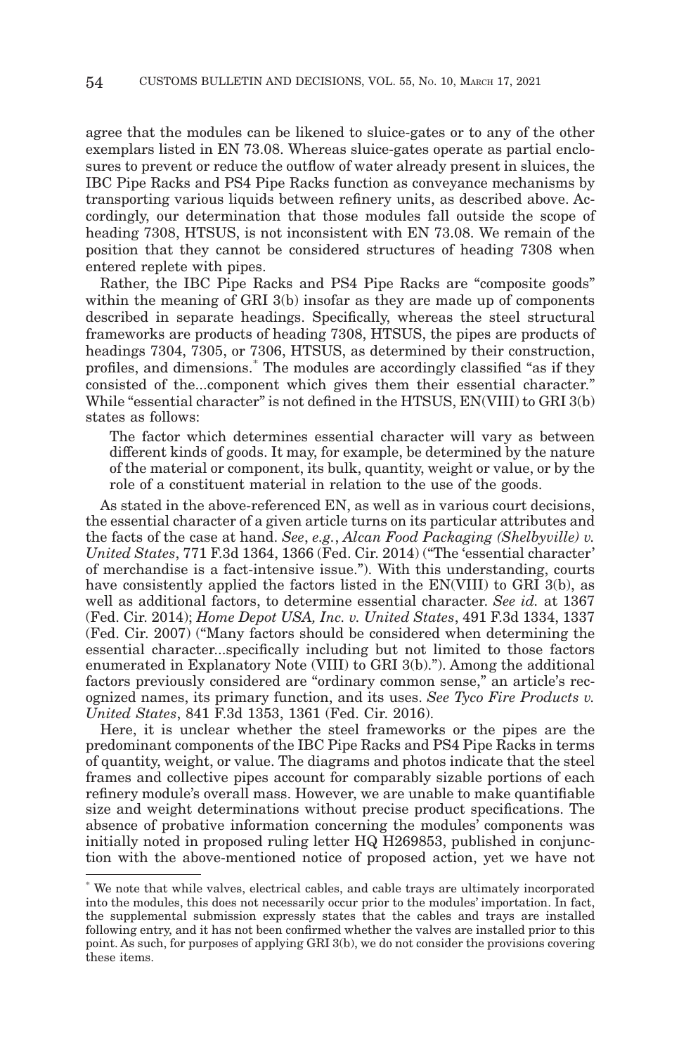agree that the modules can be likened to sluice-gates or to any of the other exemplars listed in EN 73.08. Whereas sluice-gates operate as partial enclosures to prevent or reduce the outflow of water already present in sluices, the IBC Pipe Racks and PS4 Pipe Racks function as conveyance mechanisms by transporting various liquids between refinery units, as described above. Accordingly, our determination that those modules fall outside the scope of heading 7308, HTSUS, is not inconsistent with EN 73.08. We remain of the position that they cannot be considered structures of heading 7308 when entered replete with pipes.

Rather, the IBC Pipe Racks and PS4 Pipe Racks are "composite goods" within the meaning of GRI 3(b) insofar as they are made up of components described in separate headings. Specifically, whereas the steel structural frameworks are products of heading 7308, HTSUS, the pipes are products of headings 7304, 7305, or 7306, HTSUS, as determined by their construction, profiles, and dimensions.* The modules are accordingly classified "as if they consisted of the...component which gives them their essential character." While "essential character" is not defined in the HTSUS, EN(VIII) to GRI 3(b) states as follows:

> The factor which determines essential character will vary as between different kinds of goods. It may, for example, be determined by the nature of the material or component, its bulk, quantity, weight or value, or by the role of a constituent material in relation to the use of the goods.

As stated in the above-referenced EN, as well as in various court decisions, the essential character of a given article turns on its particular attributes and the facts of the case at hand. *See*, *e.g.*, *Alcan Food Packaging (Shelbyville) v. United States*, 771 F.3d 1364, 1366 (Fed. Cir. 2014) ("The 'essential character' of merchandise is a fact-intensive issue."). With this understanding, courts have consistently applied the factors listed in the EN(VIII) to GRI 3(b), as well as additional factors, to determine essential character. *See id.* at 1367 (Fed. Cir. 2014); *Home Depot USA, Inc. v. United States*, 491 F.3d 1334, 1337 (Fed. Cir. 2007) ("Many factors should be considered when determining the essential character...specifically including but not limited to those factors enumerated in Explanatory Note (VIII) to GRI 3(b)."). Among the additional factors previously considered are "ordinary common sense," an article's recognized names, its primary function, and its uses. *See Tyco Fire Products v. United States*, 841 F.3d 1353, 1361 (Fed. Cir. 2016).

Here, it is unclear whether the steel frameworks or the pipes are the predominant components of the IBC Pipe Racks and PS4 Pipe Racks in terms of quantity, weight, or value. The diagrams and photos indicate that the steel frames and collective pipes account for comparably sizable portions of each refinery module's overall mass. However, we are unable to make quantifiable size and weight determinations without precise product specifications. The absence of probative information concerning the modules' components was initially noted in proposed ruling letter HQ H269853, published in conjunction with the above-mentioned notice of proposed action, yet we have not

---

* We note that while valves, electrical cables, and cable trays are ultimately incorporated into the modules, this does not necessarily occur prior to the modules' importation. In fact, the supplemental submission expressly states that the cables and trays are installed following entry, and it has not been confirmed whether the valves are installed prior to this point. As such, for purposes of applying GRI 3(b), we do not consider the provisions covering these items.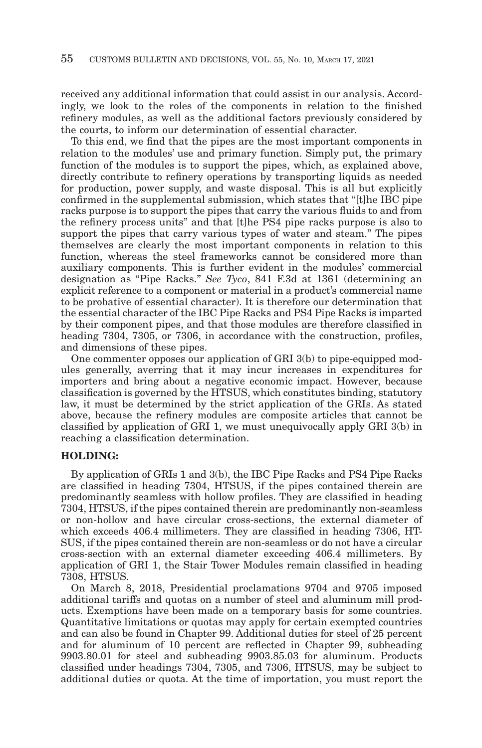received any additional information that could assist in our analysis. Accordingly, we look to the roles of the components in relation to the finished refinery modules, as well as the additional factors previously considered by the courts, to inform our determination of essential character.

To this end, we find that the pipes are the most important components in relation to the modules' use and primary function. Simply put, the primary function of the modules is to support the pipes, which, as explained above, directly contribute to refinery operations by transporting liquids as needed for production, power supply, and waste disposal. This is all but explicitly confirmed in the supplemental submission, which states that "[t]he IBC pipe racks purpose is to support the pipes that carry the various fluids to and from the refinery process units" and that [t]he PS4 pipe racks purpose is also to support the pipes that carry various types of water and steam." The pipes themselves are clearly the most important components in relation to this function, whereas the steel frameworks cannot be considered more than auxiliary components. This is further evident in the modules' commercial designation as "Pipe Racks." *See Tyco*, 841 F.3d at 1361 (determining an explicit reference to a component or material in a product's commercial name to be probative of essential character). It is therefore our determination that the essential character of the IBC Pipe Racks and PS4 Pipe Racks is imparted by their component pipes, and that those modules are therefore classified in heading 7304, 7305, or 7306, in accordance with the construction, profiles, and dimensions of these pipes.

One commenter opposes our application of GRI 3(b) to pipe-equipped modules generally, averring that it may incur increases in expenditures for importers and bring about a negative economic impact. However, because classification is governed by the HTSUS, which constitutes binding, statutory law, it must be determined by the strict application of the GRIs. As stated above, because the refinery modules are composite articles that cannot be classified by application of GRI 1, we must unequivocally apply GRI 3(b) in reaching a classification determination.

## HOLDING:

By application of GRIs 1 and 3(b), the IBC Pipe Racks and PS4 Pipe Racks are classified in heading 7304, HTSUS, if the pipes contained therein are predominantly seamless with hollow profiles. They are classified in heading 7304, HTSUS, if the pipes contained therein are predominantly non-seamless or non-hollow and have circular cross-sections, the external diameter of which exceeds 406.4 millimeters. They are classified in heading 7306, HTSUS, if the pipes contained therein are non-seamless or do not have a circular cross-section with an external diameter exceeding 406.4 millimeters. By application of GRI 1, the Stair Tower Modules remain classified in heading 7308, HTSUS.

On March 8, 2018, Presidential proclamations 9704 and 9705 imposed additional tariffs and quotas on a number of steel and aluminum mill products. Exemptions have been made on a temporary basis for some countries. Quantitative limitations or quotas may apply for certain exempted countries and can also be found in Chapter 99. Additional duties for steel of 25 percent and for aluminum of 10 percent are reflected in Chapter 99, subheading 9903.80.01 for steel and subheading 9903.85.03 for aluminum. Products classified under headings 7304, 7305, and 7306, HTSUS, may be subject to additional duties or quota. At the time of importation, you must report the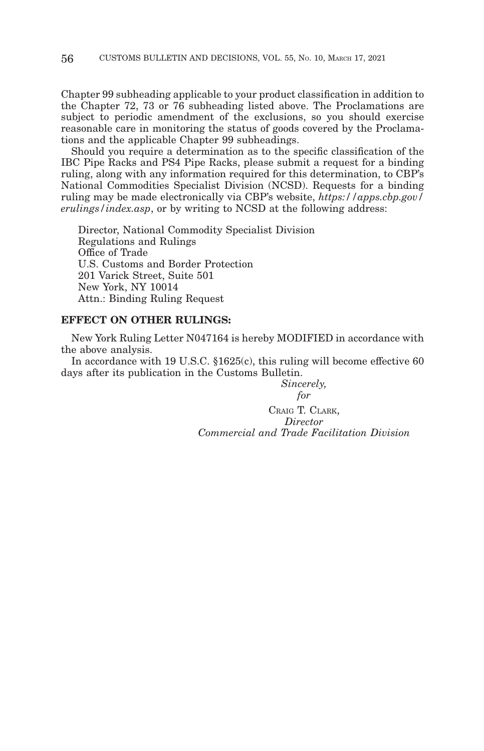Chapter 99 subheading applicable to your product classification in addition to the Chapter 72, 73 or 76 subheading listed above. The Proclamations are subject to periodic amendment of the exclusions, so you should exercise reasonable care in monitoring the status of goods covered by the Proclamations and the applicable Chapter 99 subheadings.

Should you require a determination as to the specific classification of the IBC Pipe Racks and PS4 Pipe Racks, please submit a request for a binding ruling, along with any information required for this determination, to CBP's National Commodities Specialist Division (NCSD). Requests for a binding ruling may be made electronically via CBP's website, *https://apps.cbp.gov/erulings/index.asp*, or by writing to NCSD at the following address:

Director, National Commodity Specialist Division
Regulations and Rulings
Office of Trade
U.S. Customs and Border Protection
201 Varick Street, Suite 501
New York, NY 10014
Attn.: Binding Ruling Request

**EFFECT ON OTHER RULINGS:**

New York Ruling Letter N047164 is hereby MODIFIED in accordance with the above analysis.

In accordance with 19 U.S.C. §1625(c), this ruling will become effective 60 days after its publication in the Customs Bulletin.

*Sincerely,*
*for*
CRAIG T. CLARK,
*Director*
*Commercial and Trade Facilitation Division*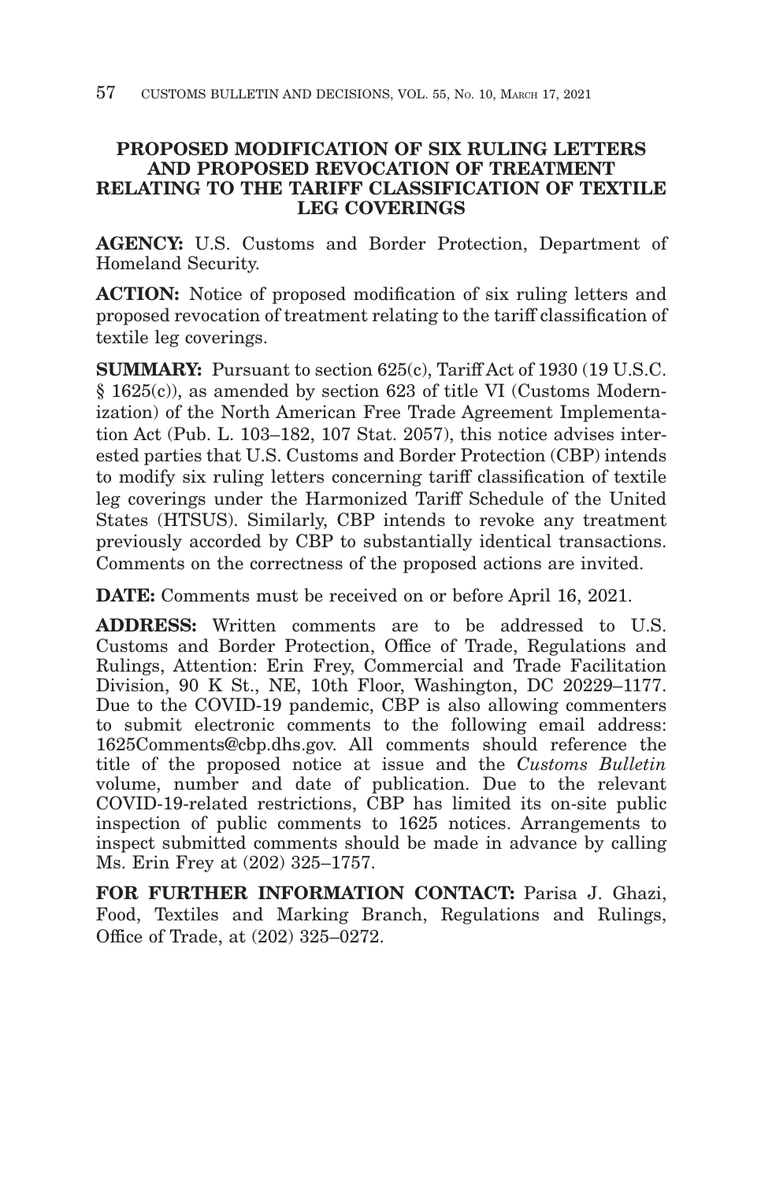## PROPOSED MODIFICATION OF SIX RULING LETTERS AND PROPOSED REVOCATION OF TREATMENT RELATING TO THE TARIFF CLASSIFICATION OF TEXTILE LEG COVERINGS

**AGENCY:** U.S. Customs and Border Protection, Department of Homeland Security.

**ACTION:** Notice of proposed modification of six ruling letters and proposed revocation of treatment relating to the tariff classification of textile leg coverings.

**SUMMARY:** Pursuant to section 625(c), Tariff Act of 1930 (19 U.S.C. § 1625(c)), as amended by section 623 of title VI (Customs Modernization) of the North American Free Trade Agreement Implementation Act (Pub. L. 103–182, 107 Stat. 2057), this notice advises interested parties that U.S. Customs and Border Protection (CBP) intends to modify six ruling letters concerning tariff classification of textile leg coverings under the Harmonized Tariff Schedule of the United States (HTSUS). Similarly, CBP intends to revoke any treatment previously accorded by CBP to substantially identical transactions. Comments on the correctness of the proposed actions are invited.

**DATE:** Comments must be received on or before April 16, 2021.

**ADDRESS:** Written comments are to be addressed to U.S. Customs and Border Protection, Office of Trade, Regulations and Rulings, Attention: Erin Frey, Commercial and Trade Facilitation Division, 90 K St., NE, 10th Floor, Washington, DC 20229–1177. Due to the COVID-19 pandemic, CBP is also allowing commenters to submit electronic comments to the following email address: 1625Comments@cbp.dhs.gov. All comments should reference the title of the proposed notice at issue and the *Customs Bulletin* volume, number and date of publication. Due to the relevant COVID-19-related restrictions, CBP has limited its on-site public inspection of public comments to 1625 notices. Arrangements to inspect submitted comments should be made in advance by calling Ms. Erin Frey at (202) 325–1757.

**FOR FURTHER INFORMATION CONTACT:** Parisa J. Ghazi, Food, Textiles and Marking Branch, Regulations and Rulings, Office of Trade, at (202) 325–0272.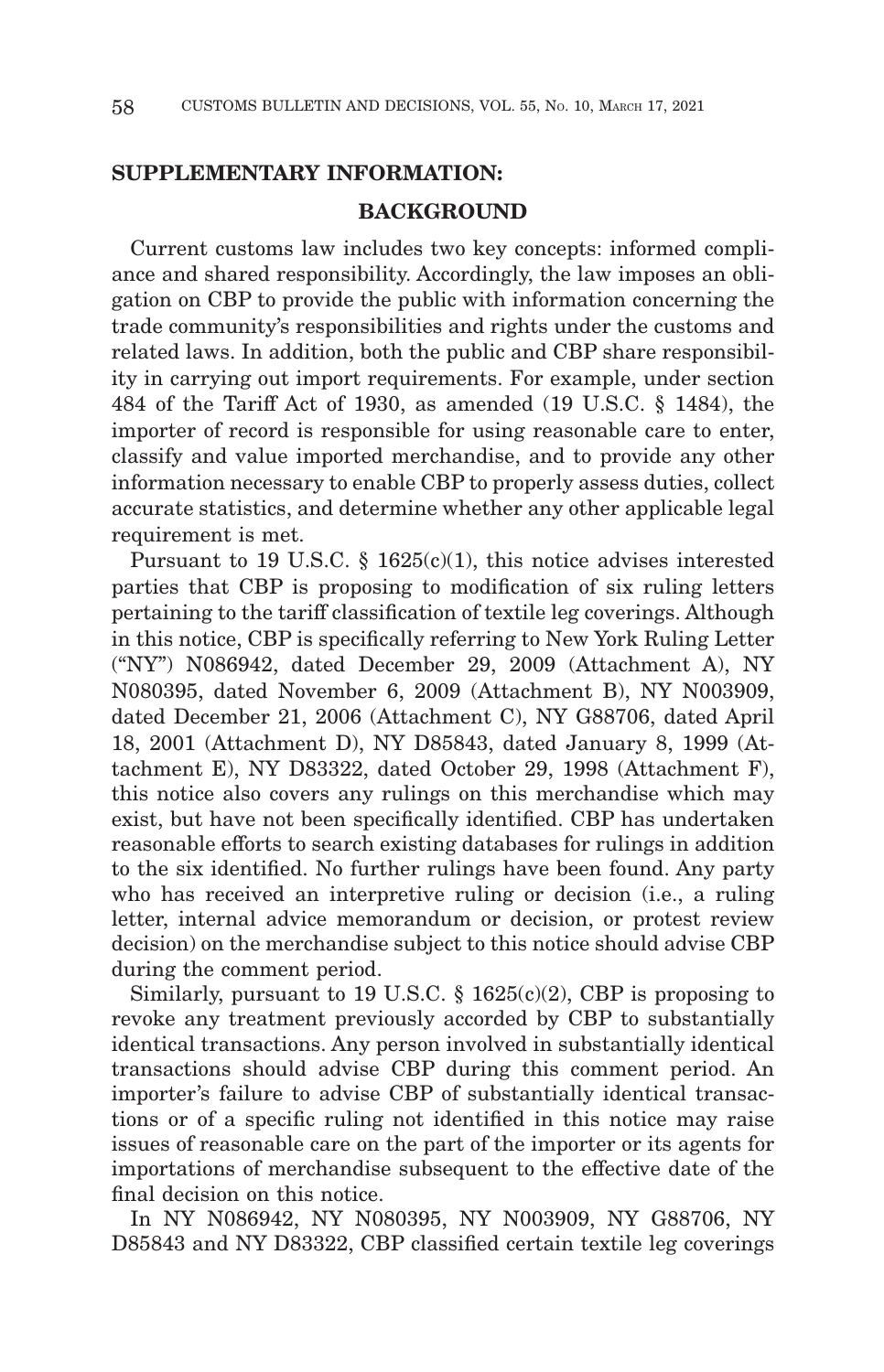**SUPPLEMENTARY INFORMATION:**

**BACKGROUND**

Current customs law includes two key concepts: informed compliance and shared responsibility. Accordingly, the law imposes an obligation on CBP to provide the public with information concerning the trade community's responsibilities and rights under the customs and related laws. In addition, both the public and CBP share responsibility in carrying out import requirements. For example, under section 484 of the Tariff Act of 1930, as amended (19 U.S.C. § 1484), the importer of record is responsible for using reasonable care to enter, classify and value imported merchandise, and to provide any other information necessary to enable CBP to properly assess duties, collect accurate statistics, and determine whether any other applicable legal requirement is met.

Pursuant to 19 U.S.C. § 1625(c)(1), this notice advises interested parties that CBP is proposing to modification of six ruling letters pertaining to the tariff classification of textile leg coverings. Although in this notice, CBP is specifically referring to New York Ruling Letter ("NY") N086942, dated December 29, 2009 (Attachment A), NY N080395, dated November 6, 2009 (Attachment B), NY N003909, dated December 21, 2006 (Attachment C), NY G88706, dated April 18, 2001 (Attachment D), NY D85843, dated January 8, 1999 (Attachment E), NY D83322, dated October 29, 1998 (Attachment F), this notice also covers any rulings on this merchandise which may exist, but have not been specifically identified. CBP has undertaken reasonable efforts to search existing databases for rulings in addition to the six identified. No further rulings have been found. Any party who has received an interpretive ruling or decision (i.e., a ruling letter, internal advice memorandum or decision, or protest review decision) on the merchandise subject to this notice should advise CBP during the comment period.

Similarly, pursuant to 19 U.S.C. § 1625(c)(2), CBP is proposing to revoke any treatment previously accorded by CBP to substantially identical transactions. Any person involved in substantially identical transactions should advise CBP during this comment period. An importer's failure to advise CBP of substantially identical transactions or of a specific ruling not identified in this notice may raise issues of reasonable care on the part of the importer or its agents for importations of merchandise subsequent to the effective date of the final decision on this notice.

In NY N086942, NY N080395, NY N003909, NY G88706, NY D85843 and NY D83322, CBP classified certain textile leg coverings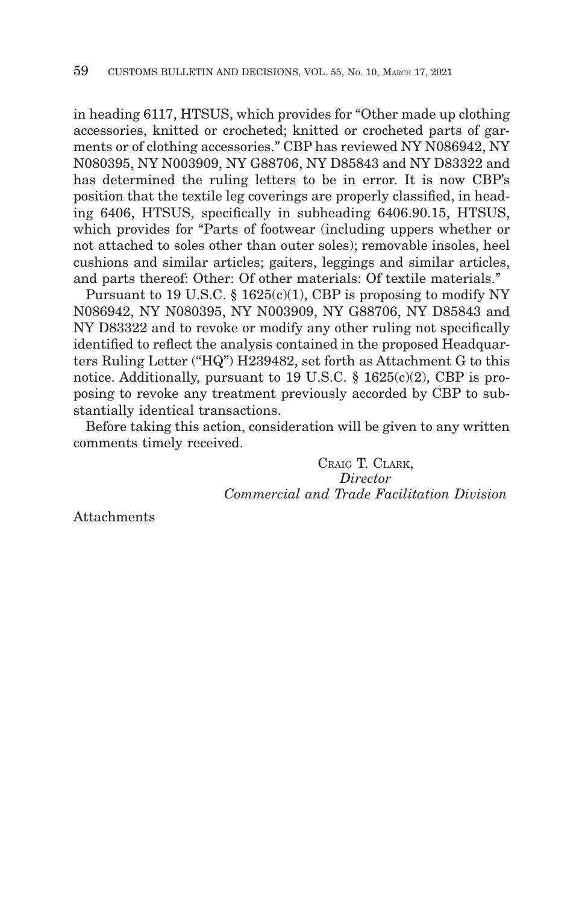in heading 6117, HTSUS, which provides for "Other made up clothing accessories, knitted or crocheted; knitted or crocheted parts of garments or of clothing accessories." CBP has reviewed NY N086942, NY N080395, NY N003909, NY G88706, NY D85843 and NY D83322 and has determined the ruling letters to be in error. It is now CBP's position that the textile leg coverings are properly classified, in heading 6406, HTSUS, specifically in subheading 6406.90.15, HTSUS, which provides for "Parts of footwear (including uppers whether or not attached to soles other than outer soles); removable insoles, heel cushions and similar articles; gaiters, leggings and similar articles, and parts thereof: Other: Of other materials: Of textile materials."

Pursuant to 19 U.S.C. § 1625(c)(1), CBP is proposing to modify NY N086942, NY N080395, NY N003909, NY G88706, NY D85843 and NY D83322 and to revoke or modify any other ruling not specifically identified to reflect the analysis contained in the proposed Headquarters Ruling Letter ("HQ") H239482, set forth as Attachment G to this notice. Additionally, pursuant to 19 U.S.C. § 1625(c)(2), CBP is proposing to revoke any treatment previously accorded by CBP to substantially identical transactions.

Before taking this action, consideration will be given to any written comments timely received.

CRAIG T. CLARK,  
*Director*  
*Commercial and Trade Facilitation Division*

Attachments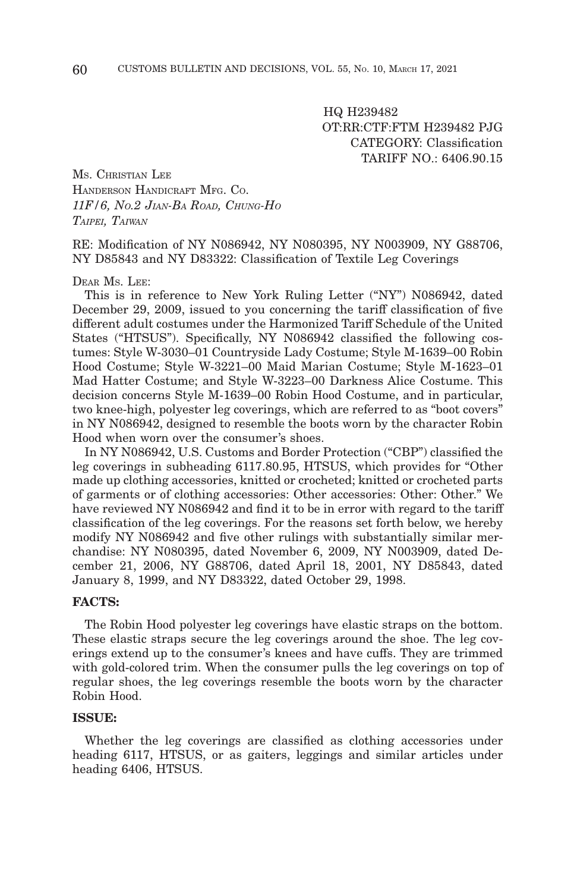HQ H239482
OT:RR:CTF:FTM H239482 PJG
CATEGORY: Classification
TARIFF NO.: 6406.90.15

MS. CHRISTIAN LEE
HANDERSON HANDICRAFT MFG. CO.
*11F/6, NO.2 JIAN-BA ROAD, CHUNG-HO*
*TAIPEI, TAIWAN*

RE: Modification of NY N086942, NY N080395, NY N003909, NY G88706, NY D85843 and NY D83322: Classification of Textile Leg Coverings

DEAR MS. LEE:

This is in reference to New York Ruling Letter ("NY") N086942, dated December 29, 2009, issued to you concerning the tariff classification of five different adult costumes under the Harmonized Tariff Schedule of the United States ("HTSUS"). Specifically, NY N086942 classified the following costumes: Style W-3030–01 Countryside Lady Costume; Style M-1639–00 Robin Hood Costume; Style W-3221–00 Maid Marian Costume; Style M-1623–01 Mad Hatter Costume; and Style W-3223–00 Darkness Alice Costume. This decision concerns Style M-1639–00 Robin Hood Costume, and in particular, two knee-high, polyester leg coverings, which are referred to as "boot covers" in NY N086942, designed to resemble the boots worn by the character Robin Hood when worn over the consumer's shoes.

In NY N086942, U.S. Customs and Border Protection ("CBP") classified the leg coverings in subheading 6117.80.95, HTSUS, which provides for "Other made up clothing accessories, knitted or crocheted; knitted or crocheted parts of garments or of clothing accessories: Other accessories: Other: Other." We have reviewed NY N086942 and find it to be in error with regard to the tariff classification of the leg coverings. For the reasons set forth below, we hereby modify NY N086942 and five other rulings with substantially similar merchandise: NY N080395, dated November 6, 2009, NY N003909, dated December 21, 2006, NY G88706, dated April 18, 2001, NY D85843, dated January 8, 1999, and NY D83322, dated October 29, 1998.

**FACTS:**

The Robin Hood polyester leg coverings have elastic straps on the bottom. These elastic straps secure the leg coverings around the shoe. The leg coverings extend up to the consumer's knees and have cuffs. They are trimmed with gold-colored trim. When the consumer pulls the leg coverings on top of regular shoes, the leg coverings resemble the boots worn by the character Robin Hood.

**ISSUE:**

Whether the leg coverings are classified as clothing accessories under heading 6117, HTSUS, or as gaiters, leggings and similar articles under heading 6406, HTSUS.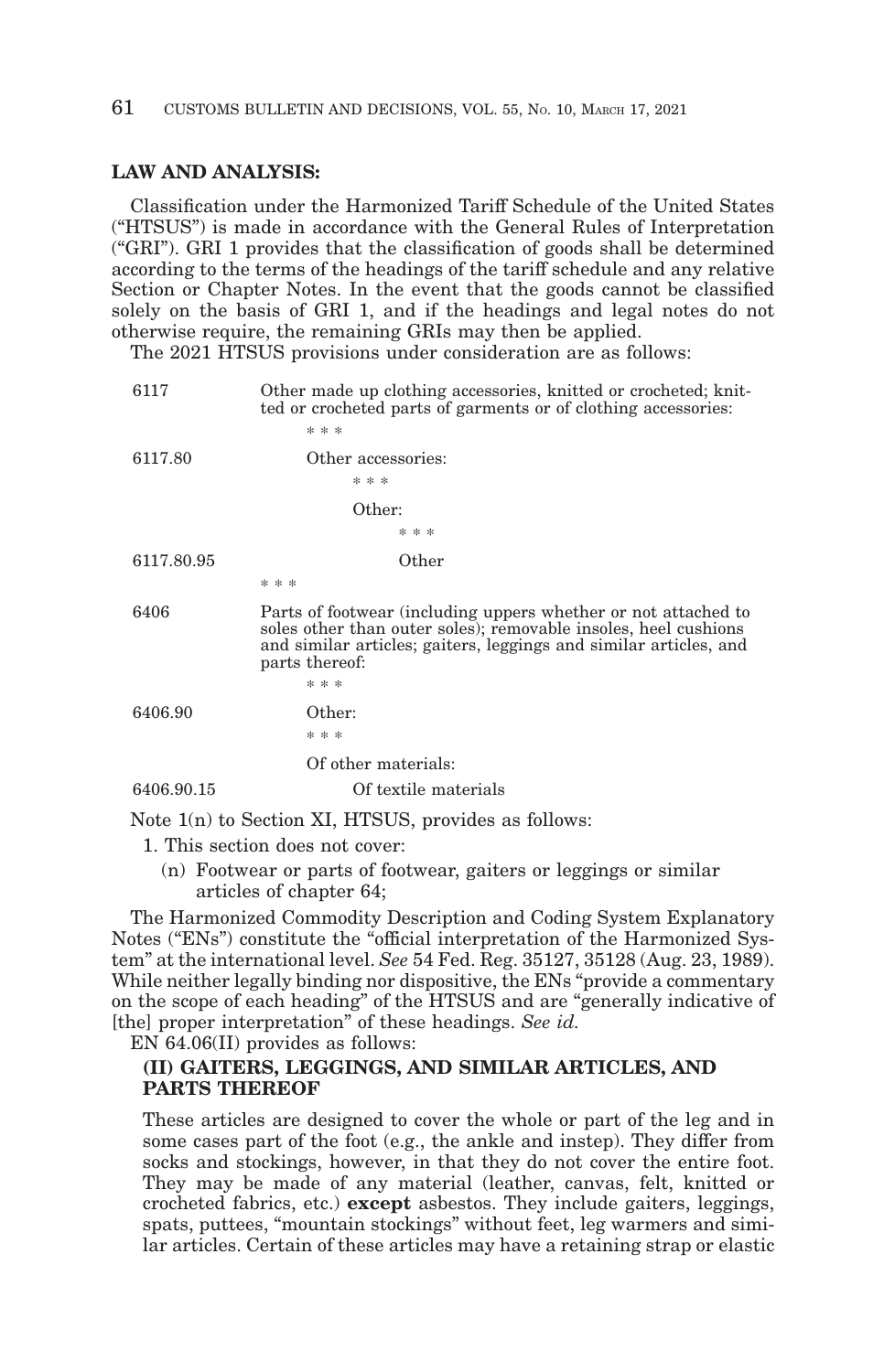**LAW AND ANALYSIS:**

Classification under the Harmonized Tariff Schedule of the United States ("HTSUS") is made in accordance with the General Rules of Interpretation ("GRI"). GRI 1 provides that the classification of goods shall be determined according to the terms of the headings of the tariff schedule and any relative Section or Chapter Notes. In the event that the goods cannot be classified solely on the basis of GRI 1, and if the headings and legal notes do not otherwise require, the remaining GRIs may then be applied.

The 2021 HTSUS provisions under consideration are as follows:

| | |
|---|---|
| 6117 | Other made up clothing accessories, knitted or crocheted; knitted or crocheted parts of garments or of clothing accessories: |
| | * * * |
| 6117.80 | Other accessories: |
| | * * * |
| | Other: |
| | * * * |
| 6117.80.95 | Other |
| * * * | |
| 6406 | Parts of footwear (including uppers whether or not attached to soles other than outer soles); removable insoles, heel cushions and similar articles; gaiters, leggings and similar articles, and parts thereof: |
| | * * * |
| 6406.90 | Other: |
| | * * * |
| | Of other materials: |
| 6406.90.15 | Of textile materials |

Note 1(n) to Section XI, HTSUS, provides as follows:

1. This section does not cover:
   - (n) Footwear or parts of footwear, gaiters or leggings or similar articles of chapter 64;

The Harmonized Commodity Description and Coding System Explanatory Notes ("ENs") constitute the "official interpretation of the Harmonized System" at the international level. *See* 54 Fed. Reg. 35127, 35128 (Aug. 23, 1989). While neither legally binding nor dispositive, the ENs "provide a commentary on the scope of each heading" of the HTSUS and are "generally indicative of [the] proper interpretation" of these headings. *See id.*

EN 64.06(II) provides as follows:

**(II) GAITERS, LEGGINGS, AND SIMILAR ARTICLES, AND PARTS THEREOF**

These articles are designed to cover the whole or part of the leg and in some cases part of the foot (e.g., the ankle and instep). They differ from socks and stockings, however, in that they do not cover the entire foot. They may be made of any material (leather, canvas, felt, knitted or crocheted fabrics, etc.) **except** asbestos. They include gaiters, leggings, spats, puttees, "mountain stockings" without feet, leg warmers and similar articles. Certain of these articles may have a retaining strap or elastic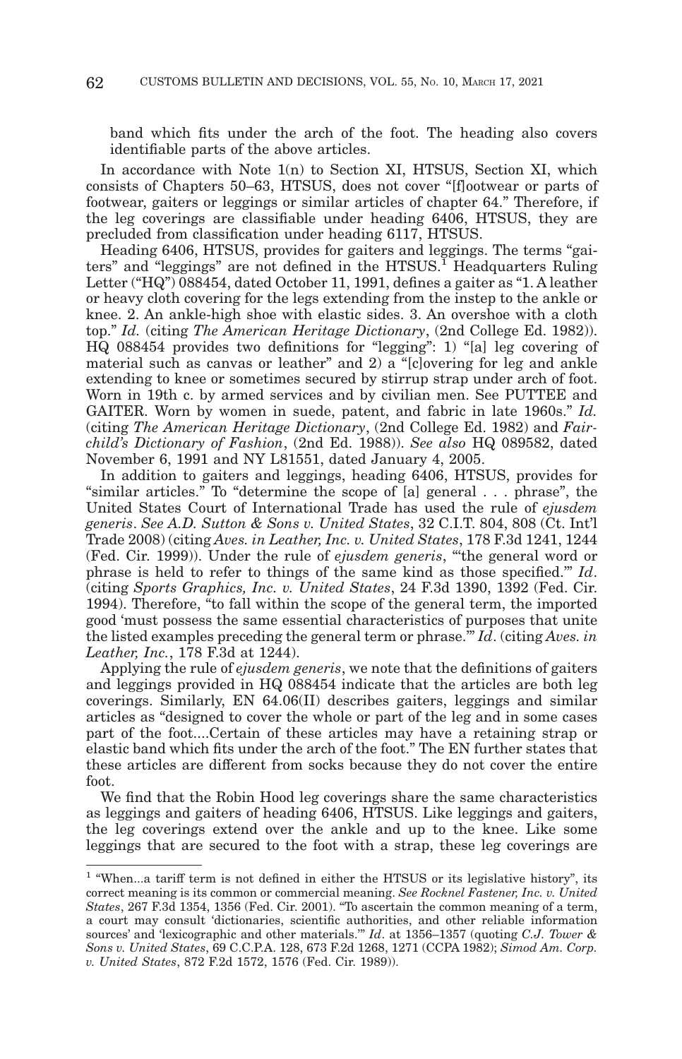band which fits under the arch of the foot. The heading also covers identifiable parts of the above articles.

In accordance with Note 1(n) to Section XI, HTSUS, Section XI, which consists of Chapters 50–63, HTSUS, does not cover "[f]ootwear or parts of footwear, gaiters or leggings or similar articles of chapter 64." Therefore, if the leg coverings are classifiable under heading 6406, HTSUS, they are precluded from classification under heading 6117, HTSUS.

Heading 6406, HTSUS, provides for gaiters and leggings. The terms "gaiters" and "leggings" are not defined in the HTSUS.[1] Headquarters Ruling Letter ("HQ") 088454, dated October 11, 1991, defines a gaiter as "1. A leather or heavy cloth covering for the legs extending from the instep to the ankle or knee. 2. An ankle-high shoe with elastic sides. 3. An overshoe with a cloth top." *Id.* (citing *The American Heritage Dictionary*, (2nd College Ed. 1982)). HQ 088454 provides two definitions for "legging": 1) "[a] leg covering of material such as canvas or leather" and 2) a "[c]overing for leg and ankle extending to knee or sometimes secured by stirrup strap under arch of foot. Worn in 19th c. by armed services and by civilian men. See PUTTEE and GAITER. Worn by women in suede, patent, and fabric in late 1960s." *Id.* (citing *The American Heritage Dictionary*, (2nd College Ed. 1982) and *Fairchild's Dictionary of Fashion*, (2nd Ed. 1988)). *See also* HQ 089582, dated November 6, 1991 and NY L81551, dated January 4, 2005.

In addition to gaiters and leggings, heading 6406, HTSUS, provides for "similar articles." To "determine the scope of [a] general . . . phrase", the United States Court of International Trade has used the rule of *ejusdem generis*. *See A.D. Sutton & Sons v. United States*, 32 C.I.T. 804, 808 (Ct. Int'l Trade 2008) (citing *Aves. in Leather, Inc. v. United States*, 178 F.3d 1241, 1244 (Fed. Cir. 1999)). Under the rule of *ejusdem generis*, "'the general word or phrase is held to refer to things of the same kind as those specified.'" *Id*. (citing *Sports Graphics, Inc. v. United States*, 24 F.3d 1390, 1392 (Fed. Cir. 1994). Therefore, "to fall within the scope of the general term, the imported good 'must possess the same essential characteristics of purposes that unite the listed examples preceding the general term or phrase.'" *Id*. (citing *Aves. in Leather, Inc.*, 178 F.3d at 1244).

Applying the rule of *ejusdem generis*, we note that the definitions of gaiters and leggings provided in HQ 088454 indicate that the articles are both leg coverings. Similarly, EN 64.06(II) describes gaiters, leggings and similar articles as "designed to cover the whole or part of the leg and in some cases part of the foot....Certain of these articles may have a retaining strap or elastic band which fits under the arch of the foot." The EN further states that these articles are different from socks because they do not cover the entire foot.

We find that the Robin Hood leg coverings share the same characteristics as leggings and gaiters of heading 6406, HTSUS. Like leggings and gaiters, the leg coverings extend over the ankle and up to the knee. Like some leggings that are secured to the foot with a strap, these leg coverings are

---

[1] "When...a tariff term is not defined in either the HTSUS or its legislative history", its correct meaning is its common or commercial meaning. *See Rocknel Fastener, Inc. v. United States*, 267 F.3d 1354, 1356 (Fed. Cir. 2001). "To ascertain the common meaning of a term, a court may consult 'dictionaries, scientific authorities, and other reliable information sources' and 'lexicographic and other materials.'" *Id*. at 1356–1357 (quoting *C.J. Tower & Sons v. United States*, 69 C.C.P.A. 128, 673 F.2d 1268, 1271 (CCPA 1982); *Simod Am. Corp. v. United States*, 872 F.2d 1572, 1576 (Fed. Cir. 1989)).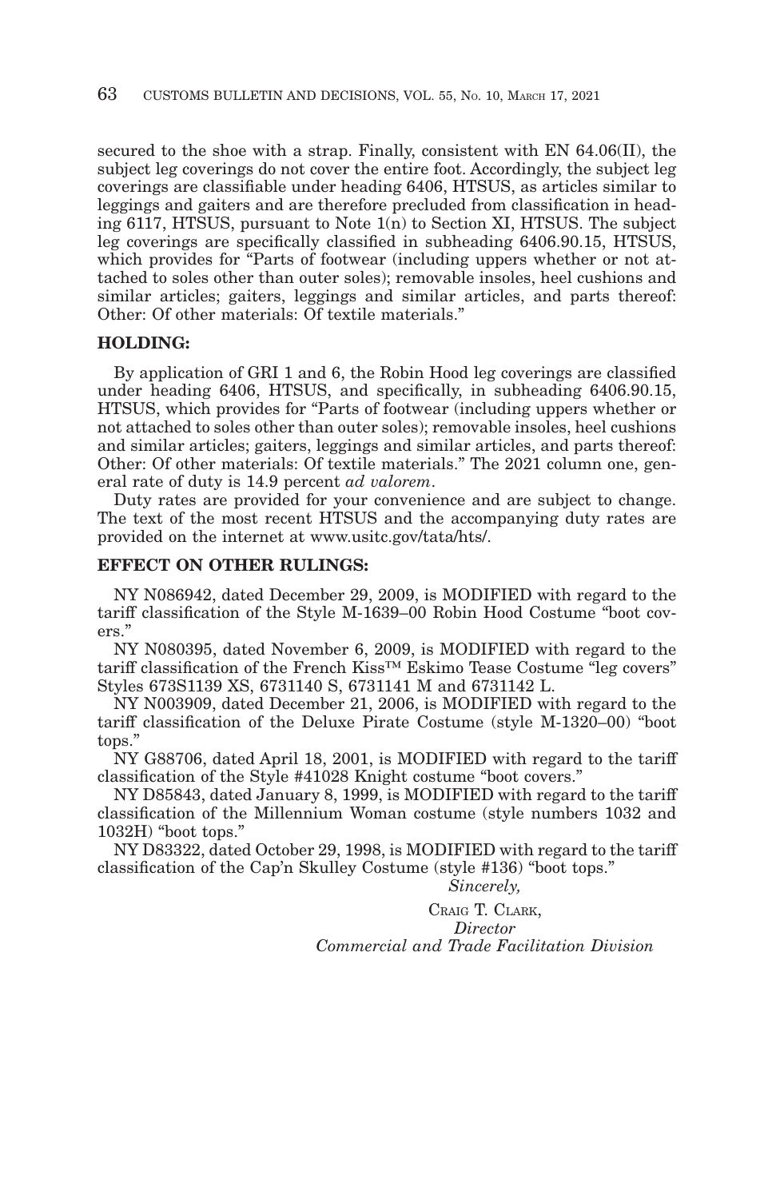secured to the shoe with a strap. Finally, consistent with EN 64.06(II), the subject leg coverings do not cover the entire foot. Accordingly, the subject leg coverings are classifiable under heading 6406, HTSUS, as articles similar to leggings and gaiters and are therefore precluded from classification in heading 6117, HTSUS, pursuant to Note 1(n) to Section XI, HTSUS. The subject leg coverings are specifically classified in subheading 6406.90.15, HTSUS, which provides for "Parts of footwear (including uppers whether or not attached to soles other than outer soles); removable insoles, heel cushions and similar articles; gaiters, leggings and similar articles, and parts thereof: Other: Of other materials: Of textile materials."

**HOLDING:**

By application of GRI 1 and 6, the Robin Hood leg coverings are classified under heading 6406, HTSUS, and specifically, in subheading 6406.90.15, HTSUS, which provides for "Parts of footwear (including uppers whether or not attached to soles other than outer soles); removable insoles, heel cushions and similar articles; gaiters, leggings and similar articles, and parts thereof: Other: Of other materials: Of textile materials." The 2021 column one, general rate of duty is 14.9 percent *ad valorem*.

Duty rates are provided for your convenience and are subject to change. The text of the most recent HTSUS and the accompanying duty rates are provided on the internet at www.usitc.gov/tata/hts/.

**EFFECT ON OTHER RULINGS:**

NY N086942, dated December 29, 2009, is MODIFIED with regard to the tariff classification of the Style M-1639–00 Robin Hood Costume "boot covers."

NY N080395, dated November 6, 2009, is MODIFIED with regard to the tariff classification of the French Kiss™ Eskimo Tease Costume "leg covers" Styles 673S1139 XS, 6731140 S, 6731141 M and 6731142 L.

NY N003909, dated December 21, 2006, is MODIFIED with regard to the tariff classification of the Deluxe Pirate Costume (style M-1320–00) "boot tops."

NY G88706, dated April 18, 2001, is MODIFIED with regard to the tariff classification of the Style #41028 Knight costume "boot covers."

NY D85843, dated January 8, 1999, is MODIFIED with regard to the tariff classification of the Millennium Woman costume (style numbers 1032 and 1032H) "boot tops."

NY D83322, dated October 29, 1998, is MODIFIED with regard to the tariff classification of the Cap'n Skulley Costume (style #136) "boot tops."

*Sincerely,*

CRAIG T. CLARK,
*Director*
*Commercial and Trade Facilitation Division*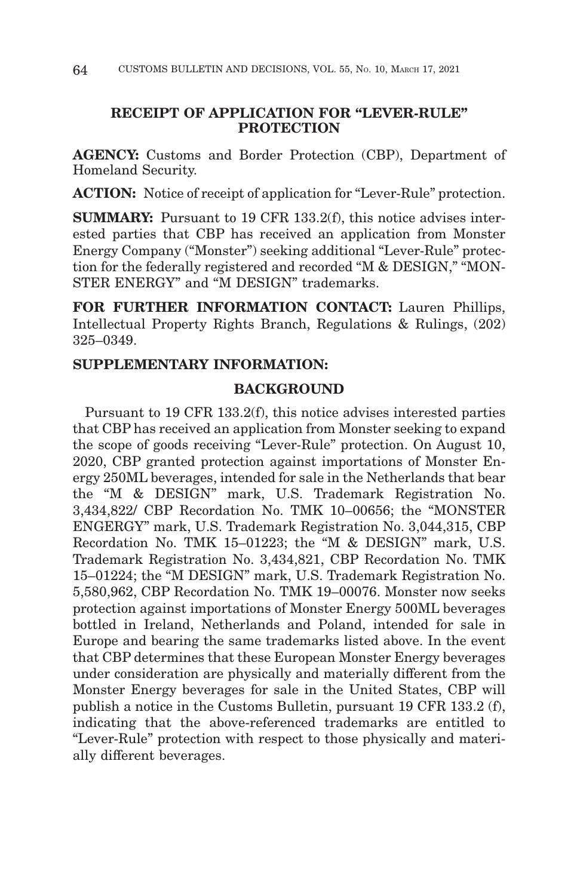## RECEIPT OF APPLICATION FOR "LEVER-RULE" PROTECTION

**AGENCY:** Customs and Border Protection (CBP), Department of Homeland Security.

**ACTION:** Notice of receipt of application for "Lever-Rule" protection.

**SUMMARY:** Pursuant to 19 CFR 133.2(f), this notice advises interested parties that CBP has received an application from Monster Energy Company ("Monster") seeking additional "Lever-Rule" protection for the federally registered and recorded "M & DESIGN," "MONSTER ENERGY" and "M DESIGN" trademarks.

**FOR FURTHER INFORMATION CONTACT:** Lauren Phillips, Intellectual Property Rights Branch, Regulations & Rulings, (202) 325–0349.

**SUPPLEMENTARY INFORMATION:**

### BACKGROUND

Pursuant to 19 CFR 133.2(f), this notice advises interested parties that CBP has received an application from Monster seeking to expand the scope of goods receiving "Lever-Rule" protection. On August 10, 2020, CBP granted protection against importations of Monster Energy 250ML beverages, intended for sale in the Netherlands that bear the "M & DESIGN" mark, U.S. Trademark Registration No. 3,434,822/ CBP Recordation No. TMK 10–00656; the "MONSTER ENGERGY" mark, U.S. Trademark Registration No. 3,044,315, CBP Recordation No. TMK 15–01223; the "M & DESIGN" mark, U.S. Trademark Registration No. 3,434,821, CBP Recordation No. TMK 15–01224; the "M DESIGN" mark, U.S. Trademark Registration No. 5,580,962, CBP Recordation No. TMK 19–00076. Monster now seeks protection against importations of Monster Energy 500ML beverages bottled in Ireland, Netherlands and Poland, intended for sale in Europe and bearing the same trademarks listed above. In the event that CBP determines that these European Monster Energy beverages under consideration are physically and materially different from the Monster Energy beverages for sale in the United States, CBP will publish a notice in the Customs Bulletin, pursuant 19 CFR 133.2 (f), indicating that the above-referenced trademarks are entitled to "Lever-Rule" protection with respect to those physically and materially different beverages.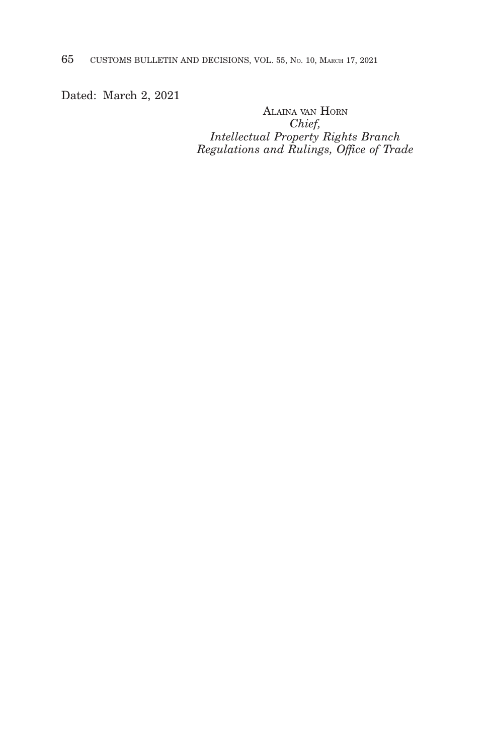Dated: March 2, 2021

ALAINA VAN HORN
*Chief,*
*Intellectual Property Rights Branch*
*Regulations and Rulings, Office of Trade*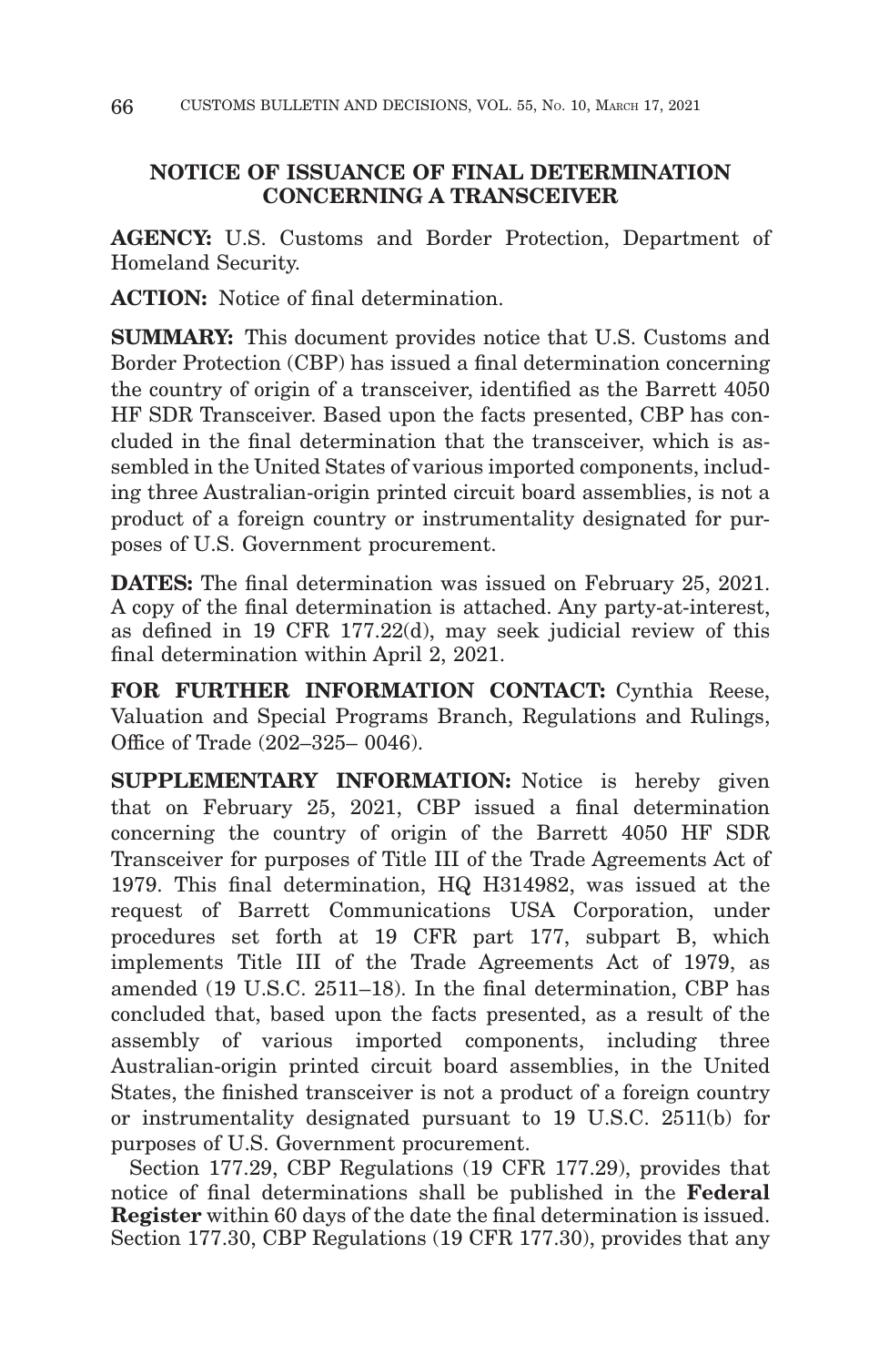## NOTICE OF ISSUANCE OF FINAL DETERMINATION CONCERNING A TRANSCEIVER

**AGENCY:** U.S. Customs and Border Protection, Department of Homeland Security.

**ACTION:** Notice of final determination.

**SUMMARY:** This document provides notice that U.S. Customs and Border Protection (CBP) has issued a final determination concerning the country of origin of a transceiver, identified as the Barrett 4050 HF SDR Transceiver. Based upon the facts presented, CBP has concluded in the final determination that the transceiver, which is assembled in the United States of various imported components, including three Australian-origin printed circuit board assemblies, is not a product of a foreign country or instrumentality designated for purposes of U.S. Government procurement.

**DATES:** The final determination was issued on February 25, 2021. A copy of the final determination is attached. Any party-at-interest, as defined in 19 CFR 177.22(d), may seek judicial review of this final determination within April 2, 2021.

**FOR FURTHER INFORMATION CONTACT:** Cynthia Reese, Valuation and Special Programs Branch, Regulations and Rulings, Office of Trade (202–325– 0046).

**SUPPLEMENTARY INFORMATION:** Notice is hereby given that on February 25, 2021, CBP issued a final determination concerning the country of origin of the Barrett 4050 HF SDR Transceiver for purposes of Title III of the Trade Agreements Act of 1979. This final determination, HQ H314982, was issued at the request of Barrett Communications USA Corporation, under procedures set forth at 19 CFR part 177, subpart B, which implements Title III of the Trade Agreements Act of 1979, as amended (19 U.S.C. 2511–18). In the final determination, CBP has concluded that, based upon the facts presented, as a result of the assembly of various imported components, including three Australian-origin printed circuit board assemblies, in the United States, the finished transceiver is not a product of a foreign country or instrumentality designated pursuant to 19 U.S.C. 2511(b) for purposes of U.S. Government procurement.

Section 177.29, CBP Regulations (19 CFR 177.29), provides that notice of final determinations shall be published in the **Federal Register** within 60 days of the date the final determination is issued. Section 177.30, CBP Regulations (19 CFR 177.30), provides that any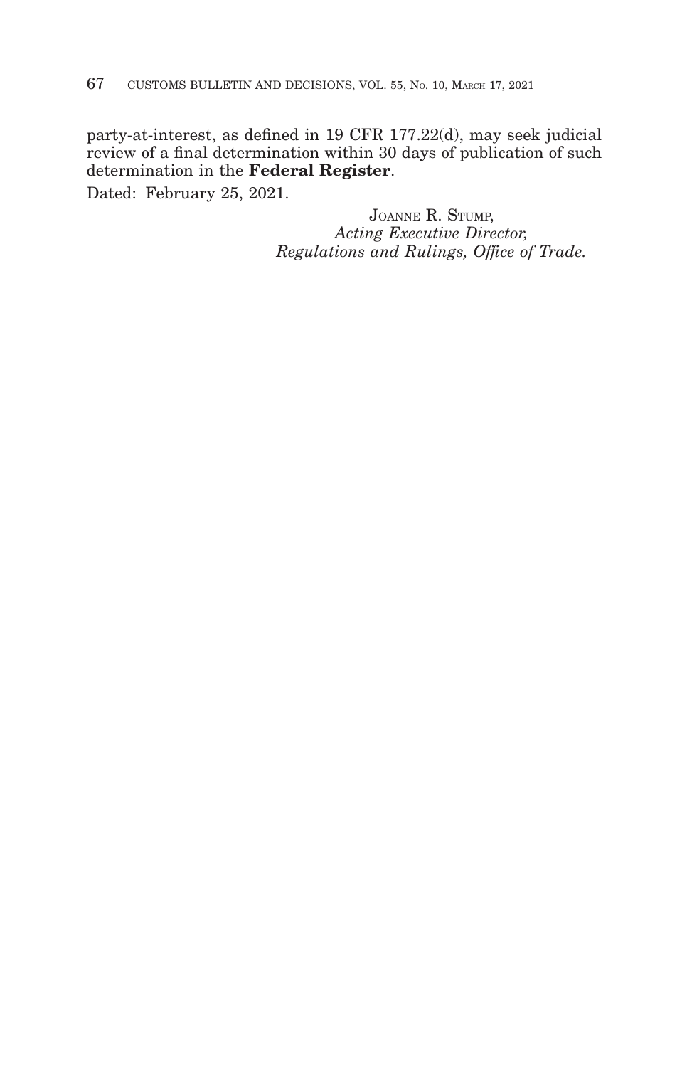party-at-interest, as defined in 19 CFR 177.22(d), may seek judicial review of a final determination within 30 days of publication of such determination in the **Federal Register**.

Dated: February 25, 2021.

JOANNE R. STUMP,
*Acting Executive Director,*
*Regulations and Rulings, Office of Trade.*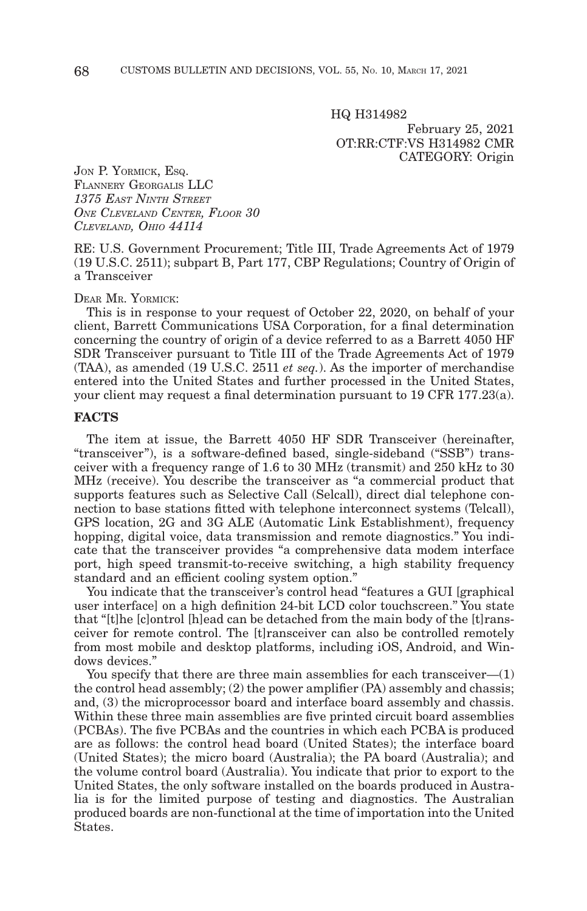HQ H314982

February 25, 2021

OT:RR:CTF:VS H314982 CMR

CATEGORY: Origin

JON P. YORMICK, ESQ.
FLANNERY GEORGALIS LLC
*1375 EAST NINTH STREET*
*ONE CLEVELAND CENTER, FLOOR 30*
*CLEVELAND, OHIO 44114*

RE: U.S. Government Procurement; Title III, Trade Agreements Act of 1979 (19 U.S.C. 2511); subpart B, Part 177, CBP Regulations; Country of Origin of a Transceiver

DEAR MR. YORMICK:

This is in response to your request of October 22, 2020, on behalf of your client, Barrett Communications USA Corporation, for a final determination concerning the country of origin of a device referred to as a Barrett 4050 HF SDR Transceiver pursuant to Title III of the Trade Agreements Act of 1979 (TAA), as amended (19 U.S.C. 2511 *et seq.*). As the importer of merchandise entered into the United States and further processed in the United States, your client may request a final determination pursuant to 19 CFR 177.23(a).

## FACTS

The item at issue, the Barrett 4050 HF SDR Transceiver (hereinafter, "transceiver"), is a software-defined based, single-sideband ("SSB") transceiver with a frequency range of 1.6 to 30 MHz (transmit) and 250 kHz to 30 MHz (receive). You describe the transceiver as "a commercial product that supports features such as Selective Call (Selcall), direct dial telephone connection to base stations fitted with telephone interconnect systems (Telcall), GPS location, 2G and 3G ALE (Automatic Link Establishment), frequency hopping, digital voice, data transmission and remote diagnostics." You indicate that the transceiver provides "a comprehensive data modem interface port, high speed transmit-to-receive switching, a high stability frequency standard and an efficient cooling system option."

You indicate that the transceiver's control head "features a GUI [graphical user interface] on a high definition 24-bit LCD color touchscreen." You state that "[t]he [c]ontrol [h]ead can be detached from the main body of the [t]ransceiver for remote control. The [t]ransceiver can also be controlled remotely from most mobile and desktop platforms, including iOS, Android, and Windows devices."

You specify that there are three main assemblies for each transceiver—(1) the control head assembly; (2) the power amplifier (PA) assembly and chassis; and, (3) the microprocessor board and interface board assembly and chassis. Within these three main assemblies are five printed circuit board assemblies (PCBAs). The five PCBAs and the countries in which each PCBA is produced are as follows: the control head board (United States); the interface board (United States); the micro board (Australia); the PA board (Australia); and the volume control board (Australia). You indicate that prior to export to the United States, the only software installed on the boards produced in Australia is for the limited purpose of testing and diagnostics. The Australian produced boards are non-functional at the time of importation into the United States.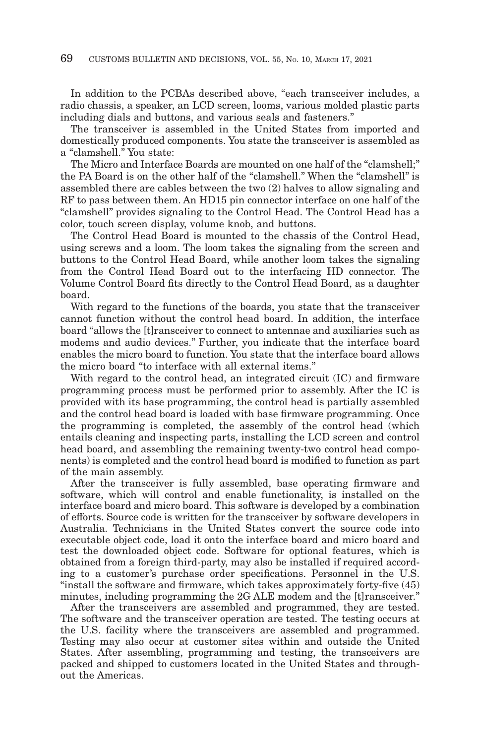In addition to the PCBAs described above, "each transceiver includes, a radio chassis, a speaker, an LCD screen, looms, various molded plastic parts including dials and buttons, and various seals and fasteners."

The transceiver is assembled in the United States from imported and domestically produced components. You state the transceiver is assembled as a "clamshell." You state:

The Micro and Interface Boards are mounted on one half of the "clamshell;" the PA Board is on the other half of the "clamshell." When the "clamshell" is assembled there are cables between the two (2) halves to allow signaling and RF to pass between them. An HD15 pin connector interface on one half of the "clamshell" provides signaling to the Control Head. The Control Head has a color, touch screen display, volume knob, and buttons.

The Control Head Board is mounted to the chassis of the Control Head, using screws and a loom. The loom takes the signaling from the screen and buttons to the Control Head Board, while another loom takes the signaling from the Control Head Board out to the interfacing HD connector. The Volume Control Board fits directly to the Control Head Board, as a daughter board.

With regard to the functions of the boards, you state that the transceiver cannot function without the control head board. In addition, the interface board "allows the [t]ransceiver to connect to antennae and auxiliaries such as modems and audio devices." Further, you indicate that the interface board enables the micro board to function. You state that the interface board allows the micro board "to interface with all external items."

With regard to the control head, an integrated circuit (IC) and firmware programming process must be performed prior to assembly. After the IC is provided with its base programming, the control head is partially assembled and the control head board is loaded with base firmware programming. Once the programming is completed, the assembly of the control head (which entails cleaning and inspecting parts, installing the LCD screen and control head board, and assembling the remaining twenty-two control head components) is completed and the control head board is modified to function as part of the main assembly.

After the transceiver is fully assembled, base operating firmware and software, which will control and enable functionality, is installed on the interface board and micro board. This software is developed by a combination of efforts. Source code is written for the transceiver by software developers in Australia. Technicians in the United States convert the source code into executable object code, load it onto the interface board and micro board and test the downloaded object code. Software for optional features, which is obtained from a foreign third-party, may also be installed if required according to a customer's purchase order specifications. Personnel in the U.S. "install the software and firmware, which takes approximately forty-five (45) minutes, including programming the 2G ALE modem and the [t]ransceiver."

After the transceivers are assembled and programmed, they are tested. The software and the transceiver operation are tested. The testing occurs at the U.S. facility where the transceivers are assembled and programmed. Testing may also occur at customer sites within and outside the United States. After assembling, programming and testing, the transceivers are packed and shipped to customers located in the United States and throughout the Americas.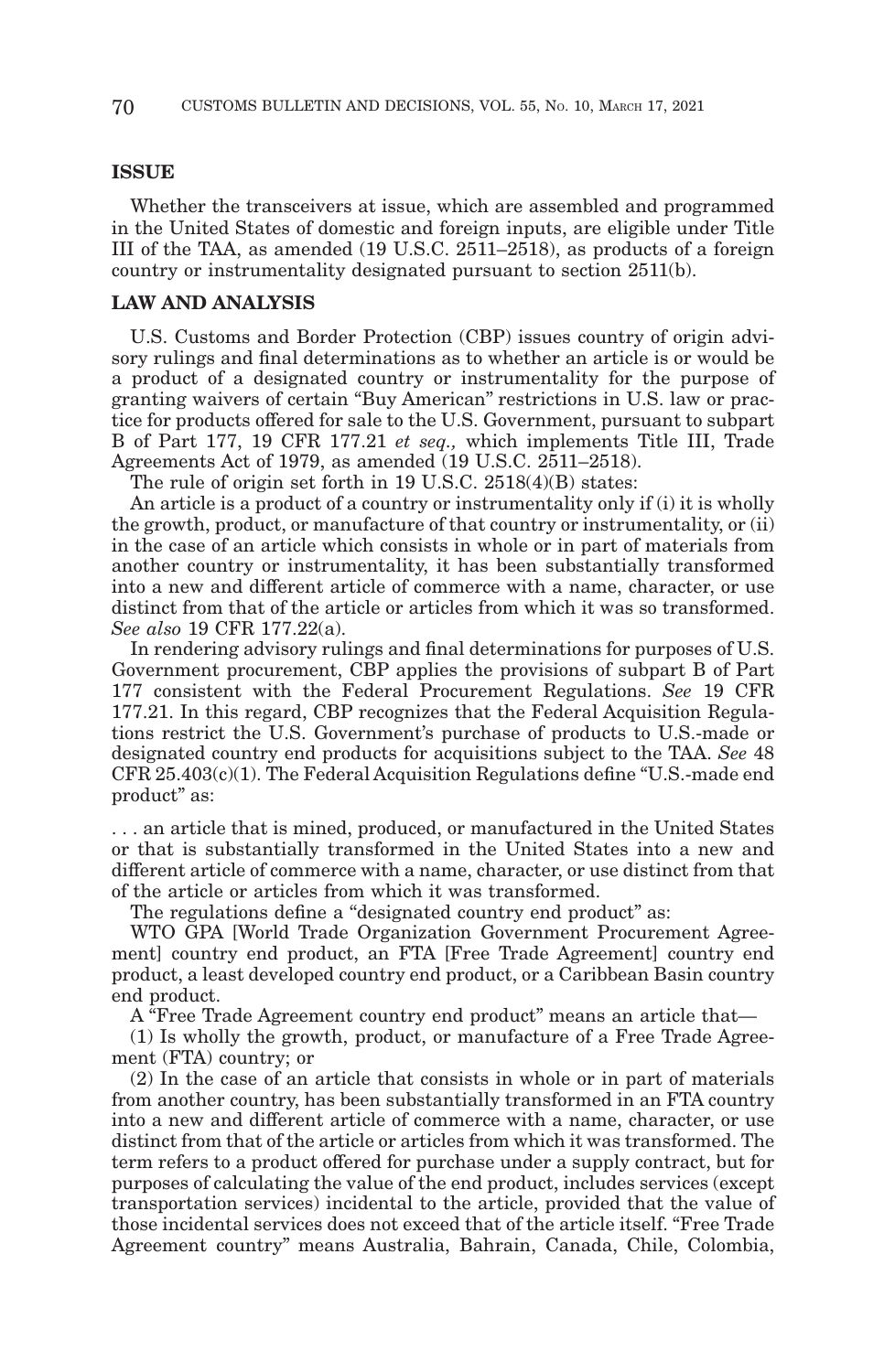## ISSUE

Whether the transceivers at issue, which are assembled and programmed in the United States of domestic and foreign inputs, are eligible under Title III of the TAA, as amended (19 U.S.C. 2511–2518), as products of a foreign country or instrumentality designated pursuant to section 2511(b).

## LAW AND ANALYSIS

U.S. Customs and Border Protection (CBP) issues country of origin advisory rulings and final determinations as to whether an article is or would be a product of a designated country or instrumentality for the purpose of granting waivers of certain "Buy American" restrictions in U.S. law or practice for products offered for sale to the U.S. Government, pursuant to subpart B of Part 177, 19 CFR 177.21 *et seq.,* which implements Title III, Trade Agreements Act of 1979, as amended (19 U.S.C. 2511–2518).

The rule of origin set forth in 19 U.S.C. 2518(4)(B) states:

An article is a product of a country or instrumentality only if (i) it is wholly the growth, product, or manufacture of that country or instrumentality, or (ii) in the case of an article which consists in whole or in part of materials from another country or instrumentality, it has been substantially transformed into a new and different article of commerce with a name, character, or use distinct from that of the article or articles from which it was so transformed. *See also* 19 CFR 177.22(a).

In rendering advisory rulings and final determinations for purposes of U.S. Government procurement, CBP applies the provisions of subpart B of Part 177 consistent with the Federal Procurement Regulations. *See* 19 CFR 177.21. In this regard, CBP recognizes that the Federal Acquisition Regulations restrict the U.S. Government's purchase of products to U.S.-made or designated country end products for acquisitions subject to the TAA. *See* 48 CFR 25.403(c)(1). The Federal Acquisition Regulations define "U.S.-made end product" as:

. . . an article that is mined, produced, or manufactured in the United States or that is substantially transformed in the United States into a new and different article of commerce with a name, character, or use distinct from that of the article or articles from which it was transformed.

The regulations define a "designated country end product" as:

WTO GPA [World Trade Organization Government Procurement Agreement] country end product, an FTA [Free Trade Agreement] country end product, a least developed country end product, or a Caribbean Basin country end product.

A "Free Trade Agreement country end product" means an article that—

(1) Is wholly the growth, product, or manufacture of a Free Trade Agreement (FTA) country; or

(2) In the case of an article that consists in whole or in part of materials from another country, has been substantially transformed in an FTA country into a new and different article of commerce with a name, character, or use distinct from that of the article or articles from which it was transformed. The term refers to a product offered for purchase under a supply contract, but for purposes of calculating the value of the end product, includes services (except transportation services) incidental to the article, provided that the value of those incidental services does not exceed that of the article itself. "Free Trade Agreement country" means Australia, Bahrain, Canada, Chile, Colombia,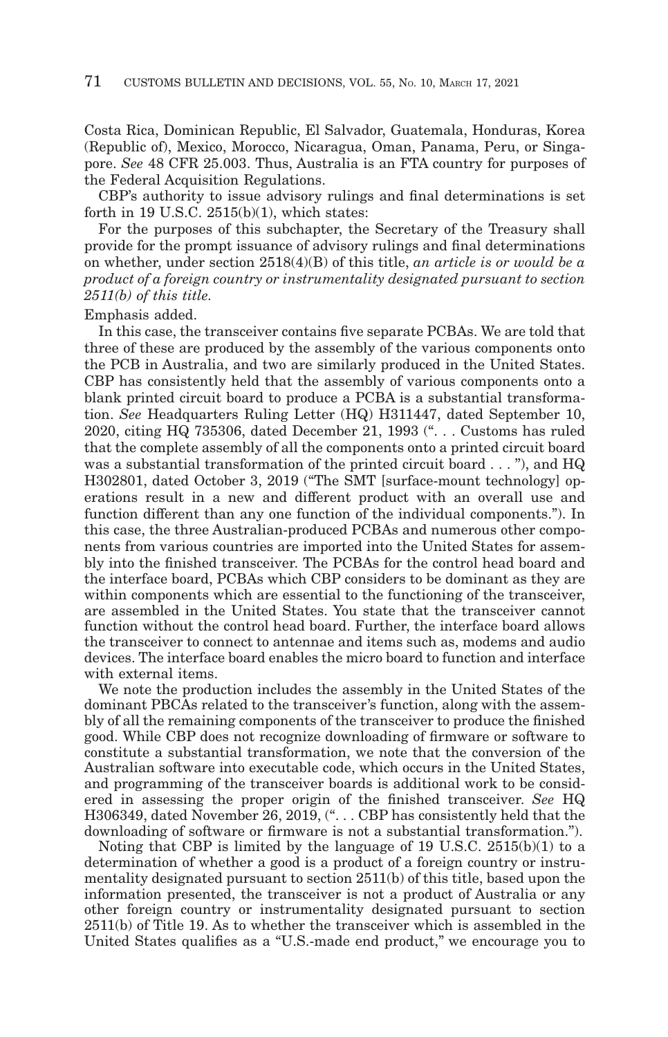Costa Rica, Dominican Republic, El Salvador, Guatemala, Honduras, Korea (Republic of), Mexico, Morocco, Nicaragua, Oman, Panama, Peru, or Singapore. *See* 48 CFR 25.003. Thus, Australia is an FTA country for purposes of the Federal Acquisition Regulations.

CBP's authority to issue advisory rulings and final determinations is set forth in 19 U.S.C. 2515(b)(1), which states:

For the purposes of this subchapter, the Secretary of the Treasury shall provide for the prompt issuance of advisory rulings and final determinations on whether, under section 2518(4)(B) of this title, *an article is or would be a product of a foreign country or instrumentality designated pursuant to section 2511(b) of this title.*

Emphasis added.

In this case, the transceiver contains five separate PCBAs. We are told that three of these are produced by the assembly of the various components onto the PCB in Australia, and two are similarly produced in the United States. CBP has consistently held that the assembly of various components onto a blank printed circuit board to produce a PCBA is a substantial transformation. *See* Headquarters Ruling Letter (HQ) H311447, dated September 10, 2020, citing HQ 735306, dated December 21, 1993 (". . . Customs has ruled that the complete assembly of all the components onto a printed circuit board was a substantial transformation of the printed circuit board . . . "), and HQ H302801, dated October 3, 2019 ("The SMT [surface-mount technology] operations result in a new and different product with an overall use and function different than any one function of the individual components."). In this case, the three Australian-produced PCBAs and numerous other components from various countries are imported into the United States for assembly into the finished transceiver. The PCBAs for the control head board and the interface board, PCBAs which CBP considers to be dominant as they are within components which are essential to the functioning of the transceiver, are assembled in the United States. You state that the transceiver cannot function without the control head board. Further, the interface board allows the transceiver to connect to antennae and items such as, modems and audio devices. The interface board enables the micro board to function and interface with external items.

We note the production includes the assembly in the United States of the dominant PBCAs related to the transceiver's function, along with the assembly of all the remaining components of the transceiver to produce the finished good. While CBP does not recognize downloading of firmware or software to constitute a substantial transformation, we note that the conversion of the Australian software into executable code, which occurs in the United States, and programming of the transceiver boards is additional work to be considered in assessing the proper origin of the finished transceiver. *See* HQ H306349, dated November 26, 2019, (". . . CBP has consistently held that the downloading of software or firmware is not a substantial transformation.").

Noting that CBP is limited by the language of 19 U.S.C. 2515(b)(1) to a determination of whether a good is a product of a foreign country or instrumentality designated pursuant to section 2511(b) of this title, based upon the information presented, the transceiver is not a product of Australia or any other foreign country or instrumentality designated pursuant to section 2511(b) of Title 19. As to whether the transceiver which is assembled in the United States qualifies as a "U.S.-made end product," we encourage you to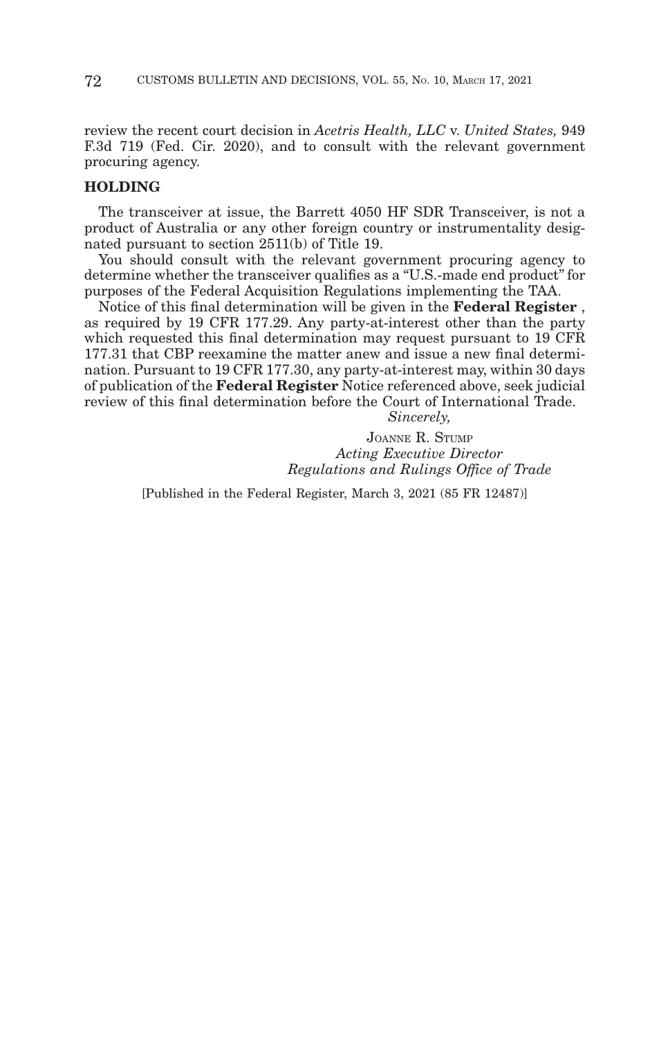review the recent court decision in *Acetris Health, LLC* v. *United States,* 949 F.3d 719 (Fed. Cir. 2020), and to consult with the relevant government procuring agency.

## HOLDING

The transceiver at issue, the Barrett 4050 HF SDR Transceiver, is not a product of Australia or any other foreign country or instrumentality designated pursuant to section 2511(b) of Title 19.

You should consult with the relevant government procuring agency to determine whether the transceiver qualifies as a "U.S.-made end product" for purposes of the Federal Acquisition Regulations implementing the TAA.

Notice of this final determination will be given in the **Federal Register** , as required by 19 CFR 177.29. Any party-at-interest other than the party which requested this final determination may request pursuant to 19 CFR 177.31 that CBP reexamine the matter anew and issue a new final determination. Pursuant to 19 CFR 177.30, any party-at-interest may, within 30 days of publication of the **Federal Register** Notice referenced above, seek judicial review of this final determination before the Court of International Trade.

*Sincerely,*

JOANNE R. STUMP
*Acting Executive Director*
*Regulations and Rulings Office of Trade*

[Published in the Federal Register, March 3, 2021 (85 FR 12487)]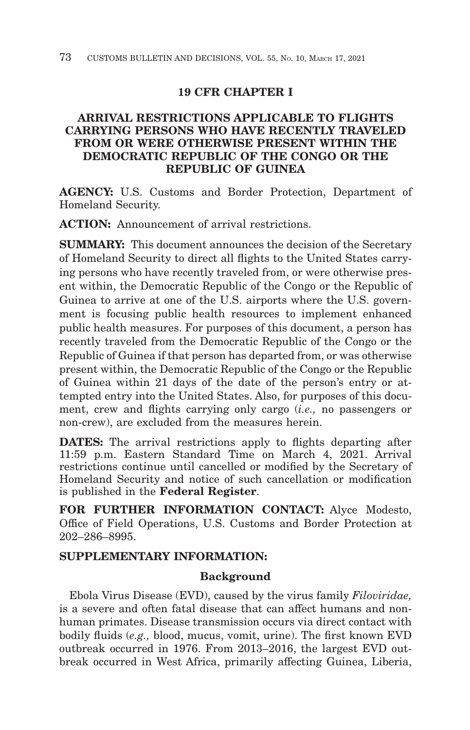## 19 CFR CHAPTER I

## ARRIVAL RESTRICTIONS APPLICABLE TO FLIGHTS CARRYING PERSONS WHO HAVE RECENTLY TRAVELED FROM OR WERE OTHERWISE PRESENT WITHIN THE DEMOCRATIC REPUBLIC OF THE CONGO OR THE REPUBLIC OF GUINEA

**AGENCY:** U.S. Customs and Border Protection, Department of Homeland Security.

**ACTION:** Announcement of arrival restrictions.

**SUMMARY:** This document announces the decision of the Secretary of Homeland Security to direct all flights to the United States carrying persons who have recently traveled from, or were otherwise present within, the Democratic Republic of the Congo or the Republic of Guinea to arrive at one of the U.S. airports where the U.S. government is focusing public health resources to implement enhanced public health measures. For purposes of this document, a person has recently traveled from the Democratic Republic of the Congo or the Republic of Guinea if that person has departed from, or was otherwise present within, the Democratic Republic of the Congo or the Republic of Guinea within 21 days of the date of the person's entry or attempted entry into the United States. Also, for purposes of this document, crew and flights carrying only cargo (*i.e.,* no passengers or non-crew), are excluded from the measures herein.

**DATES:** The arrival restrictions apply to flights departing after 11:59 p.m. Eastern Standard Time on March 4, 2021. Arrival restrictions continue until cancelled or modified by the Secretary of Homeland Security and notice of such cancellation or modification is published in the **Federal Register**.

**FOR FURTHER INFORMATION CONTACT:** Alyce Modesto, Office of Field Operations, U.S. Customs and Border Protection at 202–286–8995.

**SUPPLEMENTARY INFORMATION:**

### Background

Ebola Virus Disease (EVD), caused by the virus family *Filoviridae,* is a severe and often fatal disease that can affect humans and non-human primates. Disease transmission occurs via direct contact with bodily fluids (*e.g.,* blood, mucus, vomit, urine). The first known EVD outbreak occurred in 1976. From 2013–2016, the largest EVD outbreak occurred in West Africa, primarily affecting Guinea, Liberia,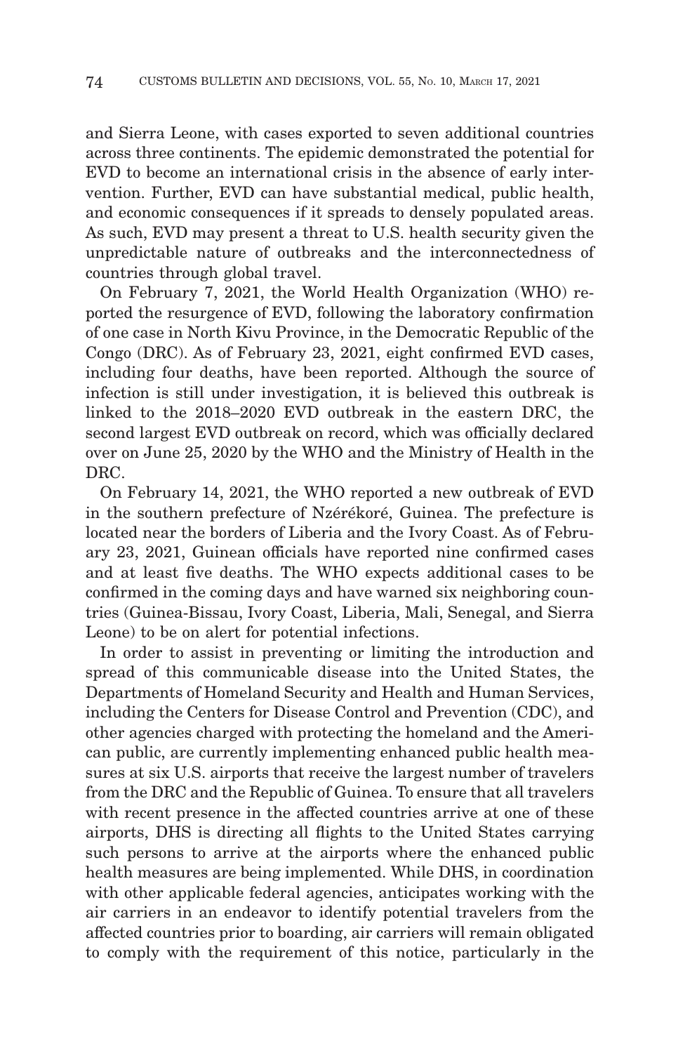and Sierra Leone, with cases exported to seven additional countries across three continents. The epidemic demonstrated the potential for EVD to become an international crisis in the absence of early intervention. Further, EVD can have substantial medical, public health, and economic consequences if it spreads to densely populated areas. As such, EVD may present a threat to U.S. health security given the unpredictable nature of outbreaks and the interconnectedness of countries through global travel.

On February 7, 2021, the World Health Organization (WHO) reported the resurgence of EVD, following the laboratory confirmation of one case in North Kivu Province, in the Democratic Republic of the Congo (DRC). As of February 23, 2021, eight confirmed EVD cases, including four deaths, have been reported. Although the source of infection is still under investigation, it is believed this outbreak is linked to the 2018–2020 EVD outbreak in the eastern DRC, the second largest EVD outbreak on record, which was officially declared over on June 25, 2020 by the WHO and the Ministry of Health in the DRC.

On February 14, 2021, the WHO reported a new outbreak of EVD in the southern prefecture of Nzérékoré, Guinea. The prefecture is located near the borders of Liberia and the Ivory Coast. As of February 23, 2021, Guinean officials have reported nine confirmed cases and at least five deaths. The WHO expects additional cases to be confirmed in the coming days and have warned six neighboring countries (Guinea-Bissau, Ivory Coast, Liberia, Mali, Senegal, and Sierra Leone) to be on alert for potential infections.

In order to assist in preventing or limiting the introduction and spread of this communicable disease into the United States, the Departments of Homeland Security and Health and Human Services, including the Centers for Disease Control and Prevention (CDC), and other agencies charged with protecting the homeland and the American public, are currently implementing enhanced public health measures at six U.S. airports that receive the largest number of travelers from the DRC and the Republic of Guinea. To ensure that all travelers with recent presence in the affected countries arrive at one of these airports, DHS is directing all flights to the United States carrying such persons to arrive at the airports where the enhanced public health measures are being implemented. While DHS, in coordination with other applicable federal agencies, anticipates working with the air carriers in an endeavor to identify potential travelers from the affected countries prior to boarding, air carriers will remain obligated to comply with the requirement of this notice, particularly in the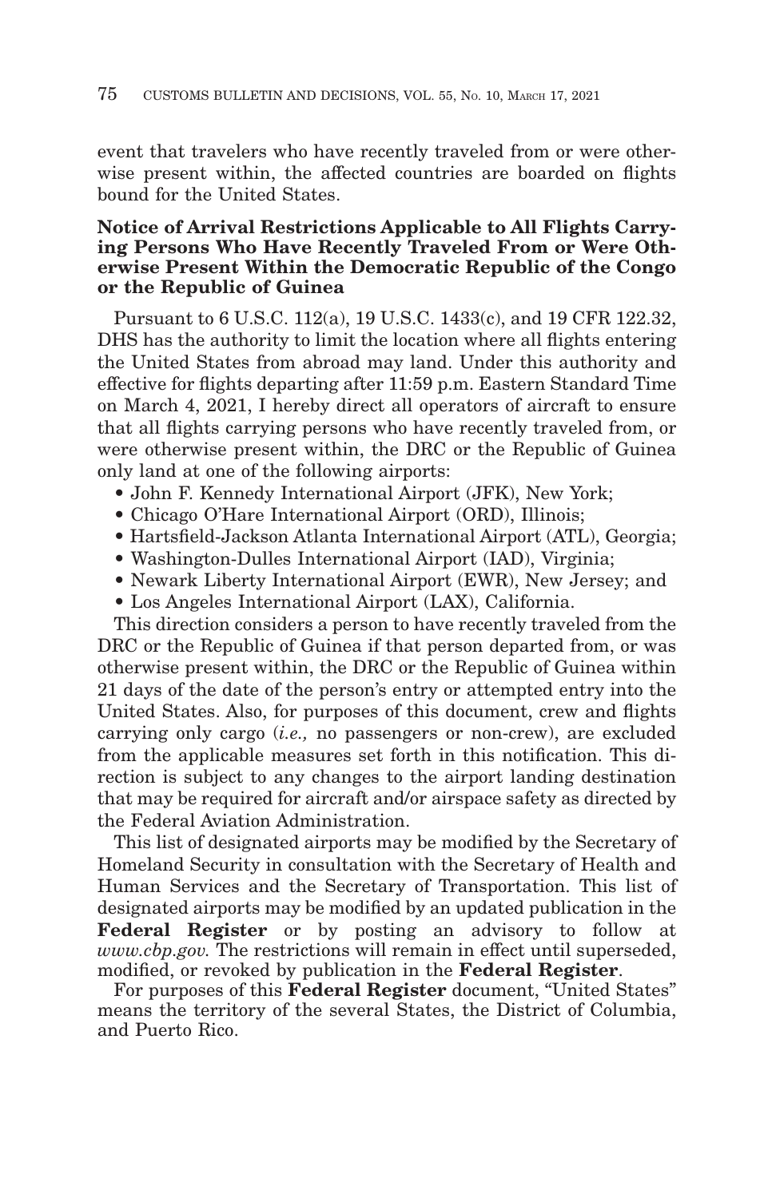event that travelers who have recently traveled from or were otherwise present within, the affected countries are boarded on flights bound for the United States.

**Notice of Arrival Restrictions Applicable to All Flights Carrying Persons Who Have Recently Traveled From or Were Otherwise Present Within the Democratic Republic of the Congo or the Republic of Guinea**

Pursuant to 6 U.S.C. 112(a), 19 U.S.C. 1433(c), and 19 CFR 122.32, DHS has the authority to limit the location where all flights entering the United States from abroad may land. Under this authority and effective for flights departing after 11:59 p.m. Eastern Standard Time on March 4, 2021, I hereby direct all operators of aircraft to ensure that all flights carrying persons who have recently traveled from, or were otherwise present within, the DRC or the Republic of Guinea only land at one of the following airports:

- John F. Kennedy International Airport (JFK), New York;
- Chicago O'Hare International Airport (ORD), Illinois;
- Hartsfield-Jackson Atlanta International Airport (ATL), Georgia;
- Washington-Dulles International Airport (IAD), Virginia;
- Newark Liberty International Airport (EWR), New Jersey; and
- Los Angeles International Airport (LAX), California.

This direction considers a person to have recently traveled from the DRC or the Republic of Guinea if that person departed from, or was otherwise present within, the DRC or the Republic of Guinea within 21 days of the date of the person's entry or attempted entry into the United States. Also, for purposes of this document, crew and flights carrying only cargo (*i.e.,* no passengers or non-crew), are excluded from the applicable measures set forth in this notification. This direction is subject to any changes to the airport landing destination that may be required for aircraft and/or airspace safety as directed by the Federal Aviation Administration.

This list of designated airports may be modified by the Secretary of Homeland Security in consultation with the Secretary of Health and Human Services and the Secretary of Transportation. This list of designated airports may be modified by an updated publication in the **Federal Register** or by posting an advisory to follow at *www.cbp.gov.* The restrictions will remain in effect until superseded, modified, or revoked by publication in the **Federal Register**.

For purposes of this **Federal Register** document, "United States" means the territory of the several States, the District of Columbia, and Puerto Rico.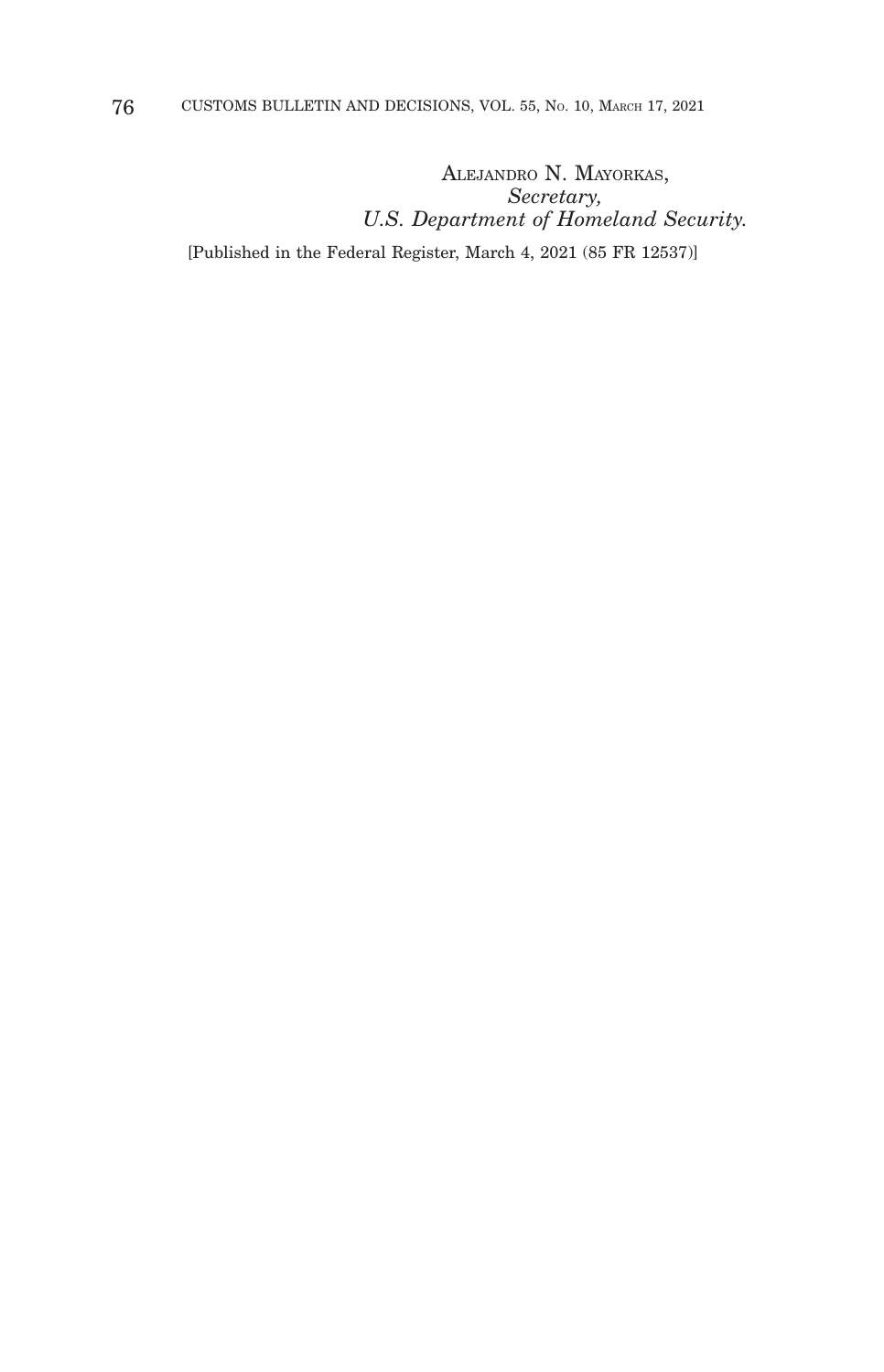ALEJANDRO N. MAYORKAS,
*Secretary,*
*U.S. Department of Homeland Security.*

[Published in the Federal Register, March 4, 2021 (85 FR 12537)]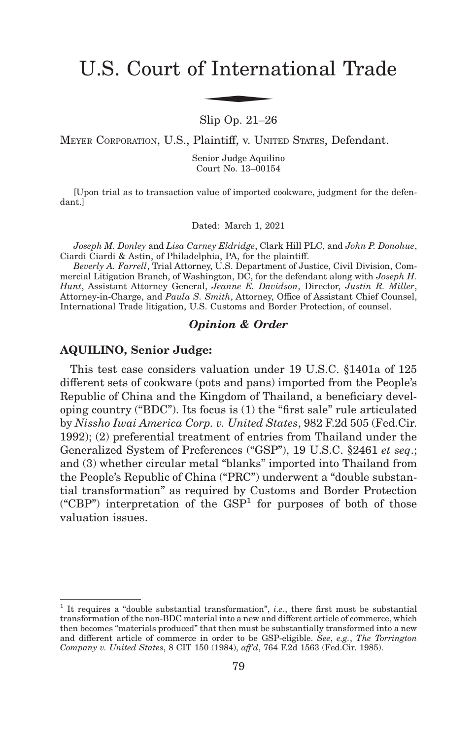# U.S. Court of International Trade

Slip Op. 21–26

MEYER CORPORATION, U.S., Plaintiff, v. UNITED STATES, Defendant.

Senior Judge Aquilino
Court No. 13–00154

[Upon trial as to transaction value of imported cookware, judgment for the defendant.]

Dated: March 1, 2021

*Joseph M. Donley* and *Lisa Carney Eldridge*, Clark Hill PLC, and *John P. Donohue*, Ciardi Ciardi & Astin, of Philadelphia, PA, for the plaintiff.

*Beverly A. Farrell*, Trial Attorney, U.S. Department of Justice, Civil Division, Commercial Litigation Branch, of Washington, DC, for the defendant along with *Joseph H. Hunt*, Assistant Attorney General, *Jeanne E. Davidson*, Director, *Justin R. Miller*, Attorney-in-Charge, and *Paula S. Smith*, Attorney, Office of Assistant Chief Counsel, International Trade litigation, U.S. Customs and Border Protection, of counsel.

***Opinion & Order***

**AQUILINO, Senior Judge:**

This test case considers valuation under 19 U.S.C. §1401a of 125 different sets of cookware (pots and pans) imported from the People's Republic of China and the Kingdom of Thailand, a beneficiary developing country ("BDC"). Its focus is (1) the "first sale" rule articulated by *Nissho Iwai America Corp. v. United States*, 982 F.2d 505 (Fed.Cir. 1992); (2) preferential treatment of entries from Thailand under the Generalized System of Preferences ("GSP"), 19 U.S.C. §2461 *et seq*.; and (3) whether circular metal "blanks" imported into Thailand from the People's Republic of China ("PRC") underwent a "double substantial transformation" as required by Customs and Border Protection ("CBP") interpretation of the GSP[1] for purposes of both of those valuation issues.

[1] It requires a "double substantial transformation", *i.e*., there first must be substantial transformation of the non-BDC material into a new and different article of commerce, which then becomes "materials produced" that then must be substantially transformed into a new and different article of commerce in order to be GSP-eligible. *See*, *e.g.*, *The Torrington Company v. United States*, 8 CIT 150 (1984), *aff'd*, 764 F.2d 1563 (Fed.Cir. 1985).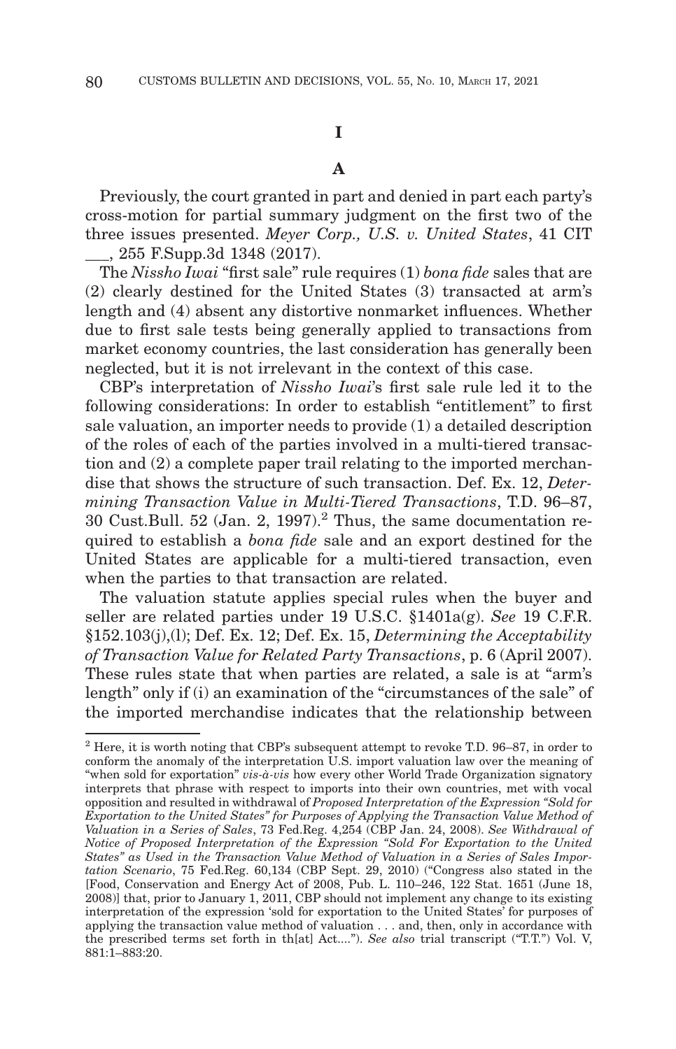# I

## A

Previously, the court granted in part and denied in part each party's cross-motion for partial summary judgment on the first two of the three issues presented. *Meyer Corp., U.S. v. United States*, 41 CIT ___, 255 F.Supp.3d 1348 (2017).

The *Nissho Iwai* "first sale" rule requires (1) *bona fide* sales that are (2) clearly destined for the United States (3) transacted at arm's length and (4) absent any distortive nonmarket influences. Whether due to first sale tests being generally applied to transactions from market economy countries, the last consideration has generally been neglected, but it is not irrelevant in the context of this case.

CBP's interpretation of *Nissho Iwai*'s first sale rule led it to the following considerations: In order to establish "entitlement" to first sale valuation, an importer needs to provide (1) a detailed description of the roles of each of the parties involved in a multi-tiered transaction and (2) a complete paper trail relating to the imported merchandise that shows the structure of such transaction. Def. Ex. 12, *Determining Transaction Value in Multi-Tiered Transactions*, T.D. 96–87, 30 Cust.Bull. 52 (Jan. 2, 1997).[2] Thus, the same documentation required to establish a *bona fide* sale and an export destined for the United States are applicable for a multi-tiered transaction, even when the parties to that transaction are related.

The valuation statute applies special rules when the buyer and seller are related parties under 19 U.S.C. §1401a(g). *See* 19 C.F.R. §152.103(j),(l); Def. Ex. 12; Def. Ex. 15, *Determining the Acceptability of Transaction Value for Related Party Transactions*, p. 6 (April 2007). These rules state that when parties are related, a sale is at "arm's length" only if (i) an examination of the "circumstances of the sale" of the imported merchandise indicates that the relationship between

---

[2] Here, it is worth noting that CBP's subsequent attempt to revoke T.D. 96–87, in order to conform the anomaly of the interpretation U.S. import valuation law over the meaning of "when sold for exportation" *vis-à-vis* how every other World Trade Organization signatory interprets that phrase with respect to imports into their own countries, met with vocal opposition and resulted in withdrawal of *Proposed Interpretation of the Expression "Sold for Exportation to the United States" for Purposes of Applying the Transaction Value Method of Valuation in a Series of Sales*, 73 Fed.Reg. 4,254 (CBP Jan. 24, 2008). *See Withdrawal of Notice of Proposed Interpretation of the Expression "Sold For Exportation to the United States" as Used in the Transaction Value Method of Valuation in a Series of Sales Importation Scenario*, 75 Fed.Reg. 60,134 (CBP Sept. 29, 2010) ("Congress also stated in the [Food, Conservation and Energy Act of 2008, Pub. L. 110–246, 122 Stat. 1651 (June 18, 2008)] that, prior to January 1, 2011, CBP should not implement any change to its existing interpretation of the expression 'sold for exportation to the United States' for purposes of applying the transaction value method of valuation . . . and, then, only in accordance with the prescribed terms set forth in th[at] Act...."). *See also* trial transcript ("T.T.") Vol. V, 881:1–883:20.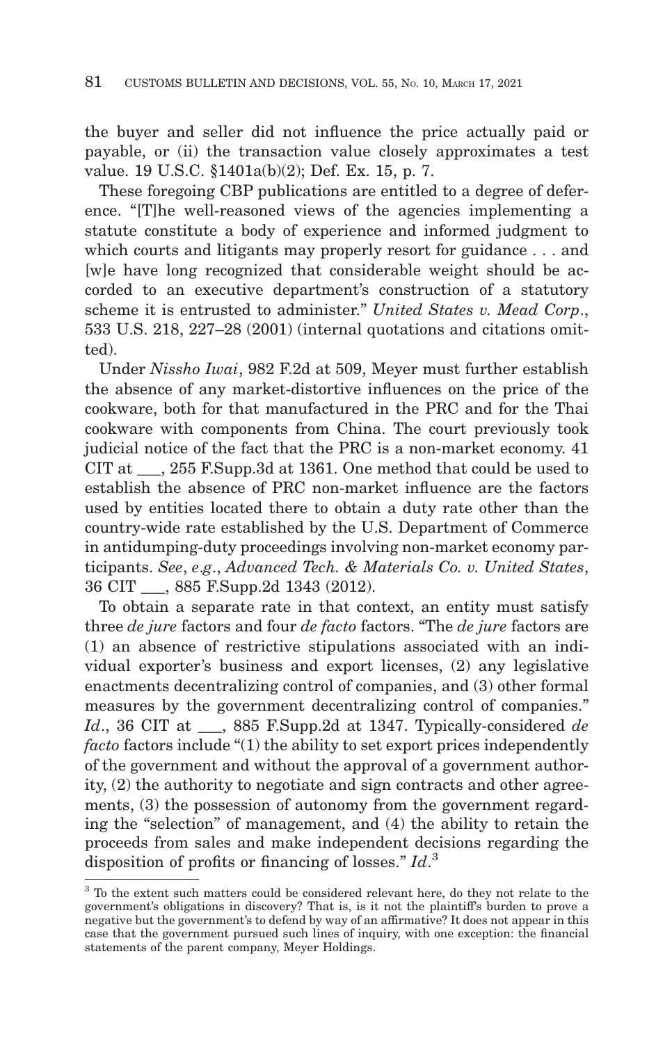the buyer and seller did not influence the price actually paid or payable, or (ii) the transaction value closely approximates a test value. 19 U.S.C. §1401a(b)(2); Def. Ex. 15, p. 7.

These foregoing CBP publications are entitled to a degree of deference. "[T]he well-reasoned views of the agencies implementing a statute constitute a body of experience and informed judgment to which courts and litigants may properly resort for guidance . . . and [w]e have long recognized that considerable weight should be accorded to an executive department's construction of a statutory scheme it is entrusted to administer." *United States v. Mead Corp*., 533 U.S. 218, 227–28 (2001) (internal quotations and citations omitted).

Under *Nissho Iwai*, 982 F.2d at 509, Meyer must further establish the absence of any market-distortive influences on the price of the cookware, both for that manufactured in the PRC and for the Thai cookware with components from China. The court previously took judicial notice of the fact that the PRC is a non-market economy. 41 CIT at ___, 255 F.Supp.3d at 1361. One method that could be used to establish the absence of PRC non-market influence are the factors used by entities located there to obtain a duty rate other than the country-wide rate established by the U.S. Department of Commerce in antidumping-duty proceedings involving non-market economy participants. *See*, *e.g*., *Advanced Tech. & Materials Co. v. United States*, 36 CIT ___, 885 F.Supp.2d 1343 (2012).

To obtain a separate rate in that context, an entity must satisfy three *de jure* factors and four *de facto* factors. "The *de jure* factors are (1) an absence of restrictive stipulations associated with an individual exporter's business and export licenses, (2) any legislative enactments decentralizing control of companies, and (3) other formal measures by the government decentralizing control of companies." *Id*., 36 CIT at ___, 885 F.Supp.2d at 1347. Typically-considered *de facto* factors include "(1) the ability to set export prices independently of the government and without the approval of a government authority, (2) the authority to negotiate and sign contracts and other agreements, (3) the possession of autonomy from the government regarding the "selection" of management, and (4) the ability to retain the proceeds from sales and make independent decisions regarding the disposition of profits or financing of losses." *Id*.[3]

[3] To the extent such matters could be considered relevant here, do they not relate to the government's obligations in discovery? That is, is it not the plaintiff's burden to prove a negative but the government's to defend by way of an affirmative? It does not appear in this case that the government pursued such lines of inquiry, with one exception: the financial statements of the parent company, Meyer Holdings.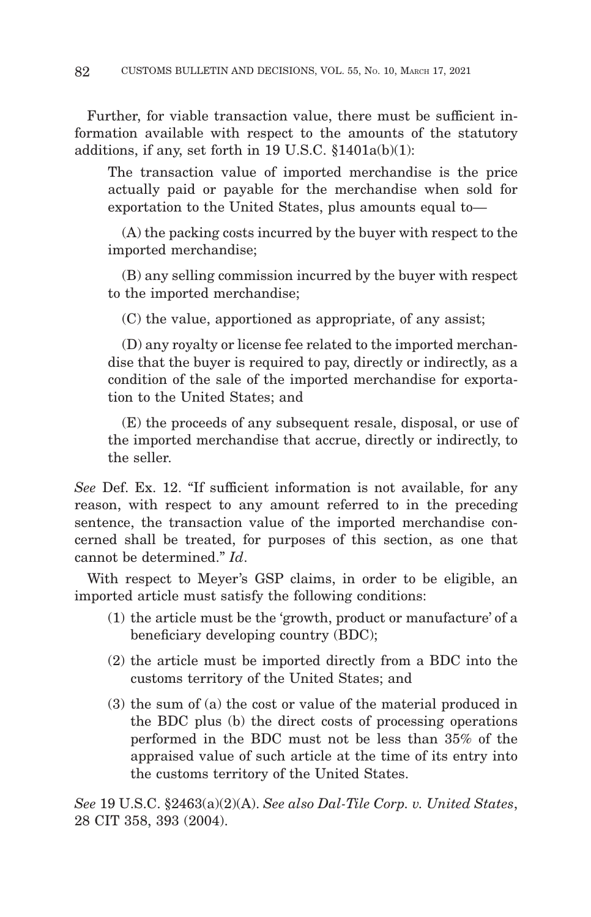Further, for viable transaction value, there must be sufficient information available with respect to the amounts of the statutory additions, if any, set forth in 19 U.S.C. §1401a(b)(1):

> The transaction value of imported merchandise is the price actually paid or payable for the merchandise when sold for exportation to the United States, plus amounts equal to—
>
> (A) the packing costs incurred by the buyer with respect to the imported merchandise;
>
> (B) any selling commission incurred by the buyer with respect to the imported merchandise;
>
> (C) the value, apportioned as appropriate, of any assist;
>
> (D) any royalty or license fee related to the imported merchandise that the buyer is required to pay, directly or indirectly, as a condition of the sale of the imported merchandise for exportation to the United States; and
>
> (E) the proceeds of any subsequent resale, disposal, or use of the imported merchandise that accrue, directly or indirectly, to the seller.

*See* Def. Ex. 12. "If sufficient information is not available, for any reason, with respect to any amount referred to in the preceding sentence, the transaction value of the imported merchandise concerned shall be treated, for purposes of this section, as one that cannot be determined." *Id*.

With respect to Meyer's GSP claims, in order to be eligible, an imported article must satisfy the following conditions:

(1) the article must be the 'growth, product or manufacture' of a beneficiary developing country (BDC);

(2) the article must be imported directly from a BDC into the customs territory of the United States; and

(3) the sum of (a) the cost or value of the material produced in the BDC plus (b) the direct costs of processing operations performed in the BDC must not be less than 35% of the appraised value of such article at the time of its entry into the customs territory of the United States.

*See* 19 U.S.C. §2463(a)(2)(A). *See also Dal-Tile Corp. v. United States*, 28 CIT 358, 393 (2004).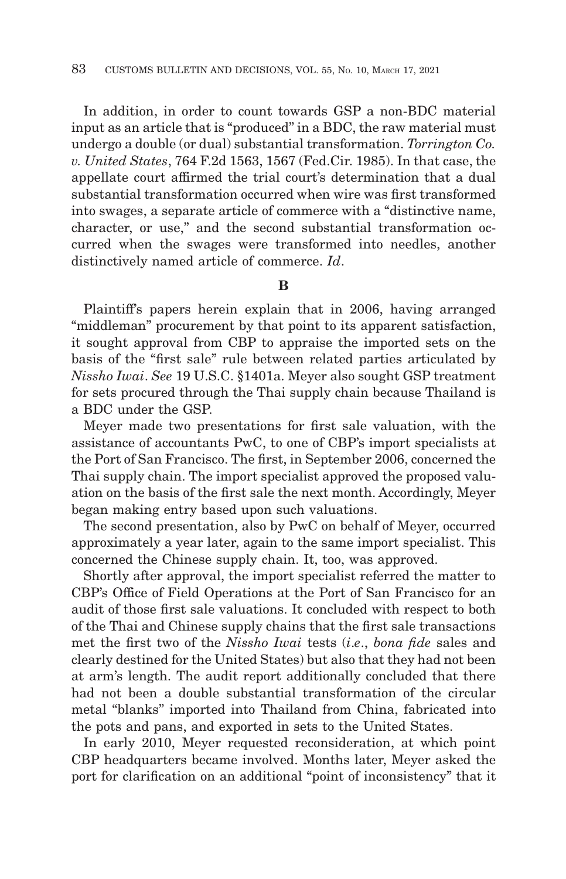In addition, in order to count towards GSP a non-BDC material input as an article that is "produced" in a BDC, the raw material must undergo a double (or dual) substantial transformation. *Torrington Co. v. United States*, 764 F.2d 1563, 1567 (Fed.Cir. 1985). In that case, the appellate court affirmed the trial court's determination that a dual substantial transformation occurred when wire was first transformed into swages, a separate article of commerce with a "distinctive name, character, or use," and the second substantial transformation occurred when the swages were transformed into needles, another distinctively named article of commerce. *Id*.

**B**

Plaintiff's papers herein explain that in 2006, having arranged "middleman" procurement by that point to its apparent satisfaction, it sought approval from CBP to appraise the imported sets on the basis of the "first sale" rule between related parties articulated by *Nissho Iwai*. *See* 19 U.S.C. §1401a. Meyer also sought GSP treatment for sets procured through the Thai supply chain because Thailand is a BDC under the GSP.

Meyer made two presentations for first sale valuation, with the assistance of accountants PwC, to one of CBP's import specialists at the Port of San Francisco. The first, in September 2006, concerned the Thai supply chain. The import specialist approved the proposed valuation on the basis of the first sale the next month. Accordingly, Meyer began making entry based upon such valuations.

The second presentation, also by PwC on behalf of Meyer, occurred approximately a year later, again to the same import specialist. This concerned the Chinese supply chain. It, too, was approved.

Shortly after approval, the import specialist referred the matter to CBP's Office of Field Operations at the Port of San Francisco for an audit of those first sale valuations. It concluded with respect to both of the Thai and Chinese supply chains that the first sale transactions met the first two of the *Nissho Iwai* tests (*i.e*., *bona fide* sales and clearly destined for the United States) but also that they had not been at arm's length. The audit report additionally concluded that there had not been a double substantial transformation of the circular metal "blanks" imported into Thailand from China, fabricated into the pots and pans, and exported in sets to the United States.

In early 2010, Meyer requested reconsideration, at which point CBP headquarters became involved. Months later, Meyer asked the port for clarification on an additional "point of inconsistency" that it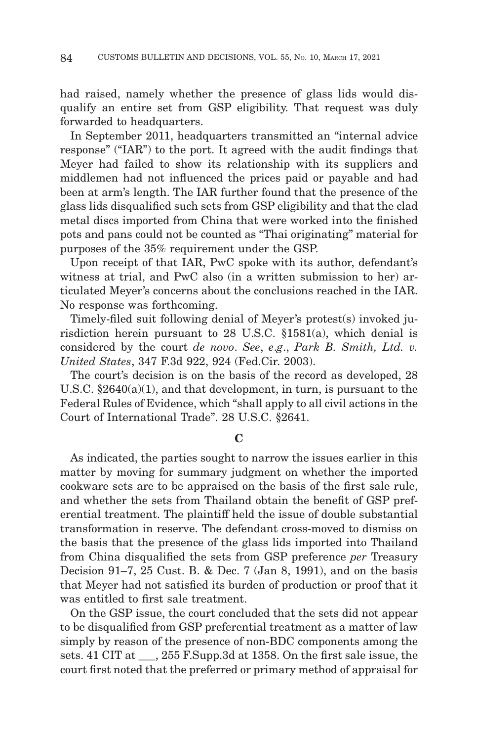had raised, namely whether the presence of glass lids would disqualify an entire set from GSP eligibility. That request was duly forwarded to headquarters.

In September 2011, headquarters transmitted an "internal advice response" ("IAR") to the port. It agreed with the audit findings that Meyer had failed to show its relationship with its suppliers and middlemen had not influenced the prices paid or payable and had been at arm's length. The IAR further found that the presence of the glass lids disqualified such sets from GSP eligibility and that the clad metal discs imported from China that were worked into the finished pots and pans could not be counted as "Thai originating" material for purposes of the 35% requirement under the GSP.

Upon receipt of that IAR, PwC spoke with its author, defendant's witness at trial, and PwC also (in a written submission to her) articulated Meyer's concerns about the conclusions reached in the IAR. No response was forthcoming.

Timely-filed suit following denial of Meyer's protest(s) invoked jurisdiction herein pursuant to 28 U.S.C. §1581(a), which denial is considered by the court *de novo*. *See*, *e.g*., *Park B. Smith, Ltd. v. United States*, 347 F.3d 922, 924 (Fed.Cir. 2003).

The court's decision is on the basis of the record as developed, 28 U.S.C. §2640(a)(1), and that development, in turn, is pursuant to the Federal Rules of Evidence, which "shall apply to all civil actions in the Court of International Trade". 28 U.S.C. §2641.

### C

As indicated, the parties sought to narrow the issues earlier in this matter by moving for summary judgment on whether the imported cookware sets are to be appraised on the basis of the first sale rule, and whether the sets from Thailand obtain the benefit of GSP preferential treatment. The plaintiff held the issue of double substantial transformation in reserve. The defendant cross-moved to dismiss on the basis that the presence of the glass lids imported into Thailand from China disqualified the sets from GSP preference *per* Treasury Decision 91–7, 25 Cust. B. & Dec. 7 (Jan 8, 1991), and on the basis that Meyer had not satisfied its burden of production or proof that it was entitled to first sale treatment.

On the GSP issue, the court concluded that the sets did not appear to be disqualified from GSP preferential treatment as a matter of law simply by reason of the presence of non-BDC components among the sets. 41 CIT at ___, 255 F.Supp.3d at 1358. On the first sale issue, the court first noted that the preferred or primary method of appraisal for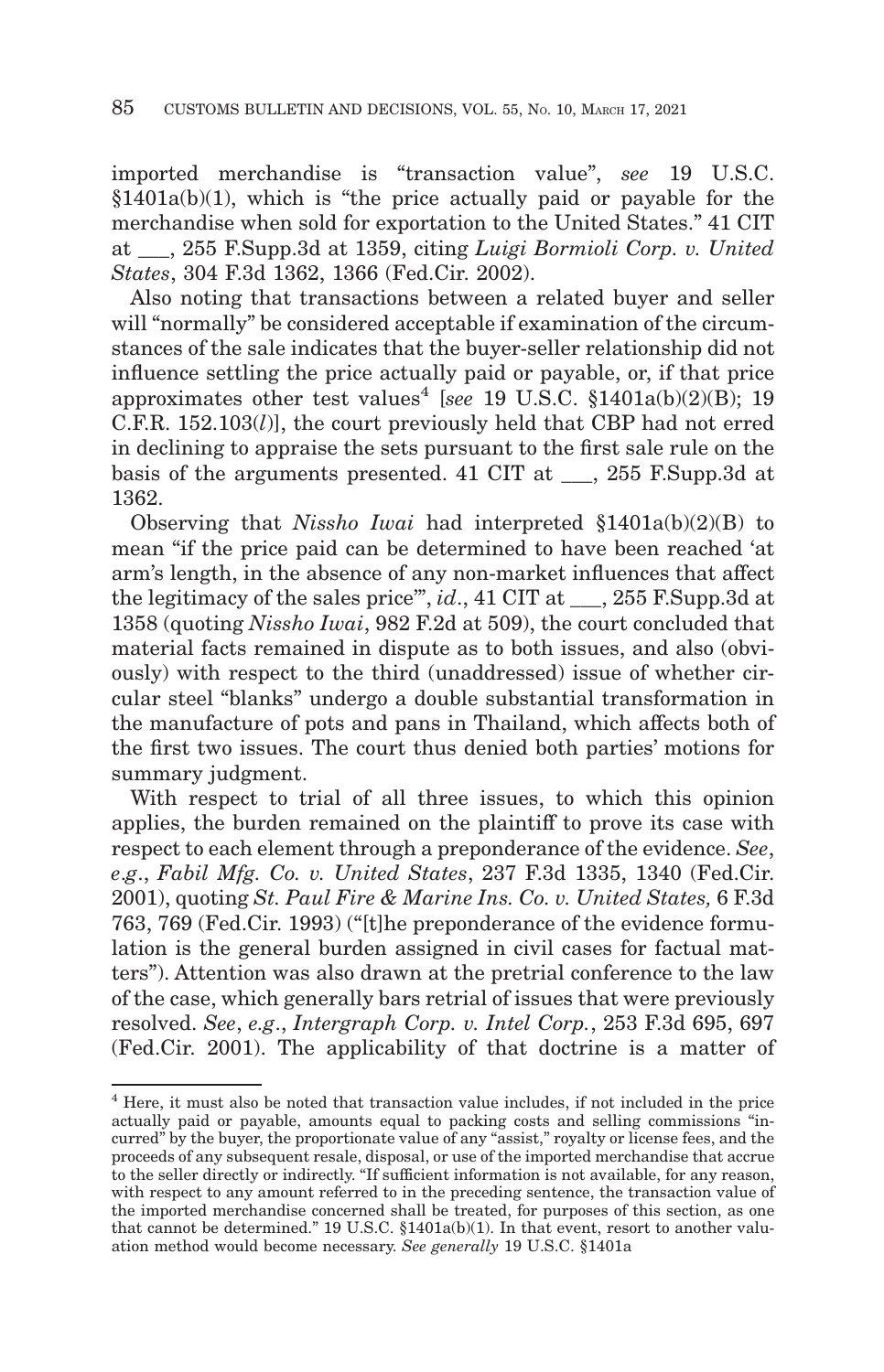imported merchandise is "transaction value", *see* 19 U.S.C. §1401a(b)(1), which is "the price actually paid or payable for the merchandise when sold for exportation to the United States." 41 CIT at ___, 255 F.Supp.3d at 1359, citing *Luigi Bormioli Corp. v. United States*, 304 F.3d 1362, 1366 (Fed.Cir. 2002).

Also noting that transactions between a related buyer and seller will "normally" be considered acceptable if examination of the circumstances of the sale indicates that the buyer-seller relationship did not influence settling the price actually paid or payable, or, if that price approximates other test values[4] [*see* 19 U.S.C. §1401a(b)(2)(B); 19 C.F.R. 152.103(*l*)], the court previously held that CBP had not erred in declining to appraise the sets pursuant to the first sale rule on the basis of the arguments presented. 41 CIT at ___, 255 F.Supp.3d at 1362.

Observing that *Nissho Iwai* had interpreted §1401a(b)(2)(B) to mean "if the price paid can be determined to have been reached 'at arm's length, in the absence of any non-market influences that affect the legitimacy of the sales price'", *id*., 41 CIT at ___, 255 F.Supp.3d at 1358 (quoting *Nissho Iwai*, 982 F.2d at 509), the court concluded that material facts remained in dispute as to both issues, and also (obviously) with respect to the third (unaddressed) issue of whether circular steel "blanks" undergo a double substantial transformation in the manufacture of pots and pans in Thailand, which affects both of the first two issues. The court thus denied both parties' motions for summary judgment.

With respect to trial of all three issues, to which this opinion applies, the burden remained on the plaintiff to prove its case with respect to each element through a preponderance of the evidence. *See*, *e.g*., *Fabil Mfg. Co. v. United States*, 237 F.3d 1335, 1340 (Fed.Cir. 2001), quoting *St. Paul Fire & Marine Ins. Co. v. United States,* 6 F.3d 763, 769 (Fed.Cir. 1993) ("[t]he preponderance of the evidence formulation is the general burden assigned in civil cases for factual matters"). Attention was also drawn at the pretrial conference to the law of the case, which generally bars retrial of issues that were previously resolved. *See*, *e.g*., *Intergraph Corp. v. Intel Corp.*, 253 F.3d 695, 697 (Fed.Cir. 2001). The applicability of that doctrine is a matter of

---

[4] Here, it must also be noted that transaction value includes, if not included in the price actually paid or payable, amounts equal to packing costs and selling commissions "incurred" by the buyer, the proportionate value of any "assist," royalty or license fees, and the proceeds of any subsequent resale, disposal, or use of the imported merchandise that accrue to the seller directly or indirectly. "If sufficient information is not available, for any reason, with respect to any amount referred to in the preceding sentence, the transaction value of the imported merchandise concerned shall be treated, for purposes of this section, as one that cannot be determined." 19 U.S.C. §1401a(b)(1). In that event, resort to another valuation method would become necessary. *See generally* 19 U.S.C. §1401a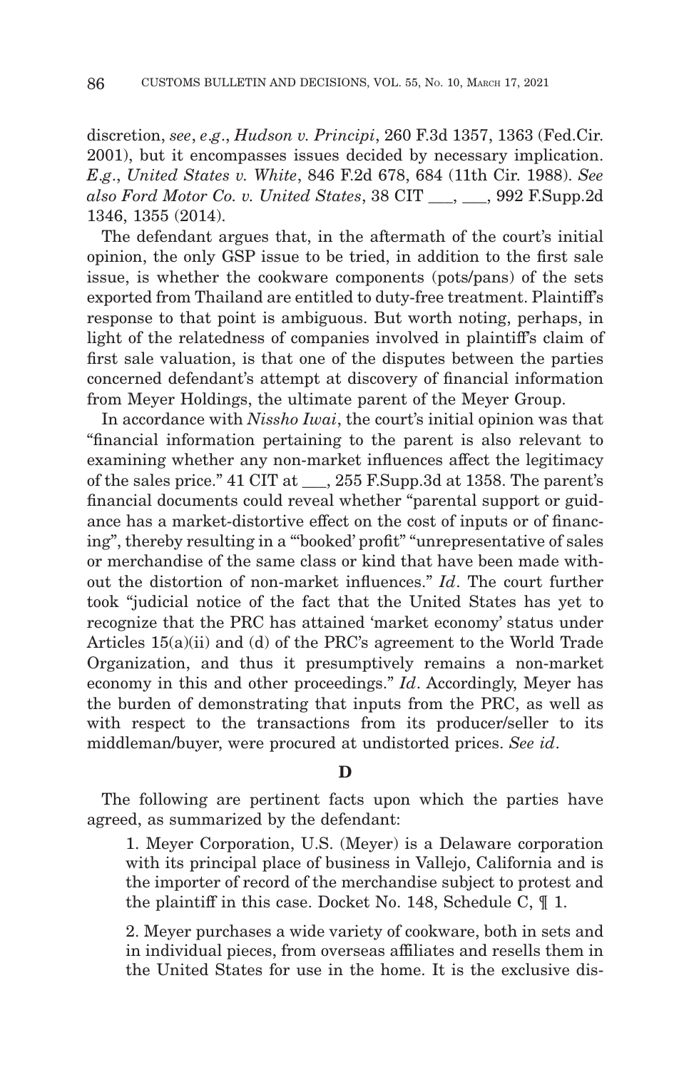discretion, *see*, *e.g.*, *Hudson v. Principi*, 260 F.3d 1357, 1363 (Fed.Cir. 2001), but it encompasses issues decided by necessary implication. *E.g.*, *United States v. White*, 846 F.2d 678, 684 (11th Cir. 1988). *See also Ford Motor Co. v. United States*, 38 CIT ___, ___, 992 F.Supp.2d 1346, 1355 (2014).

The defendant argues that, in the aftermath of the court's initial opinion, the only GSP issue to be tried, in addition to the first sale issue, is whether the cookware components (pots/pans) of the sets exported from Thailand are entitled to duty-free treatment. Plaintiff's response to that point is ambiguous. But worth noting, perhaps, in light of the relatedness of companies involved in plaintiff's claim of first sale valuation, is that one of the disputes between the parties concerned defendant's attempt at discovery of financial information from Meyer Holdings, the ultimate parent of the Meyer Group.

In accordance with *Nissho Iwai*, the court's initial opinion was that "financial information pertaining to the parent is also relevant to examining whether any non-market influences affect the legitimacy of the sales price." 41 CIT at ___, 255 F.Supp.3d at 1358. The parent's financial documents could reveal whether "parental support or guidance has a market-distortive effect on the cost of inputs or of financing", thereby resulting in a "'booked' profit" "unrepresentative of sales or merchandise of the same class or kind that have been made without the distortion of non-market influences." *Id*. The court further took "judicial notice of the fact that the United States has yet to recognize that the PRC has attained 'market economy' status under Articles 15(a)(ii) and (d) of the PRC's agreement to the World Trade Organization, and thus it presumptively remains a non-market economy in this and other proceedings." *Id*. Accordingly, Meyer has the burden of demonstrating that inputs from the PRC, as well as with respect to the transactions from its producer/seller to its middleman/buyer, were procured at undistorted prices. *See id*.

**D**

The following are pertinent facts upon which the parties have agreed, as summarized by the defendant:

1. Meyer Corporation, U.S. (Meyer) is a Delaware corporation with its principal place of business in Vallejo, California and is the importer of record of the merchandise subject to protest and the plaintiff in this case. Docket No. 148, Schedule C, ¶ 1.

2. Meyer purchases a wide variety of cookware, both in sets and in individual pieces, from overseas affiliates and resells them in the United States for use in the home. It is the exclusive dis-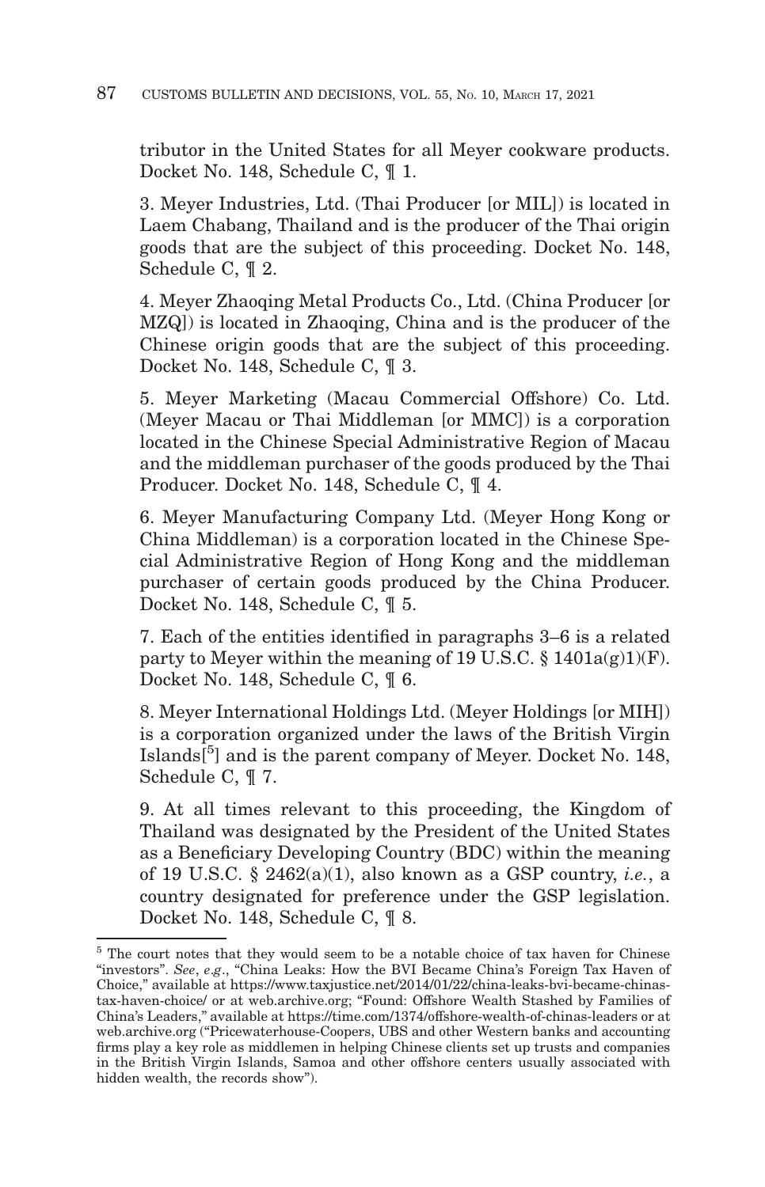tributor in the United States for all Meyer cookware products. Docket No. 148, Schedule C, ¶ 1.

3. Meyer Industries, Ltd. (Thai Producer [or MIL]) is located in Laem Chabang, Thailand and is the producer of the Thai origin goods that are the subject of this proceeding. Docket No. 148, Schedule C, ¶ 2.

4. Meyer Zhaoqing Metal Products Co., Ltd. (China Producer [or MZQ]) is located in Zhaoqing, China and is the producer of the Chinese origin goods that are the subject of this proceeding. Docket No. 148, Schedule C, ¶ 3.

5. Meyer Marketing (Macau Commercial Offshore) Co. Ltd. (Meyer Macau or Thai Middleman [or MMC]) is a corporation located in the Chinese Special Administrative Region of Macau and the middleman purchaser of the goods produced by the Thai Producer. Docket No. 148, Schedule C, ¶ 4.

6. Meyer Manufacturing Company Ltd. (Meyer Hong Kong or China Middleman) is a corporation located in the Chinese Special Administrative Region of Hong Kong and the middleman purchaser of certain goods produced by the China Producer. Docket No. 148, Schedule C, ¶ 5.

7. Each of the entities identified in paragraphs 3–6 is a related party to Meyer within the meaning of 19 U.S.C. § 1401a(g)1)(F). Docket No. 148, Schedule C, ¶ 6.

8. Meyer International Holdings Ltd. (Meyer Holdings [or MIH]) is a corporation organized under the laws of the British Virgin Islands[5] and is the parent company of Meyer. Docket No. 148, Schedule C, ¶ 7.

9. At all times relevant to this proceeding, the Kingdom of Thailand was designated by the President of the United States as a Beneficiary Developing Country (BDC) within the meaning of 19 U.S.C. § 2462(a)(1), also known as a GSP country, *i.e.*, a country designated for preference under the GSP legislation. Docket No. 148, Schedule C, ¶ 8.

---

[5] The court notes that they would seem to be a notable choice of tax haven for Chinese "investors". *See*, *e.g*., "China Leaks: How the BVI Became China's Foreign Tax Haven of Choice," available at https://www.taxjustice.net/2014/01/22/china-leaks-bvi-became-chinas-tax-haven-choice/ or at web.archive.org; "Found: Offshore Wealth Stashed by Families of China's Leaders," available at https://time.com/1374/offshore-wealth-of-chinas-leaders or at web.archive.org ("Pricewaterhouse-Coopers, UBS and other Western banks and accounting firms play a key role as middlemen in helping Chinese clients set up trusts and companies in the British Virgin Islands, Samoa and other offshore centers usually associated with hidden wealth, the records show").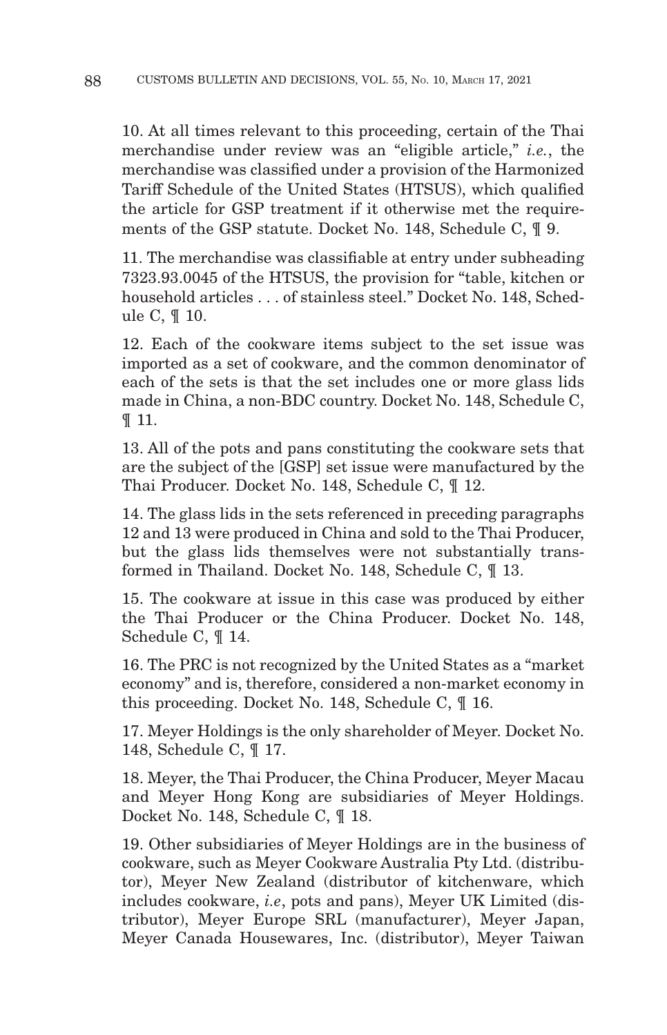10. At all times relevant to this proceeding, certain of the Thai merchandise under review was an "eligible article," *i.e.*, the merchandise was classified under a provision of the Harmonized Tariff Schedule of the United States (HTSUS), which qualified the article for GSP treatment if it otherwise met the requirements of the GSP statute. Docket No. 148, Schedule C, ¶ 9.

11. The merchandise was classifiable at entry under subheading 7323.93.0045 of the HTSUS, the provision for "table, kitchen or household articles . . . of stainless steel." Docket No. 148, Schedule C, ¶ 10.

12. Each of the cookware items subject to the set issue was imported as a set of cookware, and the common denominator of each of the sets is that the set includes one or more glass lids made in China, a non-BDC country. Docket No. 148, Schedule C, ¶ 11.

13. All of the pots and pans constituting the cookware sets that are the subject of the [GSP] set issue were manufactured by the Thai Producer. Docket No. 148, Schedule C, ¶ 12.

14. The glass lids in the sets referenced in preceding paragraphs 12 and 13 were produced in China and sold to the Thai Producer, but the glass lids themselves were not substantially transformed in Thailand. Docket No. 148, Schedule C, ¶ 13.

15. The cookware at issue in this case was produced by either the Thai Producer or the China Producer. Docket No. 148, Schedule C, ¶ 14.

16. The PRC is not recognized by the United States as a "market economy" and is, therefore, considered a non-market economy in this proceeding. Docket No. 148, Schedule C, ¶ 16.

17. Meyer Holdings is the only shareholder of Meyer. Docket No. 148, Schedule C, ¶ 17.

18. Meyer, the Thai Producer, the China Producer, Meyer Macau and Meyer Hong Kong are subsidiaries of Meyer Holdings. Docket No. 148, Schedule C, ¶ 18.

19. Other subsidiaries of Meyer Holdings are in the business of cookware, such as Meyer Cookware Australia Pty Ltd. (distributor), Meyer New Zealand (distributor of kitchenware, which includes cookware, *i.e*, pots and pans), Meyer UK Limited (distributor), Meyer Europe SRL (manufacturer), Meyer Japan, Meyer Canada Housewares, Inc. (distributor), Meyer Taiwan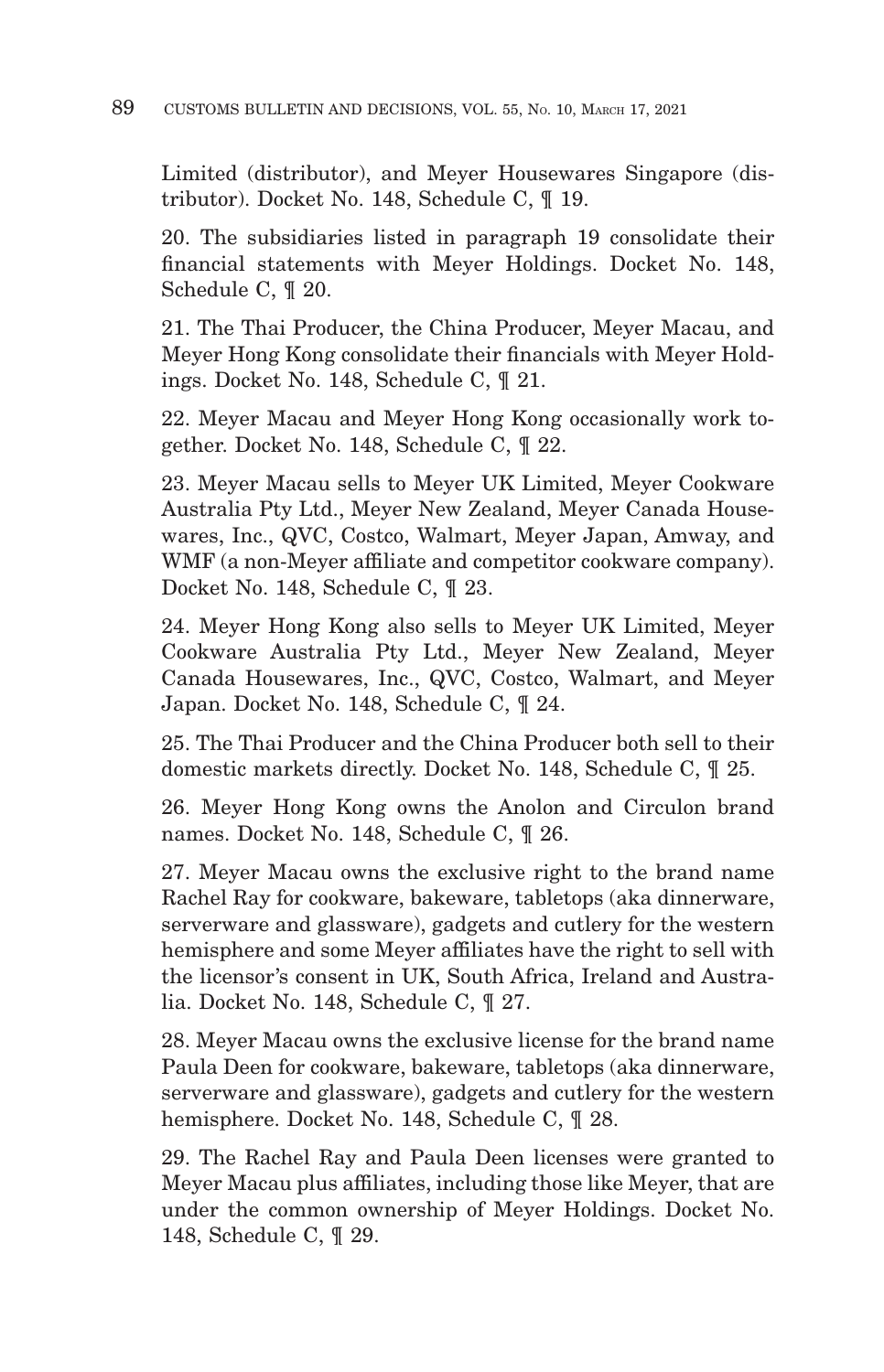Limited (distributor), and Meyer Housewares Singapore (distributor). Docket No. 148, Schedule C, ¶ 19.

20. The subsidiaries listed in paragraph 19 consolidate their financial statements with Meyer Holdings. Docket No. 148, Schedule C, ¶ 20.

21. The Thai Producer, the China Producer, Meyer Macau, and Meyer Hong Kong consolidate their financials with Meyer Holdings. Docket No. 148, Schedule C, ¶ 21.

22. Meyer Macau and Meyer Hong Kong occasionally work together. Docket No. 148, Schedule C, ¶ 22.

23. Meyer Macau sells to Meyer UK Limited, Meyer Cookware Australia Pty Ltd., Meyer New Zealand, Meyer Canada Housewares, Inc., QVC, Costco, Walmart, Meyer Japan, Amway, and WMF (a non-Meyer affiliate and competitor cookware company). Docket No. 148, Schedule C, ¶ 23.

24. Meyer Hong Kong also sells to Meyer UK Limited, Meyer Cookware Australia Pty Ltd., Meyer New Zealand, Meyer Canada Housewares, Inc., QVC, Costco, Walmart, and Meyer Japan. Docket No. 148, Schedule C, ¶ 24.

25. The Thai Producer and the China Producer both sell to their domestic markets directly. Docket No. 148, Schedule C, ¶ 25.

26. Meyer Hong Kong owns the Anolon and Circulon brand names. Docket No. 148, Schedule C, ¶ 26.

27. Meyer Macau owns the exclusive right to the brand name Rachel Ray for cookware, bakeware, tabletops (aka dinnerware, serverware and glassware), gadgets and cutlery for the western hemisphere and some Meyer affiliates have the right to sell with the licensor's consent in UK, South Africa, Ireland and Australia. Docket No. 148, Schedule C, ¶ 27.

28. Meyer Macau owns the exclusive license for the brand name Paula Deen for cookware, bakeware, tabletops (aka dinnerware, serverware and glassware), gadgets and cutlery for the western hemisphere. Docket No. 148, Schedule C, ¶ 28.

29. The Rachel Ray and Paula Deen licenses were granted to Meyer Macau plus affiliates, including those like Meyer, that are under the common ownership of Meyer Holdings. Docket No. 148, Schedule C, ¶ 29.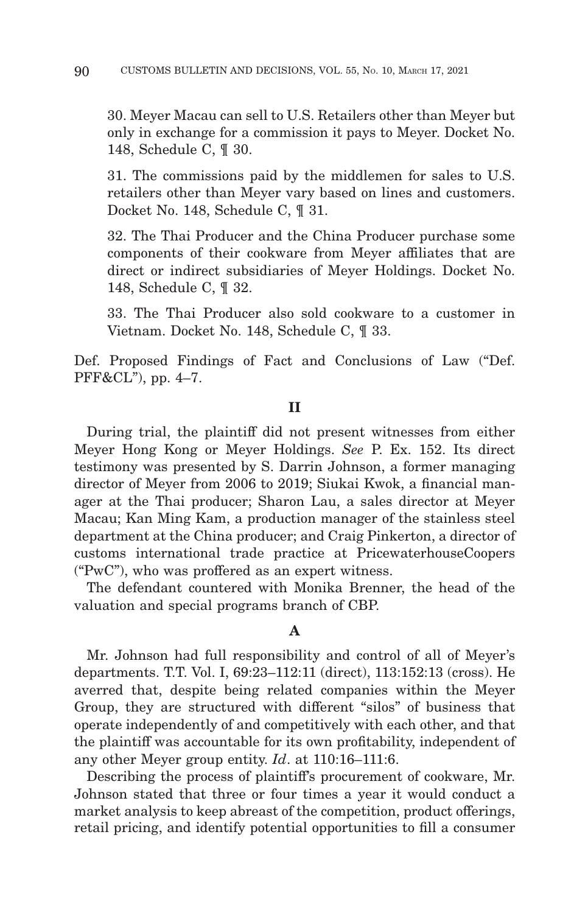30. Meyer Macau can sell to U.S. Retailers other than Meyer but only in exchange for a commission it pays to Meyer. Docket No. 148, Schedule C, ¶ 30.

31. The commissions paid by the middlemen for sales to U.S. retailers other than Meyer vary based on lines and customers. Docket No. 148, Schedule C, ¶ 31.

32. The Thai Producer and the China Producer purchase some components of their cookware from Meyer affiliates that are direct or indirect subsidiaries of Meyer Holdings. Docket No. 148, Schedule C, ¶ 32.

33. The Thai Producer also sold cookware to a customer in Vietnam. Docket No. 148, Schedule C, ¶ 33.

Def. Proposed Findings of Fact and Conclusions of Law ("Def. PFF&CL"), pp. 4–7.

## II

During trial, the plaintiff did not present witnesses from either Meyer Hong Kong or Meyer Holdings. *See* P. Ex. 152. Its direct testimony was presented by S. Darrin Johnson, a former managing director of Meyer from 2006 to 2019; Siukai Kwok, a financial manager at the Thai producer; Sharon Lau, a sales director at Meyer Macau; Kan Ming Kam, a production manager of the stainless steel department at the China producer; and Craig Pinkerton, a director of customs international trade practice at PricewaterhouseCoopers ("PwC"), who was proffered as an expert witness.

The defendant countered with Monika Brenner, the head of the valuation and special programs branch of CBP.

### A

Mr. Johnson had full responsibility and control of all of Meyer's departments. T.T. Vol. I, 69:23–112:11 (direct), 113:152:13 (cross). He averred that, despite being related companies within the Meyer Group, they are structured with different "silos" of business that operate independently of and competitively with each other, and that the plaintiff was accountable for its own profitability, independent of any other Meyer group entity. *Id*. at 110:16–111:6.

Describing the process of plaintiff's procurement of cookware, Mr. Johnson stated that three or four times a year it would conduct a market analysis to keep abreast of the competition, product offerings, retail pricing, and identify potential opportunities to fill a consumer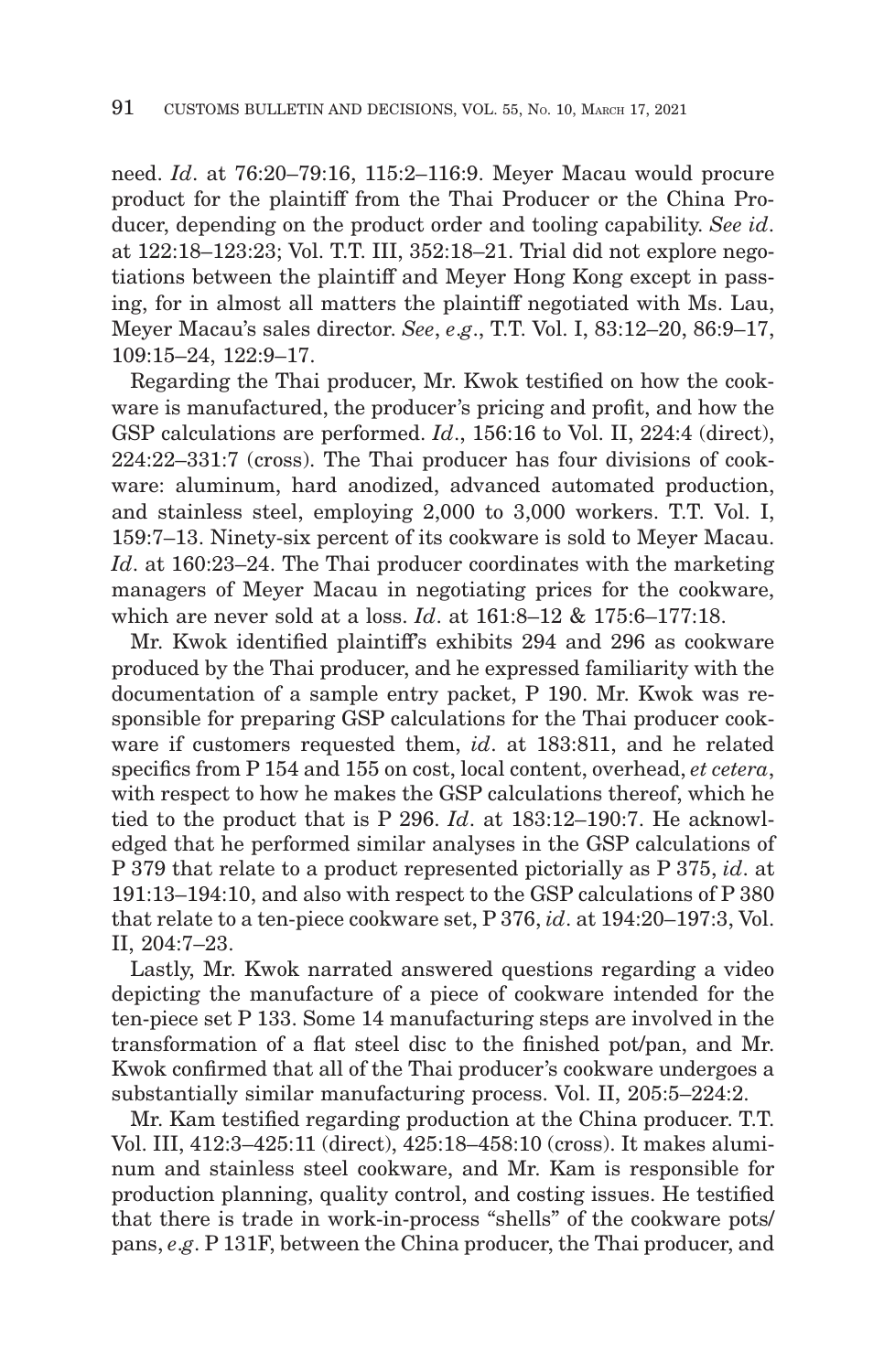need. *Id*. at 76:20–79:16, 115:2–116:9. Meyer Macau would procure product for the plaintiff from the Thai Producer or the China Producer, depending on the product order and tooling capability. *See id*. at 122:18–123:23; Vol. T.T. III, 352:18–21. Trial did not explore negotiations between the plaintiff and Meyer Hong Kong except in passing, for in almost all matters the plaintiff negotiated with Ms. Lau, Meyer Macau's sales director. *See*, *e.g*., T.T. Vol. I, 83:12–20, 86:9–17, 109:15–24, 122:9–17.

Regarding the Thai producer, Mr. Kwok testified on how the cookware is manufactured, the producer's pricing and profit, and how the GSP calculations are performed. *Id*., 156:16 to Vol. II, 224:4 (direct), 224:22–331:7 (cross). The Thai producer has four divisions of cookware: aluminum, hard anodized, advanced automated production, and stainless steel, employing 2,000 to 3,000 workers. T.T. Vol. I, 159:7–13. Ninety-six percent of its cookware is sold to Meyer Macau. *Id*. at 160:23–24. The Thai producer coordinates with the marketing managers of Meyer Macau in negotiating prices for the cookware, which are never sold at a loss. *Id*. at 161:8–12 & 175:6–177:18.

Mr. Kwok identified plaintiff's exhibits 294 and 296 as cookware produced by the Thai producer, and he expressed familiarity with the documentation of a sample entry packet, P 190. Mr. Kwok was responsible for preparing GSP calculations for the Thai producer cookware if customers requested them, *id*. at 183:811, and he related specifics from P 154 and 155 on cost, local content, overhead, *et cetera*, with respect to how he makes the GSP calculations thereof, which he tied to the product that is P 296. *Id*. at 183:12–190:7. He acknowledged that he performed similar analyses in the GSP calculations of P 379 that relate to a product represented pictorially as P 375, *id*. at 191:13–194:10, and also with respect to the GSP calculations of P 380 that relate to a ten-piece cookware set, P 376, *id*. at 194:20–197:3, Vol. II, 204:7–23.

Lastly, Mr. Kwok narrated answered questions regarding a video depicting the manufacture of a piece of cookware intended for the ten-piece set P 133. Some 14 manufacturing steps are involved in the transformation of a flat steel disc to the finished pot/pan, and Mr. Kwok confirmed that all of the Thai producer's cookware undergoes a substantially similar manufacturing process. Vol. II, 205:5–224:2.

Mr. Kam testified regarding production at the China producer. T.T. Vol. III, 412:3–425:11 (direct), 425:18–458:10 (cross). It makes aluminum and stainless steel cookware, and Mr. Kam is responsible for production planning, quality control, and costing issues. He testified that there is trade in work-in-process "shells" of the cookware pots/pans, *e.g*. P 131F, between the China producer, the Thai producer, and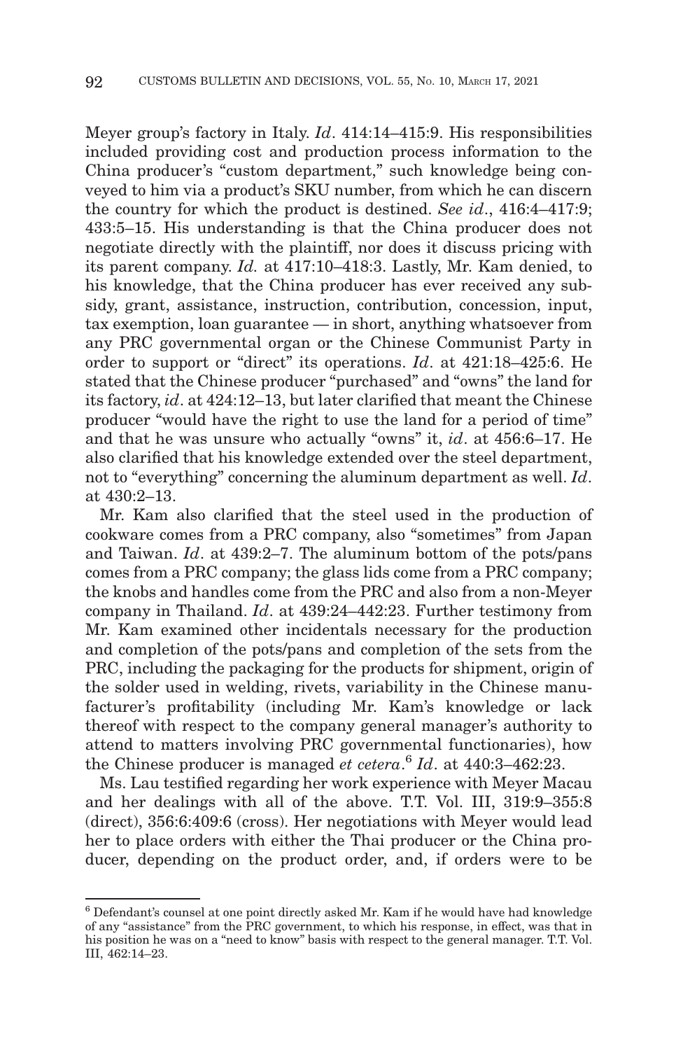Meyer group's factory in Italy. *Id*. 414:14–415:9. His responsibilities included providing cost and production process information to the China producer's "custom department," such knowledge being conveyed to him via a product's SKU number, from which he can discern the country for which the product is destined. *See id*., 416:4–417:9; 433:5–15. His understanding is that the China producer does not negotiate directly with the plaintiff, nor does it discuss pricing with its parent company. *Id.* at 417:10–418:3. Lastly, Mr. Kam denied, to his knowledge, that the China producer has ever received any subsidy, grant, assistance, instruction, contribution, concession, input, tax exemption, loan guarantee — in short, anything whatsoever from any PRC governmental organ or the Chinese Communist Party in order to support or "direct" its operations. *Id*. at 421:18–425:6. He stated that the Chinese producer "purchased" and "owns" the land for its factory, *id*. at 424:12–13, but later clarified that meant the Chinese producer "would have the right to use the land for a period of time" and that he was unsure who actually "owns" it, *id*. at 456:6–17. He also clarified that his knowledge extended over the steel department, not to "everything" concerning the aluminum department as well. *Id*. at 430:2–13.

Mr. Kam also clarified that the steel used in the production of cookware comes from a PRC company, also "sometimes" from Japan and Taiwan. *Id*. at 439:2–7. The aluminum bottom of the pots/pans comes from a PRC company; the glass lids come from a PRC company; the knobs and handles come from the PRC and also from a non-Meyer company in Thailand. *Id*. at 439:24–442:23. Further testimony from Mr. Kam examined other incidentals necessary for the production and completion of the pots/pans and completion of the sets from the PRC, including the packaging for the products for shipment, origin of the solder used in welding, rivets, variability in the Chinese manufacturer's profitability (including Mr. Kam's knowledge or lack thereof with respect to the company general manager's authority to attend to matters involving PRC governmental functionaries), how the Chinese producer is managed *et cetera*.[6] *Id*. at 440:3–462:23.

Ms. Lau testified regarding her work experience with Meyer Macau and her dealings with all of the above. T.T. Vol. III, 319:9–355:8 (direct), 356:6:409:6 (cross). Her negotiations with Meyer would lead her to place orders with either the Thai producer or the China producer, depending on the product order, and, if orders were to be

[6] Defendant's counsel at one point directly asked Mr. Kam if he would have had knowledge of any "assistance" from the PRC government, to which his response, in effect, was that in his position he was on a "need to know" basis with respect to the general manager. T.T. Vol. III, 462:14–23.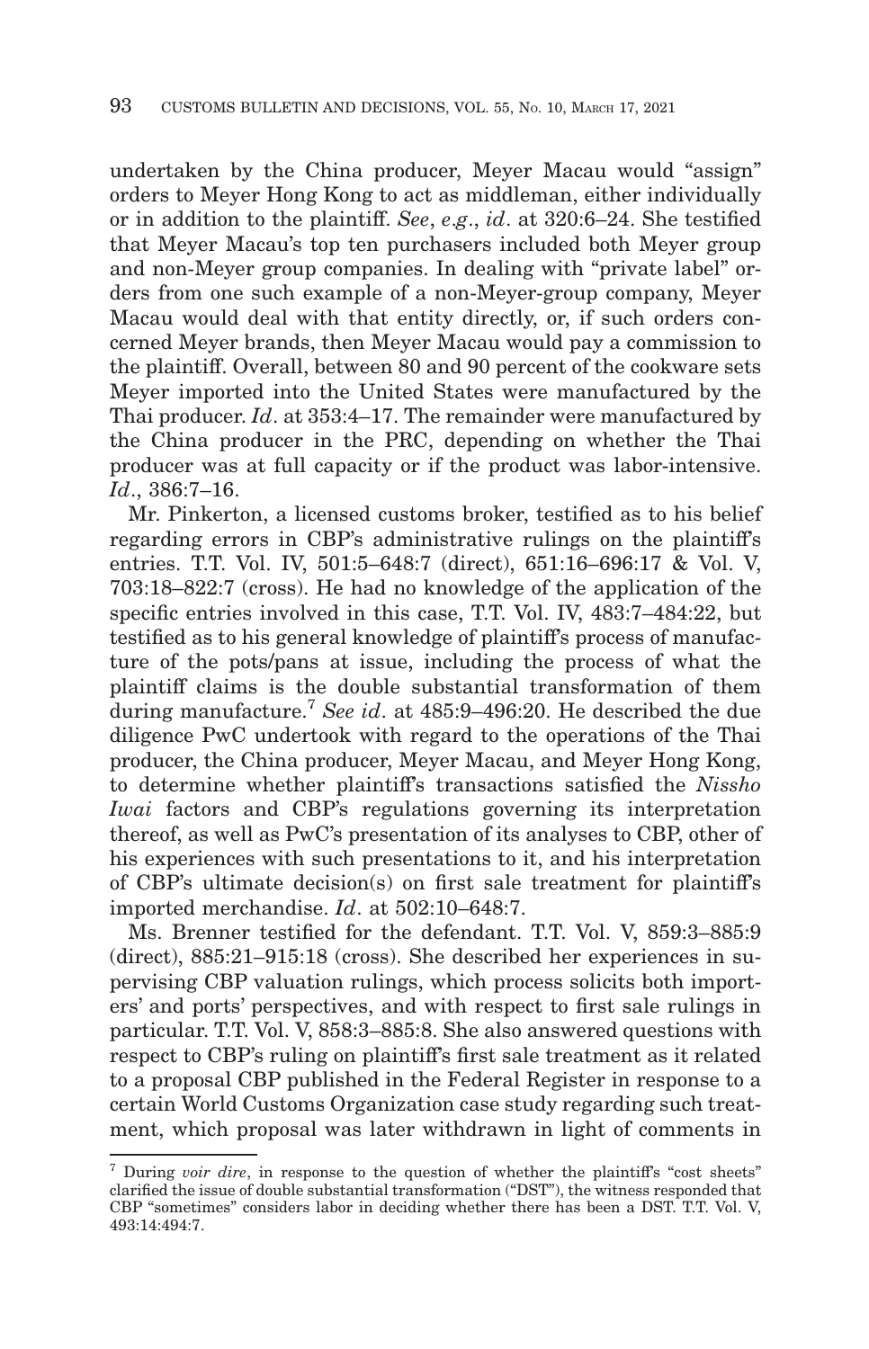undertaken by the China producer, Meyer Macau would "assign" orders to Meyer Hong Kong to act as middleman, either individually or in addition to the plaintiff. *See*, *e.g*., *id*. at 320:6–24. She testified that Meyer Macau's top ten purchasers included both Meyer group and non-Meyer group companies. In dealing with "private label" orders from one such example of a non-Meyer-group company, Meyer Macau would deal with that entity directly, or, if such orders concerned Meyer brands, then Meyer Macau would pay a commission to the plaintiff. Overall, between 80 and 90 percent of the cookware sets Meyer imported into the United States were manufactured by the Thai producer. *Id*. at 353:4–17. The remainder were manufactured by the China producer in the PRC, depending on whether the Thai producer was at full capacity or if the product was labor-intensive. *Id*., 386:7–16.

Mr. Pinkerton, a licensed customs broker, testified as to his belief regarding errors in CBP's administrative rulings on the plaintiff's entries. T.T. Vol. IV, 501:5–648:7 (direct), 651:16–696:17 & Vol. V, 703:18–822:7 (cross). He had no knowledge of the application of the specific entries involved in this case, T.T. Vol. IV, 483:7–484:22, but testified as to his general knowledge of plaintiff's process of manufacture of the pots/pans at issue, including the process of what the plaintiff claims is the double substantial transformation of them during manufacture.[7] *See id*. at 485:9–496:20. He described the due diligence PwC undertook with regard to the operations of the Thai producer, the China producer, Meyer Macau, and Meyer Hong Kong, to determine whether plaintiff's transactions satisfied the *Nissho Iwai* factors and CBP's regulations governing its interpretation thereof, as well as PwC's presentation of its analyses to CBP, other of his experiences with such presentations to it, and his interpretation of CBP's ultimate decision(s) on first sale treatment for plaintiff's imported merchandise. *Id*. at 502:10–648:7.

Ms. Brenner testified for the defendant. T.T. Vol. V, 859:3–885:9 (direct), 885:21–915:18 (cross). She described her experiences in supervising CBP valuation rulings, which process solicits both importers' and ports' perspectives, and with respect to first sale rulings in particular. T.T. Vol. V, 858:3–885:8. She also answered questions with respect to CBP's ruling on plaintiff's first sale treatment as it related to a proposal CBP published in the Federal Register in response to a certain World Customs Organization case study regarding such treatment, which proposal was later withdrawn in light of comments in

---

[7] During *voir dire*, in response to the question of whether the plaintiff's "cost sheets" clarified the issue of double substantial transformation ("DST"), the witness responded that CBP "sometimes" considers labor in deciding whether there has been a DST. T.T. Vol. V, 493:14:494:7.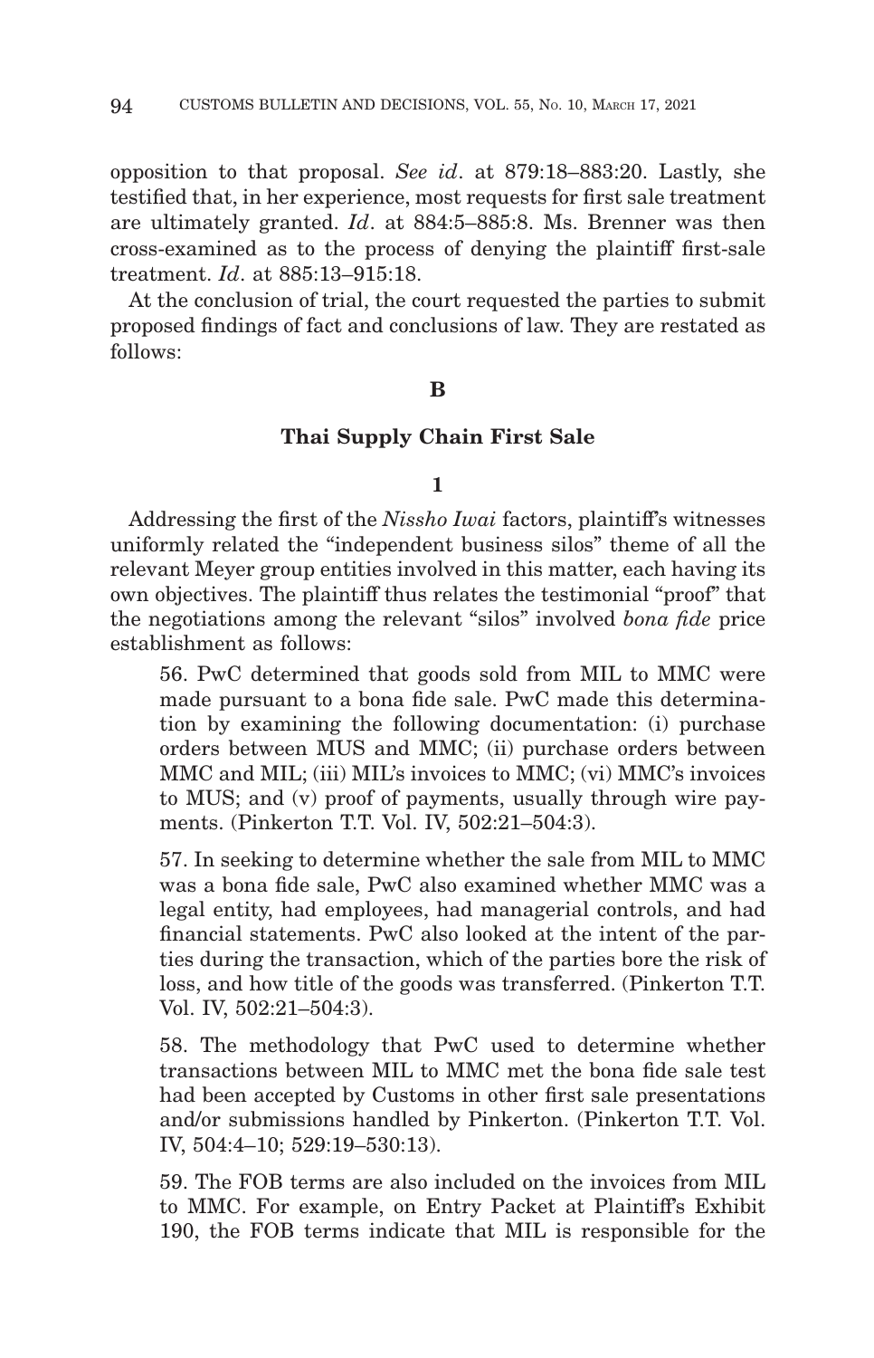opposition to that proposal. *See id*. at 879:18–883:20. Lastly, she testified that, in her experience, most requests for first sale treatment are ultimately granted. *Id*. at 884:5–885:8. Ms. Brenner was then cross-examined as to the process of denying the plaintiff first-sale treatment. *Id*. at 885:13–915:18.

At the conclusion of trial, the court requested the parties to submit proposed findings of fact and conclusions of law. They are restated as follows:

**B**

**Thai Supply Chain First Sale**

**1**

Addressing the first of the *Nissho Iwai* factors, plaintiff's witnesses uniformly related the "independent business silos" theme of all the relevant Meyer group entities involved in this matter, each having its own objectives. The plaintiff thus relates the testimonial "proof" that the negotiations among the relevant "silos" involved *bona fide* price establishment as follows:

> 56. PwC determined that goods sold from MIL to MMC were made pursuant to a bona fide sale. PwC made this determination by examining the following documentation: (i) purchase orders between MUS and MMC; (ii) purchase orders between MMC and MIL; (iii) MIL's invoices to MMC; (vi) MMC's invoices to MUS; and (v) proof of payments, usually through wire payments. (Pinkerton T.T. Vol. IV, 502:21–504:3).
>
> 57. In seeking to determine whether the sale from MIL to MMC was a bona fide sale, PwC also examined whether MMC was a legal entity, had employees, had managerial controls, and had financial statements. PwC also looked at the intent of the parties during the transaction, which of the parties bore the risk of loss, and how title of the goods was transferred. (Pinkerton T.T. Vol. IV, 502:21–504:3).
>
> 58. The methodology that PwC used to determine whether transactions between MIL to MMC met the bona fide sale test had been accepted by Customs in other first sale presentations and/or submissions handled by Pinkerton. (Pinkerton T.T. Vol. IV, 504:4–10; 529:19–530:13).
>
> 59. The FOB terms are also included on the invoices from MIL to MMC. For example, on Entry Packet at Plaintiff's Exhibit 190, the FOB terms indicate that MIL is responsible for the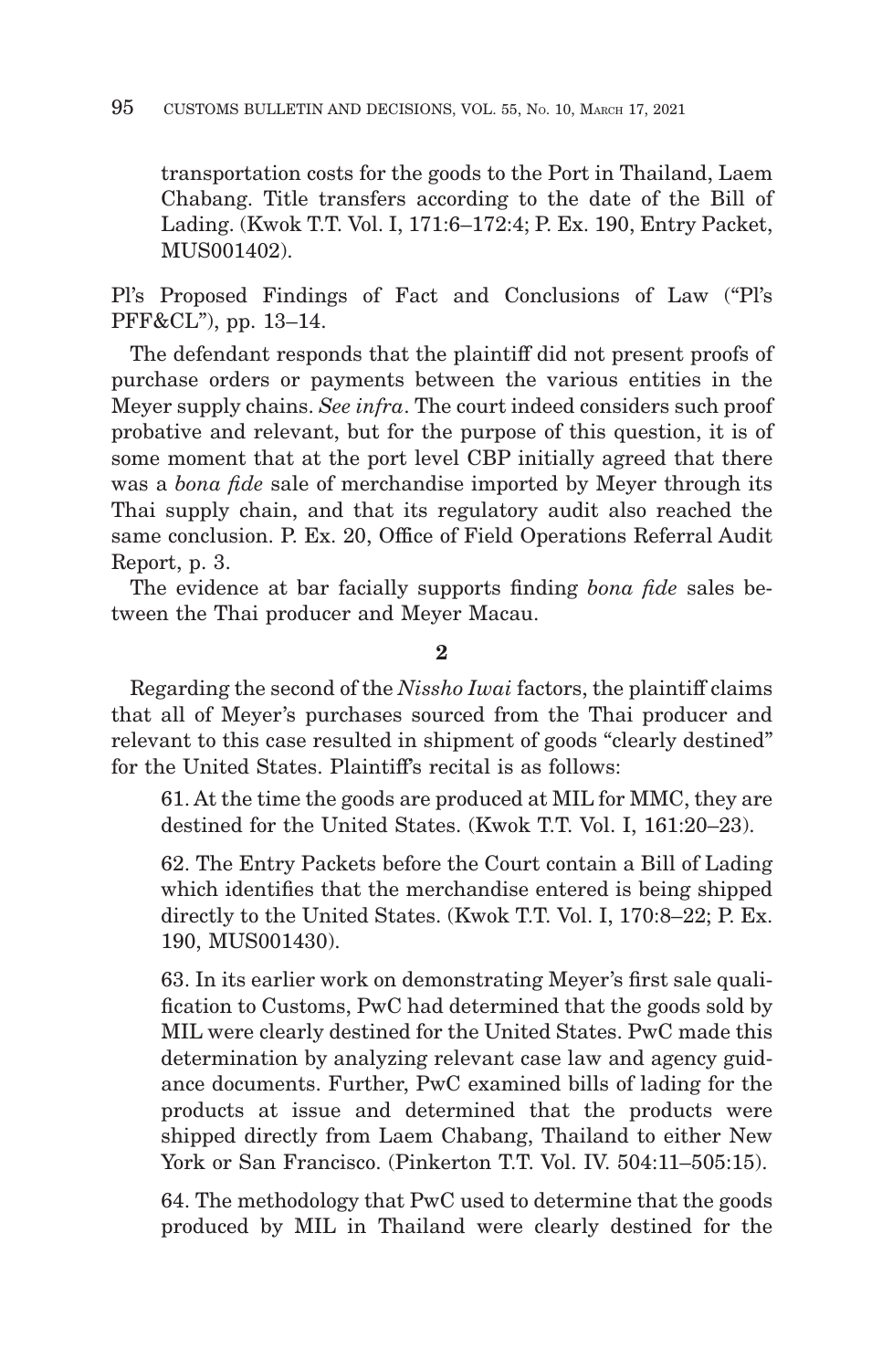> transportation costs for the goods to the Port in Thailand, Laem Chabang. Title transfers according to the date of the Bill of Lading. (Kwok T.T. Vol. I, 171:6–172:4; P. Ex. 190, Entry Packet, MUS001402).

Pl's Proposed Findings of Fact and Conclusions of Law ("Pl's PFF&CL"), pp. 13–14.

The defendant responds that the plaintiff did not present proofs of purchase orders or payments between the various entities in the Meyer supply chains. *See infra*. The court indeed considers such proof probative and relevant, but for the purpose of this question, it is of some moment that at the port level CBP initially agreed that there was a *bona fide* sale of merchandise imported by Meyer through its Thai supply chain, and that its regulatory audit also reached the same conclusion. P. Ex. 20, Office of Field Operations Referral Audit Report, p. 3.

The evidence at bar facially supports finding *bona fide* sales between the Thai producer and Meyer Macau.

**2**

Regarding the second of the *Nissho Iwai* factors, the plaintiff claims that all of Meyer's purchases sourced from the Thai producer and relevant to this case resulted in shipment of goods "clearly destined" for the United States. Plaintiff's recital is as follows:

> 61. At the time the goods are produced at MIL for MMC, they are destined for the United States. (Kwok T.T. Vol. I, 161:20–23).
>
> 62. The Entry Packets before the Court contain a Bill of Lading which identifies that the merchandise entered is being shipped directly to the United States. (Kwok T.T. Vol. I, 170:8–22; P. Ex. 190, MUS001430).
>
> 63. In its earlier work on demonstrating Meyer's first sale qualification to Customs, PwC had determined that the goods sold by MIL were clearly destined for the United States. PwC made this determination by analyzing relevant case law and agency guidance documents. Further, PwC examined bills of lading for the products at issue and determined that the products were shipped directly from Laem Chabang, Thailand to either New York or San Francisco. (Pinkerton T.T. Vol. IV. 504:11–505:15).
>
> 64. The methodology that PwC used to determine that the goods produced by MIL in Thailand were clearly destined for the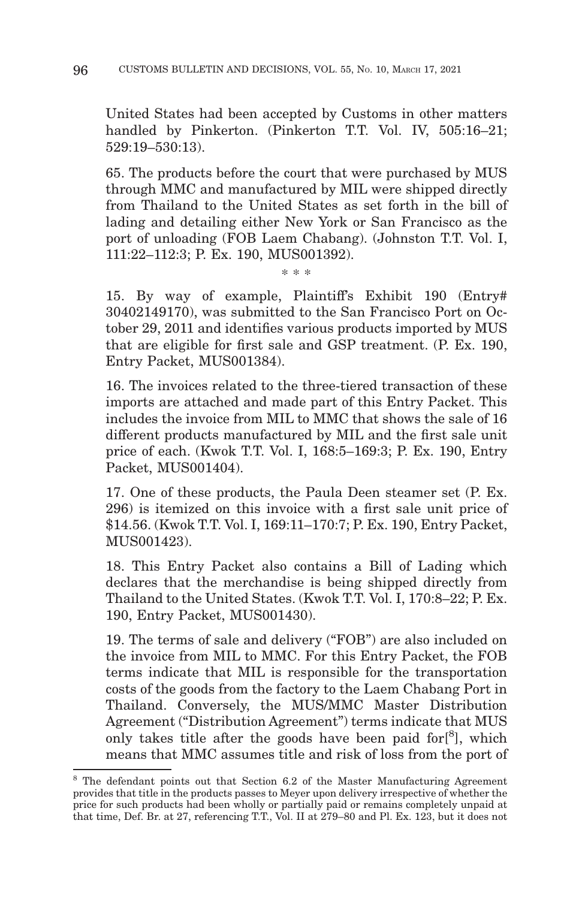United States had been accepted by Customs in other matters handled by Pinkerton. (Pinkerton T.T. Vol. IV, 505:16–21; 529:19–530:13).

65. The products before the court that were purchased by MUS through MMC and manufactured by MIL were shipped directly from Thailand to the United States as set forth in the bill of lading and detailing either New York or San Francisco as the port of unloading (FOB Laem Chabang). (Johnston T.T. Vol. I, 111:22–112:3; P. Ex. 190, MUS001392).

\* \* \*

15. By way of example, Plaintiff's Exhibit 190 (Entry# 30402149170), was submitted to the San Francisco Port on October 29, 2011 and identifies various products imported by MUS that are eligible for first sale and GSP treatment. (P. Ex. 190, Entry Packet, MUS001384).

16. The invoices related to the three-tiered transaction of these imports are attached and made part of this Entry Packet. This includes the invoice from MIL to MMC that shows the sale of 16 different products manufactured by MIL and the first sale unit price of each. (Kwok T.T. Vol. I, 168:5–169:3; P. Ex. 190, Entry Packet, MUS001404).

17. One of these products, the Paula Deen steamer set (P. Ex. 296) is itemized on this invoice with a first sale unit price of $14.56. (Kwok T.T. Vol. I, 169:11–170:7; P. Ex. 190, Entry Packet, MUS001423).

18. This Entry Packet also contains a Bill of Lading which declares that the merchandise is being shipped directly from Thailand to the United States. (Kwok T.T. Vol. I, 170:8–22; P. Ex. 190, Entry Packet, MUS001430).

19. The terms of sale and delivery ("FOB") are also included on the invoice from MIL to MMC. For this Entry Packet, the FOB terms indicate that MIL is responsible for the transportation costs of the goods from the factory to the Laem Chabang Port in Thailand. Conversely, the MUS/MMC Master Distribution Agreement ("Distribution Agreement") terms indicate that MUS only takes title after the goods have been paid for[8], which means that MMC assumes title and risk of loss from the port of

---

[8] The defendant points out that Section 6.2 of the Master Manufacturing Agreement provides that title in the products passes to Meyer upon delivery irrespective of whether the price for such products had been wholly or partially paid or remains completely unpaid at that time, Def. Br. at 27, referencing T.T., Vol. II at 279–80 and Pl. Ex. 123, but it does not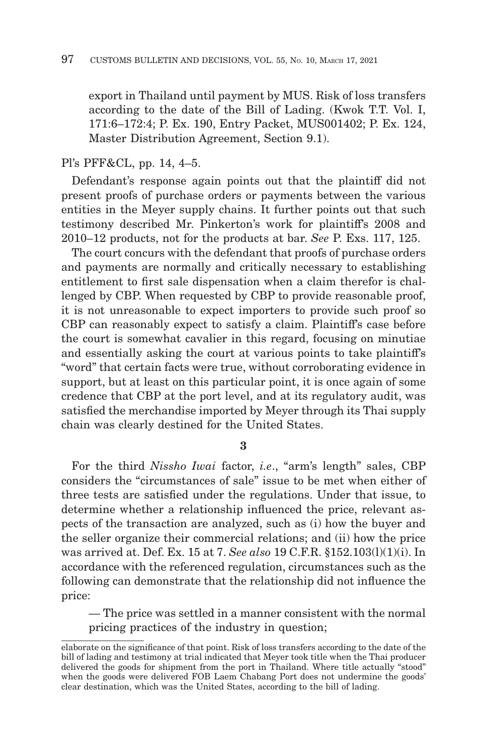export in Thailand until payment by MUS. Risk of loss transfers according to the date of the Bill of Lading. (Kwok T.T. Vol. I, 171:6–172:4; P. Ex. 190, Entry Packet, MUS001402; P. Ex. 124, Master Distribution Agreement, Section 9.1).

Pl's PFF&CL, pp. 14, 4–5.

Defendant's response again points out that the plaintiff did not present proofs of purchase orders or payments between the various entities in the Meyer supply chains. It further points out that such testimony described Mr. Pinkerton's work for plaintiff's 2008 and 2010–12 products, not for the products at bar. *See* P. Exs. 117, 125.

The court concurs with the defendant that proofs of purchase orders and payments are normally and critically necessary to establishing entitlement to first sale dispensation when a claim therefor is challenged by CBP. When requested by CBP to provide reasonable proof, it is not unreasonable to expect importers to provide such proof so CBP can reasonably expect to satisfy a claim. Plaintiff's case before the court is somewhat cavalier in this regard, focusing on minutiae and essentially asking the court at various points to take plaintiff's "word" that certain facts were true, without corroborating evidence in support, but at least on this particular point, it is once again of some credence that CBP at the port level, and at its regulatory audit, was satisfied the merchandise imported by Meyer through its Thai supply chain was clearly destined for the United States.

**3**

For the third *Nissho Iwai* factor, *i.e*., "arm's length" sales, CBP considers the "circumstances of sale" issue to be met when either of three tests are satisfied under the regulations. Under that issue, to determine whether a relationship influenced the price, relevant aspects of the transaction are analyzed, such as (i) how the buyer and the seller organize their commercial relations; and (ii) how the price was arrived at. Def. Ex. 15 at 7. *See also* 19 C.F.R. §152.103(l)(1)(i). In accordance with the referenced regulation, circumstances such as the following can demonstrate that the relationship did not influence the price:

— The price was settled in a manner consistent with the normal pricing practices of the industry in question;

---

elaborate on the significance of that point. Risk of loss transfers according to the date of the bill of lading and testimony at trial indicated that Meyer took title when the Thai producer delivered the goods for shipment from the port in Thailand. Where title actually "stood" when the goods were delivered FOB Laem Chabang Port does not undermine the goods' clear destination, which was the United States, according to the bill of lading.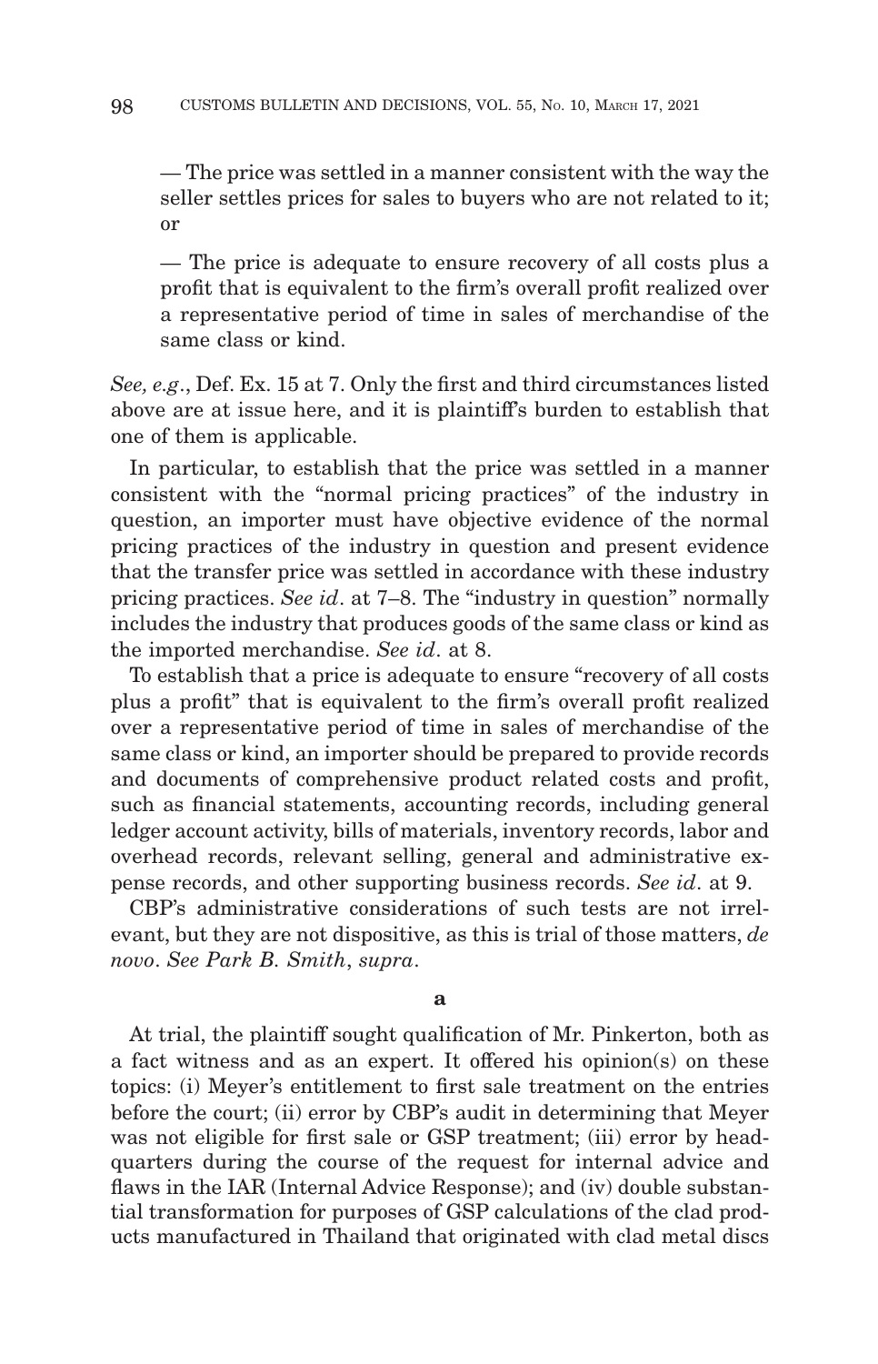— The price was settled in a manner consistent with the way the seller settles prices for sales to buyers who are not related to it; or

— The price is adequate to ensure recovery of all costs plus a profit that is equivalent to the firm's overall profit realized over a representative period of time in sales of merchandise of the same class or kind.

*See, e.g.*, Def. Ex. 15 at 7. Only the first and third circumstances listed above are at issue here, and it is plaintiff's burden to establish that one of them is applicable.

In particular, to establish that the price was settled in a manner consistent with the "normal pricing practices" of the industry in question, an importer must have objective evidence of the normal pricing practices of the industry in question and present evidence that the transfer price was settled in accordance with these industry pricing practices. *See id*. at 7–8. The "industry in question" normally includes the industry that produces goods of the same class or kind as the imported merchandise. *See id*. at 8.

To establish that a price is adequate to ensure "recovery of all costs plus a profit" that is equivalent to the firm's overall profit realized over a representative period of time in sales of merchandise of the same class or kind, an importer should be prepared to provide records and documents of comprehensive product related costs and profit, such as financial statements, accounting records, including general ledger account activity, bills of materials, inventory records, labor and overhead records, relevant selling, general and administrative expense records, and other supporting business records. *See id*. at 9.

CBP's administrative considerations of such tests are not irrelevant, but they are not dispositive, as this is trial of those matters, *de novo*. *See Park B. Smith*, *supra*.

**a**

At trial, the plaintiff sought qualification of Mr. Pinkerton, both as a fact witness and as an expert. It offered his opinion(s) on these topics: (i) Meyer's entitlement to first sale treatment on the entries before the court; (ii) error by CBP's audit in determining that Meyer was not eligible for first sale or GSP treatment; (iii) error by headquarters during the course of the request for internal advice and flaws in the IAR (Internal Advice Response); and (iv) double substantial transformation for purposes of GSP calculations of the clad products manufactured in Thailand that originated with clad metal discs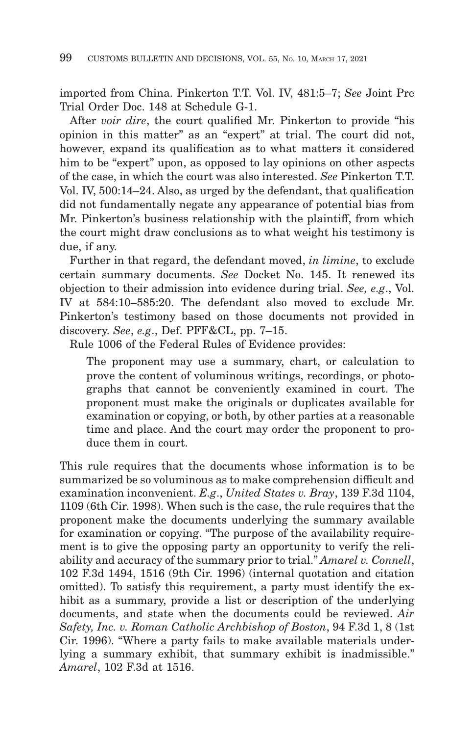imported from China. Pinkerton T.T. Vol. IV, 481:5–7; *See* Joint Pre Trial Order Doc. 148 at Schedule G-1.

After *voir dire*, the court qualified Mr. Pinkerton to provide "his opinion in this matter" as an "expert" at trial. The court did not, however, expand its qualification as to what matters it considered him to be "expert" upon, as opposed to lay opinions on other aspects of the case, in which the court was also interested. *See* Pinkerton T.T. Vol. IV, 500:14–24. Also, as urged by the defendant, that qualification did not fundamentally negate any appearance of potential bias from Mr. Pinkerton's business relationship with the plaintiff, from which the court might draw conclusions as to what weight his testimony is due, if any.

Further in that regard, the defendant moved, *in limine*, to exclude certain summary documents. *See* Docket No. 145. It renewed its objection to their admission into evidence during trial. *See, e.g*., Vol. IV at 584:10–585:20. The defendant also moved to exclude Mr. Pinkerton's testimony based on those documents not provided in discovery. *See*, *e.g*., Def. PFF&CL, pp. 7–15.

Rule 1006 of the Federal Rules of Evidence provides:

> The proponent may use a summary, chart, or calculation to prove the content of voluminous writings, recordings, or photographs that cannot be conveniently examined in court. The proponent must make the originals or duplicates available for examination or copying, or both, by other parties at a reasonable time and place. And the court may order the proponent to produce them in court.

This rule requires that the documents whose information is to be summarized be so voluminous as to make comprehension difficult and examination inconvenient. *E.g*., *United States v. Bray*, 139 F.3d 1104, 1109 (6th Cir. 1998). When such is the case, the rule requires that the proponent make the documents underlying the summary available for examination or copying. "The purpose of the availability requirement is to give the opposing party an opportunity to verify the reliability and accuracy of the summary prior to trial." *Amarel v. Connell*, 102 F.3d 1494, 1516 (9th Cir. 1996) (internal quotation and citation omitted). To satisfy this requirement, a party must identify the exhibit as a summary, provide a list or description of the underlying documents, and state when the documents could be reviewed. *Air Safety, Inc. v. Roman Catholic Archbishop of Boston*, 94 F.3d 1, 8 (1st Cir. 1996). "Where a party fails to make available materials underlying a summary exhibit, that summary exhibit is inadmissible." *Amarel*, 102 F.3d at 1516.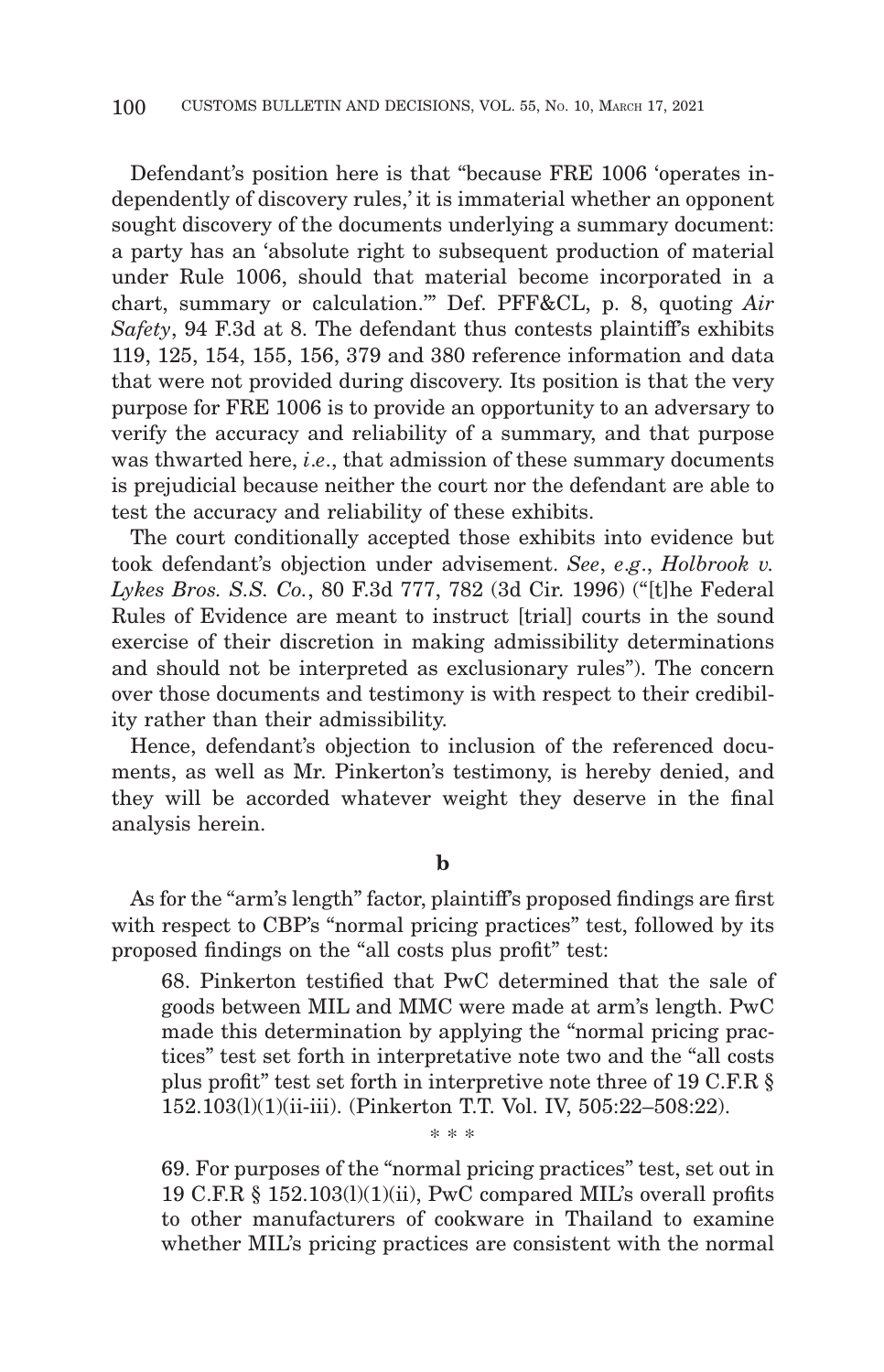Defendant's position here is that "because FRE 1006 'operates independently of discovery rules,' it is immaterial whether an opponent sought discovery of the documents underlying a summary document: a party has an 'absolute right to subsequent production of material under Rule 1006, should that material become incorporated in a chart, summary or calculation.'" Def. PFF&CL, p. 8, quoting *Air Safety*, 94 F.3d at 8. The defendant thus contests plaintiff's exhibits 119, 125, 154, 155, 156, 379 and 380 reference information and data that were not provided during discovery. Its position is that the very purpose for FRE 1006 is to provide an opportunity to an adversary to verify the accuracy and reliability of a summary, and that purpose was thwarted here, *i.e*., that admission of these summary documents is prejudicial because neither the court nor the defendant are able to test the accuracy and reliability of these exhibits.

The court conditionally accepted those exhibits into evidence but took defendant's objection under advisement. *See*, *e.g*., *Holbrook v. Lykes Bros. S.S. Co.*, 80 F.3d 777, 782 (3d Cir. 1996) ("[t]he Federal Rules of Evidence are meant to instruct [trial] courts in the sound exercise of their discretion in making admissibility determinations and should not be interpreted as exclusionary rules"). The concern over those documents and testimony is with respect to their credibility rather than their admissibility.

Hence, defendant's objection to inclusion of the referenced documents, as well as Mr. Pinkerton's testimony, is hereby denied, and they will be accorded whatever weight they deserve in the final analysis herein.

**b**

As for the "arm's length" factor, plaintiff's proposed findings are first with respect to CBP's "normal pricing practices" test, followed by its proposed findings on the "all costs plus profit" test:

> 68. Pinkerton testified that PwC determined that the sale of goods between MIL and MMC were made at arm's length. PwC made this determination by applying the "normal pricing practices" test set forth in interpretative note two and the "all costs plus profit" test set forth in interpretive note three of 19 C.F.R § 152.103(l)(1)(ii-iii). (Pinkerton T.T. Vol. IV, 505:22–508:22).
>
> \* \* \*
>
> 69. For purposes of the "normal pricing practices" test, set out in 19 C.F.R § 152.103(l)(1)(ii), PwC compared MIL's overall profits to other manufacturers of cookware in Thailand to examine whether MIL's pricing practices are consistent with the normal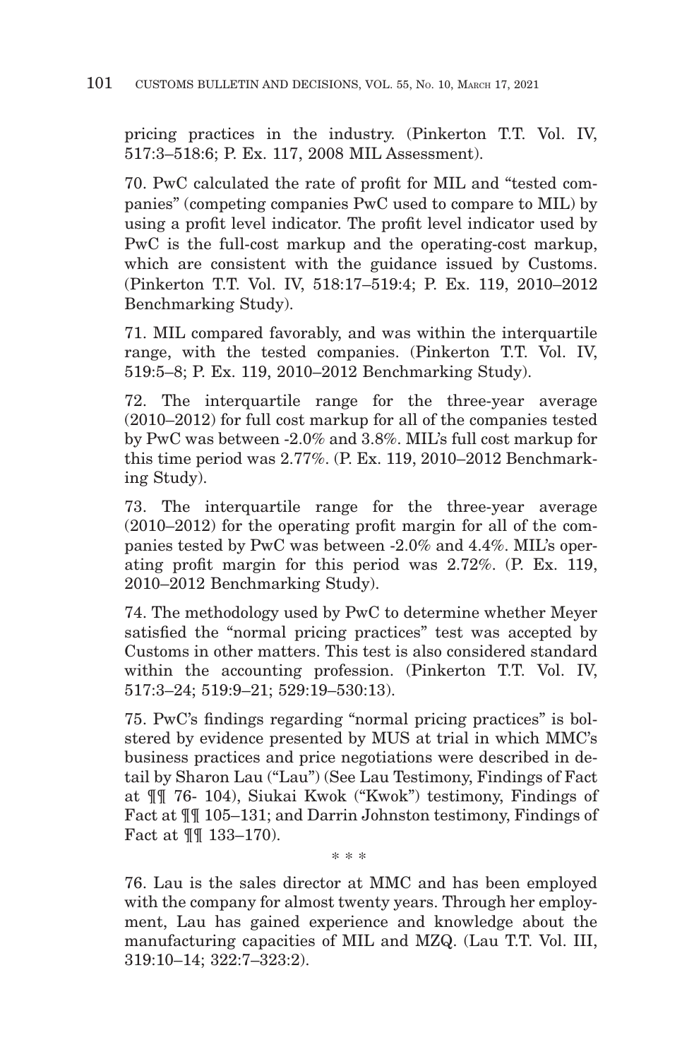pricing practices in the industry. (Pinkerton T.T. Vol. IV, 517:3–518:6; P. Ex. 117, 2008 MIL Assessment).

70. PwC calculated the rate of profit for MIL and "tested companies" (competing companies PwC used to compare to MIL) by using a profit level indicator. The profit level indicator used by PwC is the full-cost markup and the operating-cost markup, which are consistent with the guidance issued by Customs. (Pinkerton T.T. Vol. IV, 518:17–519:4; P. Ex. 119, 2010–2012 Benchmarking Study).

71. MIL compared favorably, and was within the interquartile range, with the tested companies. (Pinkerton T.T. Vol. IV, 519:5–8; P. Ex. 119, 2010–2012 Benchmarking Study).

72. The interquartile range for the three-year average (2010–2012) for full cost markup for all of the companies tested by PwC was between -2.0% and 3.8%. MIL's full cost markup for this time period was 2.77%. (P. Ex. 119, 2010–2012 Benchmarking Study).

73. The interquartile range for the three-year average (2010–2012) for the operating profit margin for all of the companies tested by PwC was between -2.0% and 4.4%. MIL's operating profit margin for this period was 2.72%. (P. Ex. 119, 2010–2012 Benchmarking Study).

74. The methodology used by PwC to determine whether Meyer satisfied the "normal pricing practices" test was accepted by Customs in other matters. This test is also considered standard within the accounting profession. (Pinkerton T.T. Vol. IV, 517:3–24; 519:9–21; 529:19–530:13).

75. PwC's findings regarding "normal pricing practices" is bolstered by evidence presented by MUS at trial in which MMC's business practices and price negotiations were described in detail by Sharon Lau ("Lau") (See Lau Testimony, Findings of Fact at ¶¶ 76- 104), Siukai Kwok ("Kwok") testimony, Findings of Fact at ¶¶ 105–131; and Darrin Johnston testimony, Findings of Fact at ¶¶ 133–170).

\* \* \*

76. Lau is the sales director at MMC and has been employed with the company for almost twenty years. Through her employment, Lau has gained experience and knowledge about the manufacturing capacities of MIL and MZQ. (Lau T.T. Vol. III, 319:10–14; 322:7–323:2).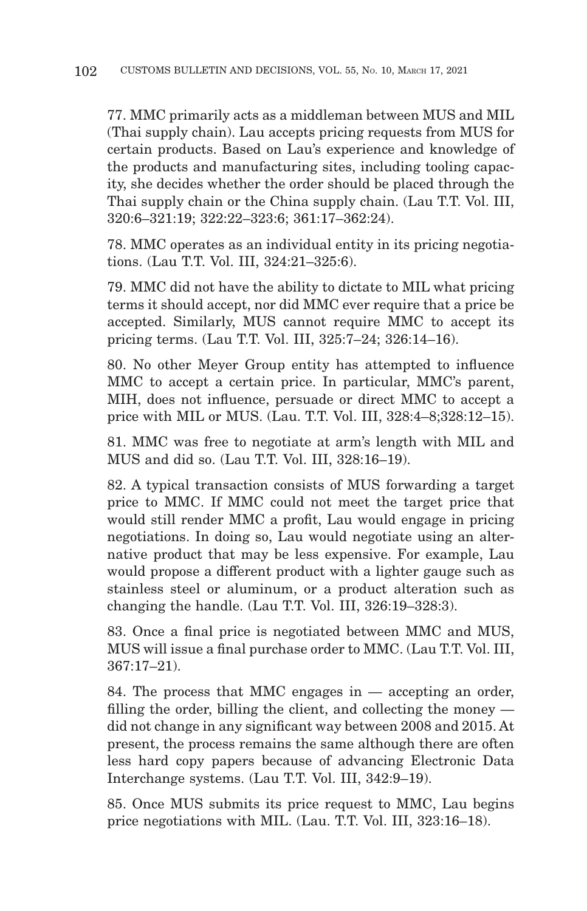77. MMC primarily acts as a middleman between MUS and MIL (Thai supply chain). Lau accepts pricing requests from MUS for certain products. Based on Lau's experience and knowledge of the products and manufacturing sites, including tooling capacity, she decides whether the order should be placed through the Thai supply chain or the China supply chain. (Lau T.T. Vol. III, 320:6–321:19; 322:22–323:6; 361:17–362:24).

78. MMC operates as an individual entity in its pricing negotiations. (Lau T.T. Vol. III, 324:21–325:6).

79. MMC did not have the ability to dictate to MIL what pricing terms it should accept, nor did MMC ever require that a price be accepted. Similarly, MUS cannot require MMC to accept its pricing terms. (Lau T.T. Vol. III, 325:7–24; 326:14–16).

80. No other Meyer Group entity has attempted to influence MMC to accept a certain price. In particular, MMC's parent, MIH, does not influence, persuade or direct MMC to accept a price with MIL or MUS. (Lau. T.T. Vol. III, 328:4–8;328:12–15).

81. MMC was free to negotiate at arm's length with MIL and MUS and did so. (Lau T.T. Vol. III, 328:16–19).

82. A typical transaction consists of MUS forwarding a target price to MMC. If MMC could not meet the target price that would still render MMC a profit, Lau would engage in pricing negotiations. In doing so, Lau would negotiate using an alternative product that may be less expensive. For example, Lau would propose a different product with a lighter gauge such as stainless steel or aluminum, or a product alteration such as changing the handle. (Lau T.T. Vol. III, 326:19–328:3).

83. Once a final price is negotiated between MMC and MUS, MUS will issue a final purchase order to MMC. (Lau T.T. Vol. III, 367:17–21).

84. The process that MMC engages in — accepting an order, filling the order, billing the client, and collecting the money — did not change in any significant way between 2008 and 2015. At present, the process remains the same although there are often less hard copy papers because of advancing Electronic Data Interchange systems. (Lau T.T. Vol. III, 342:9–19).

85. Once MUS submits its price request to MMC, Lau begins price negotiations with MIL. (Lau. T.T. Vol. III, 323:16–18).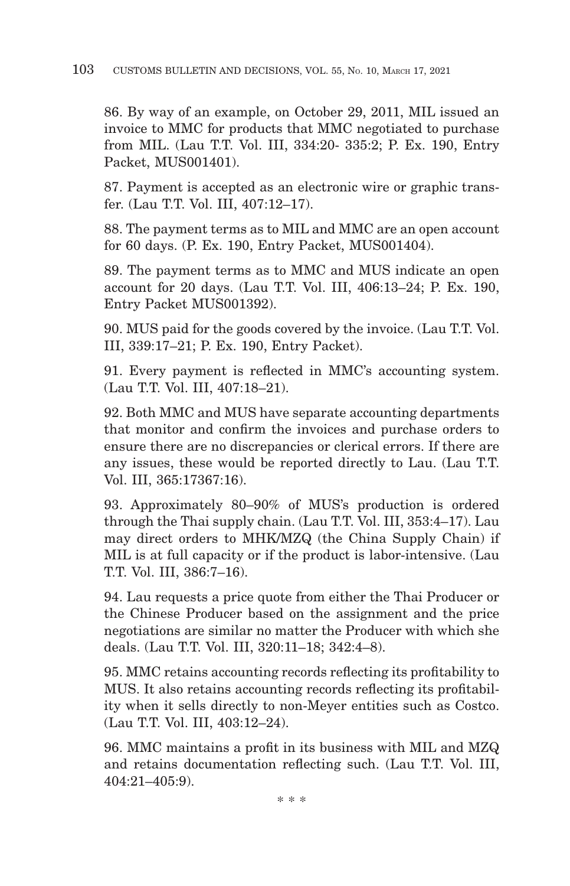86. By way of an example, on October 29, 2011, MIL issued an invoice to MMC for products that MMC negotiated to purchase from MIL. (Lau T.T. Vol. III, 334:20- 335:2; P. Ex. 190, Entry Packet, MUS001401).

87. Payment is accepted as an electronic wire or graphic transfer. (Lau T.T. Vol. III, 407:12–17).

88. The payment terms as to MIL and MMC are an open account for 60 days. (P. Ex. 190, Entry Packet, MUS001404).

89. The payment terms as to MMC and MUS indicate an open account for 20 days. (Lau T.T. Vol. III, 406:13–24; P. Ex. 190, Entry Packet MUS001392).

90. MUS paid for the goods covered by the invoice. (Lau T.T. Vol. III, 339:17–21; P. Ex. 190, Entry Packet).

91. Every payment is reflected in MMC's accounting system. (Lau T.T. Vol. III, 407:18–21).

92. Both MMC and MUS have separate accounting departments that monitor and confirm the invoices and purchase orders to ensure there are no discrepancies or clerical errors. If there are any issues, these would be reported directly to Lau. (Lau T.T. Vol. III, 365:17367:16).

93. Approximately 80–90% of MUS's production is ordered through the Thai supply chain. (Lau T.T. Vol. III, 353:4–17). Lau may direct orders to MHK/MZQ (the China Supply Chain) if MIL is at full capacity or if the product is labor-intensive. (Lau T.T. Vol. III, 386:7–16).

94. Lau requests a price quote from either the Thai Producer or the Chinese Producer based on the assignment and the price negotiations are similar no matter the Producer with which she deals. (Lau T.T. Vol. III, 320:11–18; 342:4–8).

95. MMC retains accounting records reflecting its profitability to MUS. It also retains accounting records reflecting its profitability when it sells directly to non-Meyer entities such as Costco. (Lau T.T. Vol. III, 403:12–24).

96. MMC maintains a profit in its business with MIL and MZQ and retains documentation reflecting such. (Lau T.T. Vol. III, 404:21–405:9).

\* \* \*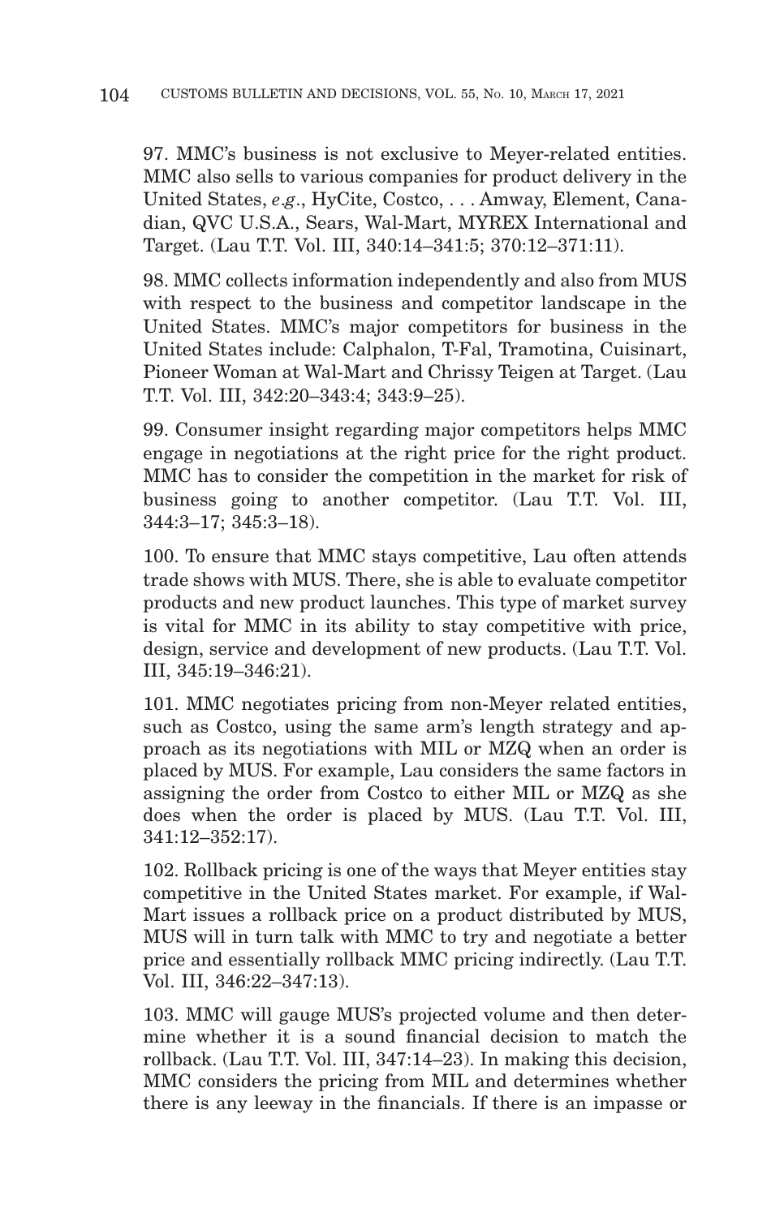97. MMC's business is not exclusive to Meyer-related entities. MMC also sells to various companies for product delivery in the United States, *e.g*., HyCite, Costco, . . . Amway, Element, Canadian, QVC U.S.A., Sears, Wal-Mart, MYREX International and Target. (Lau T.T. Vol. III, 340:14–341:5; 370:12–371:11).

98. MMC collects information independently and also from MUS with respect to the business and competitor landscape in the United States. MMC's major competitors for business in the United States include: Calphalon, T-Fal, Tramotina, Cuisinart, Pioneer Woman at Wal-Mart and Chrissy Teigen at Target. (Lau T.T. Vol. III, 342:20–343:4; 343:9–25).

99. Consumer insight regarding major competitors helps MMC engage in negotiations at the right price for the right product. MMC has to consider the competition in the market for risk of business going to another competitor. (Lau T.T. Vol. III, 344:3–17; 345:3–18).

100. To ensure that MMC stays competitive, Lau often attends trade shows with MUS. There, she is able to evaluate competitor products and new product launches. This type of market survey is vital for MMC in its ability to stay competitive with price, design, service and development of new products. (Lau T.T. Vol. III, 345:19–346:21).

101. MMC negotiates pricing from non-Meyer related entities, such as Costco, using the same arm's length strategy and approach as its negotiations with MIL or MZQ when an order is placed by MUS. For example, Lau considers the same factors in assigning the order from Costco to either MIL or MZQ as she does when the order is placed by MUS. (Lau T.T. Vol. III, 341:12–352:17).

102. Rollback pricing is one of the ways that Meyer entities stay competitive in the United States market. For example, if Wal-Mart issues a rollback price on a product distributed by MUS, MUS will in turn talk with MMC to try and negotiate a better price and essentially rollback MMC pricing indirectly. (Lau T.T. Vol. III, 346:22–347:13).

103. MMC will gauge MUS's projected volume and then determine whether it is a sound financial decision to match the rollback. (Lau T.T. Vol. III, 347:14–23). In making this decision, MMC considers the pricing from MIL and determines whether there is any leeway in the financials. If there is an impasse or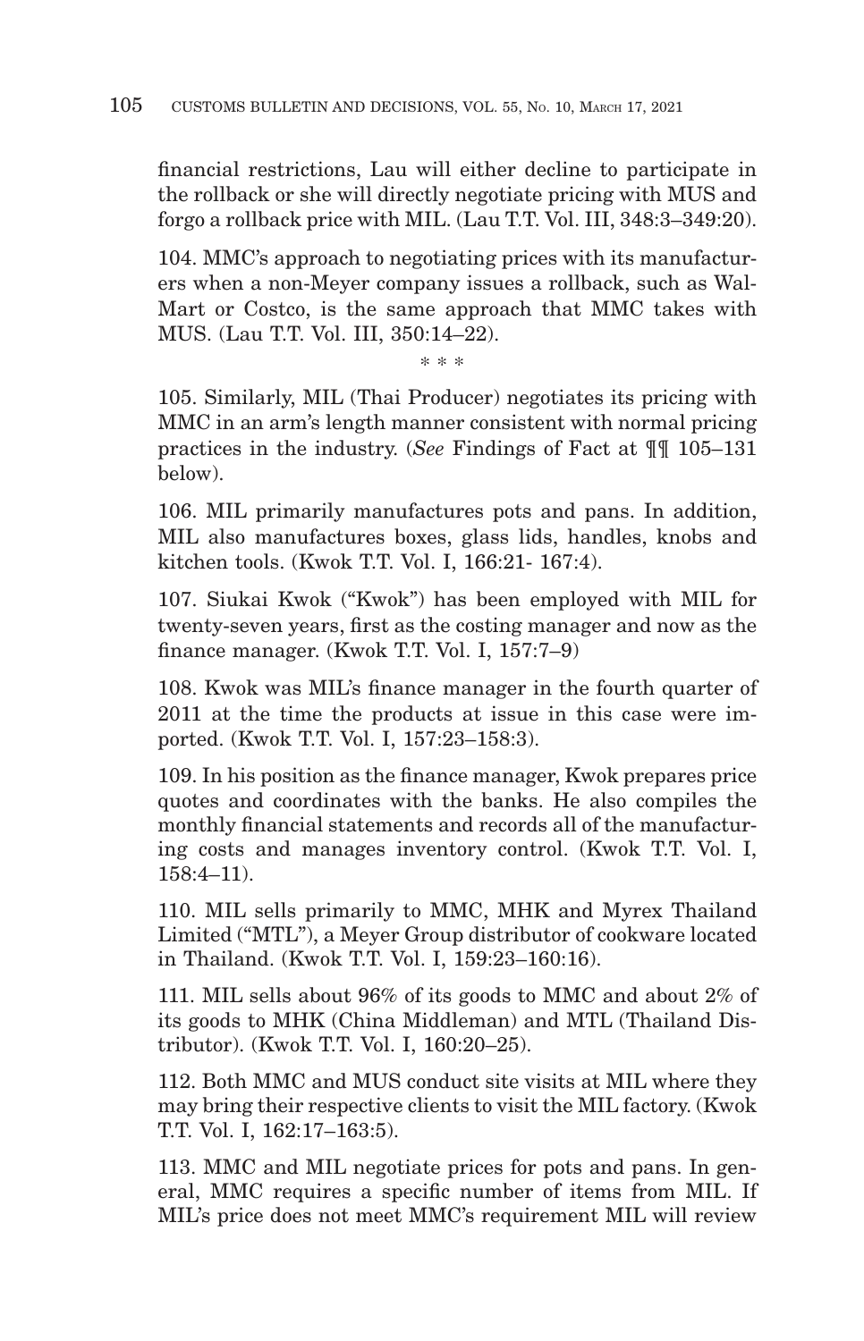financial restrictions, Lau will either decline to participate in the rollback or she will directly negotiate pricing with MUS and forgo a rollback price with MIL. (Lau T.T. Vol. III, 348:3–349:20).

104. MMC's approach to negotiating prices with its manufacturers when a non-Meyer company issues a rollback, such as Wal-Mart or Costco, is the same approach that MMC takes with MUS. (Lau T.T. Vol. III, 350:14–22).

\* \* \*

105. Similarly, MIL (Thai Producer) negotiates its pricing with MMC in an arm's length manner consistent with normal pricing practices in the industry. (*See* Findings of Fact at ¶¶ 105–131 below).

106. MIL primarily manufactures pots and pans. In addition, MIL also manufactures boxes, glass lids, handles, knobs and kitchen tools. (Kwok T.T. Vol. I, 166:21- 167:4).

107. Siukai Kwok ("Kwok") has been employed with MIL for twenty-seven years, first as the costing manager and now as the finance manager. (Kwok T.T. Vol. I, 157:7–9)

108. Kwok was MIL's finance manager in the fourth quarter of 2011 at the time the products at issue in this case were imported. (Kwok T.T. Vol. I, 157:23–158:3).

109. In his position as the finance manager, Kwok prepares price quotes and coordinates with the banks. He also compiles the monthly financial statements and records all of the manufacturing costs and manages inventory control. (Kwok T.T. Vol. I, 158:4–11).

110. MIL sells primarily to MMC, MHK and Myrex Thailand Limited ("MTL"), a Meyer Group distributor of cookware located in Thailand. (Kwok T.T. Vol. I, 159:23–160:16).

111. MIL sells about 96% of its goods to MMC and about 2% of its goods to MHK (China Middleman) and MTL (Thailand Distributor). (Kwok T.T. Vol. I, 160:20–25).

112. Both MMC and MUS conduct site visits at MIL where they may bring their respective clients to visit the MIL factory. (Kwok T.T. Vol. I, 162:17–163:5).

113. MMC and MIL negotiate prices for pots and pans. In general, MMC requires a specific number of items from MIL. If MIL's price does not meet MMC's requirement MIL will review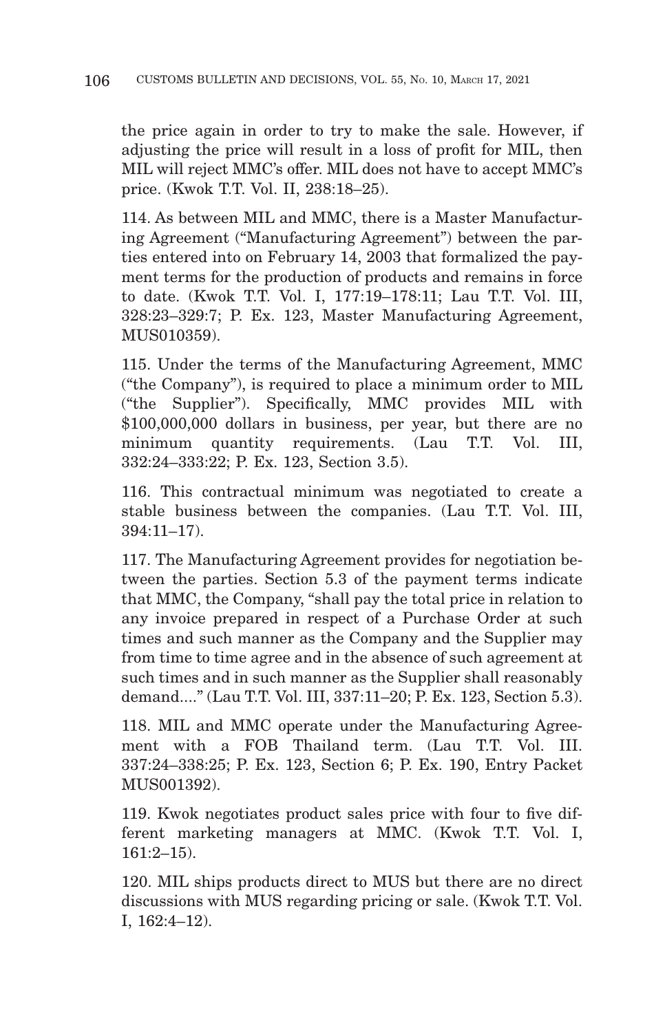the price again in order to try to make the sale. However, if adjusting the price will result in a loss of profit for MIL, then MIL will reject MMC's offer. MIL does not have to accept MMC's price. (Kwok T.T. Vol. II, 238:18–25).

114. As between MIL and MMC, there is a Master Manufacturing Agreement ("Manufacturing Agreement") between the parties entered into on February 14, 2003 that formalized the payment terms for the production of products and remains in force to date. (Kwok T.T. Vol. I, 177:19–178:11; Lau T.T. Vol. III, 328:23–329:7; P. Ex. 123, Master Manufacturing Agreement, MUS010359).

115. Under the terms of the Manufacturing Agreement, MMC ("the Company"), is required to place a minimum order to MIL ("the Supplier"). Specifically, MMC provides MIL with $100,000,000 dollars in business, per year, but there are no minimum quantity requirements. (Lau T.T. Vol. III, 332:24–333:22; P. Ex. 123, Section 3.5).

116. This contractual minimum was negotiated to create a stable business between the companies. (Lau T.T. Vol. III, 394:11–17).

117. The Manufacturing Agreement provides for negotiation between the parties. Section 5.3 of the payment terms indicate that MMC, the Company, "shall pay the total price in relation to any invoice prepared in respect of a Purchase Order at such times and such manner as the Company and the Supplier may from time to time agree and in the absence of such agreement at such times and in such manner as the Supplier shall reasonably demand...." (Lau T.T. Vol. III, 337:11–20; P. Ex. 123, Section 5.3).

118. MIL and MMC operate under the Manufacturing Agreement with a FOB Thailand term. (Lau T.T. Vol. III. 337:24–338:25; P. Ex. 123, Section 6; P. Ex. 190, Entry Packet MUS001392).

119. Kwok negotiates product sales price with four to five different marketing managers at MMC. (Kwok T.T. Vol. I, 161:2–15).

120. MIL ships products direct to MUS but there are no direct discussions with MUS regarding pricing or sale. (Kwok T.T. Vol. I, 162:4–12).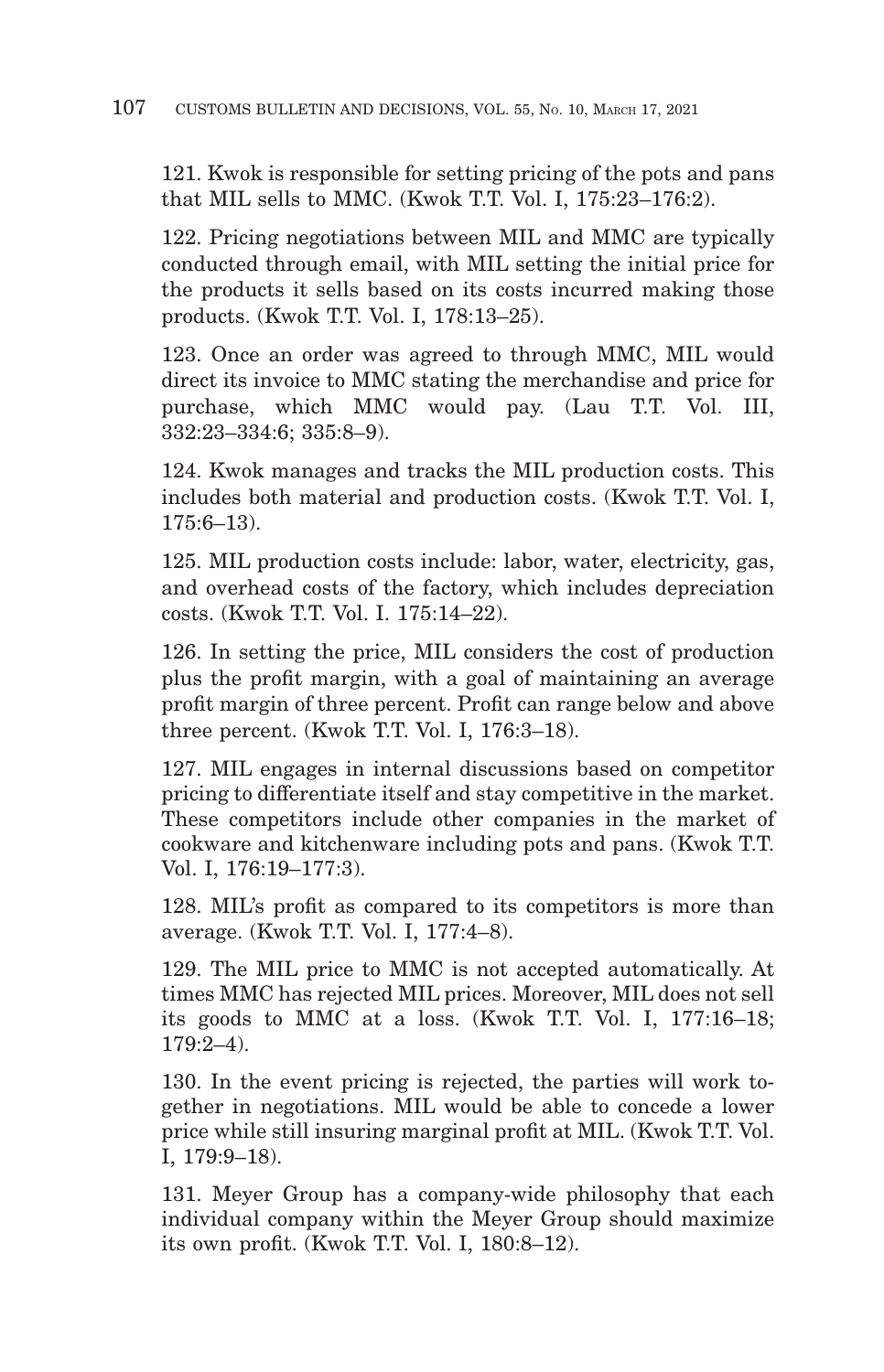121. Kwok is responsible for setting pricing of the pots and pans that MIL sells to MMC. (Kwok T.T. Vol. I, 175:23–176:2).

122. Pricing negotiations between MIL and MMC are typically conducted through email, with MIL setting the initial price for the products it sells based on its costs incurred making those products. (Kwok T.T. Vol. I, 178:13–25).

123. Once an order was agreed to through MMC, MIL would direct its invoice to MMC stating the merchandise and price for purchase, which MMC would pay. (Lau T.T. Vol. III, 332:23–334:6; 335:8–9).

124. Kwok manages and tracks the MIL production costs. This includes both material and production costs. (Kwok T.T. Vol. I, 175:6–13).

125. MIL production costs include: labor, water, electricity, gas, and overhead costs of the factory, which includes depreciation costs. (Kwok T.T. Vol. I. 175:14–22).

126. In setting the price, MIL considers the cost of production plus the profit margin, with a goal of maintaining an average profit margin of three percent. Profit can range below and above three percent. (Kwok T.T. Vol. I, 176:3–18).

127. MIL engages in internal discussions based on competitor pricing to differentiate itself and stay competitive in the market. These competitors include other companies in the market of cookware and kitchenware including pots and pans. (Kwok T.T. Vol. I, 176:19–177:3).

128. MIL's profit as compared to its competitors is more than average. (Kwok T.T. Vol. I, 177:4–8).

129. The MIL price to MMC is not accepted automatically. At times MMC has rejected MIL prices. Moreover, MIL does not sell its goods to MMC at a loss. (Kwok T.T. Vol. I, 177:16–18; 179:2–4).

130. In the event pricing is rejected, the parties will work together in negotiations. MIL would be able to concede a lower price while still insuring marginal profit at MIL. (Kwok T.T. Vol. I, 179:9–18).

131. Meyer Group has a company-wide philosophy that each individual company within the Meyer Group should maximize its own profit. (Kwok T.T. Vol. I, 180:8–12).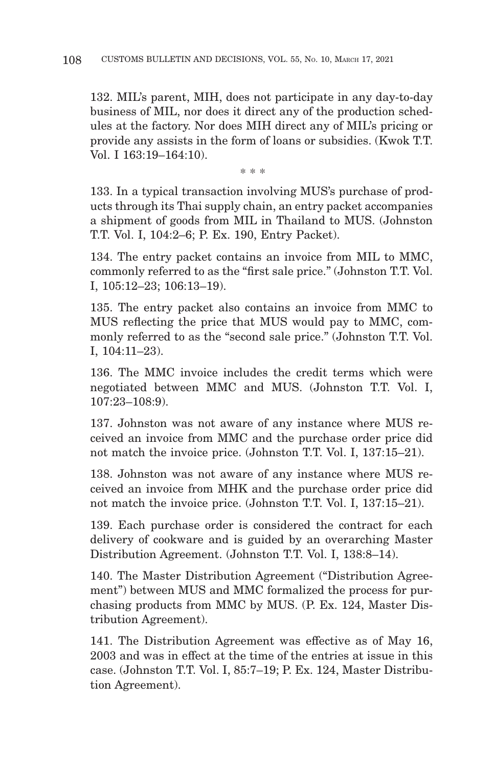132. MIL's parent, MIH, does not participate in any day-to-day business of MIL, nor does it direct any of the production schedules at the factory. Nor does MIH direct any of MIL's pricing or provide any assists in the form of loans or subsidies. (Kwok T.T. Vol. I 163:19–164:10).

\* \* \*

133. In a typical transaction involving MUS's purchase of products through its Thai supply chain, an entry packet accompanies a shipment of goods from MIL in Thailand to MUS. (Johnston T.T. Vol. I, 104:2–6; P. Ex. 190, Entry Packet).

134. The entry packet contains an invoice from MIL to MMC, commonly referred to as the "first sale price." (Johnston T.T. Vol. I, 105:12–23; 106:13–19).

135. The entry packet also contains an invoice from MMC to MUS reflecting the price that MUS would pay to MMC, commonly referred to as the "second sale price." (Johnston T.T. Vol. I, 104:11–23).

136. The MMC invoice includes the credit terms which were negotiated between MMC and MUS. (Johnston T.T. Vol. I, 107:23–108:9).

137. Johnston was not aware of any instance where MUS received an invoice from MMC and the purchase order price did not match the invoice price. (Johnston T.T. Vol. I, 137:15–21).

138. Johnston was not aware of any instance where MUS received an invoice from MHK and the purchase order price did not match the invoice price. (Johnston T.T. Vol. I, 137:15–21).

139. Each purchase order is considered the contract for each delivery of cookware and is guided by an overarching Master Distribution Agreement. (Johnston T.T. Vol. I, 138:8–14).

140. The Master Distribution Agreement ("Distribution Agreement") between MUS and MMC formalized the process for purchasing products from MMC by MUS. (P. Ex. 124, Master Distribution Agreement).

141. The Distribution Agreement was effective as of May 16, 2003 and was in effect at the time of the entries at issue in this case. (Johnston T.T. Vol. I, 85:7–19; P. Ex. 124, Master Distribution Agreement).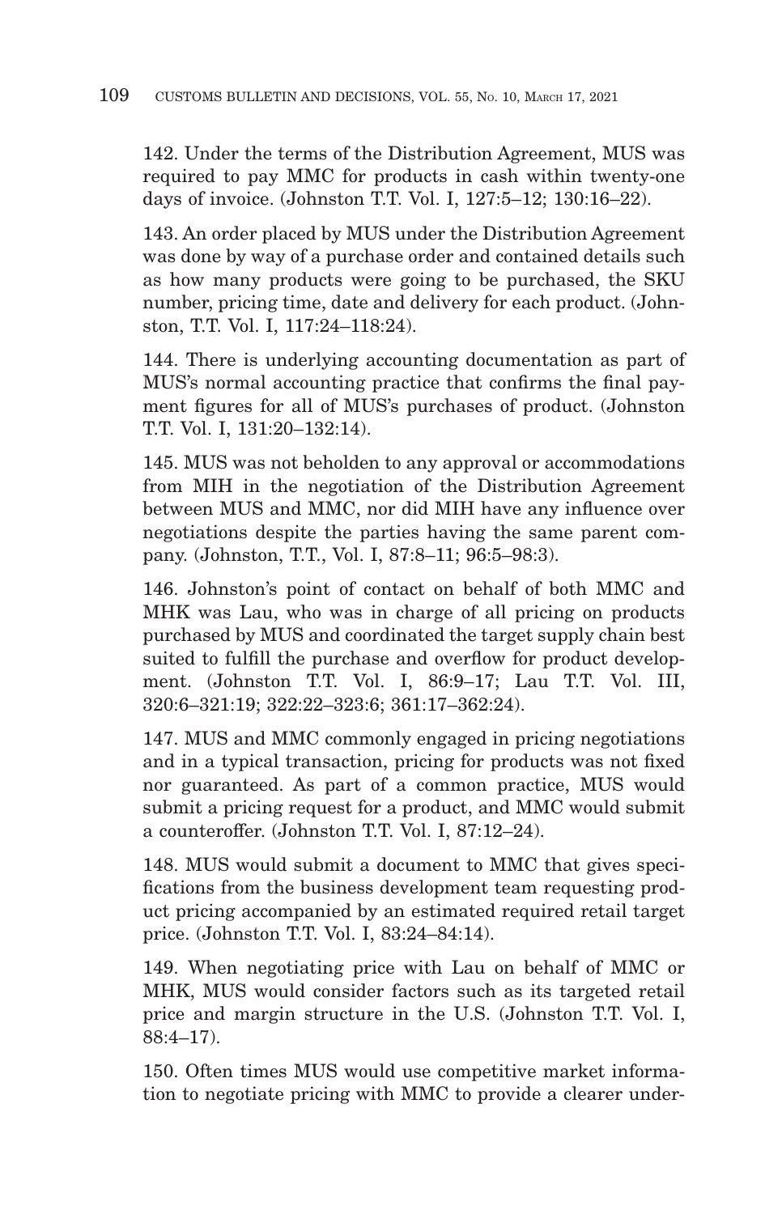142. Under the terms of the Distribution Agreement, MUS was required to pay MMC for products in cash within twenty-one days of invoice. (Johnston T.T. Vol. I, 127:5–12; 130:16–22).

143. An order placed by MUS under the Distribution Agreement was done by way of a purchase order and contained details such as how many products were going to be purchased, the SKU number, pricing time, date and delivery for each product. (Johnston, T.T. Vol. I, 117:24–118:24).

144. There is underlying accounting documentation as part of MUS's normal accounting practice that confirms the final payment figures for all of MUS's purchases of product. (Johnston T.T. Vol. I, 131:20–132:14).

145. MUS was not beholden to any approval or accommodations from MIH in the negotiation of the Distribution Agreement between MUS and MMC, nor did MIH have any influence over negotiations despite the parties having the same parent company. (Johnston, T.T., Vol. I, 87:8–11; 96:5–98:3).

146. Johnston's point of contact on behalf of both MMC and MHK was Lau, who was in charge of all pricing on products purchased by MUS and coordinated the target supply chain best suited to fulfill the purchase and overflow for product development. (Johnston T.T. Vol. I, 86:9–17; Lau T.T. Vol. III, 320:6–321:19; 322:22–323:6; 361:17–362:24).

147. MUS and MMC commonly engaged in pricing negotiations and in a typical transaction, pricing for products was not fixed nor guaranteed. As part of a common practice, MUS would submit a pricing request for a product, and MMC would submit a counteroffer. (Johnston T.T. Vol. I, 87:12–24).

148. MUS would submit a document to MMC that gives specifications from the business development team requesting product pricing accompanied by an estimated required retail target price. (Johnston T.T. Vol. I, 83:24–84:14).

149. When negotiating price with Lau on behalf of MMC or MHK, MUS would consider factors such as its targeted retail price and margin structure in the U.S. (Johnston T.T. Vol. I, 88:4–17).

150. Often times MUS would use competitive market information to negotiate pricing with MMC to provide a clearer under-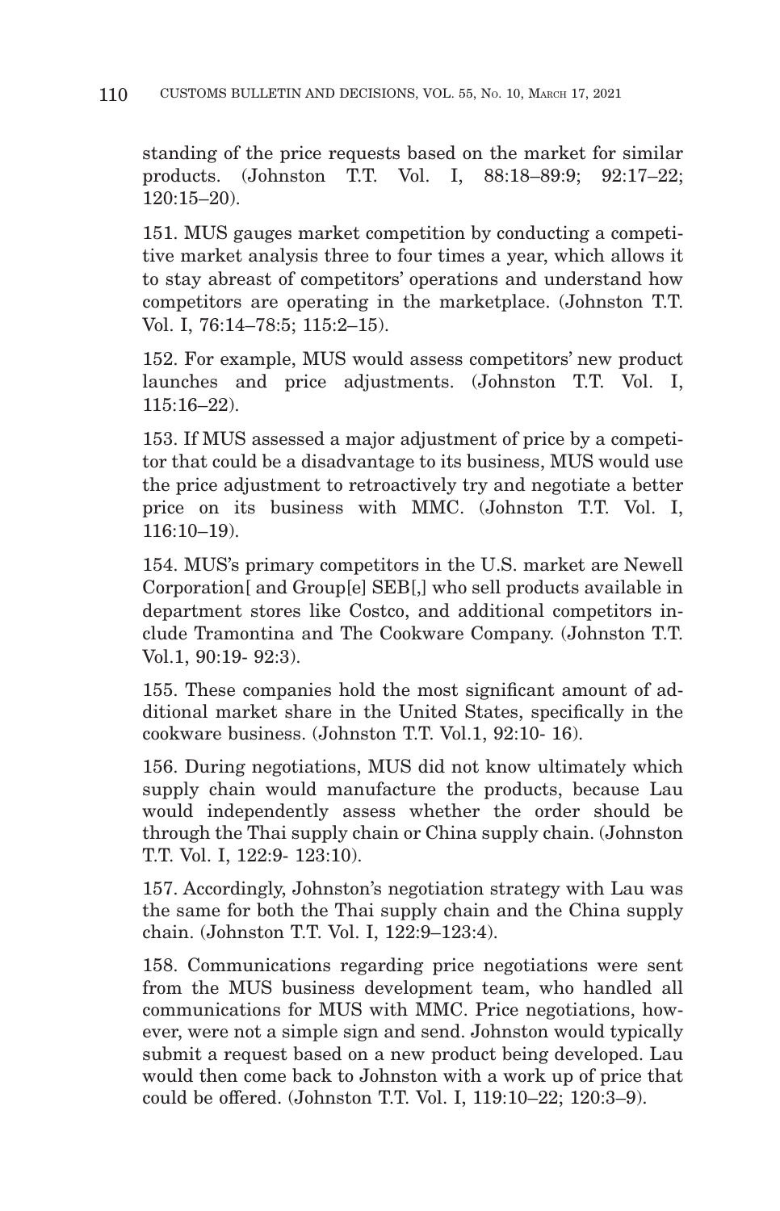standing of the price requests based on the market for similar products. (Johnston T.T. Vol. I, 88:18–89:9; 92:17–22; 120:15–20).

151. MUS gauges market competition by conducting a competitive market analysis three to four times a year, which allows it to stay abreast of competitors' operations and understand how competitors are operating in the marketplace. (Johnston T.T. Vol. I, 76:14–78:5; 115:2–15).

152. For example, MUS would assess competitors' new product launches and price adjustments. (Johnston T.T. Vol. I, 115:16–22).

153. If MUS assessed a major adjustment of price by a competitor that could be a disadvantage to its business, MUS would use the price adjustment to retroactively try and negotiate a better price on its business with MMC. (Johnston T.T. Vol. I, 116:10–19).

154. MUS's primary competitors in the U.S. market are Newell Corporation[ and Group[e] SEB[,] who sell products available in department stores like Costco, and additional competitors include Tramontina and The Cookware Company. (Johnston T.T. Vol.1, 90:19- 92:3).

155. These companies hold the most significant amount of additional market share in the United States, specifically in the cookware business. (Johnston T.T. Vol.1, 92:10- 16).

156. During negotiations, MUS did not know ultimately which supply chain would manufacture the products, because Lau would independently assess whether the order should be through the Thai supply chain or China supply chain. (Johnston T.T. Vol. I, 122:9- 123:10).

157. Accordingly, Johnston's negotiation strategy with Lau was the same for both the Thai supply chain and the China supply chain. (Johnston T.T. Vol. I, 122:9–123:4).

158. Communications regarding price negotiations were sent from the MUS business development team, who handled all communications for MUS with MMC. Price negotiations, however, were not a simple sign and send. Johnston would typically submit a request based on a new product being developed. Lau would then come back to Johnston with a work up of price that could be offered. (Johnston T.T. Vol. I, 119:10–22; 120:3–9).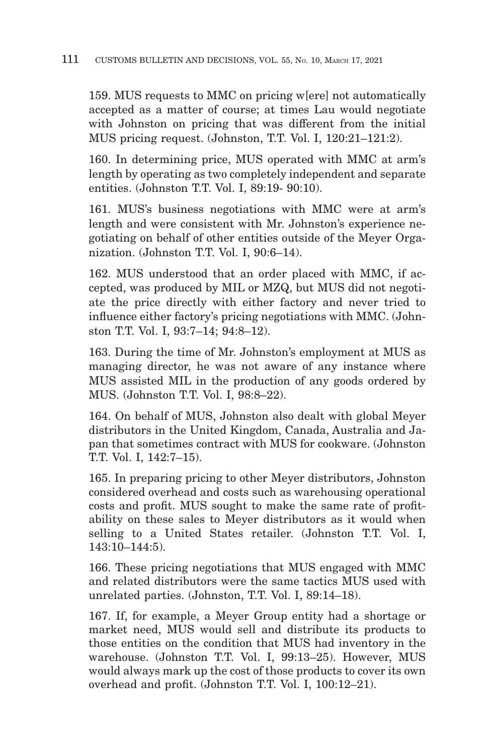159. MUS requests to MMC on pricing w[ere] not automatically accepted as a matter of course; at times Lau would negotiate with Johnston on pricing that was different from the initial MUS pricing request. (Johnston, T.T. Vol. I, 120:21–121:2).

160. In determining price, MUS operated with MMC at arm's length by operating as two completely independent and separate entities. (Johnston T.T. Vol. I, 89:19- 90:10).

161. MUS's business negotiations with MMC were at arm's length and were consistent with Mr. Johnston's experience negotiating on behalf of other entities outside of the Meyer Organization. (Johnston T.T. Vol. I, 90:6–14).

162. MUS understood that an order placed with MMC, if accepted, was produced by MIL or MZQ, but MUS did not negotiate the price directly with either factory and never tried to influence either factory's pricing negotiations with MMC. (Johnston T.T. Vol. I, 93:7–14; 94:8–12).

163. During the time of Mr. Johnston's employment at MUS as managing director, he was not aware of any instance where MUS assisted MIL in the production of any goods ordered by MUS. (Johnston T.T. Vol. I, 98:8–22).

164. On behalf of MUS, Johnston also dealt with global Meyer distributors in the United Kingdom, Canada, Australia and Japan that sometimes contract with MUS for cookware. (Johnston T.T. Vol. I, 142:7–15).

165. In preparing pricing to other Meyer distributors, Johnston considered overhead and costs such as warehousing operational costs and profit. MUS sought to make the same rate of profitability on these sales to Meyer distributors as it would when selling to a United States retailer. (Johnston T.T. Vol. I, 143:10–144:5).

166. These pricing negotiations that MUS engaged with MMC and related distributors were the same tactics MUS used with unrelated parties. (Johnston, T.T. Vol. I, 89:14–18).

167. If, for example, a Meyer Group entity had a shortage or market need, MUS would sell and distribute its products to those entities on the condition that MUS had inventory in the warehouse. (Johnston T.T. Vol. I, 99:13–25). However, MUS would always mark up the cost of those products to cover its own overhead and profit. (Johnston T.T. Vol. I, 100:12–21).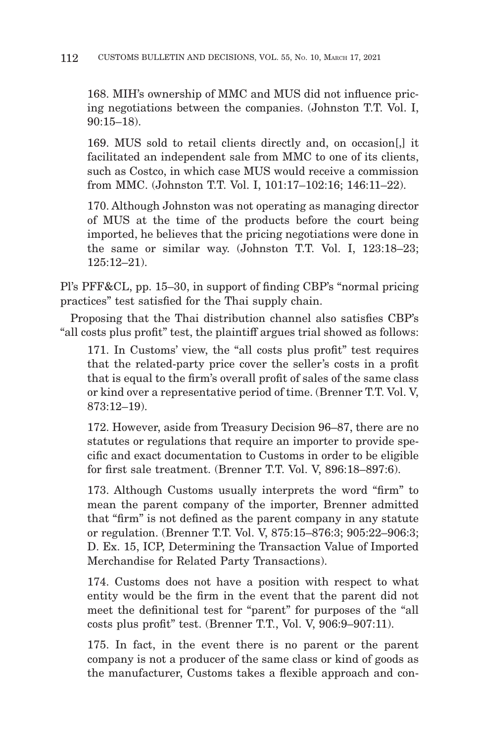168. MIH's ownership of MMC and MUS did not influence pricing negotiations between the companies. (Johnston T.T. Vol. I, 90:15–18).

169. MUS sold to retail clients directly and, on occasion[,] it facilitated an independent sale from MMC to one of its clients, such as Costco, in which case MUS would receive a commission from MMC. (Johnston T.T. Vol. I, 101:17–102:16; 146:11–22).

170. Although Johnston was not operating as managing director of MUS at the time of the products before the court being imported, he believes that the pricing negotiations were done in the same or similar way. (Johnston T.T. Vol. I, 123:18–23; 125:12–21).

Pl's PFF&CL, pp. 15–30, in support of finding CBP's "normal pricing practices" test satisfied for the Thai supply chain.

Proposing that the Thai distribution channel also satisfies CBP's "all costs plus profit" test, the plaintiff argues trial showed as follows:

171. In Customs' view, the "all costs plus profit" test requires that the related-party price cover the seller's costs in a profit that is equal to the firm's overall profit of sales of the same class or kind over a representative period of time. (Brenner T.T. Vol. V, 873:12–19).

172. However, aside from Treasury Decision 96–87, there are no statutes or regulations that require an importer to provide specific and exact documentation to Customs in order to be eligible for first sale treatment. (Brenner T.T. Vol. V, 896:18–897:6).

173. Although Customs usually interprets the word "firm" to mean the parent company of the importer, Brenner admitted that "firm" is not defined as the parent company in any statute or regulation. (Brenner T.T. Vol. V, 875:15–876:3; 905:22–906:3; D. Ex. 15, ICP, Determining the Transaction Value of Imported Merchandise for Related Party Transactions).

174. Customs does not have a position with respect to what entity would be the firm in the event that the parent did not meet the definitional test for "parent" for purposes of the "all costs plus profit" test. (Brenner T.T., Vol. V, 906:9–907:11).

175. In fact, in the event there is no parent or the parent company is not a producer of the same class or kind of goods as the manufacturer, Customs takes a flexible approach and con-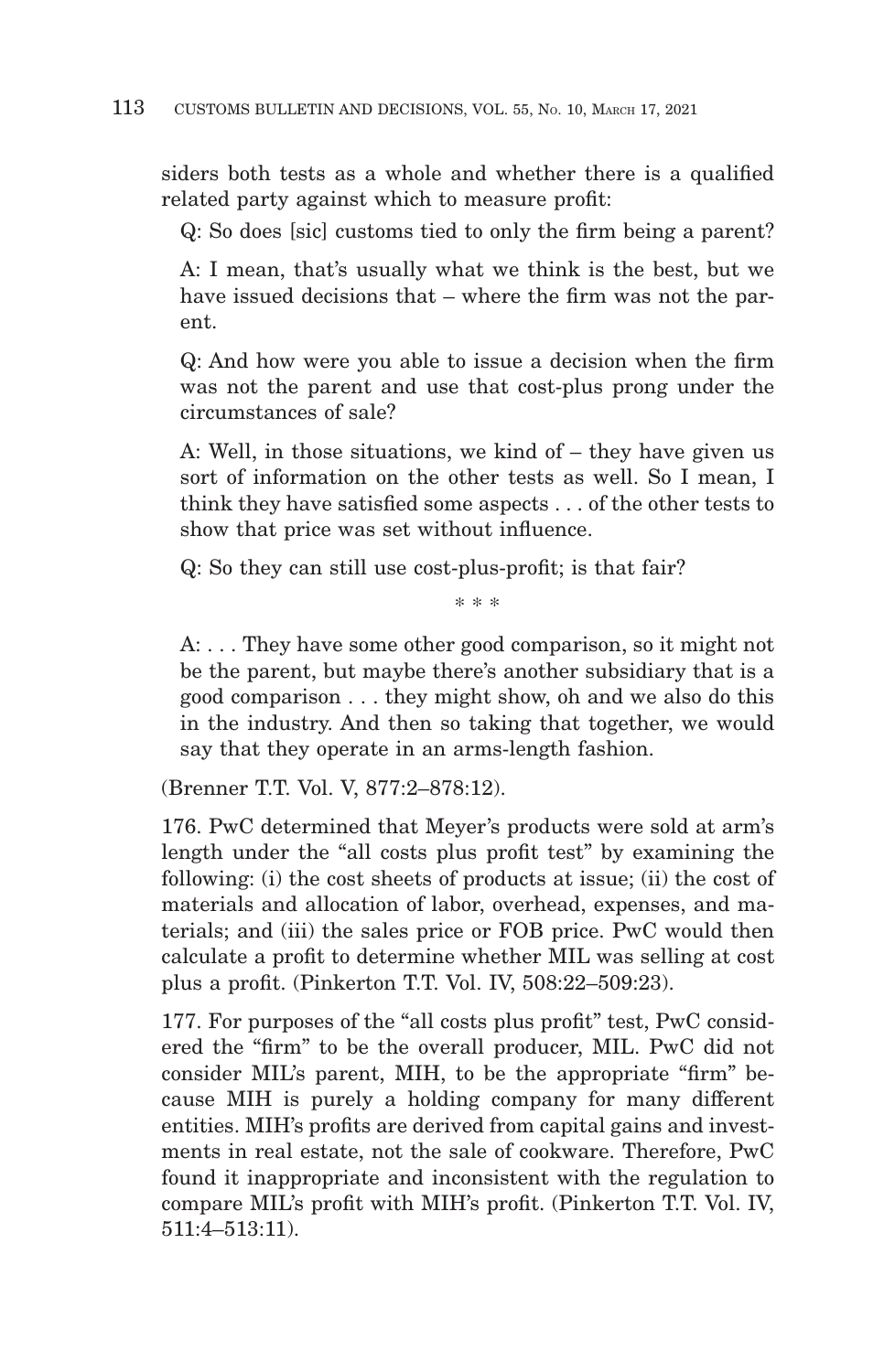siders both tests as a whole and whether there is a qualified related party against which to measure profit:

> Q: So does [sic] customs tied to only the firm being a parent?
>
> A: I mean, that's usually what we think is the best, but we have issued decisions that – where the firm was not the parent.
>
> Q: And how were you able to issue a decision when the firm was not the parent and use that cost-plus prong under the circumstances of sale?
>
> A: Well, in those situations, we kind of – they have given us sort of information on the other tests as well. So I mean, I think they have satisfied some aspects . . . of the other tests to show that price was set without influence.
>
> Q: So they can still use cost-plus-profit; is that fair?
>
> * * *
>
> A: . . . They have some other good comparison, so it might not be the parent, but maybe there's another subsidiary that is a good comparison . . . they might show, oh and we also do this in the industry. And then so taking that together, we would say that they operate in an arms-length fashion.

(Brenner T.T. Vol. V, 877:2–878:12).

176. PwC determined that Meyer's products were sold at arm's length under the "all costs plus profit test" by examining the following: (i) the cost sheets of products at issue; (ii) the cost of materials and allocation of labor, overhead, expenses, and materials; and (iii) the sales price or FOB price. PwC would then calculate a profit to determine whether MIL was selling at cost plus a profit. (Pinkerton T.T. Vol. IV, 508:22–509:23).

177. For purposes of the "all costs plus profit" test, PwC considered the "firm" to be the overall producer, MIL. PwC did not consider MIL's parent, MIH, to be the appropriate "firm" because MIH is purely a holding company for many different entities. MIH's profits are derived from capital gains and investments in real estate, not the sale of cookware. Therefore, PwC found it inappropriate and inconsistent with the regulation to compare MIL's profit with MIH's profit. (Pinkerton T.T. Vol. IV, 511:4–513:11).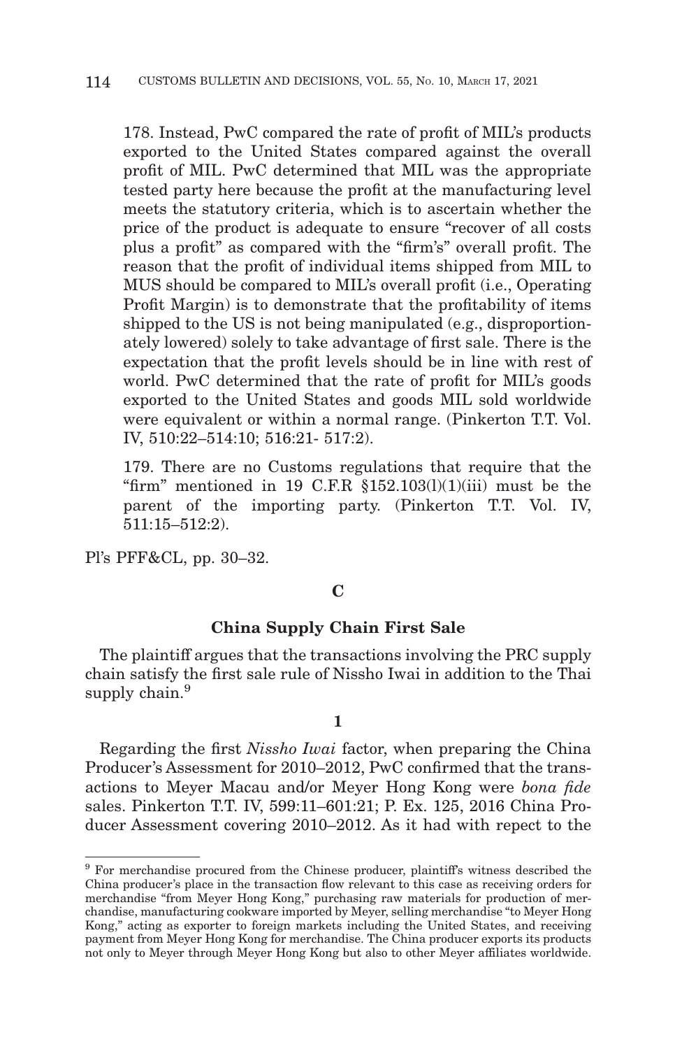178. Instead, PwC compared the rate of profit of MIL's products exported to the United States compared against the overall profit of MIL. PwC determined that MIL was the appropriate tested party here because the profit at the manufacturing level meets the statutory criteria, which is to ascertain whether the price of the product is adequate to ensure "recover of all costs plus a profit" as compared with the "firm's" overall profit. The reason that the profit of individual items shipped from MIL to MUS should be compared to MIL's overall profit (i.e., Operating Profit Margin) is to demonstrate that the profitability of items shipped to the US is not being manipulated (e.g., disproportionately lowered) solely to take advantage of first sale. There is the expectation that the profit levels should be in line with rest of world. PwC determined that the rate of profit for MIL's goods exported to the United States and goods MIL sold worldwide were equivalent or within a normal range. (Pinkerton T.T. Vol. IV, 510:22–514:10; 516:21- 517:2).

179. There are no Customs regulations that require that the "firm" mentioned in 19 C.F.R §152.103(l)(1)(iii) must be the parent of the importing party. (Pinkerton T.T. Vol. IV, 511:15–512:2).

Pl's PFF&CL, pp. 30–32.

### C

### China Supply Chain First Sale

The plaintiff argues that the transactions involving the PRC supply chain satisfy the first sale rule of Nissho Iwai in addition to the Thai supply chain.[9]

#### 1

Regarding the first *Nissho Iwai* factor, when preparing the China Producer's Assessment for 2010–2012, PwC confirmed that the transactions to Meyer Macau and/or Meyer Hong Kong were *bona fide* sales. Pinkerton T.T. IV, 599:11–601:21; P. Ex. 125, 2016 China Producer Assessment covering 2010–2012. As it had with repect to the

[9] For merchandise procured from the Chinese producer, plaintiff's witness described the China producer's place in the transaction flow relevant to this case as receiving orders for merchandise "from Meyer Hong Kong," purchasing raw materials for production of merchandise, manufacturing cookware imported by Meyer, selling merchandise "to Meyer Hong Kong," acting as exporter to foreign markets including the United States, and receiving payment from Meyer Hong Kong for merchandise. The China producer exports its products not only to Meyer through Meyer Hong Kong but also to other Meyer affiliates worldwide.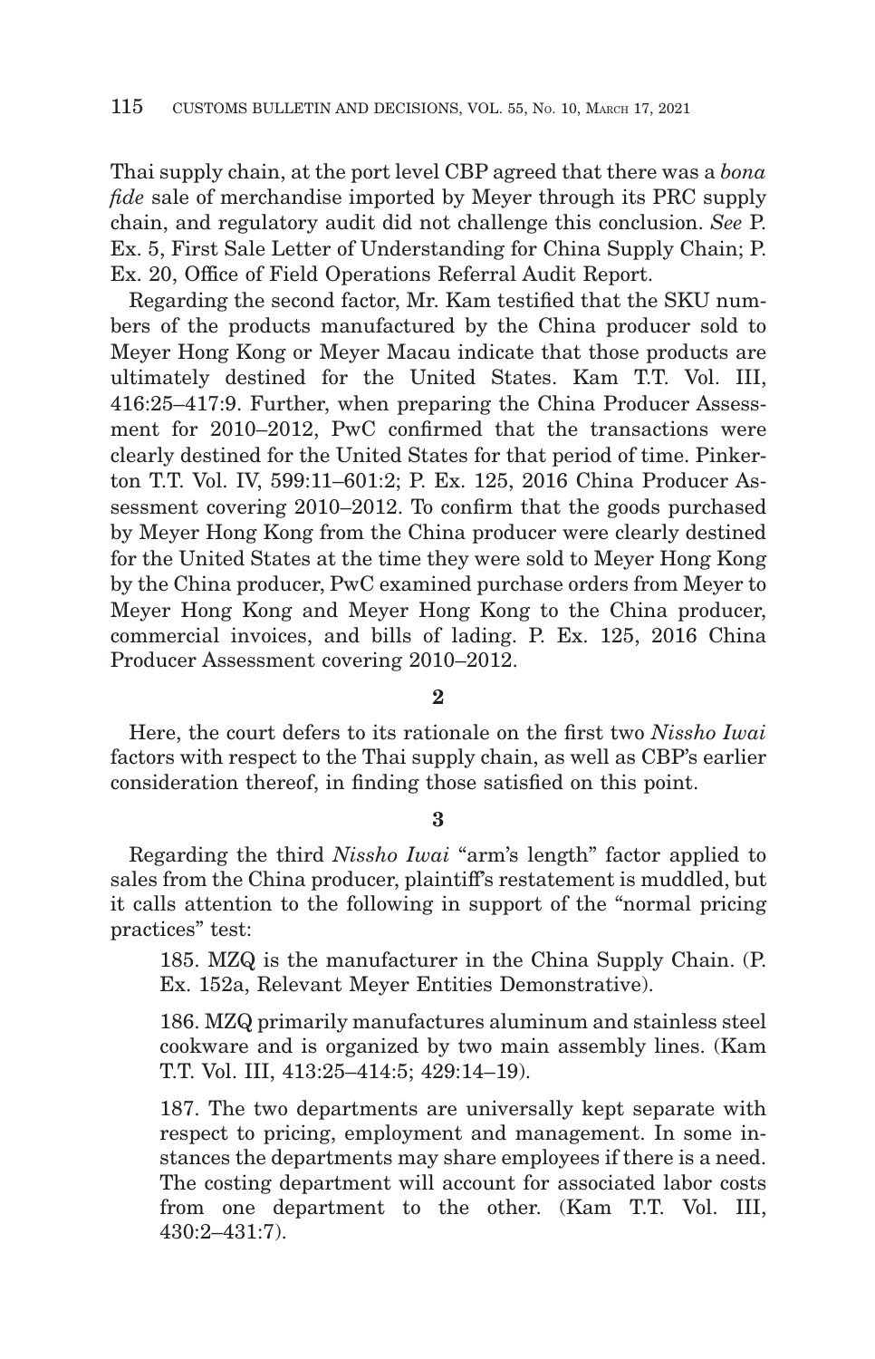Thai supply chain, at the port level CBP agreed that there was a *bona fide* sale of merchandise imported by Meyer through its PRC supply chain, and regulatory audit did not challenge this conclusion. *See* P. Ex. 5, First Sale Letter of Understanding for China Supply Chain; P. Ex. 20, Office of Field Operations Referral Audit Report.

Regarding the second factor, Mr. Kam testified that the SKU numbers of the products manufactured by the China producer sold to Meyer Hong Kong or Meyer Macau indicate that those products are ultimately destined for the United States. Kam T.T. Vol. III, 416:25–417:9. Further, when preparing the China Producer Assessment for 2010–2012, PwC confirmed that the transactions were clearly destined for the United States for that period of time. Pinkerton T.T. Vol. IV, 599:11–601:2; P. Ex. 125, 2016 China Producer Assessment covering 2010–2012. To confirm that the goods purchased by Meyer Hong Kong from the China producer were clearly destined for the United States at the time they were sold to Meyer Hong Kong by the China producer, PwC examined purchase orders from Meyer to Meyer Hong Kong and Meyer Hong Kong to the China producer, commercial invoices, and bills of lading. P. Ex. 125, 2016 China Producer Assessment covering 2010–2012.

**2**

Here, the court defers to its rationale on the first two *Nissho Iwai* factors with respect to the Thai supply chain, as well as CBP's earlier consideration thereof, in finding those satisfied on this point.

**3**

Regarding the third *Nissho Iwai* "arm's length" factor applied to sales from the China producer, plaintiff's restatement is muddled, but it calls attention to the following in support of the "normal pricing practices" test:

> 185. MZQ is the manufacturer in the China Supply Chain. (P. Ex. 152a, Relevant Meyer Entities Demonstrative).
>
> 186. MZQ primarily manufactures aluminum and stainless steel cookware and is organized by two main assembly lines. (Kam T.T. Vol. III, 413:25–414:5; 429:14–19).
>
> 187. The two departments are universally kept separate with respect to pricing, employment and management. In some instances the departments may share employees if there is a need. The costing department will account for associated labor costs from one department to the other. (Kam T.T. Vol. III, 430:2–431:7).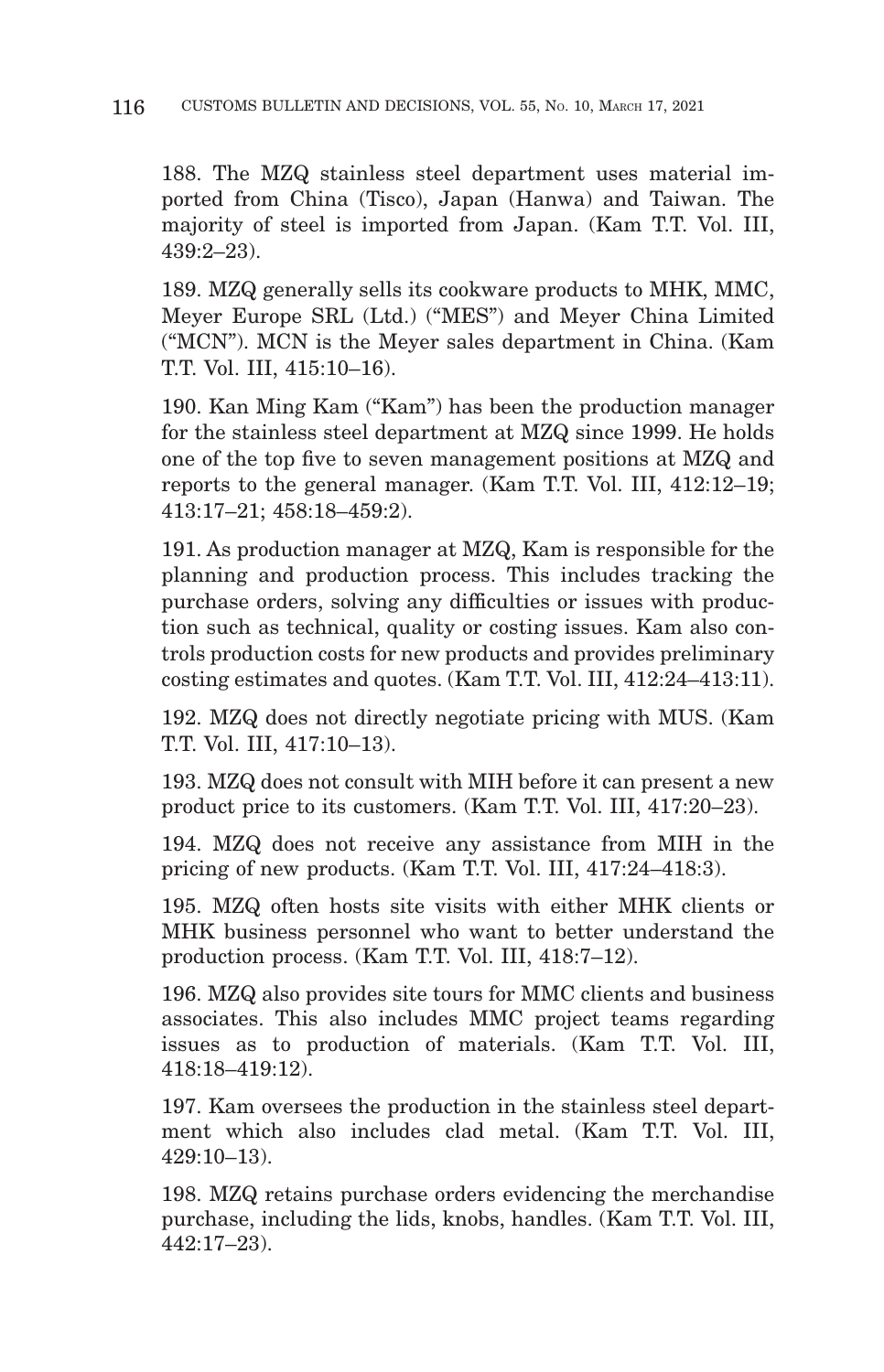188. The MZQ stainless steel department uses material imported from China (Tisco), Japan (Hanwa) and Taiwan. The majority of steel is imported from Japan. (Kam T.T. Vol. III, 439:2–23).

189. MZQ generally sells its cookware products to MHK, MMC, Meyer Europe SRL (Ltd.) ("MES") and Meyer China Limited ("MCN"). MCN is the Meyer sales department in China. (Kam T.T. Vol. III, 415:10–16).

190. Kan Ming Kam ("Kam") has been the production manager for the stainless steel department at MZQ since 1999. He holds one of the top five to seven management positions at MZQ and reports to the general manager. (Kam T.T. Vol. III, 412:12–19; 413:17–21; 458:18–459:2).

191. As production manager at MZQ, Kam is responsible for the planning and production process. This includes tracking the purchase orders, solving any difficulties or issues with production such as technical, quality or costing issues. Kam also controls production costs for new products and provides preliminary costing estimates and quotes. (Kam T.T. Vol. III, 412:24–413:11).

192. MZQ does not directly negotiate pricing with MUS. (Kam T.T. Vol. III, 417:10–13).

193. MZQ does not consult with MIH before it can present a new product price to its customers. (Kam T.T. Vol. III, 417:20–23).

194. MZQ does not receive any assistance from MIH in the pricing of new products. (Kam T.T. Vol. III, 417:24–418:3).

195. MZQ often hosts site visits with either MHK clients or MHK business personnel who want to better understand the production process. (Kam T.T. Vol. III, 418:7–12).

196. MZQ also provides site tours for MMC clients and business associates. This also includes MMC project teams regarding issues as to production of materials. (Kam T.T. Vol. III, 418:18–419:12).

197. Kam oversees the production in the stainless steel department which also includes clad metal. (Kam T.T. Vol. III, 429:10–13).

198. MZQ retains purchase orders evidencing the merchandise purchase, including the lids, knobs, handles. (Kam T.T. Vol. III, 442:17–23).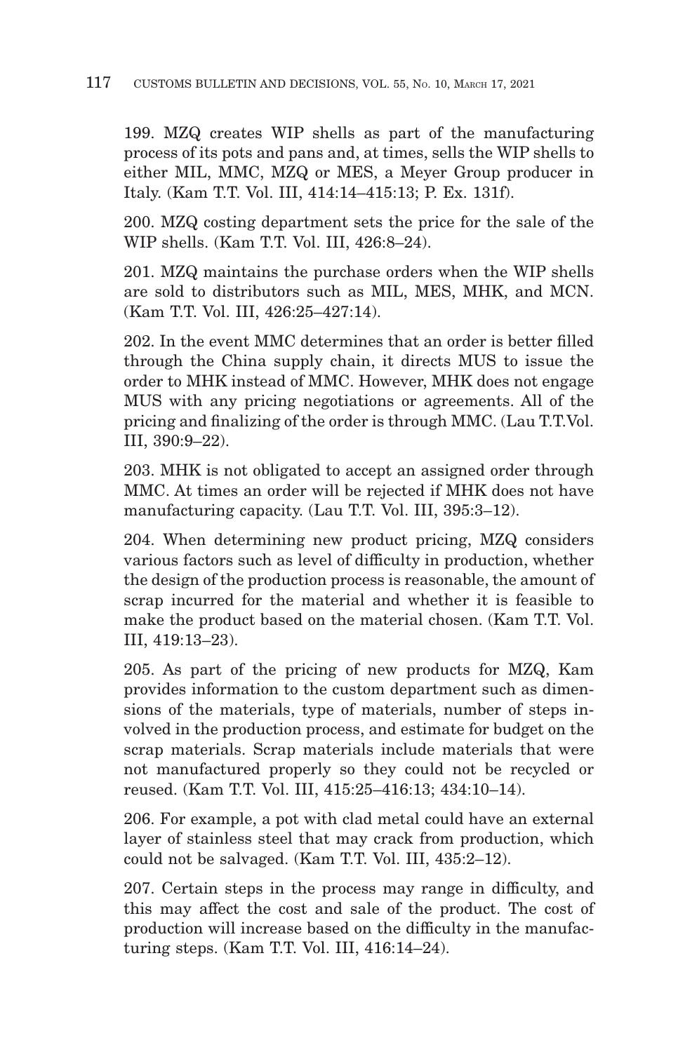199. MZQ creates WIP shells as part of the manufacturing process of its pots and pans and, at times, sells the WIP shells to either MIL, MMC, MZQ or MES, a Meyer Group producer in Italy. (Kam T.T. Vol. III, 414:14–415:13; P. Ex. 131f).

200. MZQ costing department sets the price for the sale of the WIP shells. (Kam T.T. Vol. III, 426:8–24).

201. MZQ maintains the purchase orders when the WIP shells are sold to distributors such as MIL, MES, MHK, and MCN. (Kam T.T. Vol. III, 426:25–427:14).

202. In the event MMC determines that an order is better filled through the China supply chain, it directs MUS to issue the order to MHK instead of MMC. However, MHK does not engage MUS with any pricing negotiations or agreements. All of the pricing and finalizing of the order is through MMC. (Lau T.T.Vol. III, 390:9–22).

203. MHK is not obligated to accept an assigned order through MMC. At times an order will be rejected if MHK does not have manufacturing capacity. (Lau T.T. Vol. III, 395:3–12).

204. When determining new product pricing, MZQ considers various factors such as level of difficulty in production, whether the design of the production process is reasonable, the amount of scrap incurred for the material and whether it is feasible to make the product based on the material chosen. (Kam T.T. Vol. III, 419:13–23).

205. As part of the pricing of new products for MZQ, Kam provides information to the custom department such as dimensions of the materials, type of materials, number of steps involved in the production process, and estimate for budget on the scrap materials. Scrap materials include materials that were not manufactured properly so they could not be recycled or reused. (Kam T.T. Vol. III, 415:25–416:13; 434:10–14).

206. For example, a pot with clad metal could have an external layer of stainless steel that may crack from production, which could not be salvaged. (Kam T.T. Vol. III, 435:2–12).

207. Certain steps in the process may range in difficulty, and this may affect the cost and sale of the product. The cost of production will increase based on the difficulty in the manufacturing steps. (Kam T.T. Vol. III, 416:14–24).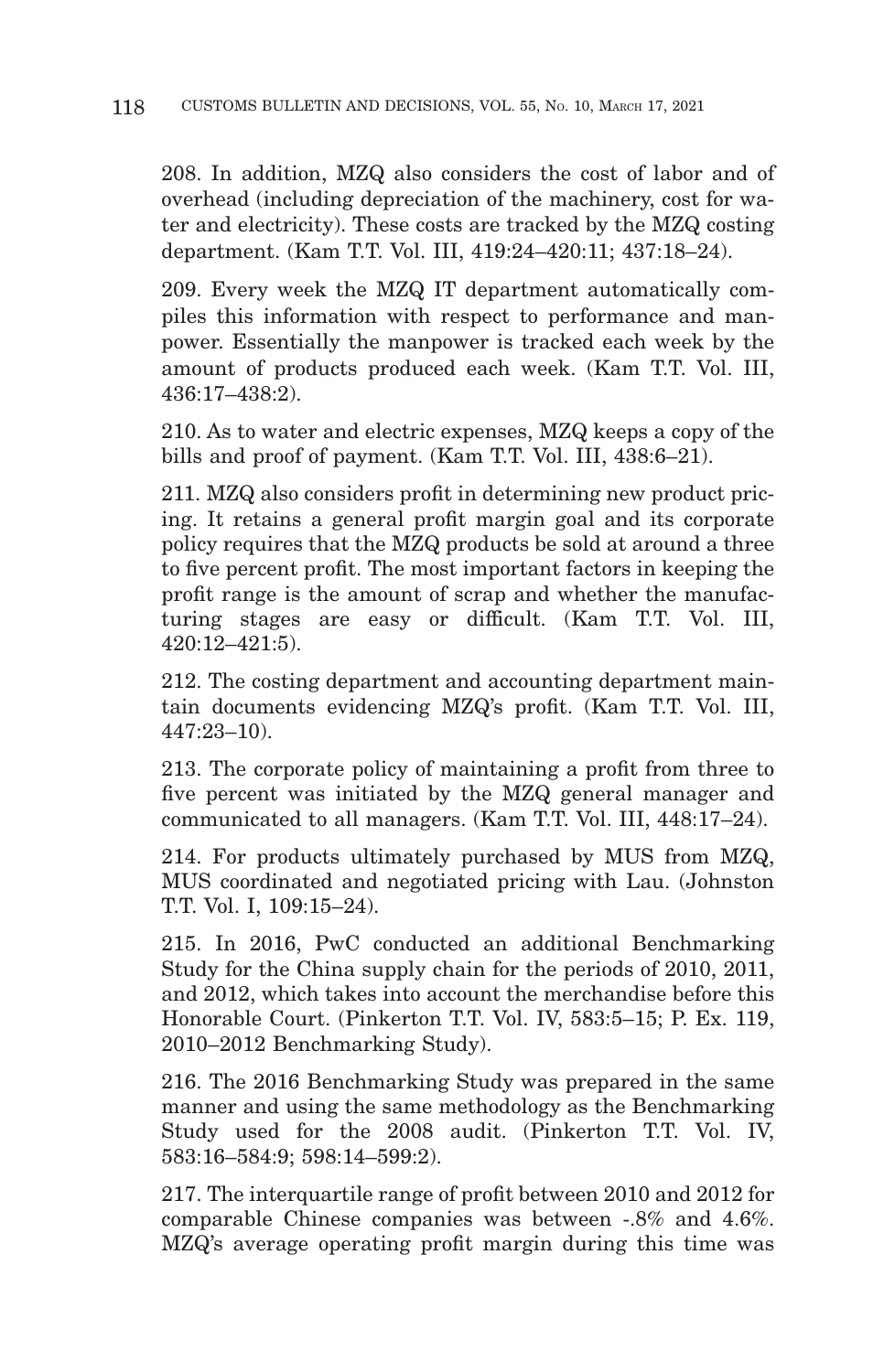208. In addition, MZQ also considers the cost of labor and of overhead (including depreciation of the machinery, cost for water and electricity). These costs are tracked by the MZQ costing department. (Kam T.T. Vol. III, 419:24–420:11; 437:18–24).

209. Every week the MZQ IT department automatically compiles this information with respect to performance and manpower. Essentially the manpower is tracked each week by the amount of products produced each week. (Kam T.T. Vol. III, 436:17–438:2).

210. As to water and electric expenses, MZQ keeps a copy of the bills and proof of payment. (Kam T.T. Vol. III, 438:6–21).

211. MZQ also considers profit in determining new product pricing. It retains a general profit margin goal and its corporate policy requires that the MZQ products be sold at around a three to five percent profit. The most important factors in keeping the profit range is the amount of scrap and whether the manufacturing stages are easy or difficult. (Kam T.T. Vol. III, 420:12–421:5).

212. The costing department and accounting department maintain documents evidencing MZQ's profit. (Kam T.T. Vol. III, 447:23–10).

213. The corporate policy of maintaining a profit from three to five percent was initiated by the MZQ general manager and communicated to all managers. (Kam T.T. Vol. III, 448:17–24).

214. For products ultimately purchased by MUS from MZQ, MUS coordinated and negotiated pricing with Lau. (Johnston T.T. Vol. I, 109:15–24).

215. In 2016, PwC conducted an additional Benchmarking Study for the China supply chain for the periods of 2010, 2011, and 2012, which takes into account the merchandise before this Honorable Court. (Pinkerton T.T. Vol. IV, 583:5–15; P. Ex. 119, 2010–2012 Benchmarking Study).

216. The 2016 Benchmarking Study was prepared in the same manner and using the same methodology as the Benchmarking Study used for the 2008 audit. (Pinkerton T.T. Vol. IV, 583:16–584:9; 598:14–599:2).

217. The interquartile range of profit between 2010 and 2012 for comparable Chinese companies was between -.8% and 4.6%. MZQ's average operating profit margin during this time was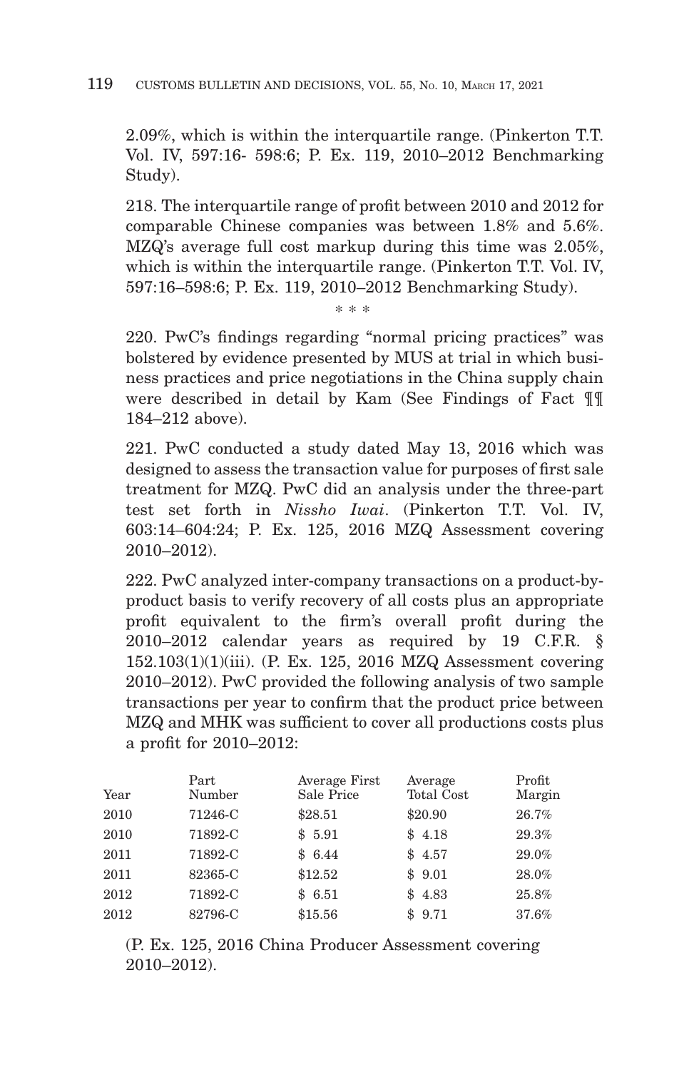2.09%, which is within the interquartile range. (Pinkerton T.T. Vol. IV, 597:16- 598:6; P. Ex. 119, 2010–2012 Benchmarking Study).

218. The interquartile range of profit between 2010 and 2012 for comparable Chinese companies was between 1.8% and 5.6%. MZQ's average full cost markup during this time was 2.05%, which is within the interquartile range. (Pinkerton T.T. Vol. IV, 597:16–598:6; P. Ex. 119, 2010–2012 Benchmarking Study).

\* \* \*

220. PwC's findings regarding "normal pricing practices" was bolstered by evidence presented by MUS at trial in which business practices and price negotiations in the China supply chain were described in detail by Kam (See Findings of Fact ¶¶ 184–212 above).

221. PwC conducted a study dated May 13, 2016 which was designed to assess the transaction value for purposes of first sale treatment for MZQ. PwC did an analysis under the three-part test set forth in *Nissho Iwai*. (Pinkerton T.T. Vol. IV, 603:14–604:24; P. Ex. 125, 2016 MZQ Assessment covering 2010–2012).

222. PwC analyzed inter-company transactions on a product-by-product basis to verify recovery of all costs plus an appropriate profit equivalent to the firm's overall profit during the 2010–2012 calendar years as required by 19 C.F.R. § 152.103(1)(1)(iii). (P. Ex. 125, 2016 MZQ Assessment covering 2010–2012). PwC provided the following analysis of two sample transactions per year to confirm that the product price between MZQ and MHK was sufficient to cover all productions costs plus a profit for 2010–2012:

| Year | Part Number | Average First Sale Price | Average Total Cost | Profit Margin |
|---|---|---|---|---|
| 2010 | 71246-C | $28.51 | $20.90 | 26.7% |
| 2010 | 71892-C | $ 5.91 | $ 4.18 | 29.3% |
| 2011 | 71892-C | $ 6.44 | $ 4.57 | 29.0% |
| 2011 | 82365-C | $12.52 | $ 9.01 | 28.0% |
| 2012 | 71892-C | $ 6.51 | $ 4.83 | 25.8% |
| 2012 | 82796-C | $15.56 | $ 9.71 | 37.6% |

(P. Ex. 125, 2016 China Producer Assessment covering 2010–2012).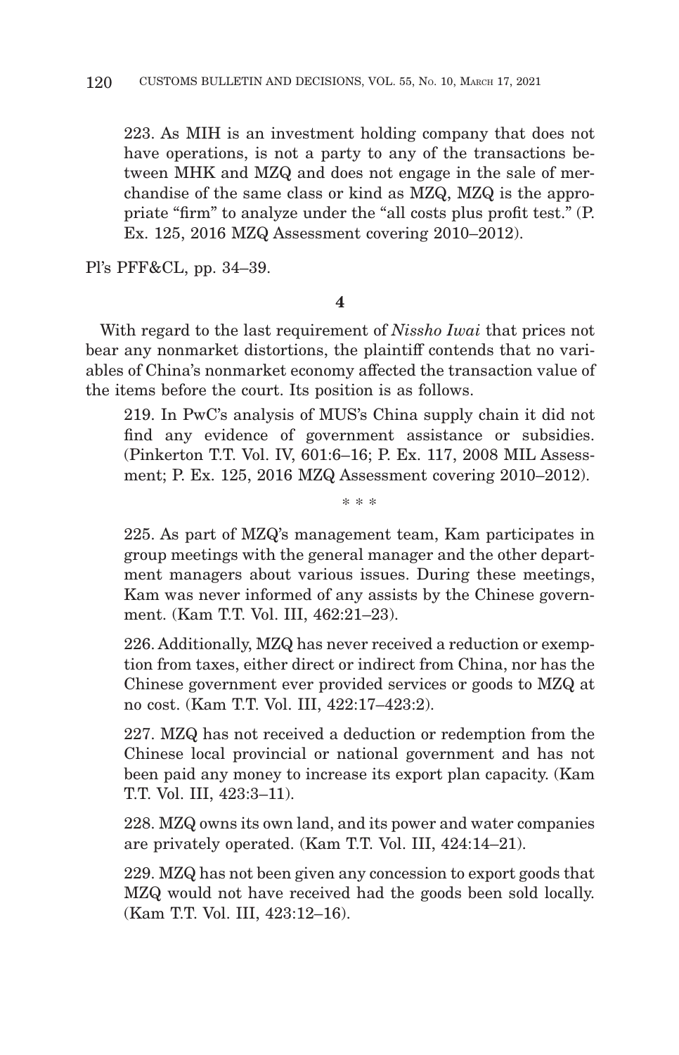223. As MIH is an investment holding company that does not have operations, is not a party to any of the transactions between MHK and MZQ and does not engage in the sale of merchandise of the same class or kind as MZQ, MZQ is the appropriate "firm" to analyze under the "all costs plus profit test." (P. Ex. 125, 2016 MZQ Assessment covering 2010–2012).

Pl's PFF&CL, pp. 34–39.

**4**

With regard to the last requirement of *Nissho Iwai* that prices not bear any nonmarket distortions, the plaintiff contends that no variables of China's nonmarket economy affected the transaction value of the items before the court. Its position is as follows.

219. In PwC's analysis of MUS's China supply chain it did not find any evidence of government assistance or subsidies. (Pinkerton T.T. Vol. IV, 601:6–16; P. Ex. 117, 2008 MIL Assessment; P. Ex. 125, 2016 MZQ Assessment covering 2010–2012).

\* \* \*

225. As part of MZQ's management team, Kam participates in group meetings with the general manager and the other department managers about various issues. During these meetings, Kam was never informed of any assists by the Chinese government. (Kam T.T. Vol. III, 462:21–23).

226. Additionally, MZQ has never received a reduction or exemption from taxes, either direct or indirect from China, nor has the Chinese government ever provided services or goods to MZQ at no cost. (Kam T.T. Vol. III, 422:17–423:2).

227. MZQ has not received a deduction or redemption from the Chinese local provincial or national government and has not been paid any money to increase its export plan capacity. (Kam T.T. Vol. III, 423:3–11).

228. MZQ owns its own land, and its power and water companies are privately operated. (Kam T.T. Vol. III, 424:14–21).

229. MZQ has not been given any concession to export goods that MZQ would not have received had the goods been sold locally. (Kam T.T. Vol. III, 423:12–16).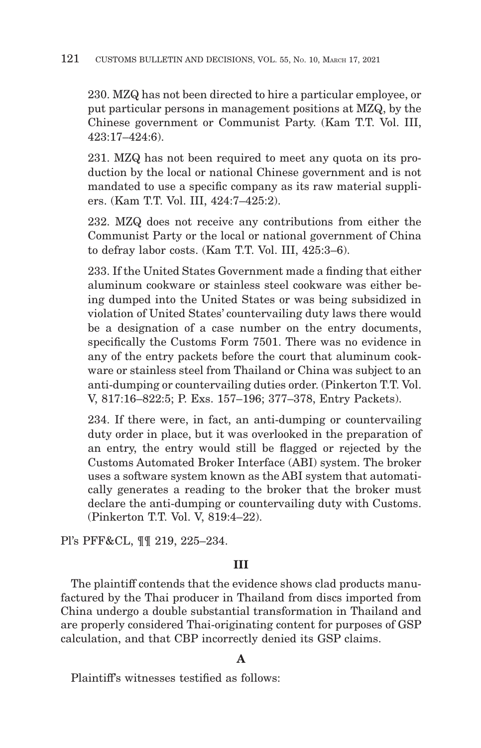230. MZQ has not been directed to hire a particular employee, or put particular persons in management positions at MZQ, by the Chinese government or Communist Party. (Kam T.T. Vol. III, 423:17–424:6).

231. MZQ has not been required to meet any quota on its production by the local or national Chinese government and is not mandated to use a specific company as its raw material suppliers. (Kam T.T. Vol. III, 424:7–425:2).

232. MZQ does not receive any contributions from either the Communist Party or the local or national government of China to defray labor costs. (Kam T.T. Vol. III, 425:3–6).

233. If the United States Government made a finding that either aluminum cookware or stainless steel cookware was either being dumped into the United States or was being subsidized in violation of United States' countervailing duty laws there would be a designation of a case number on the entry documents, specifically the Customs Form 7501. There was no evidence in any of the entry packets before the court that aluminum cookware or stainless steel from Thailand or China was subject to an anti-dumping or countervailing duties order. (Pinkerton T.T. Vol. V, 817:16–822:5; P. Exs. 157–196; 377–378, Entry Packets).

234. If there were, in fact, an anti-dumping or countervailing duty order in place, but it was overlooked in the preparation of an entry, the entry would still be flagged or rejected by the Customs Automated Broker Interface (ABI) system. The broker uses a software system known as the ABI system that automatically generates a reading to the broker that the broker must declare the anti-dumping or countervailing duty with Customs. (Pinkerton T.T. Vol. V, 819:4–22).

Pl's PFF&CL, ¶¶ 219, 225–234.

## III

The plaintiff contends that the evidence shows clad products manufactured by the Thai producer in Thailand from discs imported from China undergo a double substantial transformation in Thailand and are properly considered Thai-originating content for purposes of GSP calculation, and that CBP incorrectly denied its GSP claims.

### A

Plaintiff's witnesses testified as follows: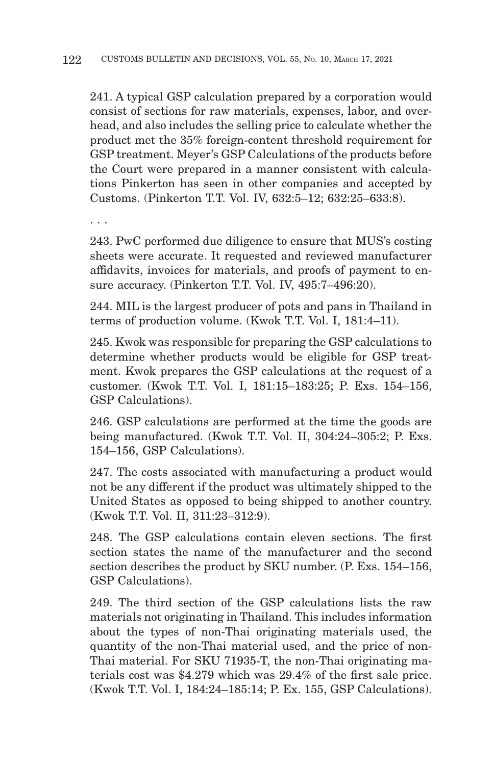241. A typical GSP calculation prepared by a corporation would consist of sections for raw materials, expenses, labor, and overhead, and also includes the selling price to calculate whether the product met the 35% foreign-content threshold requirement for GSP treatment. Meyer's GSP Calculations of the products before the Court were prepared in a manner consistent with calculations Pinkerton has seen in other companies and accepted by Customs. (Pinkerton T.T. Vol. IV, 632:5–12; 632:25–633:8).

. . .

243. PwC performed due diligence to ensure that MUS's costing sheets were accurate. It requested and reviewed manufacturer affidavits, invoices for materials, and proofs of payment to ensure accuracy. (Pinkerton T.T. Vol. IV, 495:7–496:20).

244. MIL is the largest producer of pots and pans in Thailand in terms of production volume. (Kwok T.T. Vol. I, 181:4–11).

245. Kwok was responsible for preparing the GSP calculations to determine whether products would be eligible for GSP treatment. Kwok prepares the GSP calculations at the request of a customer. (Kwok T.T. Vol. I, 181:15–183:25; P. Exs. 154–156, GSP Calculations).

246. GSP calculations are performed at the time the goods are being manufactured. (Kwok T.T. Vol. II, 304:24–305:2; P. Exs. 154–156, GSP Calculations).

247. The costs associated with manufacturing a product would not be any different if the product was ultimately shipped to the United States as opposed to being shipped to another country. (Kwok T.T. Vol. II, 311:23–312:9).

248. The GSP calculations contain eleven sections. The first section states the name of the manufacturer and the second section describes the product by SKU number. (P. Exs. 154–156, GSP Calculations).

249. The third section of the GSP calculations lists the raw materials not originating in Thailand. This includes information about the types of non-Thai originating materials used, the quantity of the non-Thai material used, and the price of non-Thai material. For SKU 71935-T, the non-Thai originating materials cost was $4.279 which was 29.4% of the first sale price. (Kwok T.T. Vol. I, 184:24–185:14; P. Ex. 155, GSP Calculations).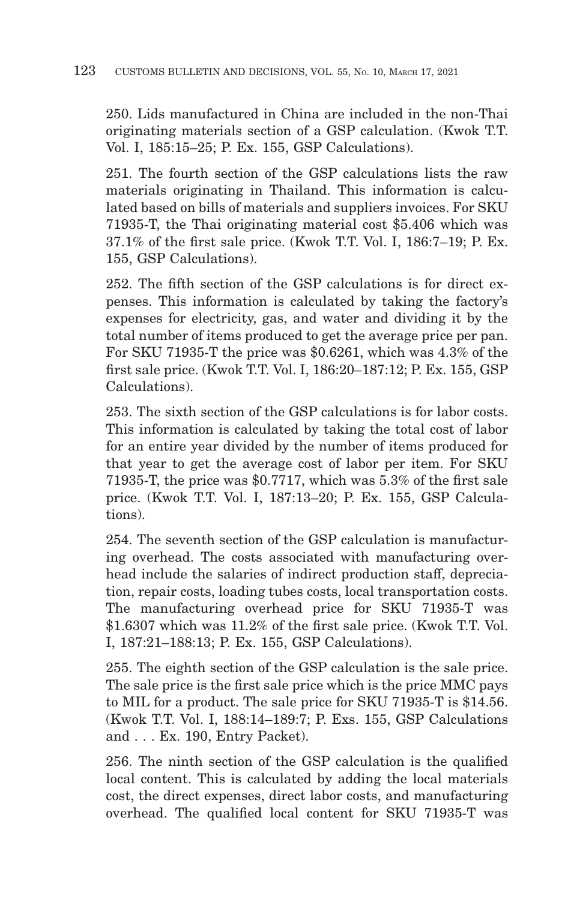250. Lids manufactured in China are included in the non-Thai originating materials section of a GSP calculation. (Kwok T.T. Vol. I, 185:15–25; P. Ex. 155, GSP Calculations).

251. The fourth section of the GSP calculations lists the raw materials originating in Thailand. This information is calculated based on bills of materials and suppliers invoices. For SKU 71935-T, the Thai originating material cost $5.406 which was 37.1% of the first sale price. (Kwok T.T. Vol. I, 186:7–19; P. Ex. 155, GSP Calculations).

252. The fifth section of the GSP calculations is for direct expenses. This information is calculated by taking the factory's expenses for electricity, gas, and water and dividing it by the total number of items produced to get the average price per pan. For SKU 71935-T the price was $0.6261, which was 4.3% of the first sale price. (Kwok T.T. Vol. I, 186:20–187:12; P. Ex. 155, GSP Calculations).

253. The sixth section of the GSP calculations is for labor costs. This information is calculated by taking the total cost of labor for an entire year divided by the number of items produced for that year to get the average cost of labor per item. For SKU 71935-T, the price was $0.7717, which was 5.3% of the first sale price. (Kwok T.T. Vol. I, 187:13–20; P. Ex. 155, GSP Calculations).

254. The seventh section of the GSP calculation is manufacturing overhead. The costs associated with manufacturing overhead include the salaries of indirect production staff, depreciation, repair costs, loading tubes costs, local transportation costs. The manufacturing overhead price for SKU 71935-T was $1.6307 which was 11.2% of the first sale price. (Kwok T.T. Vol. I, 187:21–188:13; P. Ex. 155, GSP Calculations).

255. The eighth section of the GSP calculation is the sale price. The sale price is the first sale price which is the price MMC pays to MIL for a product. The sale price for SKU 71935-T is $14.56. (Kwok T.T. Vol. I, 188:14–189:7; P. Exs. 155, GSP Calculations and . . . Ex. 190, Entry Packet).

256. The ninth section of the GSP calculation is the qualified local content. This is calculated by adding the local materials cost, the direct expenses, direct labor costs, and manufacturing overhead. The qualified local content for SKU 71935-T was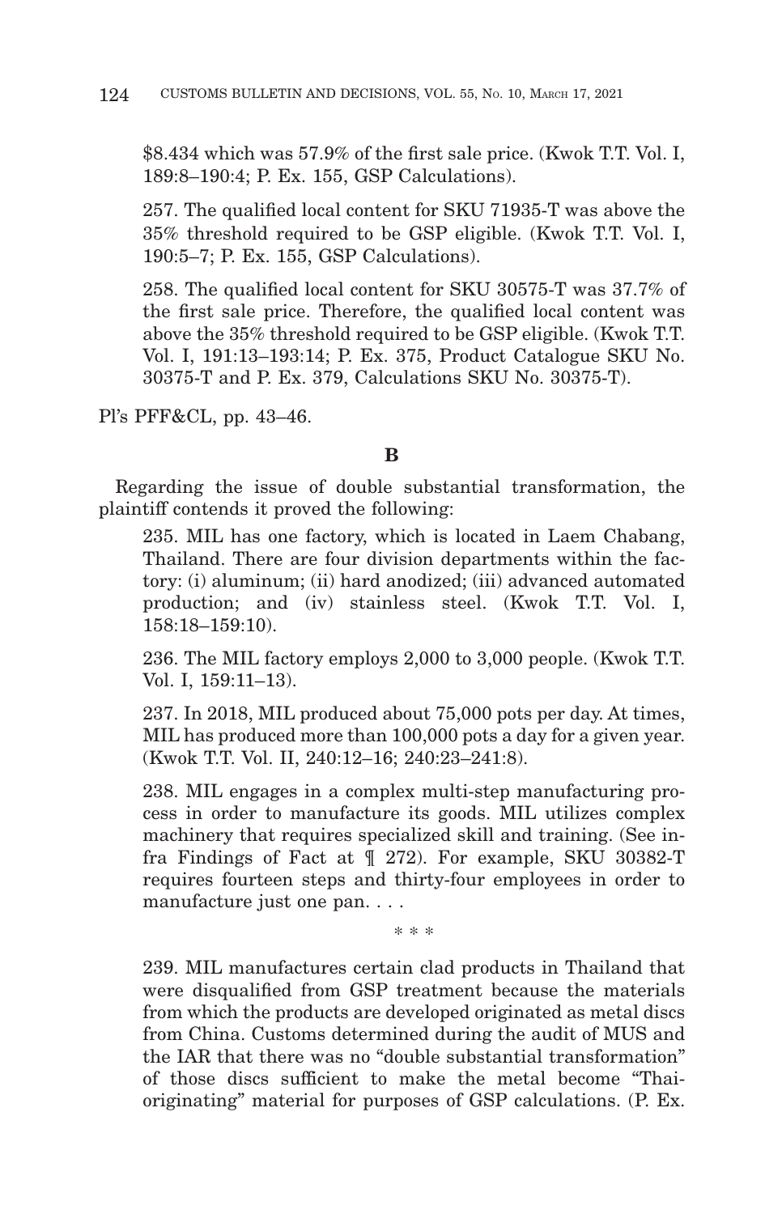$8.434 which was 57.9% of the first sale price. (Kwok T.T. Vol. I, 189:8–190:4; P. Ex. 155, GSP Calculations).

> 257. The qualified local content for SKU 71935-T was above the 35% threshold required to be GSP eligible. (Kwok T.T. Vol. I, 190:5–7; P. Ex. 155, GSP Calculations).
>
> 258. The qualified local content for SKU 30575-T was 37.7% of the first sale price. Therefore, the qualified local content was above the 35% threshold required to be GSP eligible. (Kwok T.T. Vol. I, 191:13–193:14; P. Ex. 375, Product Catalogue SKU No. 30375-T and P. Ex. 379, Calculations SKU No. 30375-T).

Pl's PFF&CL, pp. 43–46.

**B**

Regarding the issue of double substantial transformation, the plaintiff contends it proved the following:

> 235. MIL has one factory, which is located in Laem Chabang, Thailand. There are four division departments within the factory: (i) aluminum; (ii) hard anodized; (iii) advanced automated production; and (iv) stainless steel. (Kwok T.T. Vol. I, 158:18–159:10).
>
> 236. The MIL factory employs 2,000 to 3,000 people. (Kwok T.T. Vol. I, 159:11–13).
>
> 237. In 2018, MIL produced about 75,000 pots per day. At times, MIL has produced more than 100,000 pots a day for a given year. (Kwok T.T. Vol. II, 240:12–16; 240:23–241:8).
>
> 238. MIL engages in a complex multi-step manufacturing process in order to manufacture its goods. MIL utilizes complex machinery that requires specialized skill and training. (See infra Findings of Fact at ¶ 272). For example, SKU 30382-T requires fourteen steps and thirty-four employees in order to manufacture just one pan. . . .
>
> \* \* \*
>
> 239. MIL manufactures certain clad products in Thailand that were disqualified from GSP treatment because the materials from which the products are developed originated as metal discs from China. Customs determined during the audit of MUS and the IAR that there was no "double substantial transformation" of those discs sufficient to make the metal become "Thai-originating" material for purposes of GSP calculations. (P. Ex.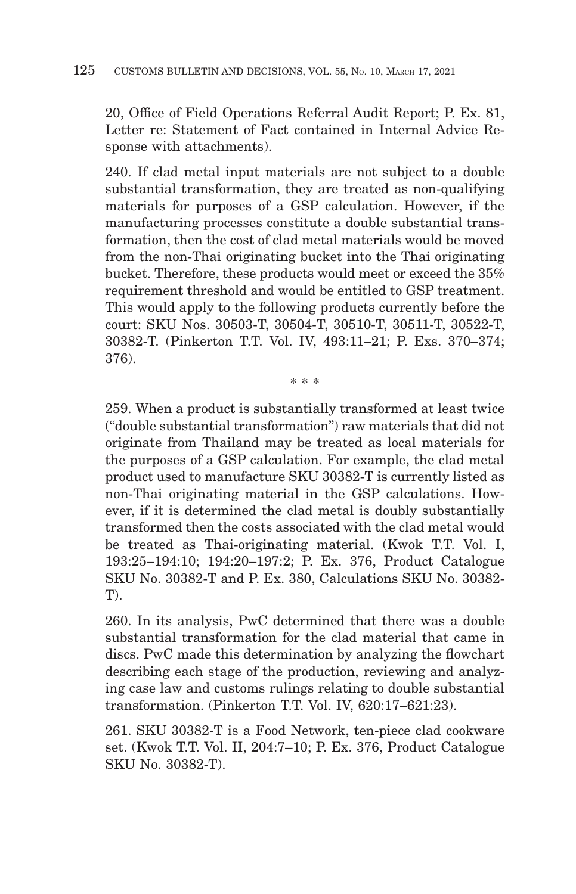20, Office of Field Operations Referral Audit Report; P. Ex. 81, Letter re: Statement of Fact contained in Internal Advice Response with attachments).

240. If clad metal input materials are not subject to a double substantial transformation, they are treated as non-qualifying materials for purposes of a GSP calculation. However, if the manufacturing processes constitute a double substantial transformation, then the cost of clad metal materials would be moved from the non-Thai originating bucket into the Thai originating bucket. Therefore, these products would meet or exceed the 35% requirement threshold and would be entitled to GSP treatment. This would apply to the following products currently before the court: SKU Nos. 30503-T, 30504-T, 30510-T, 30511-T, 30522-T, 30382-T. (Pinkerton T.T. Vol. IV, 493:11–21; P. Exs. 370–374; 376).

\* \* \*

259. When a product is substantially transformed at least twice ("double substantial transformation") raw materials that did not originate from Thailand may be treated as local materials for the purposes of a GSP calculation. For example, the clad metal product used to manufacture SKU 30382-T is currently listed as non-Thai originating material in the GSP calculations. However, if it is determined the clad metal is doubly substantially transformed then the costs associated with the clad metal would be treated as Thai-originating material. (Kwok T.T. Vol. I, 193:25–194:10; 194:20–197:2; P. Ex. 376, Product Catalogue SKU No. 30382-T and P. Ex. 380, Calculations SKU No. 30382-T).

260. In its analysis, PwC determined that there was a double substantial transformation for the clad material that came in discs. PwC made this determination by analyzing the flowchart describing each stage of the production, reviewing and analyzing case law and customs rulings relating to double substantial transformation. (Pinkerton T.T. Vol. IV, 620:17–621:23).

261. SKU 30382-T is a Food Network, ten-piece clad cookware set. (Kwok T.T. Vol. II, 204:7–10; P. Ex. 376, Product Catalogue SKU No. 30382-T).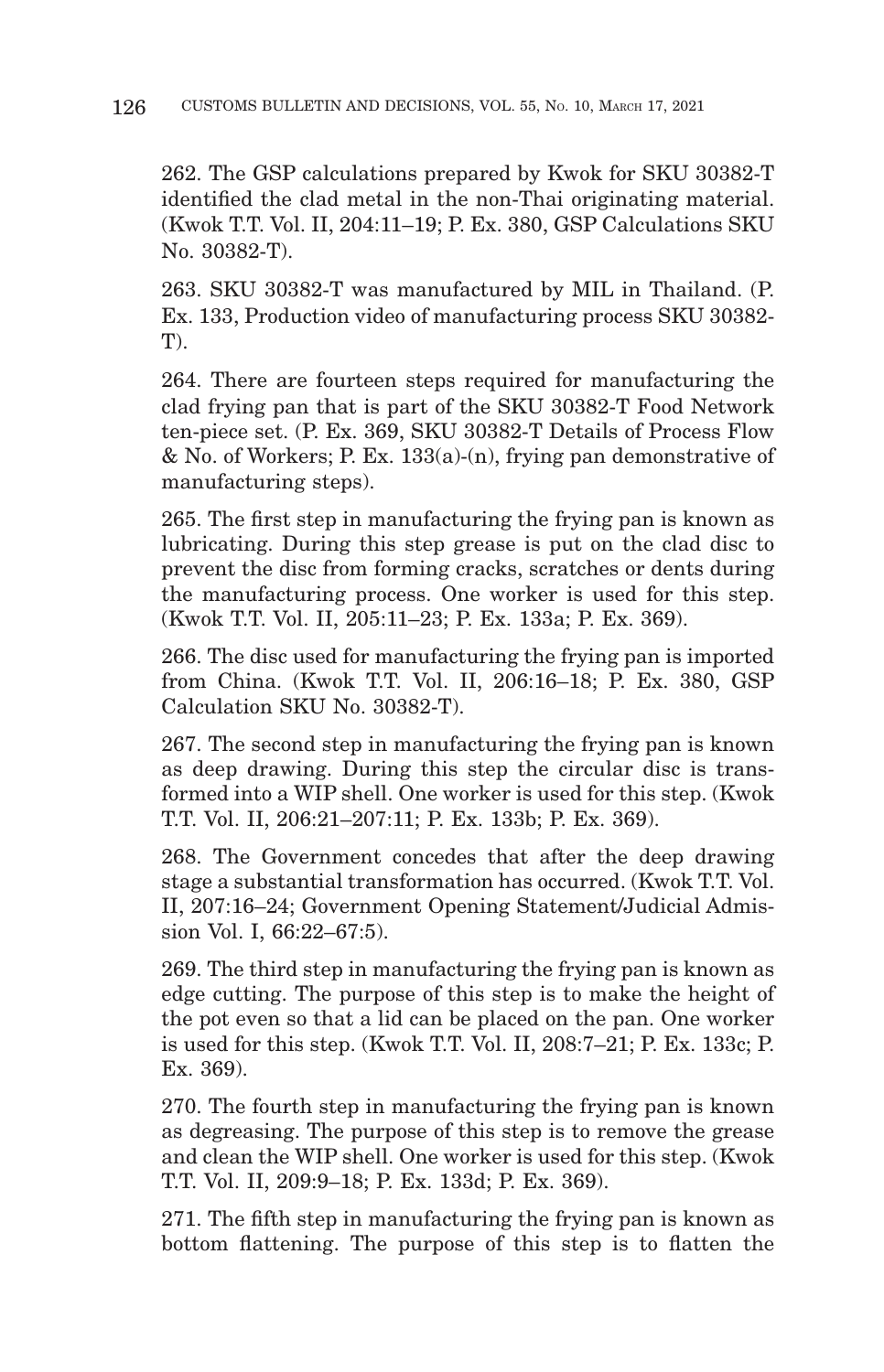262. The GSP calculations prepared by Kwok for SKU 30382-T identified the clad metal in the non-Thai originating material. (Kwok T.T. Vol. II, 204:11–19; P. Ex. 380, GSP Calculations SKU No. 30382-T).

263. SKU 30382-T was manufactured by MIL in Thailand. (P. Ex. 133, Production video of manufacturing process SKU 30382-T).

264. There are fourteen steps required for manufacturing the clad frying pan that is part of the SKU 30382-T Food Network ten-piece set. (P. Ex. 369, SKU 30382-T Details of Process Flow & No. of Workers; P. Ex. 133(a)-(n), frying pan demonstrative of manufacturing steps).

265. The first step in manufacturing the frying pan is known as lubricating. During this step grease is put on the clad disc to prevent the disc from forming cracks, scratches or dents during the manufacturing process. One worker is used for this step. (Kwok T.T. Vol. II, 205:11–23; P. Ex. 133a; P. Ex. 369).

266. The disc used for manufacturing the frying pan is imported from China. (Kwok T.T. Vol. II, 206:16–18; P. Ex. 380, GSP Calculation SKU No. 30382-T).

267. The second step in manufacturing the frying pan is known as deep drawing. During this step the circular disc is transformed into a WIP shell. One worker is used for this step. (Kwok T.T. Vol. II, 206:21–207:11; P. Ex. 133b; P. Ex. 369).

268. The Government concedes that after the deep drawing stage a substantial transformation has occurred. (Kwok T.T. Vol. II, 207:16–24; Government Opening Statement/Judicial Admission Vol. I, 66:22–67:5).

269. The third step in manufacturing the frying pan is known as edge cutting. The purpose of this step is to make the height of the pot even so that a lid can be placed on the pan. One worker is used for this step. (Kwok T.T. Vol. II, 208:7–21; P. Ex. 133c; P. Ex. 369).

270. The fourth step in manufacturing the frying pan is known as degreasing. The purpose of this step is to remove the grease and clean the WIP shell. One worker is used for this step. (Kwok T.T. Vol. II, 209:9–18; P. Ex. 133d; P. Ex. 369).

271. The fifth step in manufacturing the frying pan is known as bottom flattening. The purpose of this step is to flatten the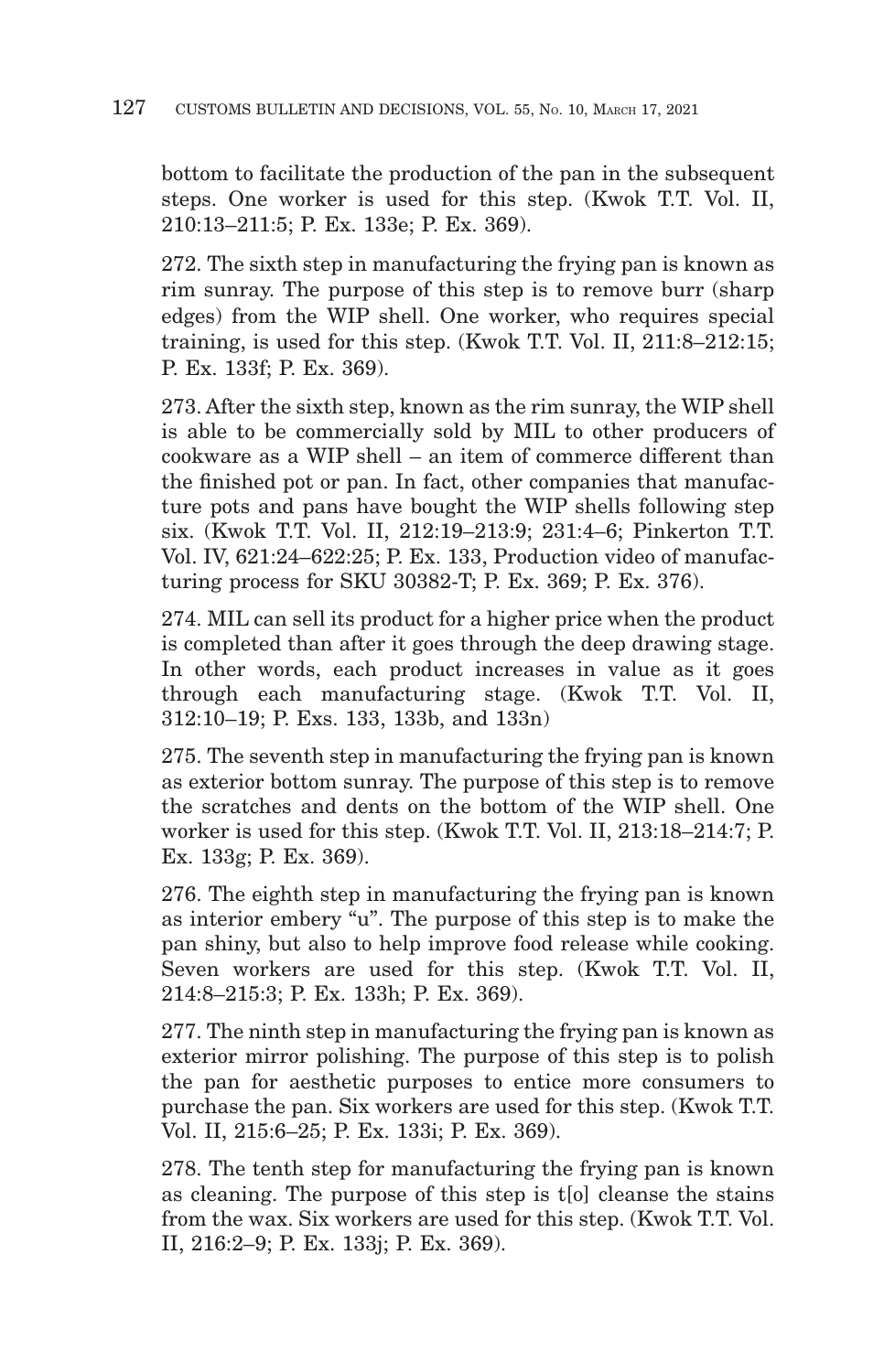bottom to facilitate the production of the pan in the subsequent steps. One worker is used for this step. (Kwok T.T. Vol. II, 210:13–211:5; P. Ex. 133e; P. Ex. 369).

272. The sixth step in manufacturing the frying pan is known as rim sunray. The purpose of this step is to remove burr (sharp edges) from the WIP shell. One worker, who requires special training, is used for this step. (Kwok T.T. Vol. II, 211:8–212:15; P. Ex. 133f; P. Ex. 369).

273. After the sixth step, known as the rim sunray, the WIP shell is able to be commercially sold by MIL to other producers of cookware as a WIP shell – an item of commerce different than the finished pot or pan. In fact, other companies that manufacture pots and pans have bought the WIP shells following step six. (Kwok T.T. Vol. II, 212:19–213:9; 231:4–6; Pinkerton T.T. Vol. IV, 621:24–622:25; P. Ex. 133, Production video of manufacturing process for SKU 30382-T; P. Ex. 369; P. Ex. 376).

274. MIL can sell its product for a higher price when the product is completed than after it goes through the deep drawing stage. In other words, each product increases in value as it goes through each manufacturing stage. (Kwok T.T. Vol. II, 312:10–19; P. Exs. 133, 133b, and 133n)

275. The seventh step in manufacturing the frying pan is known as exterior bottom sunray. The purpose of this step is to remove the scratches and dents on the bottom of the WIP shell. One worker is used for this step. (Kwok T.T. Vol. II, 213:18–214:7; P. Ex. 133g; P. Ex. 369).

276. The eighth step in manufacturing the frying pan is known as interior embery "u". The purpose of this step is to make the pan shiny, but also to help improve food release while cooking. Seven workers are used for this step. (Kwok T.T. Vol. II, 214:8–215:3; P. Ex. 133h; P. Ex. 369).

277. The ninth step in manufacturing the frying pan is known as exterior mirror polishing. The purpose of this step is to polish the pan for aesthetic purposes to entice more consumers to purchase the pan. Six workers are used for this step. (Kwok T.T. Vol. II, 215:6–25; P. Ex. 133i; P. Ex. 369).

278. The tenth step for manufacturing the frying pan is known as cleaning. The purpose of this step is t[o] cleanse the stains from the wax. Six workers are used for this step. (Kwok T.T. Vol. II, 216:2–9; P. Ex. 133j; P. Ex. 369).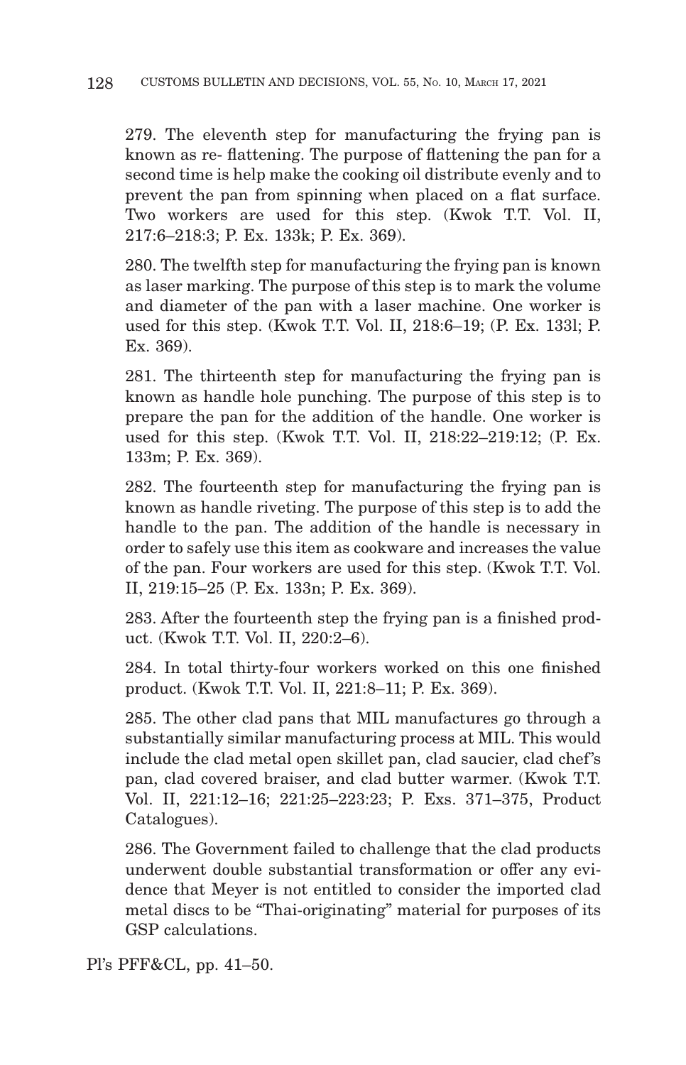279. The eleventh step for manufacturing the frying pan is known as re- flattening. The purpose of flattening the pan for a second time is help make the cooking oil distribute evenly and to prevent the pan from spinning when placed on a flat surface. Two workers are used for this step. (Kwok T.T. Vol. II, 217:6–218:3; P. Ex. 133k; P. Ex. 369).

280. The twelfth step for manufacturing the frying pan is known as laser marking. The purpose of this step is to mark the volume and diameter of the pan with a laser machine. One worker is used for this step. (Kwok T.T. Vol. II, 218:6–19; (P. Ex. 133l; P. Ex. 369).

281. The thirteenth step for manufacturing the frying pan is known as handle hole punching. The purpose of this step is to prepare the pan for the addition of the handle. One worker is used for this step. (Kwok T.T. Vol. II, 218:22–219:12; (P. Ex. 133m; P. Ex. 369).

282. The fourteenth step for manufacturing the frying pan is known as handle riveting. The purpose of this step is to add the handle to the pan. The addition of the handle is necessary in order to safely use this item as cookware and increases the value of the pan. Four workers are used for this step. (Kwok T.T. Vol. II, 219:15–25 (P. Ex. 133n; P. Ex. 369).

283. After the fourteenth step the frying pan is a finished product. (Kwok T.T. Vol. II, 220:2–6).

284. In total thirty-four workers worked on this one finished product. (Kwok T.T. Vol. II, 221:8–11; P. Ex. 369).

285. The other clad pans that MIL manufactures go through a substantially similar manufacturing process at MIL. This would include the clad metal open skillet pan, clad saucier, clad chef's pan, clad covered braiser, and clad butter warmer. (Kwok T.T. Vol. II, 221:12–16; 221:25–223:23; P. Exs. 371–375, Product Catalogues).

286. The Government failed to challenge that the clad products underwent double substantial transformation or offer any evidence that Meyer is not entitled to consider the imported clad metal discs to be "Thai-originating" material for purposes of its GSP calculations.

Pl's PFF&CL, pp. 41–50.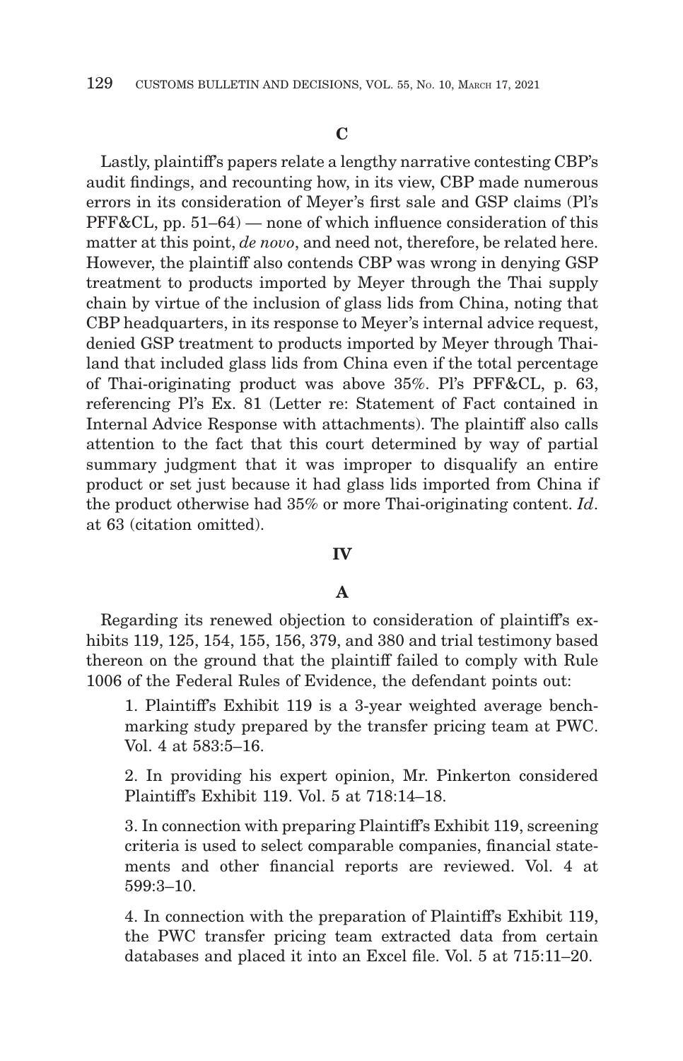**C**

Lastly, plaintiff's papers relate a lengthy narrative contesting CBP's audit findings, and recounting how, in its view, CBP made numerous errors in its consideration of Meyer's first sale and GSP claims (Pl's PFF&CL, pp. 51–64) — none of which influence consideration of this matter at this point, *de novo*, and need not, therefore, be related here. However, the plaintiff also contends CBP was wrong in denying GSP treatment to products imported by Meyer through the Thai supply chain by virtue of the inclusion of glass lids from China, noting that CBP headquarters, in its response to Meyer's internal advice request, denied GSP treatment to products imported by Meyer through Thailand that included glass lids from China even if the total percentage of Thai-originating product was above 35%. Pl's PFF&CL, p. 63, referencing Pl's Ex. 81 (Letter re: Statement of Fact contained in Internal Advice Response with attachments). The plaintiff also calls attention to the fact that this court determined by way of partial summary judgment that it was improper to disqualify an entire product or set just because it had glass lids imported from China if the product otherwise had 35% or more Thai-originating content. *Id*. at 63 (citation omitted).

**IV**

**A**

Regarding its renewed objection to consideration of plaintiff's exhibits 119, 125, 154, 155, 156, 379, and 380 and trial testimony based thereon on the ground that the plaintiff failed to comply with Rule 1006 of the Federal Rules of Evidence, the defendant points out:

1. Plaintiff's Exhibit 119 is a 3-year weighted average benchmarking study prepared by the transfer pricing team at PWC. Vol. 4 at 583:5–16.

2. In providing his expert opinion, Mr. Pinkerton considered Plaintiff's Exhibit 119. Vol. 5 at 718:14–18.

3. In connection with preparing Plaintiff's Exhibit 119, screening criteria is used to select comparable companies, financial statements and other financial reports are reviewed. Vol. 4 at 599:3–10.

4. In connection with the preparation of Plaintiff's Exhibit 119, the PWC transfer pricing team extracted data from certain databases and placed it into an Excel file. Vol. 5 at 715:11–20.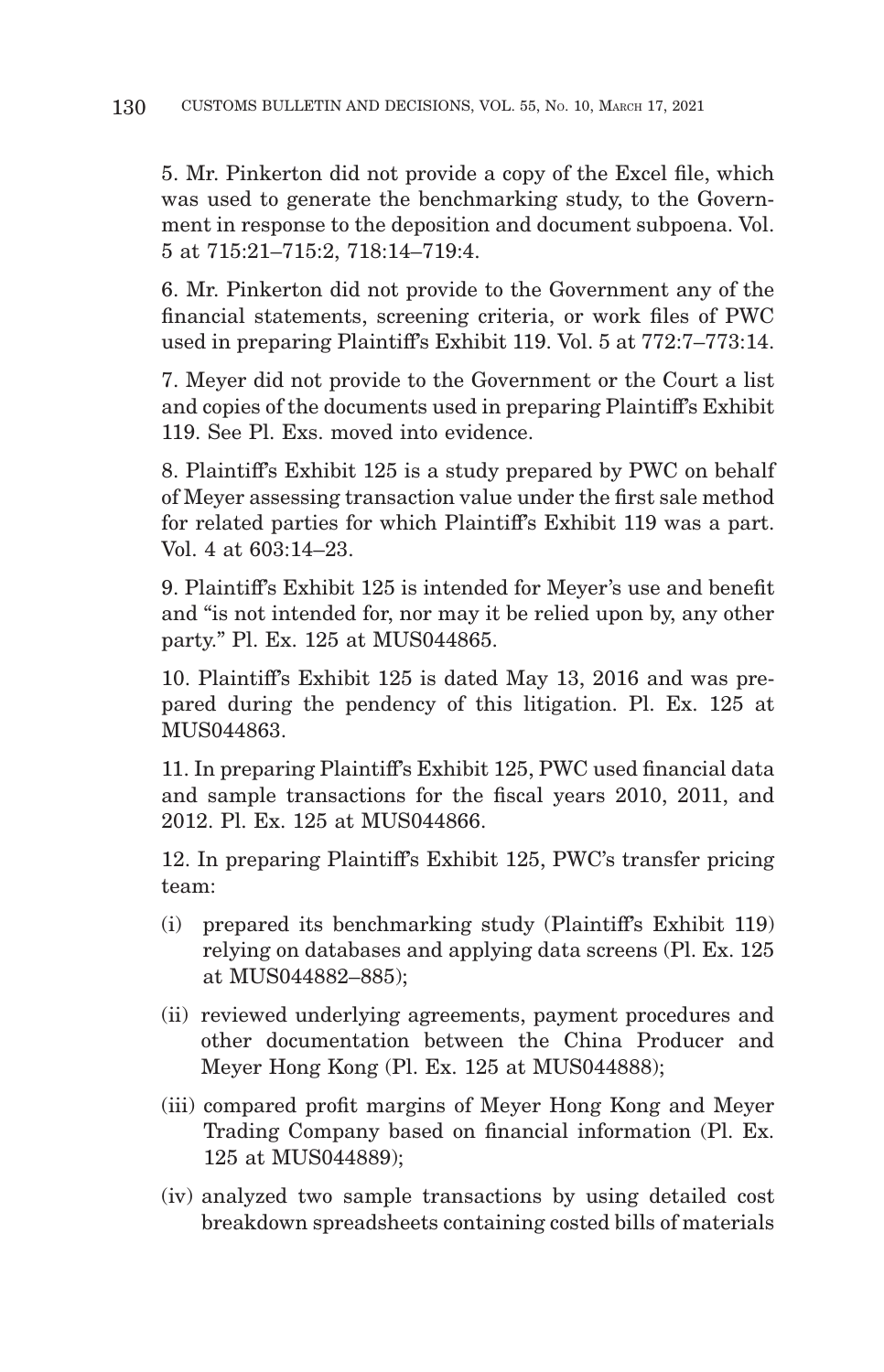5. Mr. Pinkerton did not provide a copy of the Excel file, which was used to generate the benchmarking study, to the Government in response to the deposition and document subpoena. Vol. 5 at 715:21–715:2, 718:14–719:4.

6. Mr. Pinkerton did not provide to the Government any of the financial statements, screening criteria, or work files of PWC used in preparing Plaintiff's Exhibit 119. Vol. 5 at 772:7–773:14.

7. Meyer did not provide to the Government or the Court a list and copies of the documents used in preparing Plaintiff's Exhibit 119. See Pl. Exs. moved into evidence.

8. Plaintiff's Exhibit 125 is a study prepared by PWC on behalf of Meyer assessing transaction value under the first sale method for related parties for which Plaintiff's Exhibit 119 was a part. Vol. 4 at 603:14–23.

9. Plaintiff's Exhibit 125 is intended for Meyer's use and benefit and "is not intended for, nor may it be relied upon by, any other party." Pl. Ex. 125 at MUS044865.

10. Plaintiff's Exhibit 125 is dated May 13, 2016 and was prepared during the pendency of this litigation. Pl. Ex. 125 at MUS044863.

11. In preparing Plaintiff's Exhibit 125, PWC used financial data and sample transactions for the fiscal years 2010, 2011, and 2012. Pl. Ex. 125 at MUS044866.

12. In preparing Plaintiff's Exhibit 125, PWC's transfer pricing team:

(i) prepared its benchmarking study (Plaintiff's Exhibit 119) relying on databases and applying data screens (Pl. Ex. 125 at MUS044882–885);

(ii) reviewed underlying agreements, payment procedures and other documentation between the China Producer and Meyer Hong Kong (Pl. Ex. 125 at MUS044888);

(iii) compared profit margins of Meyer Hong Kong and Meyer Trading Company based on financial information (Pl. Ex. 125 at MUS044889);

(iv) analyzed two sample transactions by using detailed cost breakdown spreadsheets containing costed bills of materials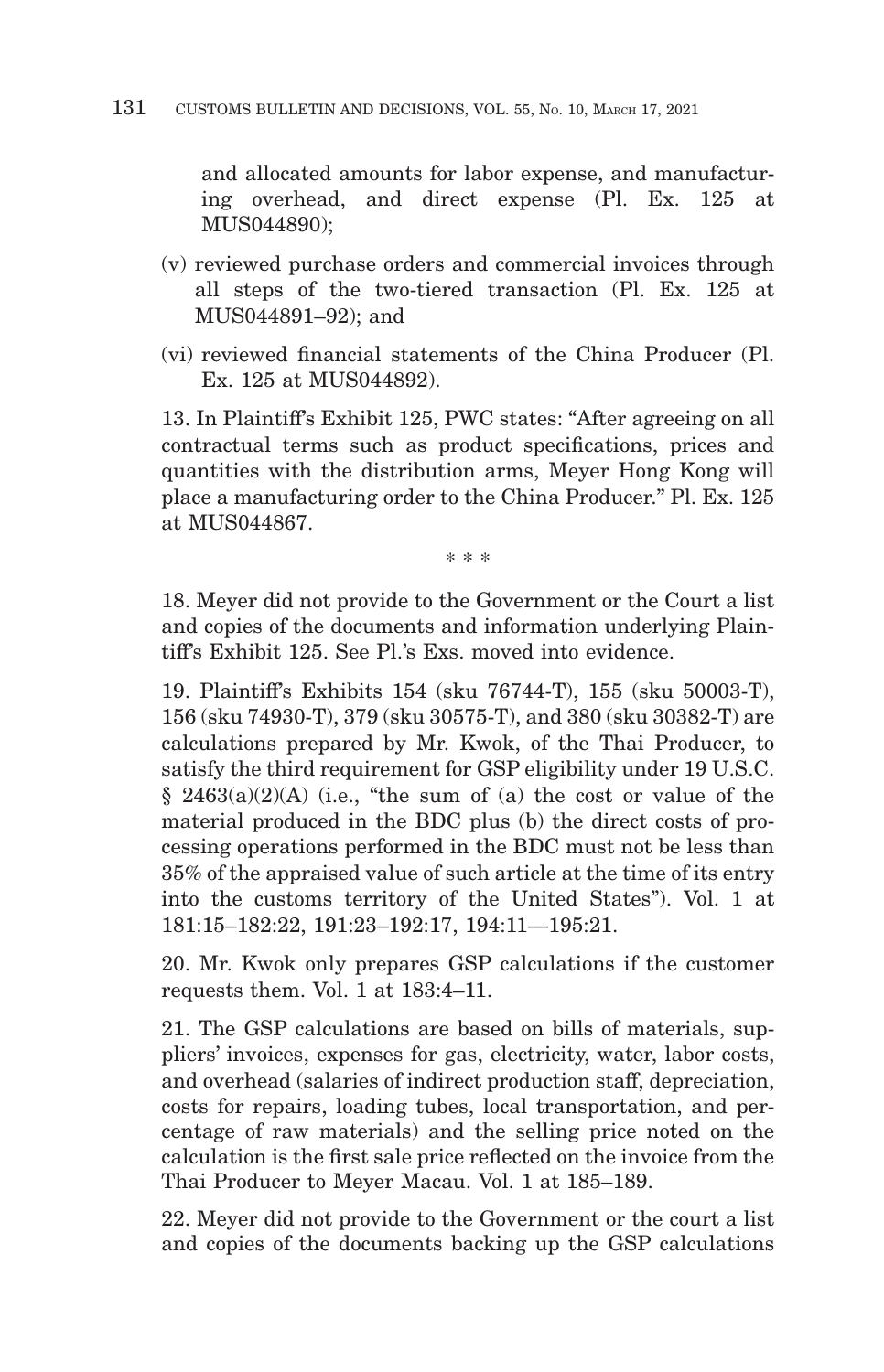and allocated amounts for labor expense, and manufacturing overhead, and direct expense (Pl. Ex. 125 at MUS044890);

(v) reviewed purchase orders and commercial invoices through all steps of the two-tiered transaction (Pl. Ex. 125 at MUS044891–92); and

(vi) reviewed financial statements of the China Producer (Pl. Ex. 125 at MUS044892).

13. In Plaintiff's Exhibit 125, PWC states: "After agreeing on all contractual terms such as product specifications, prices and quantities with the distribution arms, Meyer Hong Kong will place a manufacturing order to the China Producer." Pl. Ex. 125 at MUS044867.

\* \* \*

18. Meyer did not provide to the Government or the Court a list and copies of the documents and information underlying Plaintiff's Exhibit 125. See Pl.'s Exs. moved into evidence.

19. Plaintiff's Exhibits 154 (sku 76744-T), 155 (sku 50003-T), 156 (sku 74930-T), 379 (sku 30575-T), and 380 (sku 30382-T) are calculations prepared by Mr. Kwok, of the Thai Producer, to satisfy the third requirement for GSP eligibility under 19 U.S.C. § 2463(a)(2)(A) (i.e., "the sum of (a) the cost or value of the material produced in the BDC plus (b) the direct costs of processing operations performed in the BDC must not be less than 35% of the appraised value of such article at the time of its entry into the customs territory of the United States"). Vol. 1 at 181:15–182:22, 191:23–192:17, 194:11—195:21.

20. Mr. Kwok only prepares GSP calculations if the customer requests them. Vol. 1 at 183:4–11.

21. The GSP calculations are based on bills of materials, suppliers' invoices, expenses for gas, electricity, water, labor costs, and overhead (salaries of indirect production staff, depreciation, costs for repairs, loading tubes, local transportation, and percentage of raw materials) and the selling price noted on the calculation is the first sale price reflected on the invoice from the Thai Producer to Meyer Macau. Vol. 1 at 185–189.

22. Meyer did not provide to the Government or the court a list and copies of the documents backing up the GSP calculations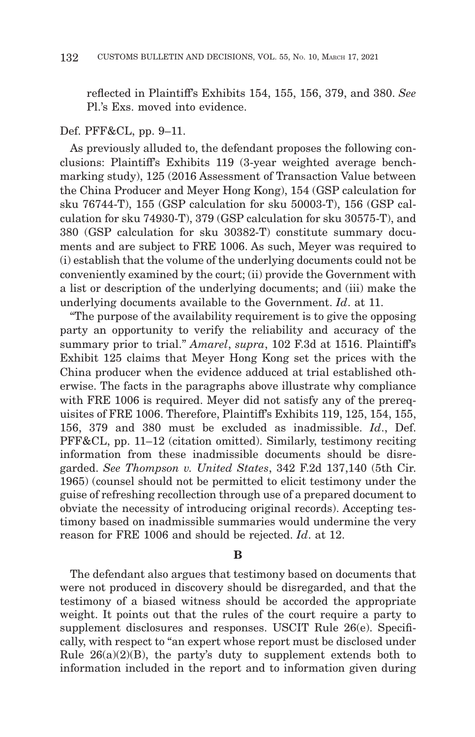reflected in Plaintiff's Exhibits 154, 155, 156, 379, and 380. *See* Pl.'s Exs. moved into evidence.

Def. PFF&CL, pp. 9–11.

As previously alluded to, the defendant proposes the following conclusions: Plaintiff's Exhibits 119 (3-year weighted average benchmarking study), 125 (2016 Assessment of Transaction Value between the China Producer and Meyer Hong Kong), 154 (GSP calculation for sku 76744-T), 155 (GSP calculation for sku 50003-T), 156 (GSP calculation for sku 74930-T), 379 (GSP calculation for sku 30575-T), and 380 (GSP calculation for sku 30382-T) constitute summary documents and are subject to FRE 1006. As such, Meyer was required to (i) establish that the volume of the underlying documents could not be conveniently examined by the court; (ii) provide the Government with a list or description of the underlying documents; and (iii) make the underlying documents available to the Government. *Id*. at 11.

"The purpose of the availability requirement is to give the opposing party an opportunity to verify the reliability and accuracy of the summary prior to trial." *Amarel*, *supra*, 102 F.3d at 1516. Plaintiff's Exhibit 125 claims that Meyer Hong Kong set the prices with the China producer when the evidence adduced at trial established otherwise. The facts in the paragraphs above illustrate why compliance with FRE 1006 is required. Meyer did not satisfy any of the prerequisites of FRE 1006. Therefore, Plaintiff's Exhibits 119, 125, 154, 155, 156, 379 and 380 must be excluded as inadmissible. *Id*., Def. PFF&CL, pp. 11–12 (citation omitted). Similarly, testimony reciting information from these inadmissible documents should be disregarded. *See Thompson v. United States*, 342 F.2d 137,140 (5th Cir. 1965) (counsel should not be permitted to elicit testimony under the guise of refreshing recollection through use of a prepared document to obviate the necessity of introducing original records). Accepting testimony based on inadmissible summaries would undermine the very reason for FRE 1006 and should be rejected. *Id*. at 12.

**B**

The defendant also argues that testimony based on documents that were not produced in discovery should be disregarded, and that the testimony of a biased witness should be accorded the appropriate weight. It points out that the rules of the court require a party to supplement disclosures and responses. USCIT Rule 26(e). Specifically, with respect to "an expert whose report must be disclosed under Rule 26(a)(2)(B), the party's duty to supplement extends both to information included in the report and to information given during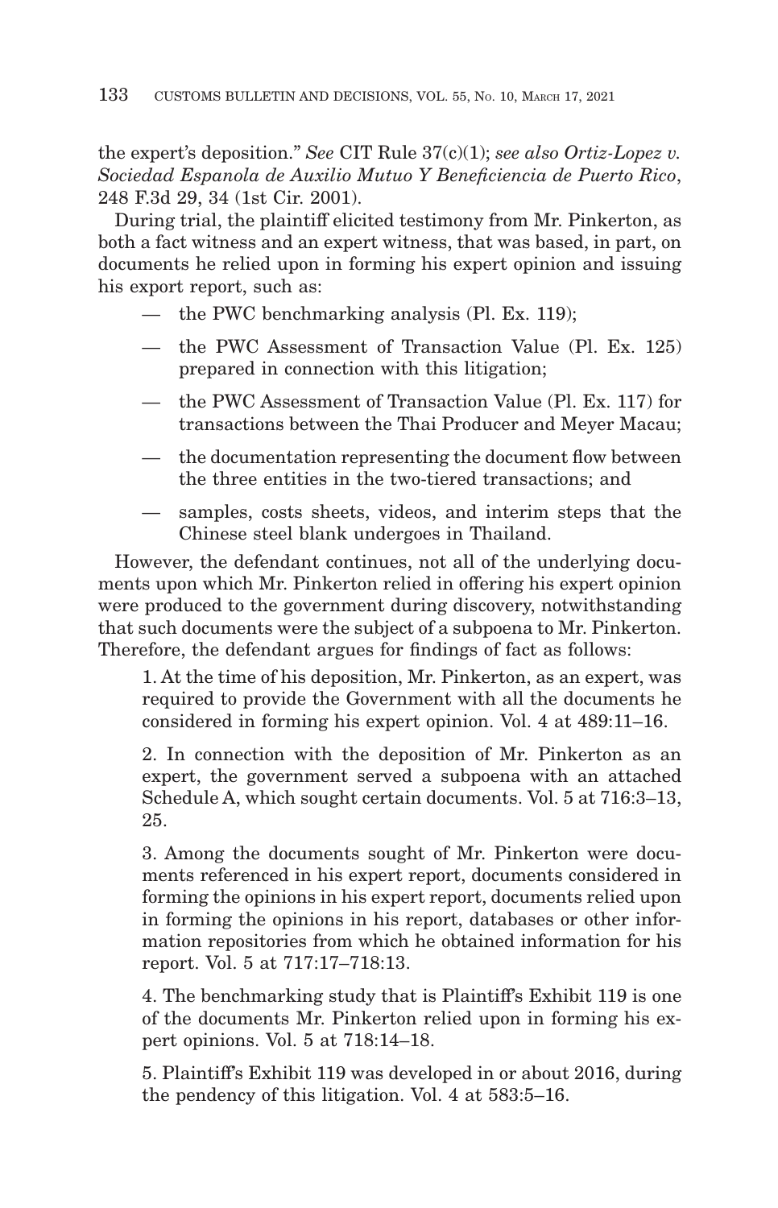the expert's deposition." *See* CIT Rule 37(c)(1); *see also Ortiz-Lopez v. Sociedad Espanola de Auxilio Mutuo Y Beneficiencia de Puerto Rico*, 248 F.3d 29, 34 (1st Cir. 2001).

During trial, the plaintiff elicited testimony from Mr. Pinkerton, as both a fact witness and an expert witness, that was based, in part, on documents he relied upon in forming his expert opinion and issuing his export report, such as:

- the PWC benchmarking analysis (Pl. Ex. 119);
- the PWC Assessment of Transaction Value (Pl. Ex. 125) prepared in connection with this litigation;
- the PWC Assessment of Transaction Value (Pl. Ex. 117) for transactions between the Thai Producer and Meyer Macau;
- the documentation representing the document flow between the three entities in the two-tiered transactions; and
- samples, costs sheets, videos, and interim steps that the Chinese steel blank undergoes in Thailand.

However, the defendant continues, not all of the underlying documents upon which Mr. Pinkerton relied in offering his expert opinion were produced to the government during discovery, notwithstanding that such documents were the subject of a subpoena to Mr. Pinkerton. Therefore, the defendant argues for findings of fact as follows:

1. At the time of his deposition, Mr. Pinkerton, as an expert, was required to provide the Government with all the documents he considered in forming his expert opinion. Vol. 4 at 489:11–16.

2. In connection with the deposition of Mr. Pinkerton as an expert, the government served a subpoena with an attached Schedule A, which sought certain documents. Vol. 5 at 716:3–13, 25.

3. Among the documents sought of Mr. Pinkerton were documents referenced in his expert report, documents considered in forming the opinions in his expert report, documents relied upon in forming the opinions in his report, databases or other information repositories from which he obtained information for his report. Vol. 5 at 717:17–718:13.

4. The benchmarking study that is Plaintiff's Exhibit 119 is one of the documents Mr. Pinkerton relied upon in forming his expert opinions. Vol. 5 at 718:14–18.

5. Plaintiff's Exhibit 119 was developed in or about 2016, during the pendency of this litigation. Vol. 4 at 583:5–16.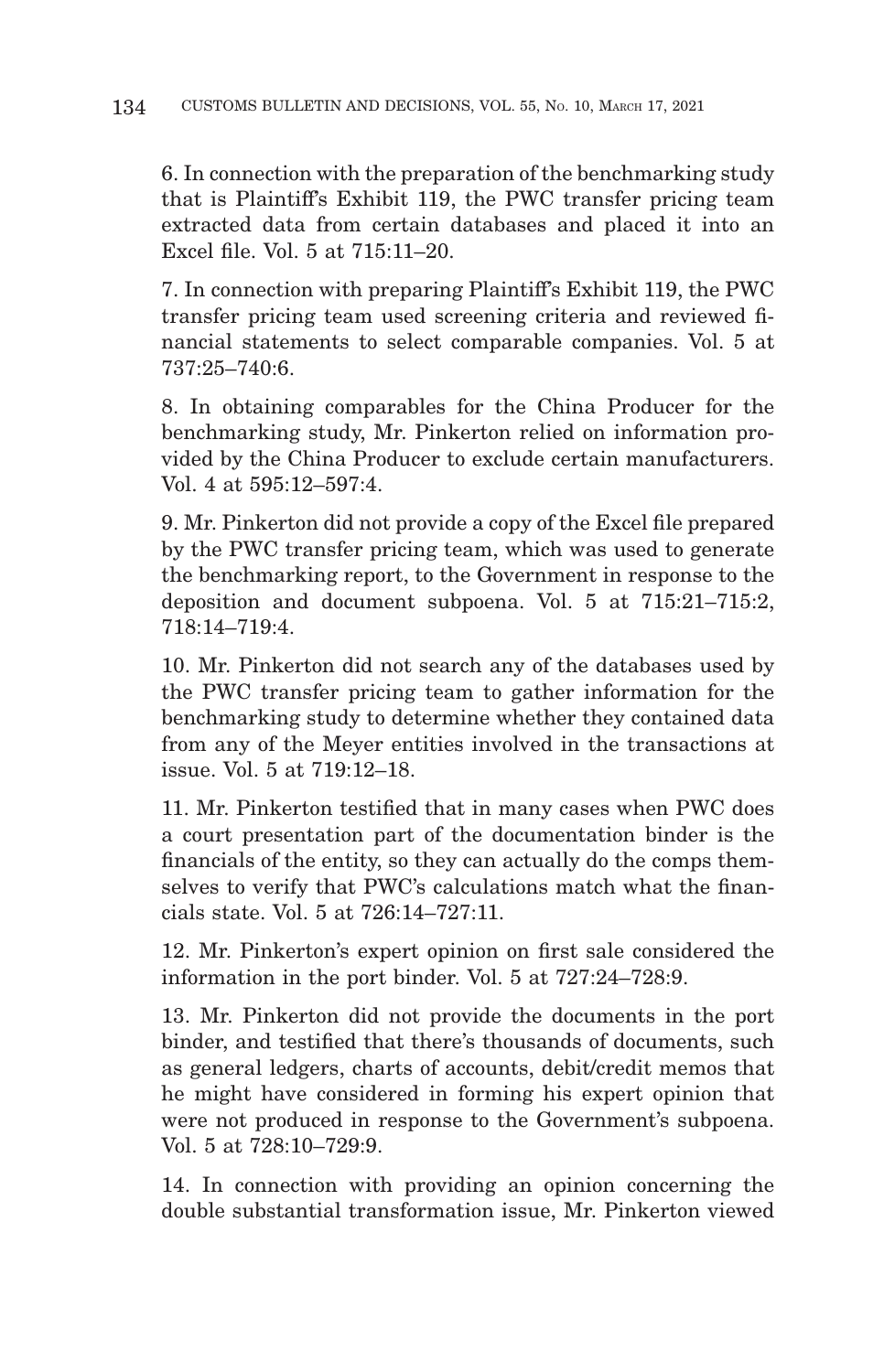6. In connection with the preparation of the benchmarking study that is Plaintiff's Exhibit 119, the PWC transfer pricing team extracted data from certain databases and placed it into an Excel file. Vol. 5 at 715:11–20.

7. In connection with preparing Plaintiff's Exhibit 119, the PWC transfer pricing team used screening criteria and reviewed financial statements to select comparable companies. Vol. 5 at 737:25–740:6.

8. In obtaining comparables for the China Producer for the benchmarking study, Mr. Pinkerton relied on information provided by the China Producer to exclude certain manufacturers. Vol. 4 at 595:12–597:4.

9. Mr. Pinkerton did not provide a copy of the Excel file prepared by the PWC transfer pricing team, which was used to generate the benchmarking report, to the Government in response to the deposition and document subpoena. Vol. 5 at 715:21–715:2, 718:14–719:4.

10. Mr. Pinkerton did not search any of the databases used by the PWC transfer pricing team to gather information for the benchmarking study to determine whether they contained data from any of the Meyer entities involved in the transactions at issue. Vol. 5 at 719:12–18.

11. Mr. Pinkerton testified that in many cases when PWC does a court presentation part of the documentation binder is the financials of the entity, so they can actually do the comps themselves to verify that PWC's calculations match what the financials state. Vol. 5 at 726:14–727:11.

12. Mr. Pinkerton's expert opinion on first sale considered the information in the port binder. Vol. 5 at 727:24–728:9.

13. Mr. Pinkerton did not provide the documents in the port binder, and testified that there's thousands of documents, such as general ledgers, charts of accounts, debit/credit memos that he might have considered in forming his expert opinion that were not produced in response to the Government's subpoena. Vol. 5 at 728:10–729:9.

14. In connection with providing an opinion concerning the double substantial transformation issue, Mr. Pinkerton viewed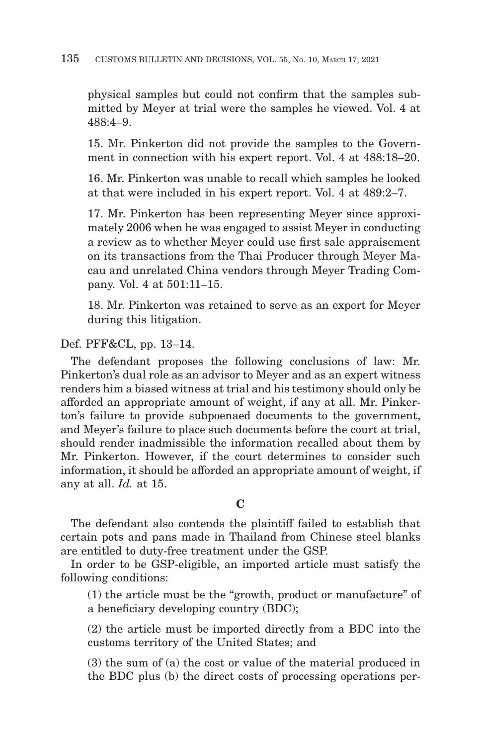physical samples but could not confirm that the samples submitted by Meyer at trial were the samples he viewed. Vol. 4 at 488:4–9.

15. Mr. Pinkerton did not provide the samples to the Government in connection with his expert report. Vol. 4 at 488:18–20.

16. Mr. Pinkerton was unable to recall which samples he looked at that were included in his expert report. Vol. 4 at 489:2–7.

17. Mr. Pinkerton has been representing Meyer since approximately 2006 when he was engaged to assist Meyer in conducting a review as to whether Meyer could use first sale appraisement on its transactions from the Thai Producer through Meyer Macau and unrelated China vendors through Meyer Trading Company. Vol. 4 at 501:11–15.

18. Mr. Pinkerton was retained to serve as an expert for Meyer during this litigation.

Def. PFF&CL, pp. 13–14.

The defendant proposes the following conclusions of law: Mr. Pinkerton's dual role as an advisor to Meyer and as an expert witness renders him a biased witness at trial and his testimony should only be afforded an appropriate amount of weight, if any at all. Mr. Pinkerton's failure to provide subpoenaed documents to the government, and Meyer's failure to place such documents before the court at trial, should render inadmissible the information recalled about them by Mr. Pinkerton. However, if the court determines to consider such information, it should be afforded an appropriate amount of weight, if any at all. *Id.* at 15.

**C**

The defendant also contends the plaintiff failed to establish that certain pots and pans made in Thailand from Chinese steel blanks are entitled to duty-free treatment under the GSP.

In order to be GSP-eligible, an imported article must satisfy the following conditions:

(1) the article must be the "growth, product or manufacture" of a beneficiary developing country (BDC);

(2) the article must be imported directly from a BDC into the customs territory of the United States; and

(3) the sum of (a) the cost or value of the material produced in the BDC plus (b) the direct costs of processing operations per-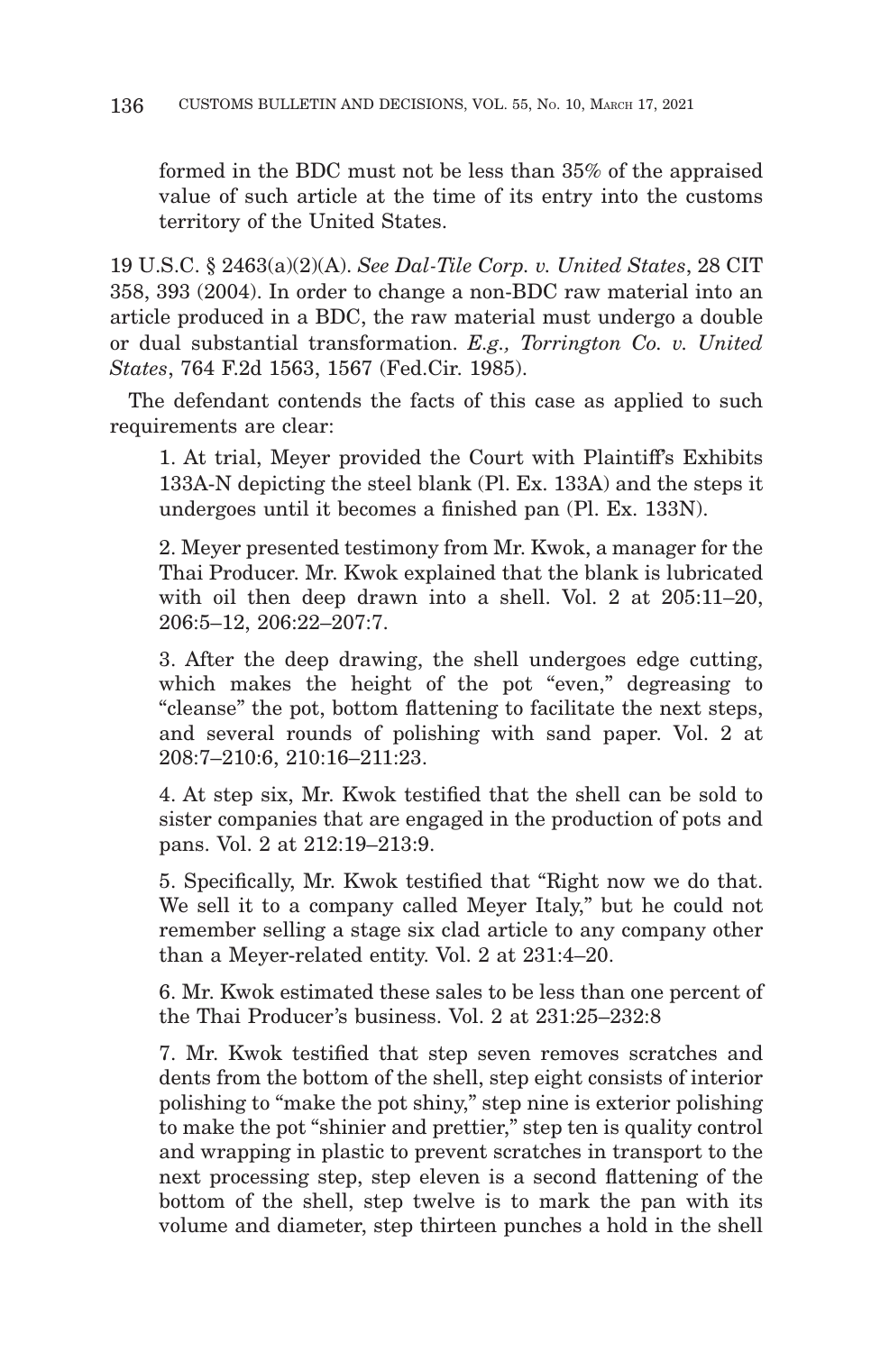formed in the BDC must not be less than 35% of the appraised value of such article at the time of its entry into the customs territory of the United States.

19 U.S.C. § 2463(a)(2)(A). *See Dal-Tile Corp. v. United States*, 28 CIT 358, 393 (2004). In order to change a non-BDC raw material into an article produced in a BDC, the raw material must undergo a double or dual substantial transformation. *E.g., Torrington Co. v. United States*, 764 F.2d 1563, 1567 (Fed.Cir. 1985).

The defendant contends the facts of this case as applied to such requirements are clear:

1. At trial, Meyer provided the Court with Plaintiff's Exhibits 133A-N depicting the steel blank (Pl. Ex. 133A) and the steps it undergoes until it becomes a finished pan (Pl. Ex. 133N).

2. Meyer presented testimony from Mr. Kwok, a manager for the Thai Producer. Mr. Kwok explained that the blank is lubricated with oil then deep drawn into a shell. Vol. 2 at 205:11–20, 206:5–12, 206:22–207:7.

3. After the deep drawing, the shell undergoes edge cutting, which makes the height of the pot "even," degreasing to "cleanse" the pot, bottom flattening to facilitate the next steps, and several rounds of polishing with sand paper. Vol. 2 at 208:7–210:6, 210:16–211:23.

4. At step six, Mr. Kwok testified that the shell can be sold to sister companies that are engaged in the production of pots and pans. Vol. 2 at 212:19–213:9.

5. Specifically, Mr. Kwok testified that "Right now we do that. We sell it to a company called Meyer Italy," but he could not remember selling a stage six clad article to any company other than a Meyer-related entity. Vol. 2 at 231:4–20.

6. Mr. Kwok estimated these sales to be less than one percent of the Thai Producer's business. Vol. 2 at 231:25–232:8

7. Mr. Kwok testified that step seven removes scratches and dents from the bottom of the shell, step eight consists of interior polishing to "make the pot shiny," step nine is exterior polishing to make the pot "shinier and prettier," step ten is quality control and wrapping in plastic to prevent scratches in transport to the next processing step, step eleven is a second flattening of the bottom of the shell, step twelve is to mark the pan with its volume and diameter, step thirteen punches a hold in the shell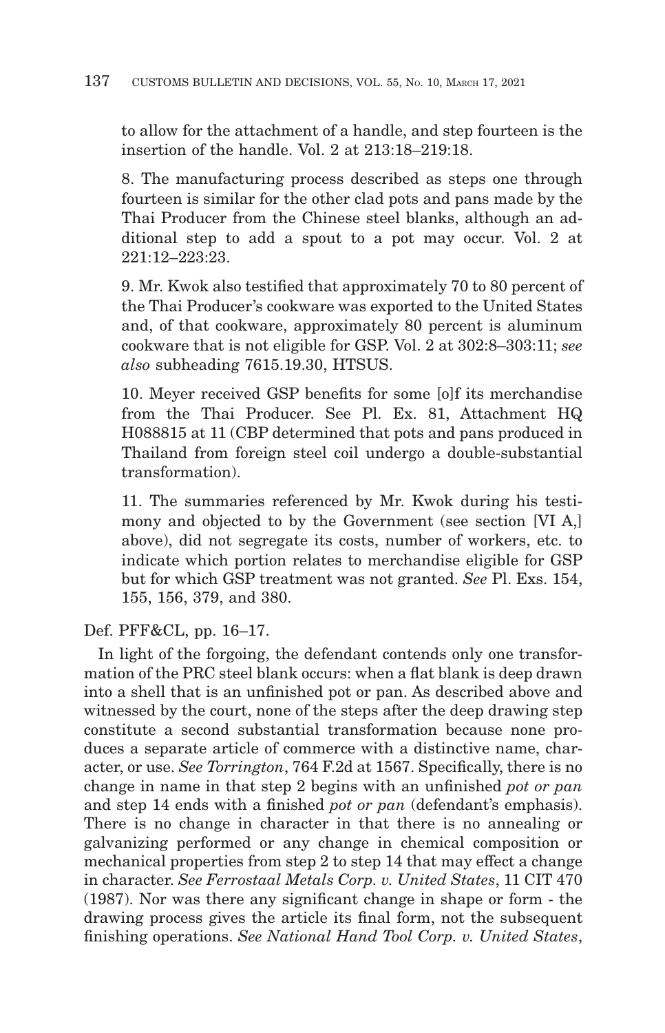to allow for the attachment of a handle, and step fourteen is the insertion of the handle. Vol. 2 at 213:18–219:18.

8. The manufacturing process described as steps one through fourteen is similar for the other clad pots and pans made by the Thai Producer from the Chinese steel blanks, although an additional step to add a spout to a pot may occur. Vol. 2 at 221:12–223:23.

9. Mr. Kwok also testified that approximately 70 to 80 percent of the Thai Producer's cookware was exported to the United States and, of that cookware, approximately 80 percent is aluminum cookware that is not eligible for GSP. Vol. 2 at 302:8–303:11; *see also* subheading 7615.19.30, HTSUS.

10. Meyer received GSP benefits for some [o]f its merchandise from the Thai Producer. See Pl. Ex. 81, Attachment HQ H088815 at 11 (CBP determined that pots and pans produced in Thailand from foreign steel coil undergo a double-substantial transformation).

11. The summaries referenced by Mr. Kwok during his testimony and objected to by the Government (see section [VI A,] above), did not segregate its costs, number of workers, etc. to indicate which portion relates to merchandise eligible for GSP but for which GSP treatment was not granted. *See* Pl. Exs. 154, 155, 156, 379, and 380.

Def. PFF&CL, pp. 16–17.

In light of the forgoing, the defendant contends only one transformation of the PRC steel blank occurs: when a flat blank is deep drawn into a shell that is an unfinished pot or pan. As described above and witnessed by the court, none of the steps after the deep drawing step constitute a second substantial transformation because none produces a separate article of commerce with a distinctive name, character, or use. *See Torrington*, 764 F.2d at 1567. Specifically, there is no change in name in that step 2 begins with an unfinished *pot or pan* and step 14 ends with a finished *pot or pan* (defendant's emphasis). There is no change in character in that there is no annealing or galvanizing performed or any change in chemical composition or mechanical properties from step 2 to step 14 that may effect a change in character. *See Ferrostaal Metals Corp. v. United States*, 11 CIT 470 (1987). Nor was there any significant change in shape or form - the drawing process gives the article its final form, not the subsequent finishing operations. *See National Hand Tool Corp. v. United States*,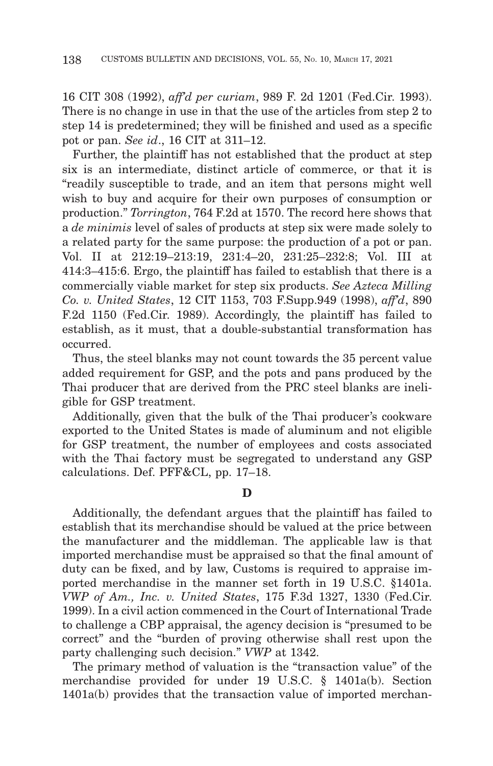16 CIT 308 (1992), *aff'd per curiam*, 989 F. 2d 1201 (Fed.Cir. 1993). There is no change in use in that the use of the articles from step 2 to step 14 is predetermined; they will be finished and used as a specific pot or pan. *See id*., 16 CIT at 311–12.

Further, the plaintiff has not established that the product at step six is an intermediate, distinct article of commerce, or that it is "readily susceptible to trade, and an item that persons might well wish to buy and acquire for their own purposes of consumption or production." *Torrington*, 764 F.2d at 1570. The record here shows that a *de minimis* level of sales of products at step six were made solely to a related party for the same purpose: the production of a pot or pan. Vol. II at 212:19–213:19, 231:4–20, 231:25–232:8; Vol. III at 414:3–415:6. Ergo, the plaintiff has failed to establish that there is a commercially viable market for step six products. *See Azteca Milling Co. v. United States*, 12 CIT 1153, 703 F.Supp.949 (1998), *aff'd*, 890 F.2d 1150 (Fed.Cir. 1989). Accordingly, the plaintiff has failed to establish, as it must, that a double-substantial transformation has occurred.

Thus, the steel blanks may not count towards the 35 percent value added requirement for GSP, and the pots and pans produced by the Thai producer that are derived from the PRC steel blanks are ineligible for GSP treatment.

Additionally, given that the bulk of the Thai producer's cookware exported to the United States is made of aluminum and not eligible for GSP treatment, the number of employees and costs associated with the Thai factory must be segregated to understand any GSP calculations. Def. PFF&CL, pp. 17–18.

### D

Additionally, the defendant argues that the plaintiff has failed to establish that its merchandise should be valued at the price between the manufacturer and the middleman. The applicable law is that imported merchandise must be appraised so that the final amount of duty can be fixed, and by law, Customs is required to appraise imported merchandise in the manner set forth in 19 U.S.C. §1401a. *VWP of Am., Inc. v. United States*, 175 F.3d 1327, 1330 (Fed.Cir. 1999). In a civil action commenced in the Court of International Trade to challenge a CBP appraisal, the agency decision is "presumed to be correct" and the "burden of proving otherwise shall rest upon the party challenging such decision." *VWP* at 1342.

The primary method of valuation is the "transaction value" of the merchandise provided for under 19 U.S.C. § 1401a(b). Section 1401a(b) provides that the transaction value of imported merchan-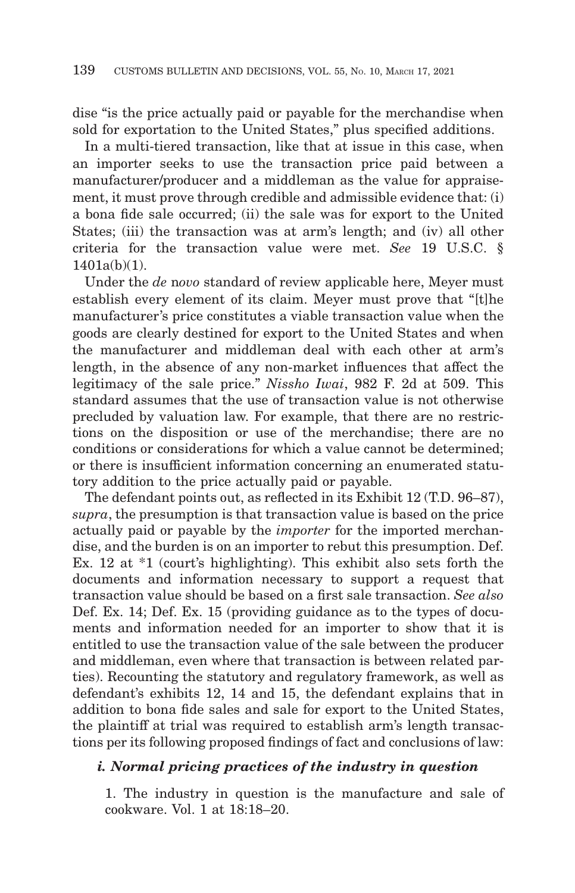dise "is the price actually paid or payable for the merchandise when sold for exportation to the United States," plus specified additions.

In a multi-tiered transaction, like that at issue in this case, when an importer seeks to use the transaction price paid between a manufacturer/producer and a middleman as the value for appraisement, it must prove through credible and admissible evidence that: (i) a bona fide sale occurred; (ii) the sale was for export to the United States; (iii) the transaction was at arm's length; and (iv) all other criteria for the transaction value were met. *See* 19 U.S.C. § 1401a(b)(1).

Under the *de novo* standard of review applicable here, Meyer must establish every element of its claim. Meyer must prove that "[t]he manufacturer's price constitutes a viable transaction value when the goods are clearly destined for export to the United States and when the manufacturer and middleman deal with each other at arm's length, in the absence of any non-market influences that affect the legitimacy of the sale price." *Nissho Iwai*, 982 F. 2d at 509. This standard assumes that the use of transaction value is not otherwise precluded by valuation law. For example, that there are no restrictions on the disposition or use of the merchandise; there are no conditions or considerations for which a value cannot be determined; or there is insufficient information concerning an enumerated statutory addition to the price actually paid or payable.

The defendant points out, as reflected in its Exhibit 12 (T.D. 96–87), *supra*, the presumption is that transaction value is based on the price actually paid or payable by the *importer* for the imported merchandise, and the burden is on an importer to rebut this presumption. Def. Ex. 12 at *1 (court's highlighting). This exhibit also sets forth the documents and information necessary to support a request that transaction value should be based on a first sale transaction. *See also* Def. Ex. 14; Def. Ex. 15 (providing guidance as to the types of documents and information needed for an importer to show that it is entitled to use the transaction value of the sale between the producer and middleman, even where that transaction is between related parties). Recounting the statutory and regulatory framework, as well as defendant's exhibits 12, 14 and 15, the defendant explains that in addition to bona fide sales and sale for export to the United States, the plaintiff at trial was required to establish arm's length transactions per its following proposed findings of fact and conclusions of law:

#### *i. Normal pricing practices of the industry in question*

1. The industry in question is the manufacture and sale of cookware. Vol. 1 at 18:18–20.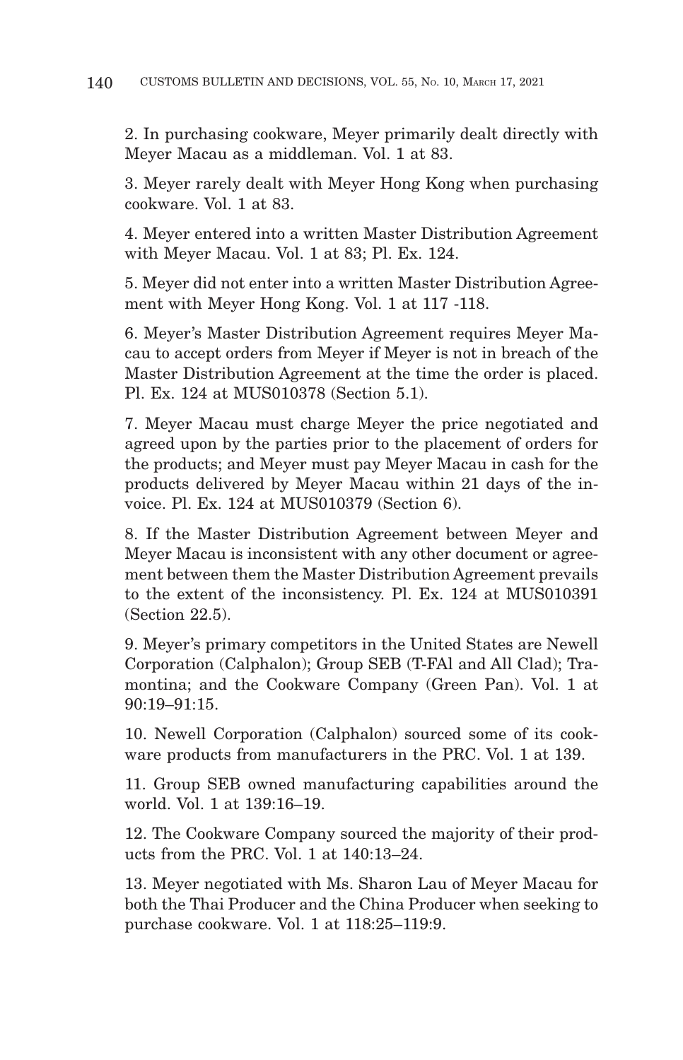2. In purchasing cookware, Meyer primarily dealt directly with Meyer Macau as a middleman. Vol. 1 at 83.

3. Meyer rarely dealt with Meyer Hong Kong when purchasing cookware. Vol. 1 at 83.

4. Meyer entered into a written Master Distribution Agreement with Meyer Macau. Vol. 1 at 83; Pl. Ex. 124.

5. Meyer did not enter into a written Master Distribution Agreement with Meyer Hong Kong. Vol. 1 at 117 -118.

6. Meyer's Master Distribution Agreement requires Meyer Macau to accept orders from Meyer if Meyer is not in breach of the Master Distribution Agreement at the time the order is placed. Pl. Ex. 124 at MUS010378 (Section 5.1).

7. Meyer Macau must charge Meyer the price negotiated and agreed upon by the parties prior to the placement of orders for the products; and Meyer must pay Meyer Macau in cash for the products delivered by Meyer Macau within 21 days of the invoice. Pl. Ex. 124 at MUS010379 (Section 6).

8. If the Master Distribution Agreement between Meyer and Meyer Macau is inconsistent with any other document or agreement between them the Master Distribution Agreement prevails to the extent of the inconsistency. Pl. Ex. 124 at MUS010391 (Section 22.5).

9. Meyer's primary competitors in the United States are Newell Corporation (Calphalon); Group SEB (T-FAl and All Clad); Tramontina; and the Cookware Company (Green Pan). Vol. 1 at 90:19–91:15.

10. Newell Corporation (Calphalon) sourced some of its cookware products from manufacturers in the PRC. Vol. 1 at 139.

11. Group SEB owned manufacturing capabilities around the world. Vol. 1 at 139:16–19.

12. The Cookware Company sourced the majority of their products from the PRC. Vol. 1 at 140:13–24.

13. Meyer negotiated with Ms. Sharon Lau of Meyer Macau for both the Thai Producer and the China Producer when seeking to purchase cookware. Vol. 1 at 118:25–119:9.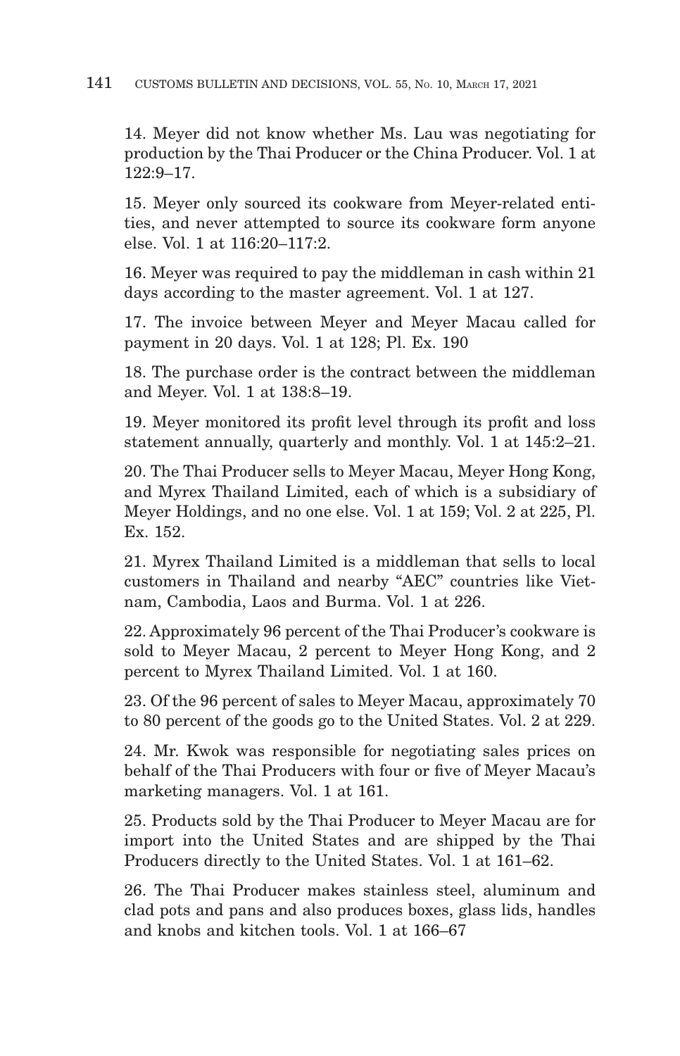14. Meyer did not know whether Ms. Lau was negotiating for production by the Thai Producer or the China Producer. Vol. 1 at 122:9–17.

15. Meyer only sourced its cookware from Meyer-related entities, and never attempted to source its cookware form anyone else. Vol. 1 at 116:20–117:2.

16. Meyer was required to pay the middleman in cash within 21 days according to the master agreement. Vol. 1 at 127.

17. The invoice between Meyer and Meyer Macau called for payment in 20 days. Vol. 1 at 128; Pl. Ex. 190

18. The purchase order is the contract between the middleman and Meyer. Vol. 1 at 138:8–19.

19. Meyer monitored its profit level through its profit and loss statement annually, quarterly and monthly. Vol. 1 at 145:2–21.

20. The Thai Producer sells to Meyer Macau, Meyer Hong Kong, and Myrex Thailand Limited, each of which is a subsidiary of Meyer Holdings, and no one else. Vol. 1 at 159; Vol. 2 at 225, Pl. Ex. 152.

21. Myrex Thailand Limited is a middleman that sells to local customers in Thailand and nearby "AEC" countries like Vietnam, Cambodia, Laos and Burma. Vol. 1 at 226.

22. Approximately 96 percent of the Thai Producer's cookware is sold to Meyer Macau, 2 percent to Meyer Hong Kong, and 2 percent to Myrex Thailand Limited. Vol. 1 at 160.

23. Of the 96 percent of sales to Meyer Macau, approximately 70 to 80 percent of the goods go to the United States. Vol. 2 at 229.

24. Mr. Kwok was responsible for negotiating sales prices on behalf of the Thai Producers with four or five of Meyer Macau's marketing managers. Vol. 1 at 161.

25. Products sold by the Thai Producer to Meyer Macau are for import into the United States and are shipped by the Thai Producers directly to the United States. Vol. 1 at 161–62.

26. The Thai Producer makes stainless steel, aluminum and clad pots and pans and also produces boxes, glass lids, handles and knobs and kitchen tools. Vol. 1 at 166–67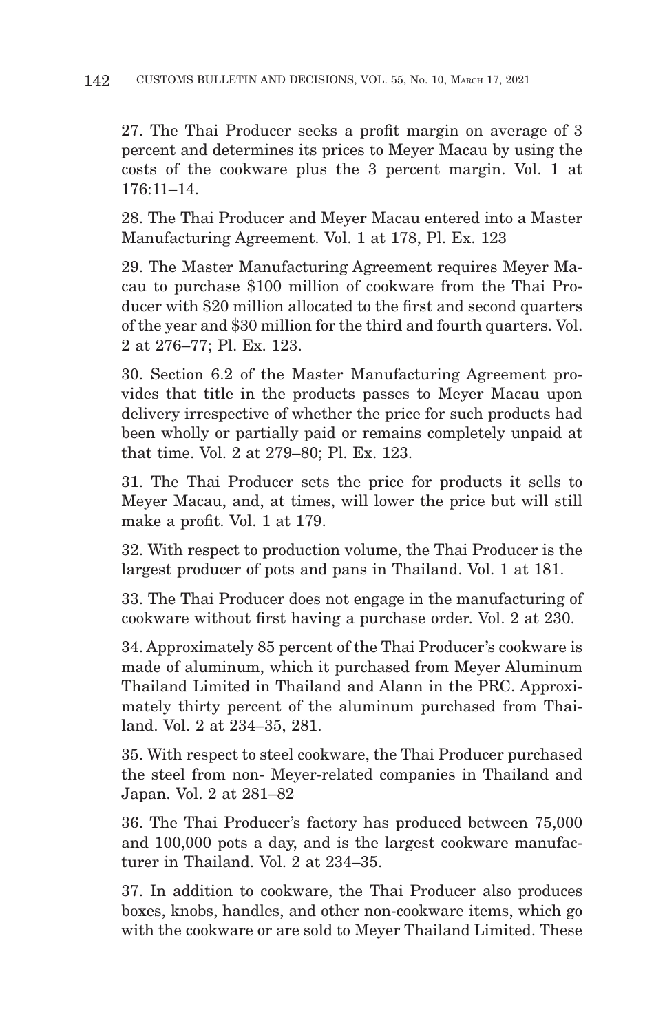27. The Thai Producer seeks a profit margin on average of 3 percent and determines its prices to Meyer Macau by using the costs of the cookware plus the 3 percent margin. Vol. 1 at 176:11–14.

28. The Thai Producer and Meyer Macau entered into a Master Manufacturing Agreement. Vol. 1 at 178, Pl. Ex. 123

29. The Master Manufacturing Agreement requires Meyer Macau to purchase $100 million of cookware from the Thai Producer with $20 million allocated to the first and second quarters of the year and $30 million for the third and fourth quarters. Vol. 2 at 276–77; Pl. Ex. 123.

30. Section 6.2 of the Master Manufacturing Agreement provides that title in the products passes to Meyer Macau upon delivery irrespective of whether the price for such products had been wholly or partially paid or remains completely unpaid at that time. Vol. 2 at 279–80; Pl. Ex. 123.

31. The Thai Producer sets the price for products it sells to Meyer Macau, and, at times, will lower the price but will still make a profit. Vol. 1 at 179.

32. With respect to production volume, the Thai Producer is the largest producer of pots and pans in Thailand. Vol. 1 at 181.

33. The Thai Producer does not engage in the manufacturing of cookware without first having a purchase order. Vol. 2 at 230.

34. Approximately 85 percent of the Thai Producer's cookware is made of aluminum, which it purchased from Meyer Aluminum Thailand Limited in Thailand and Alann in the PRC. Approximately thirty percent of the aluminum purchased from Thailand. Vol. 2 at 234–35, 281.

35. With respect to steel cookware, the Thai Producer purchased the steel from non- Meyer-related companies in Thailand and Japan. Vol. 2 at 281–82

36. The Thai Producer's factory has produced between 75,000 and 100,000 pots a day, and is the largest cookware manufacturer in Thailand. Vol. 2 at 234–35.

37. In addition to cookware, the Thai Producer also produces boxes, knobs, handles, and other non-cookware items, which go with the cookware or are sold to Meyer Thailand Limited. These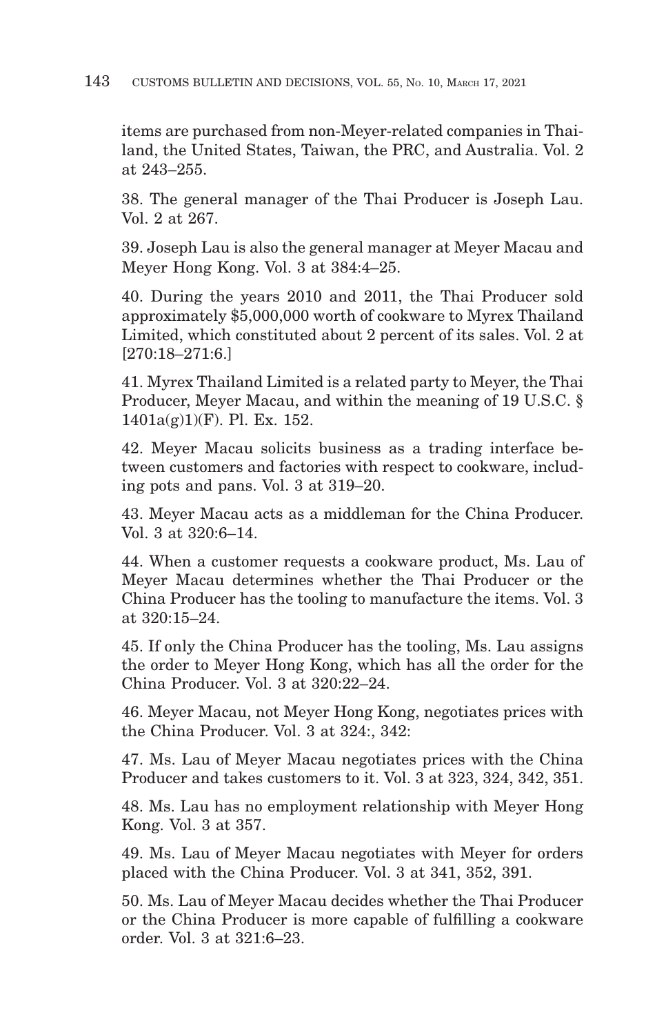items are purchased from non-Meyer-related companies in Thailand, the United States, Taiwan, the PRC, and Australia. Vol. 2 at 243–255.

38. The general manager of the Thai Producer is Joseph Lau. Vol. 2 at 267.

39. Joseph Lau is also the general manager at Meyer Macau and Meyer Hong Kong. Vol. 3 at 384:4–25.

40. During the years 2010 and 2011, the Thai Producer sold approximately $5,000,000 worth of cookware to Myrex Thailand Limited, which constituted about 2 percent of its sales. Vol. 2 at [270:18–271:6.]

41. Myrex Thailand Limited is a related party to Meyer, the Thai Producer, Meyer Macau, and within the meaning of 19 U.S.C. § 1401a(g)1)(F). Pl. Ex. 152.

42. Meyer Macau solicits business as a trading interface between customers and factories with respect to cookware, including pots and pans. Vol. 3 at 319–20.

43. Meyer Macau acts as a middleman for the China Producer. Vol. 3 at 320:6–14.

44. When a customer requests a cookware product, Ms. Lau of Meyer Macau determines whether the Thai Producer or the China Producer has the tooling to manufacture the items. Vol. 3 at 320:15–24.

45. If only the China Producer has the tooling, Ms. Lau assigns the order to Meyer Hong Kong, which has all the order for the China Producer. Vol. 3 at 320:22–24.

46. Meyer Macau, not Meyer Hong Kong, negotiates prices with the China Producer. Vol. 3 at 324:, 342:

47. Ms. Lau of Meyer Macau negotiates prices with the China Producer and takes customers to it. Vol. 3 at 323, 324, 342, 351.

48. Ms. Lau has no employment relationship with Meyer Hong Kong. Vol. 3 at 357.

49. Ms. Lau of Meyer Macau negotiates with Meyer for orders placed with the China Producer. Vol. 3 at 341, 352, 391.

50. Ms. Lau of Meyer Macau decides whether the Thai Producer or the China Producer is more capable of fulfilling a cookware order. Vol. 3 at 321:6–23.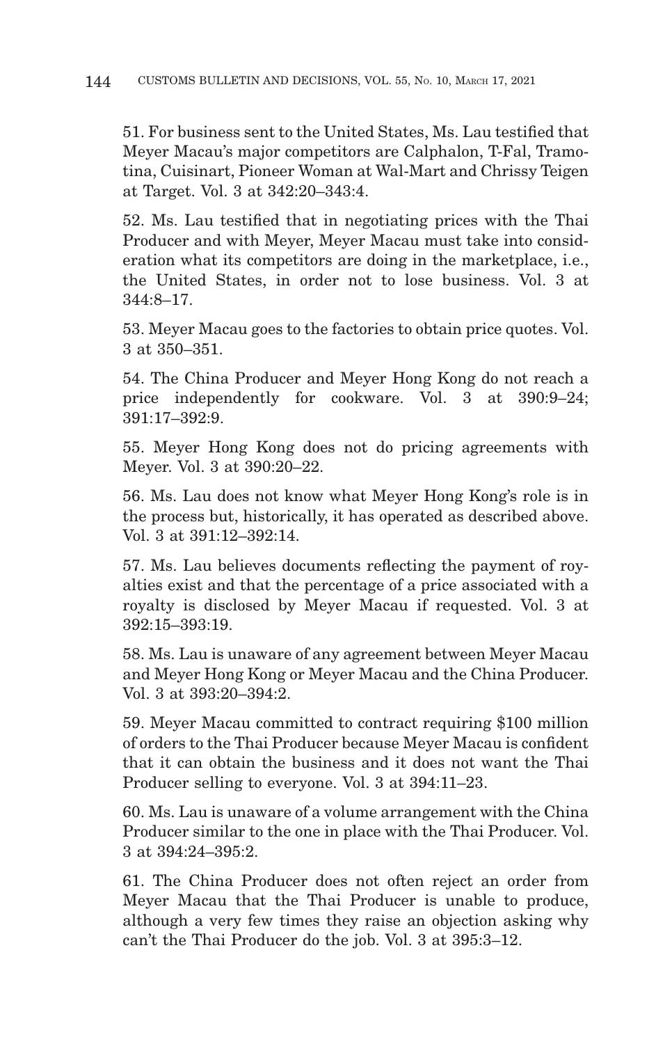51. For business sent to the United States, Ms. Lau testified that Meyer Macau's major competitors are Calphalon, T-Fal, Tramotina, Cuisinart, Pioneer Woman at Wal-Mart and Chrissy Teigen at Target. Vol. 3 at 342:20–343:4.

52. Ms. Lau testified that in negotiating prices with the Thai Producer and with Meyer, Meyer Macau must take into consideration what its competitors are doing in the marketplace, i.e., the United States, in order not to lose business. Vol. 3 at 344:8–17.

53. Meyer Macau goes to the factories to obtain price quotes. Vol. 3 at 350–351.

54. The China Producer and Meyer Hong Kong do not reach a price independently for cookware. Vol. 3 at 390:9–24; 391:17–392:9.

55. Meyer Hong Kong does not do pricing agreements with Meyer. Vol. 3 at 390:20–22.

56. Ms. Lau does not know what Meyer Hong Kong's role is in the process but, historically, it has operated as described above. Vol. 3 at 391:12–392:14.

57. Ms. Lau believes documents reflecting the payment of royalties exist and that the percentage of a price associated with a royalty is disclosed by Meyer Macau if requested. Vol. 3 at 392:15–393:19.

58. Ms. Lau is unaware of any agreement between Meyer Macau and Meyer Hong Kong or Meyer Macau and the China Producer. Vol. 3 at 393:20–394:2.

59. Meyer Macau committed to contract requiring $100 million of orders to the Thai Producer because Meyer Macau is confident that it can obtain the business and it does not want the Thai Producer selling to everyone. Vol. 3 at 394:11–23.

60. Ms. Lau is unaware of a volume arrangement with the China Producer similar to the one in place with the Thai Producer. Vol. 3 at 394:24–395:2.

61. The China Producer does not often reject an order from Meyer Macau that the Thai Producer is unable to produce, although a very few times they raise an objection asking why can't the Thai Producer do the job. Vol. 3 at 395:3–12.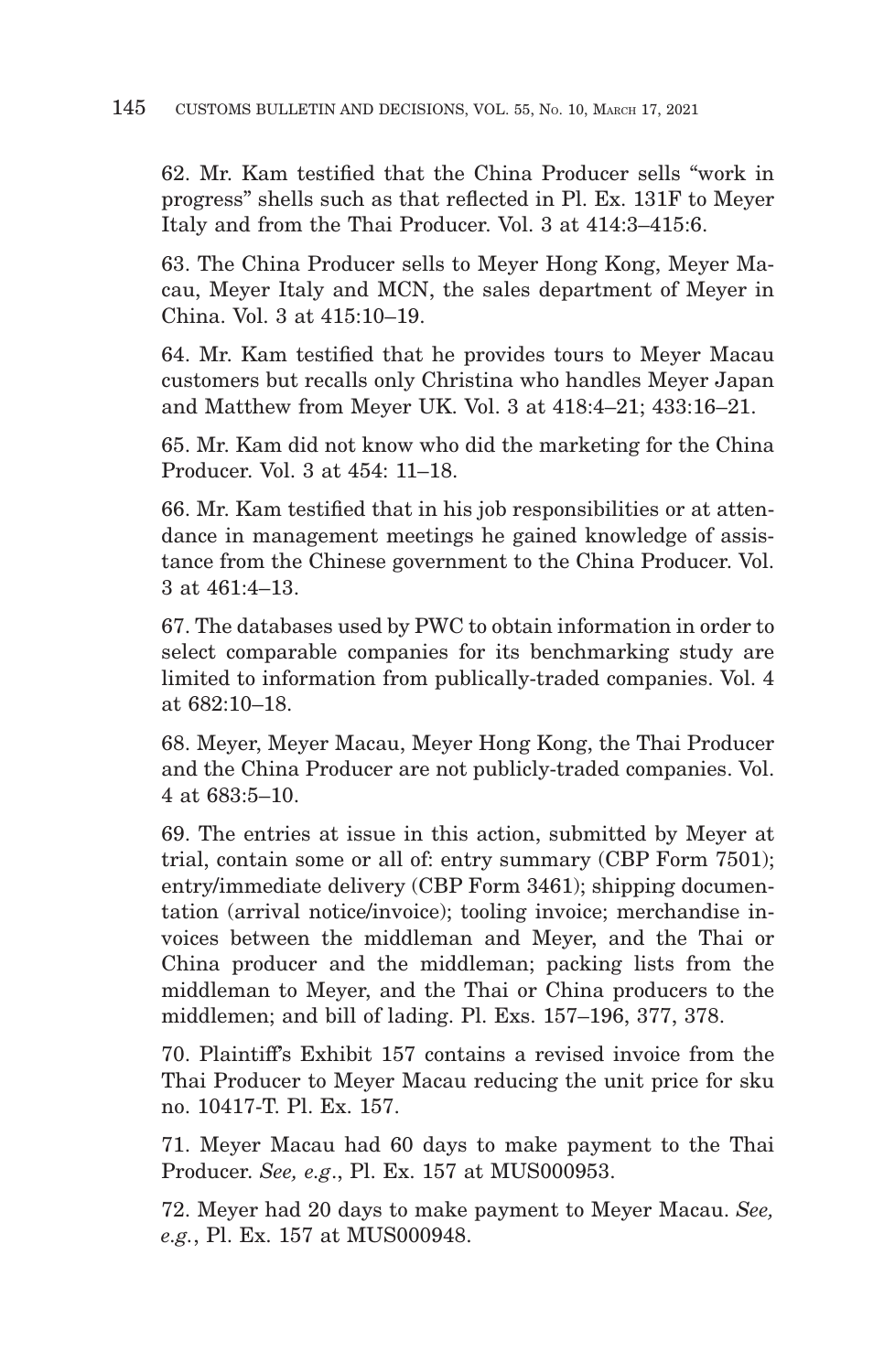62. Mr. Kam testified that the China Producer sells "work in progress" shells such as that reflected in Pl. Ex. 131F to Meyer Italy and from the Thai Producer. Vol. 3 at 414:3–415:6.

63. The China Producer sells to Meyer Hong Kong, Meyer Macau, Meyer Italy and MCN, the sales department of Meyer in China. Vol. 3 at 415:10–19.

64. Mr. Kam testified that he provides tours to Meyer Macau customers but recalls only Christina who handles Meyer Japan and Matthew from Meyer UK. Vol. 3 at 418:4–21; 433:16–21.

65. Mr. Kam did not know who did the marketing for the China Producer. Vol. 3 at 454: 11–18.

66. Mr. Kam testified that in his job responsibilities or at attendance in management meetings he gained knowledge of assistance from the Chinese government to the China Producer. Vol. 3 at 461:4–13.

67. The databases used by PWC to obtain information in order to select comparable companies for its benchmarking study are limited to information from publically-traded companies. Vol. 4 at 682:10–18.

68. Meyer, Meyer Macau, Meyer Hong Kong, the Thai Producer and the China Producer are not publicly-traded companies. Vol. 4 at 683:5–10.

69. The entries at issue in this action, submitted by Meyer at trial, contain some or all of: entry summary (CBP Form 7501); entry/immediate delivery (CBP Form 3461); shipping documentation (arrival notice/invoice); tooling invoice; merchandise invoices between the middleman and Meyer, and the Thai or China producer and the middleman; packing lists from the middleman to Meyer, and the Thai or China producers to the middlemen; and bill of lading. Pl. Exs. 157–196, 377, 378.

70. Plaintiff's Exhibit 157 contains a revised invoice from the Thai Producer to Meyer Macau reducing the unit price for sku no. 10417-T. Pl. Ex. 157.

71. Meyer Macau had 60 days to make payment to the Thai Producer. *See, e.g*., Pl. Ex. 157 at MUS000953.

72. Meyer had 20 days to make payment to Meyer Macau. *See, e.g.*, Pl. Ex. 157 at MUS000948.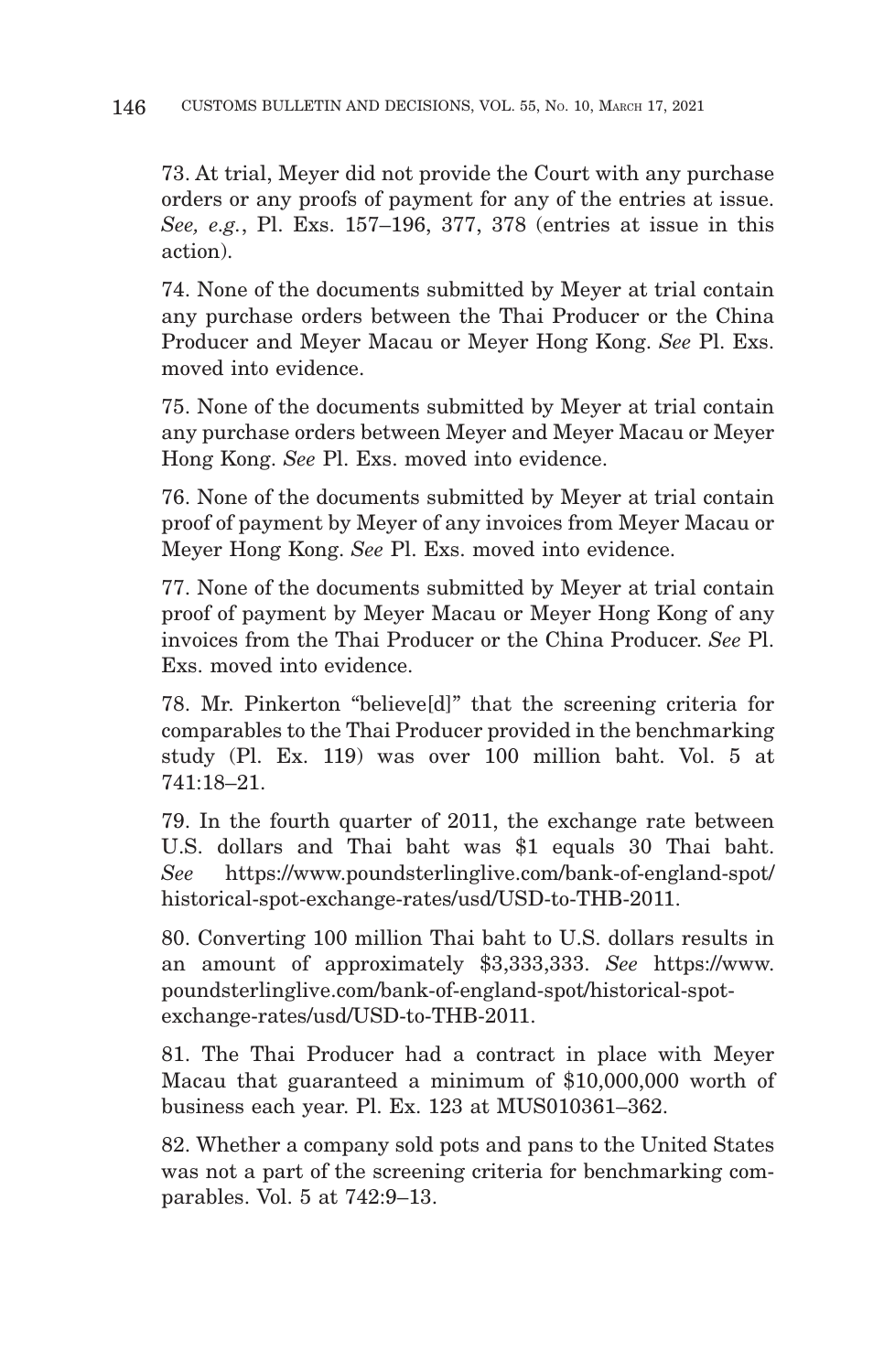73. At trial, Meyer did not provide the Court with any purchase orders or any proofs of payment for any of the entries at issue. *See, e.g.*, Pl. Exs. 157–196, 377, 378 (entries at issue in this action).

74. None of the documents submitted by Meyer at trial contain any purchase orders between the Thai Producer or the China Producer and Meyer Macau or Meyer Hong Kong. *See* Pl. Exs. moved into evidence.

75. None of the documents submitted by Meyer at trial contain any purchase orders between Meyer and Meyer Macau or Meyer Hong Kong. *See* Pl. Exs. moved into evidence.

76. None of the documents submitted by Meyer at trial contain proof of payment by Meyer of any invoices from Meyer Macau or Meyer Hong Kong. *See* Pl. Exs. moved into evidence.

77. None of the documents submitted by Meyer at trial contain proof of payment by Meyer Macau or Meyer Hong Kong of any invoices from the Thai Producer or the China Producer. *See* Pl. Exs. moved into evidence.

78. Mr. Pinkerton "believe[d]" that the screening criteria for comparables to the Thai Producer provided in the benchmarking study (Pl. Ex. 119) was over 100 million baht. Vol. 5 at 741:18–21.

79. In the fourth quarter of 2011, the exchange rate between U.S. dollars and Thai baht was $1 equals 30 Thai baht. *See* https://www.poundsterlinglive.com/bank-of-england-spot/historical-spot-exchange-rates/usd/USD-to-THB-2011.

80. Converting 100 million Thai baht to U.S. dollars results in an amount of approximately $3,333,333. *See* https://www.poundsterlinglive.com/bank-of-england-spot/historical-spot-exchange-rates/usd/USD-to-THB-2011.

81. The Thai Producer had a contract in place with Meyer Macau that guaranteed a minimum of $10,000,000 worth of business each year. Pl. Ex. 123 at MUS010361–362.

82. Whether a company sold pots and pans to the United States was not a part of the screening criteria for benchmarking comparables. Vol. 5 at 742:9–13.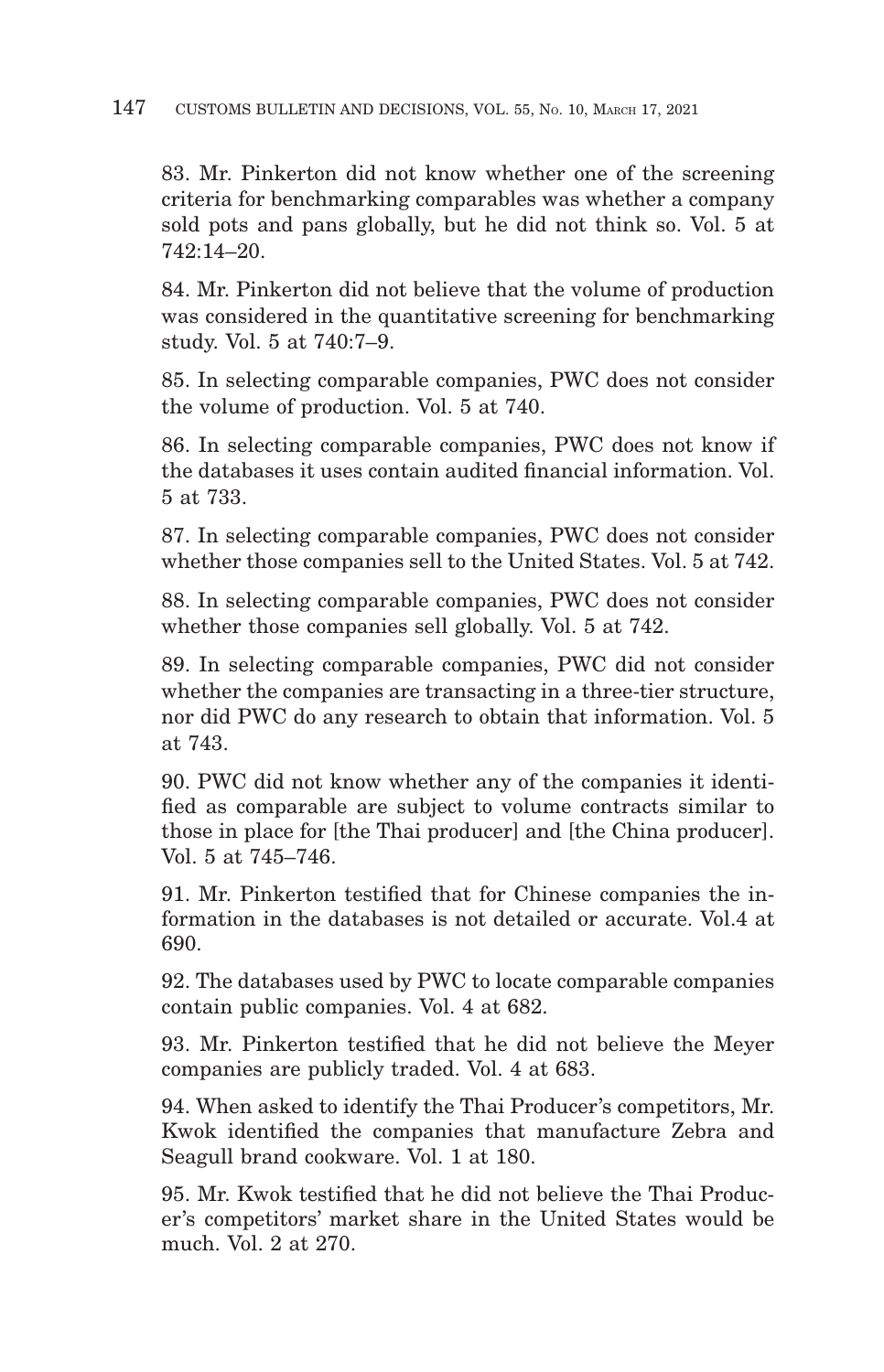83. Mr. Pinkerton did not know whether one of the screening criteria for benchmarking comparables was whether a company sold pots and pans globally, but he did not think so. Vol. 5 at 742:14–20.

84. Mr. Pinkerton did not believe that the volume of production was considered in the quantitative screening for benchmarking study. Vol. 5 at 740:7–9.

85. In selecting comparable companies, PWC does not consider the volume of production. Vol. 5 at 740.

86. In selecting comparable companies, PWC does not know if the databases it uses contain audited financial information. Vol. 5 at 733.

87. In selecting comparable companies, PWC does not consider whether those companies sell to the United States. Vol. 5 at 742.

88. In selecting comparable companies, PWC does not consider whether those companies sell globally. Vol. 5 at 742.

89. In selecting comparable companies, PWC did not consider whether the companies are transacting in a three-tier structure, nor did PWC do any research to obtain that information. Vol. 5 at 743.

90. PWC did not know whether any of the companies it identified as comparable are subject to volume contracts similar to those in place for [the Thai producer] and [the China producer]. Vol. 5 at 745–746.

91. Mr. Pinkerton testified that for Chinese companies the information in the databases is not detailed or accurate. Vol.4 at 690.

92. The databases used by PWC to locate comparable companies contain public companies. Vol. 4 at 682.

93. Mr. Pinkerton testified that he did not believe the Meyer companies are publicly traded. Vol. 4 at 683.

94. When asked to identify the Thai Producer's competitors, Mr. Kwok identified the companies that manufacture Zebra and Seagull brand cookware. Vol. 1 at 180.

95. Mr. Kwok testified that he did not believe the Thai Producer's competitors' market share in the United States would be much. Vol. 2 at 270.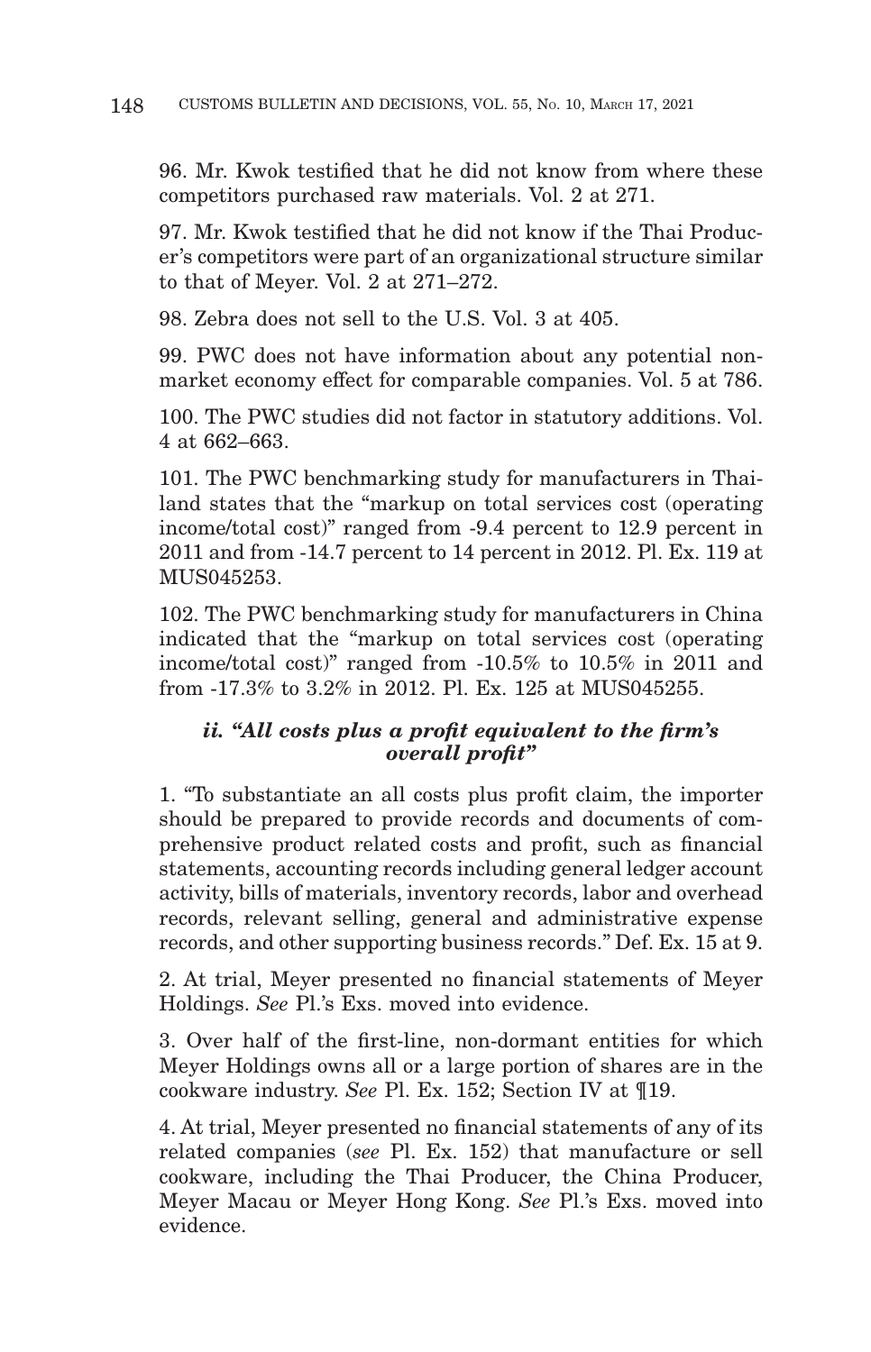96. Mr. Kwok testified that he did not know from where these competitors purchased raw materials. Vol. 2 at 271.

97. Mr. Kwok testified that he did not know if the Thai Producer's competitors were part of an organizational structure similar to that of Meyer. Vol. 2 at 271–272.

98. Zebra does not sell to the U.S. Vol. 3 at 405.

99. PWC does not have information about any potential non-market economy effect for comparable companies. Vol. 5 at 786.

100. The PWC studies did not factor in statutory additions. Vol. 4 at 662–663.

101. The PWC benchmarking study for manufacturers in Thailand states that the "markup on total services cost (operating income/total cost)" ranged from -9.4 percent to 12.9 percent in 2011 and from -14.7 percent to 14 percent in 2012. Pl. Ex. 119 at MUS045253.

102. The PWC benchmarking study for manufacturers in China indicated that the "markup on total services cost (operating income/total cost)" ranged from -10.5% to 10.5% in 2011 and from -17.3% to 3.2% in 2012. Pl. Ex. 125 at MUS045255.

### *ii. "All costs plus a profit equivalent to the firm's overall profit"*

1. "To substantiate an all costs plus profit claim, the importer should be prepared to provide records and documents of comprehensive product related costs and profit, such as financial statements, accounting records including general ledger account activity, bills of materials, inventory records, labor and overhead records, relevant selling, general and administrative expense records, and other supporting business records." Def. Ex. 15 at 9.

2. At trial, Meyer presented no financial statements of Meyer Holdings. *See* Pl.'s Exs. moved into evidence.

3. Over half of the first-line, non-dormant entities for which Meyer Holdings owns all or a large portion of shares are in the cookware industry. *See* Pl. Ex. 152; Section IV at ¶19.

4. At trial, Meyer presented no financial statements of any of its related companies (*see* Pl. Ex. 152) that manufacture or sell cookware, including the Thai Producer, the China Producer, Meyer Macau or Meyer Hong Kong. *See* Pl.'s Exs. moved into evidence.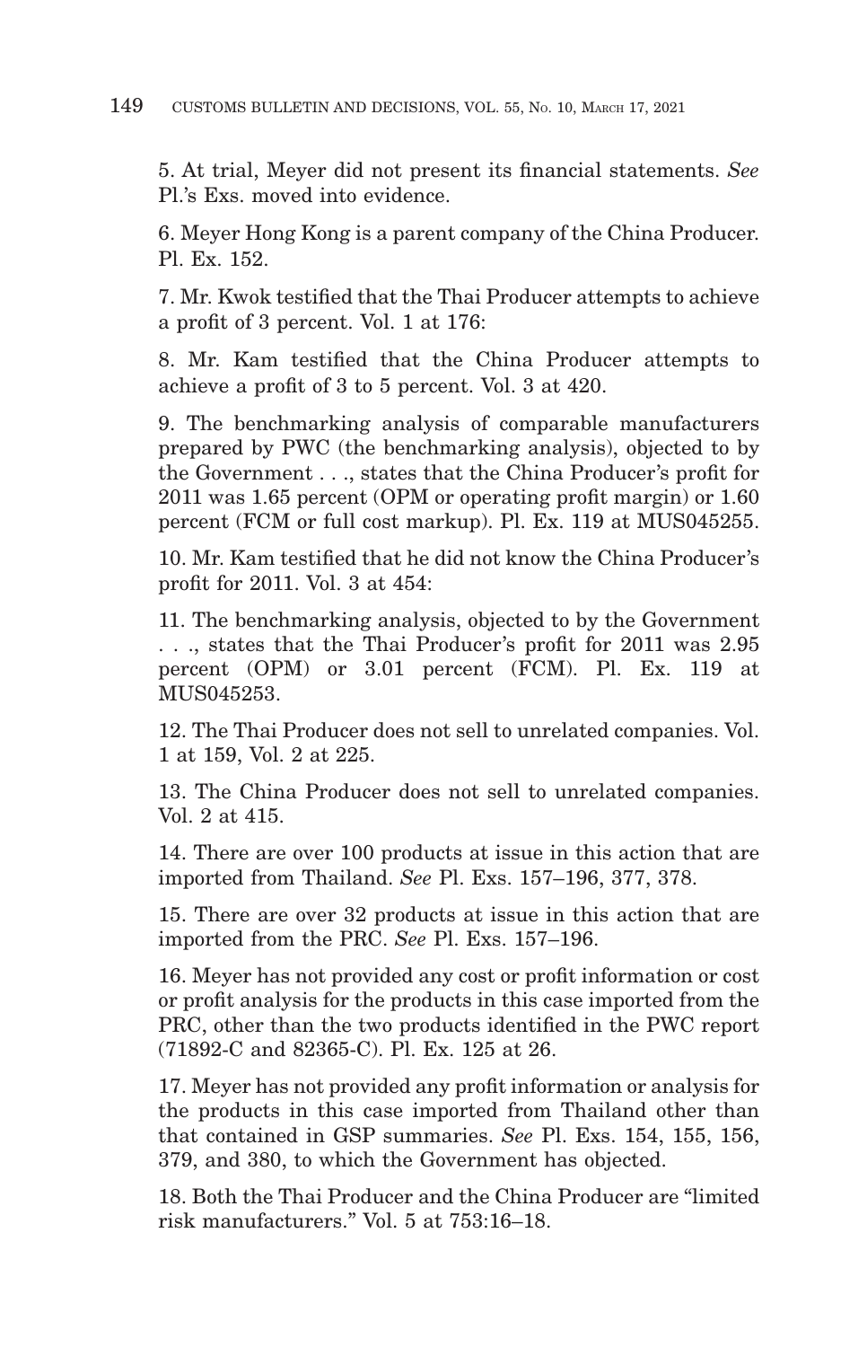5. At trial, Meyer did not present its financial statements. *See* Pl.'s Exs. moved into evidence.

6. Meyer Hong Kong is a parent company of the China Producer. Pl. Ex. 152.

7. Mr. Kwok testified that the Thai Producer attempts to achieve a profit of 3 percent. Vol. 1 at 176:

8. Mr. Kam testified that the China Producer attempts to achieve a profit of 3 to 5 percent. Vol. 3 at 420.

9. The benchmarking analysis of comparable manufacturers prepared by PWC (the benchmarking analysis), objected to by the Government . . ., states that the China Producer's profit for 2011 was 1.65 percent (OPM or operating profit margin) or 1.60 percent (FCM or full cost markup). Pl. Ex. 119 at MUS045255.

10. Mr. Kam testified that he did not know the China Producer's profit for 2011. Vol. 3 at 454:

11. The benchmarking analysis, objected to by the Government . . ., states that the Thai Producer's profit for 2011 was 2.95 percent (OPM) or 3.01 percent (FCM). Pl. Ex. 119 at MUS045253.

12. The Thai Producer does not sell to unrelated companies. Vol. 1 at 159, Vol. 2 at 225.

13. The China Producer does not sell to unrelated companies. Vol. 2 at 415.

14. There are over 100 products at issue in this action that are imported from Thailand. *See* Pl. Exs. 157–196, 377, 378.

15. There are over 32 products at issue in this action that are imported from the PRC. *See* Pl. Exs. 157–196.

16. Meyer has not provided any cost or profit information or cost or profit analysis for the products in this case imported from the PRC, other than the two products identified in the PWC report (71892-C and 82365-C). Pl. Ex. 125 at 26.

17. Meyer has not provided any profit information or analysis for the products in this case imported from Thailand other than that contained in GSP summaries. *See* Pl. Exs. 154, 155, 156, 379, and 380, to which the Government has objected.

18. Both the Thai Producer and the China Producer are "limited risk manufacturers." Vol. 5 at 753:16–18.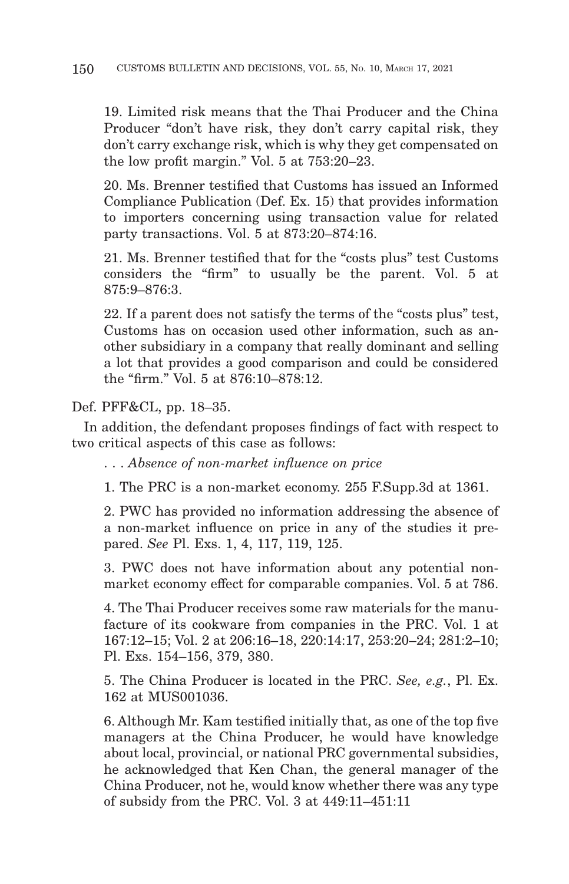19. Limited risk means that the Thai Producer and the China Producer "don't have risk, they don't carry capital risk, they don't carry exchange risk, which is why they get compensated on the low profit margin." Vol. 5 at 753:20–23.

20. Ms. Brenner testified that Customs has issued an Informed Compliance Publication (Def. Ex. 15) that provides information to importers concerning using transaction value for related party transactions. Vol. 5 at 873:20–874:16.

21. Ms. Brenner testified that for the "costs plus" test Customs considers the "firm" to usually be the parent. Vol. 5 at 875:9–876:3.

22. If a parent does not satisfy the terms of the "costs plus" test, Customs has on occasion used other information, such as another subsidiary in a company that really dominant and selling a lot that provides a good comparison and could be considered the "firm." Vol. 5 at 876:10–878:12.

Def. PFF&CL, pp. 18–35.

In addition, the defendant proposes findings of fact with respect to two critical aspects of this case as follows:

. . . *Absence of non-market influence on price*

1. The PRC is a non-market economy. 255 F.Supp.3d at 1361.

2. PWC has provided no information addressing the absence of a non-market influence on price in any of the studies it prepared. *See* Pl. Exs. 1, 4, 117, 119, 125.

3. PWC does not have information about any potential non-market economy effect for comparable companies. Vol. 5 at 786.

4. The Thai Producer receives some raw materials for the manufacture of its cookware from companies in the PRC. Vol. 1 at 167:12–15; Vol. 2 at 206:16–18, 220:14:17, 253:20–24; 281:2–10; Pl. Exs. 154–156, 379, 380.

5. The China Producer is located in the PRC. *See, e.g.*, Pl. Ex. 162 at MUS001036.

6. Although Mr. Kam testified initially that, as one of the top five managers at the China Producer, he would have knowledge about local, provincial, or national PRC governmental subsidies, he acknowledged that Ken Chan, the general manager of the China Producer, not he, would know whether there was any type of subsidy from the PRC. Vol. 3 at 449:11–451:11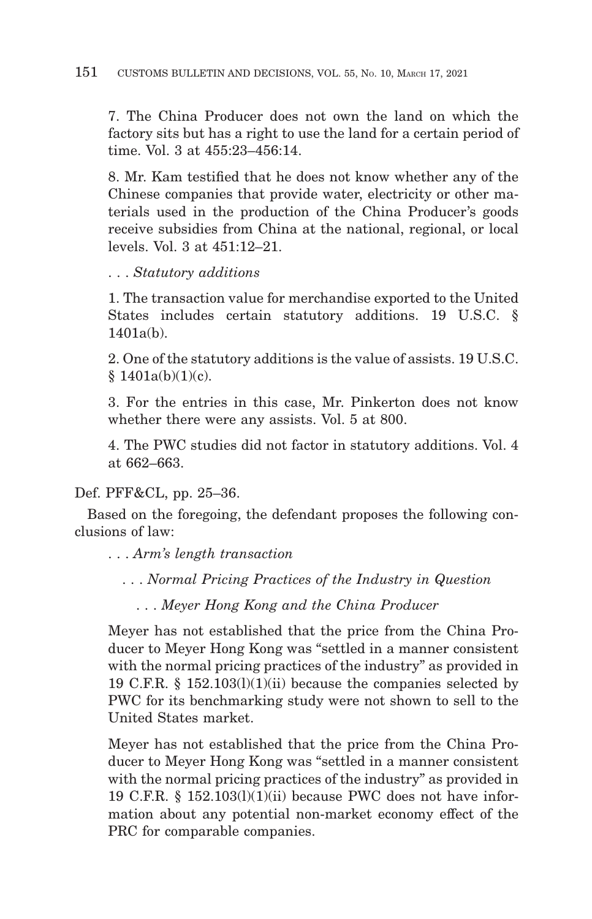7. The China Producer does not own the land on which the factory sits but has a right to use the land for a certain period of time. Vol. 3 at 455:23–456:14.

8. Mr. Kam testified that he does not know whether any of the Chinese companies that provide water, electricity or other materials used in the production of the China Producer's goods receive subsidies from China at the national, regional, or local levels. Vol. 3 at 451:12–21.

. . . *Statutory additions*

1. The transaction value for merchandise exported to the United States includes certain statutory additions. 19 U.S.C. § 1401a(b).

2. One of the statutory additions is the value of assists. 19 U.S.C. § 1401a(b)(1)(c).

3. For the entries in this case, Mr. Pinkerton does not know whether there were any assists. Vol. 5 at 800.

4. The PWC studies did not factor in statutory additions. Vol. 4 at 662–663.

Def. PFF&CL, pp. 25–36.

Based on the foregoing, the defendant proposes the following conclusions of law:

. . . *Arm's length transaction*

. . . *Normal Pricing Practices of the Industry in Question*

. . . *Meyer Hong Kong and the China Producer*

Meyer has not established that the price from the China Producer to Meyer Hong Kong was "settled in a manner consistent with the normal pricing practices of the industry" as provided in 19 C.F.R. § 152.103(l)(1)(ii) because the companies selected by PWC for its benchmarking study were not shown to sell to the United States market.

Meyer has not established that the price from the China Producer to Meyer Hong Kong was "settled in a manner consistent with the normal pricing practices of the industry" as provided in 19 C.F.R. § 152.103(l)(1)(ii) because PWC does not have information about any potential non-market economy effect of the PRC for comparable companies.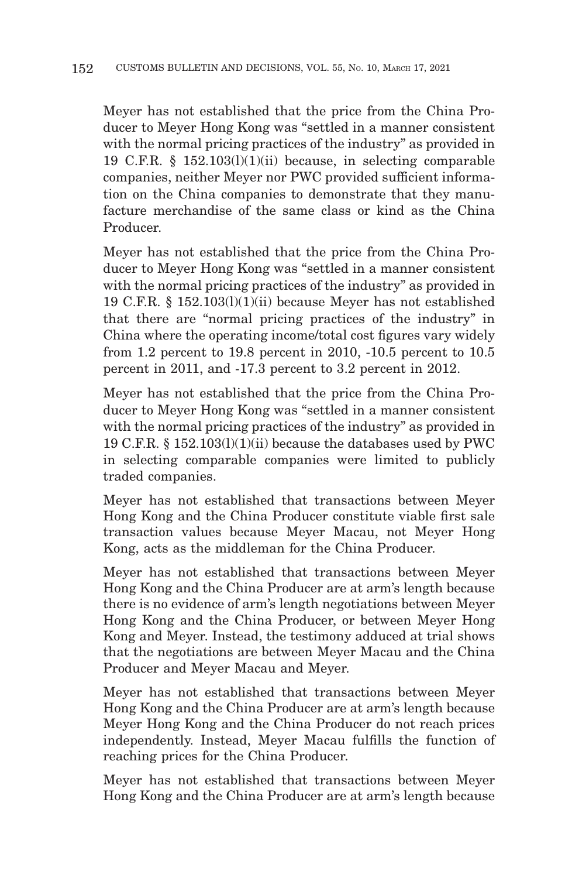Meyer has not established that the price from the China Producer to Meyer Hong Kong was "settled in a manner consistent with the normal pricing practices of the industry" as provided in 19 C.F.R. § 152.103(l)(1)(ii) because, in selecting comparable companies, neither Meyer nor PWC provided sufficient information on the China companies to demonstrate that they manufacture merchandise of the same class or kind as the China Producer.

Meyer has not established that the price from the China Producer to Meyer Hong Kong was "settled in a manner consistent with the normal pricing practices of the industry" as provided in 19 C.F.R. § 152.103(l)(1)(ii) because Meyer has not established that there are "normal pricing practices of the industry" in China where the operating income/total cost figures vary widely from 1.2 percent to 19.8 percent in 2010, -10.5 percent to 10.5 percent in 2011, and -17.3 percent to 3.2 percent in 2012.

Meyer has not established that the price from the China Producer to Meyer Hong Kong was "settled in a manner consistent with the normal pricing practices of the industry" as provided in 19 C.F.R. § 152.103(l)(1)(ii) because the databases used by PWC in selecting comparable companies were limited to publicly traded companies.

Meyer has not established that transactions between Meyer Hong Kong and the China Producer constitute viable first sale transaction values because Meyer Macau, not Meyer Hong Kong, acts as the middleman for the China Producer.

Meyer has not established that transactions between Meyer Hong Kong and the China Producer are at arm's length because there is no evidence of arm's length negotiations between Meyer Hong Kong and the China Producer, or between Meyer Hong Kong and Meyer. Instead, the testimony adduced at trial shows that the negotiations are between Meyer Macau and the China Producer and Meyer Macau and Meyer.

Meyer has not established that transactions between Meyer Hong Kong and the China Producer are at arm's length because Meyer Hong Kong and the China Producer do not reach prices independently. Instead, Meyer Macau fulfills the function of reaching prices for the China Producer.

Meyer has not established that transactions between Meyer Hong Kong and the China Producer are at arm's length because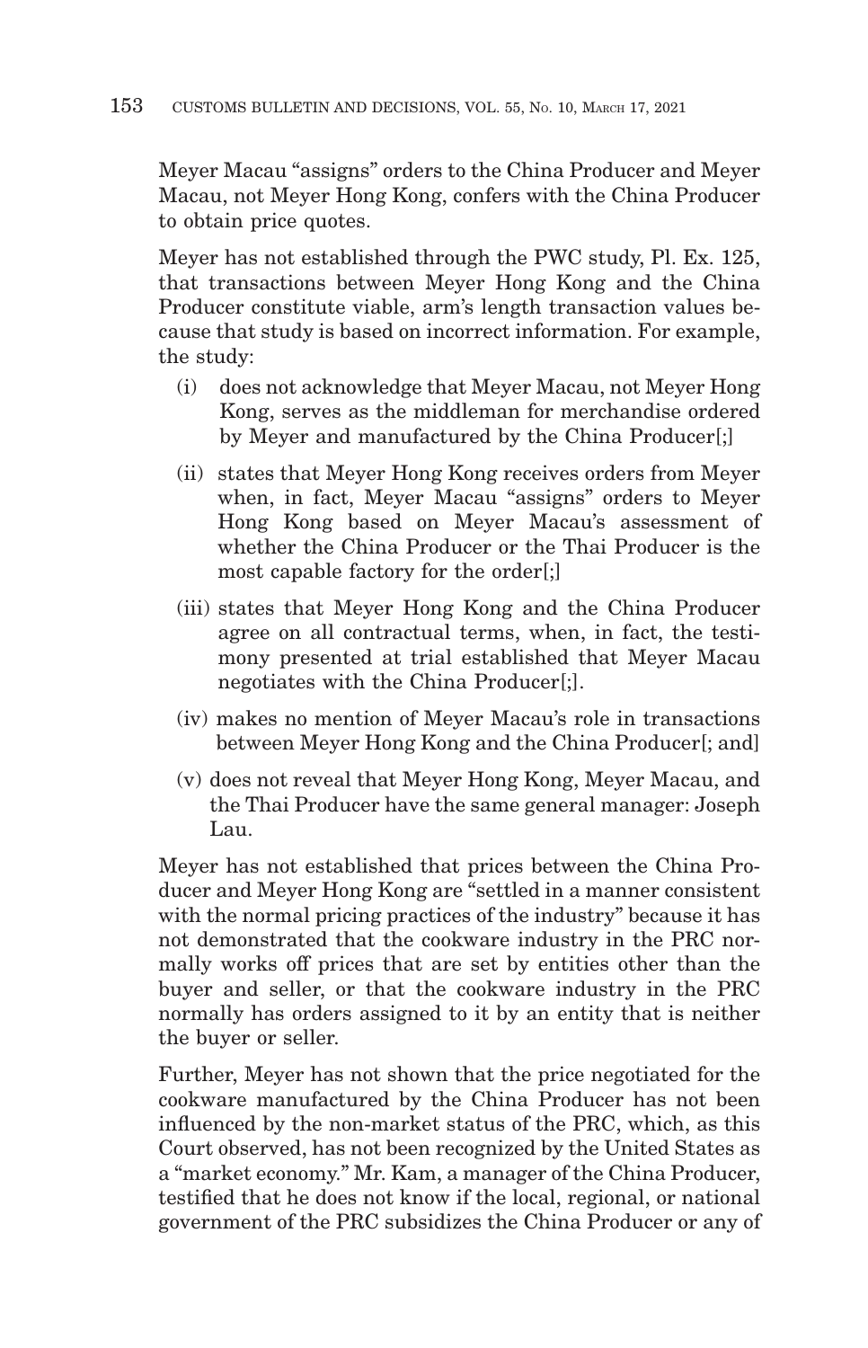Meyer Macau "assigns" orders to the China Producer and Meyer Macau, not Meyer Hong Kong, confers with the China Producer to obtain price quotes.

Meyer has not established through the PWC study, Pl. Ex. 125, that transactions between Meyer Hong Kong and the China Producer constitute viable, arm's length transaction values because that study is based on incorrect information. For example, the study:

(i) does not acknowledge that Meyer Macau, not Meyer Hong Kong, serves as the middleman for merchandise ordered by Meyer and manufactured by the China Producer[;]

(ii) states that Meyer Hong Kong receives orders from Meyer when, in fact, Meyer Macau "assigns" orders to Meyer Hong Kong based on Meyer Macau's assessment of whether the China Producer or the Thai Producer is the most capable factory for the order[;]

(iii) states that Meyer Hong Kong and the China Producer agree on all contractual terms, when, in fact, the testimony presented at trial established that Meyer Macau negotiates with the China Producer[;].

(iv) makes no mention of Meyer Macau's role in transactions between Meyer Hong Kong and the China Producer[; and]

(v) does not reveal that Meyer Hong Kong, Meyer Macau, and the Thai Producer have the same general manager: Joseph Lau.

Meyer has not established that prices between the China Producer and Meyer Hong Kong are "settled in a manner consistent with the normal pricing practices of the industry" because it has not demonstrated that the cookware industry in the PRC normally works off prices that are set by entities other than the buyer and seller, or that the cookware industry in the PRC normally has orders assigned to it by an entity that is neither the buyer or seller.

Further, Meyer has not shown that the price negotiated for the cookware manufactured by the China Producer has not been influenced by the non-market status of the PRC, which, as this Court observed, has not been recognized by the United States as a "market economy." Mr. Kam, a manager of the China Producer, testified that he does not know if the local, regional, or national government of the PRC subsidizes the China Producer or any of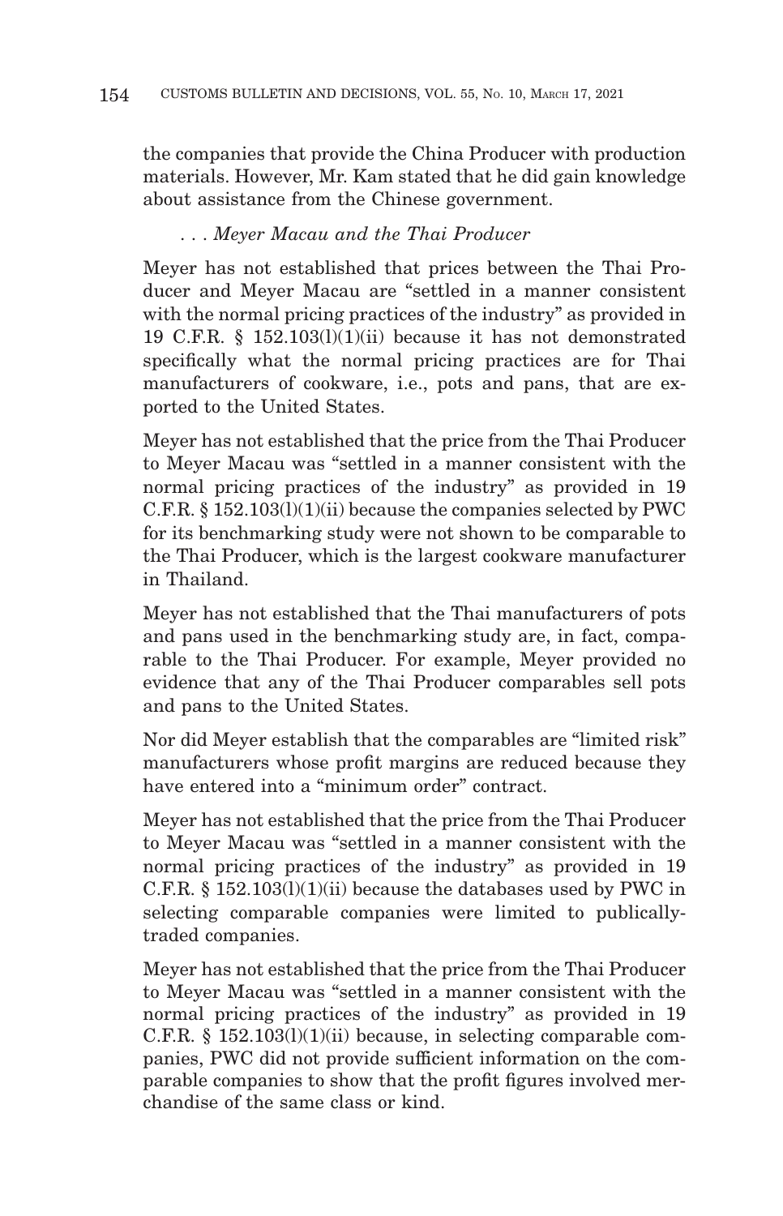the companies that provide the China Producer with production materials. However, Mr. Kam stated that he did gain knowledge about assistance from the Chinese government.

. . . *Meyer Macau and the Thai Producer*

Meyer has not established that prices between the Thai Producer and Meyer Macau are "settled in a manner consistent with the normal pricing practices of the industry" as provided in 19 C.F.R. § 152.103(l)(1)(ii) because it has not demonstrated specifically what the normal pricing practices are for Thai manufacturers of cookware, i.e., pots and pans, that are exported to the United States.

Meyer has not established that the price from the Thai Producer to Meyer Macau was "settled in a manner consistent with the normal pricing practices of the industry" as provided in 19 C.F.R. § 152.103(l)(1)(ii) because the companies selected by PWC for its benchmarking study were not shown to be comparable to the Thai Producer, which is the largest cookware manufacturer in Thailand.

Meyer has not established that the Thai manufacturers of pots and pans used in the benchmarking study are, in fact, comparable to the Thai Producer. For example, Meyer provided no evidence that any of the Thai Producer comparables sell pots and pans to the United States.

Nor did Meyer establish that the comparables are "limited risk" manufacturers whose profit margins are reduced because they have entered into a "minimum order" contract.

Meyer has not established that the price from the Thai Producer to Meyer Macau was "settled in a manner consistent with the normal pricing practices of the industry" as provided in 19 C.F.R. § 152.103(l)(1)(ii) because the databases used by PWC in selecting comparable companies were limited to publically-traded companies.

Meyer has not established that the price from the Thai Producer to Meyer Macau was "settled in a manner consistent with the normal pricing practices of the industry" as provided in 19 C.F.R. § 152.103(l)(1)(ii) because, in selecting comparable companies, PWC did not provide sufficient information on the comparable companies to show that the profit figures involved merchandise of the same class or kind.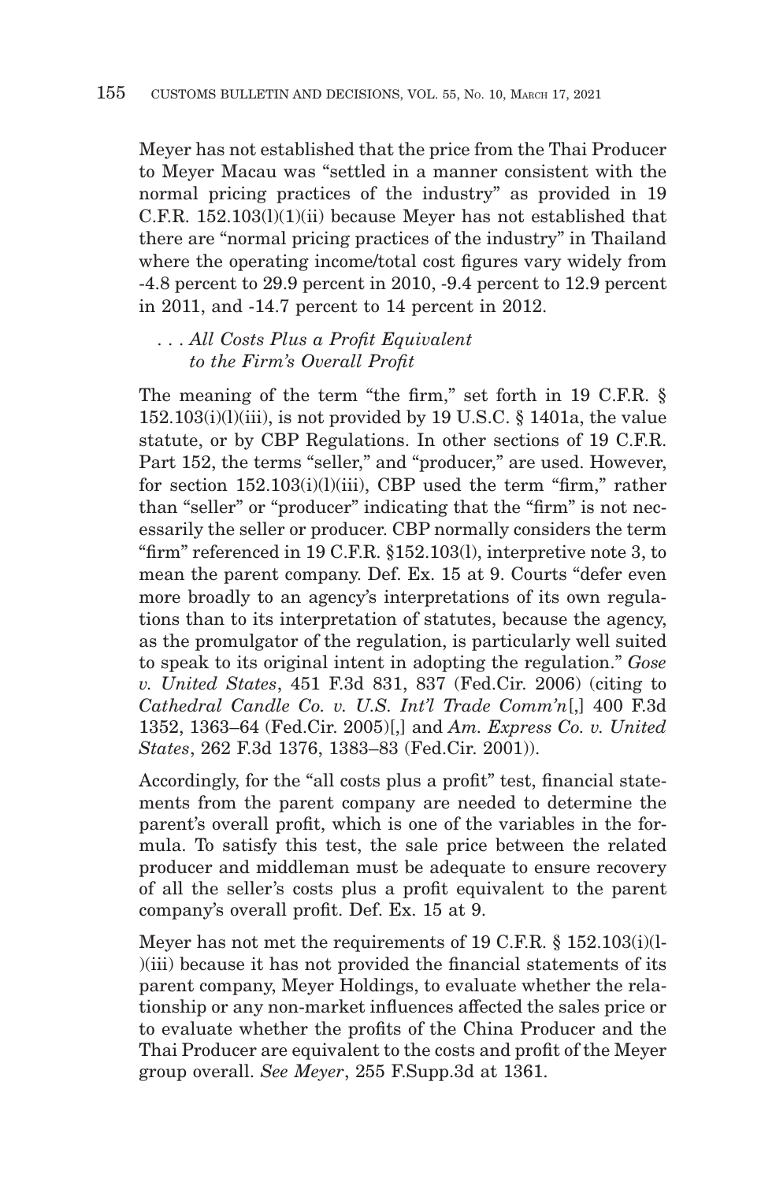Meyer has not established that the price from the Thai Producer to Meyer Macau was "settled in a manner consistent with the normal pricing practices of the industry" as provided in 19 C.F.R. 152.103(l)(1)(ii) because Meyer has not established that there are "normal pricing practices of the industry" in Thailand where the operating income/total cost figures vary widely from -4.8 percent to 29.9 percent in 2010, -9.4 percent to 12.9 percent in 2011, and -14.7 percent to 14 percent in 2012.

. . . *All Costs Plus a Profit Equivalent to the Firm's Overall Profit*

The meaning of the term "the firm," set forth in 19 C.F.R. § 152.103(i)(l)(iii), is not provided by 19 U.S.C. § 1401a, the value statute, or by CBP Regulations. In other sections of 19 C.F.R. Part 152, the terms "seller," and "producer," are used. However, for section 152.103(i)(l)(iii), CBP used the term "firm," rather than "seller" or "producer" indicating that the "firm" is not necessarily the seller or producer. CBP normally considers the term "firm" referenced in 19 C.F.R. §152.103(l), interpretive note 3, to mean the parent company. Def. Ex. 15 at 9. Courts "defer even more broadly to an agency's interpretations of its own regulations than to its interpretation of statutes, because the agency, as the promulgator of the regulation, is particularly well suited to speak to its original intent in adopting the regulation." *Gose v. United States*, 451 F.3d 831, 837 (Fed.Cir. 2006) (citing to *Cathedral Candle Co. v. U.S. Int'l Trade Comm'n*[,] 400 F.3d 1352, 1363–64 (Fed.Cir. 2005)[,] and *Am. Express Co. v. United States*, 262 F.3d 1376, 1383–83 (Fed.Cir. 2001)).

Accordingly, for the "all costs plus a profit" test, financial statements from the parent company are needed to determine the parent's overall profit, which is one of the variables in the formula. To satisfy this test, the sale price between the related producer and middleman must be adequate to ensure recovery of all the seller's costs plus a profit equivalent to the parent company's overall profit. Def. Ex. 15 at 9.

Meyer has not met the requirements of 19 C.F.R. § 152.103(i)(l-)(iii) because it has not provided the financial statements of its parent company, Meyer Holdings, to evaluate whether the relationship or any non-market influences affected the sales price or to evaluate whether the profits of the China Producer and the Thai Producer are equivalent to the costs and profit of the Meyer group overall. *See Meyer*, 255 F.Supp.3d at 1361.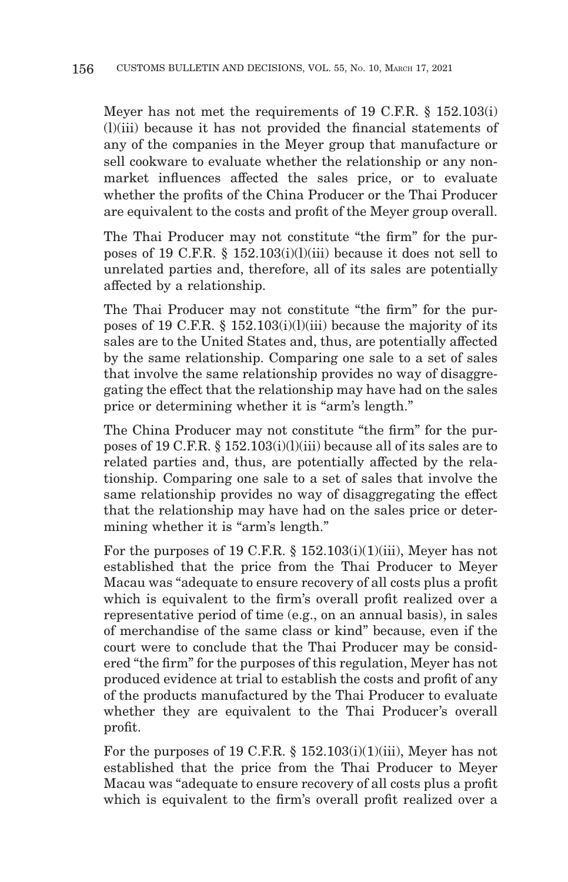Meyer has not met the requirements of 19 C.F.R. § 152.103(i)(l)(iii) because it has not provided the financial statements of any of the companies in the Meyer group that manufacture or sell cookware to evaluate whether the relationship or any non-market influences affected the sales price, or to evaluate whether the profits of the China Producer or the Thai Producer are equivalent to the costs and profit of the Meyer group overall.

The Thai Producer may not constitute "the firm" for the purposes of 19 C.F.R. § 152.103(i)(l)(iii) because it does not sell to unrelated parties and, therefore, all of its sales are potentially affected by a relationship.

The Thai Producer may not constitute "the firm" for the purposes of 19 C.F.R. § 152.103(i)(l)(iii) because the majority of its sales are to the United States and, thus, are potentially affected by the same relationship. Comparing one sale to a set of sales that involve the same relationship provides no way of disaggregating the effect that the relationship may have had on the sales price or determining whether it is "arm's length."

The China Producer may not constitute "the firm" for the purposes of 19 C.F.R. § 152.103(i)(l)(iii) because all of its sales are to related parties and, thus, are potentially affected by the relationship. Comparing one sale to a set of sales that involve the same relationship provides no way of disaggregating the effect that the relationship may have had on the sales price or determining whether it is "arm's length."

For the purposes of 19 C.F.R. § 152.103(i)(1)(iii), Meyer has not established that the price from the Thai Producer to Meyer Macau was "adequate to ensure recovery of all costs plus a profit which is equivalent to the firm's overall profit realized over a representative period of time (e.g., on an annual basis), in sales of merchandise of the same class or kind" because, even if the court were to conclude that the Thai Producer may be considered "the firm" for the purposes of this regulation, Meyer has not produced evidence at trial to establish the costs and profit of any of the products manufactured by the Thai Producer to evaluate whether they are equivalent to the Thai Producer's overall profit.

For the purposes of 19 C.F.R. § 152.103(i)(1)(iii), Meyer has not established that the price from the Thai Producer to Meyer Macau was "adequate to ensure recovery of all costs plus a profit which is equivalent to the firm's overall profit realized over a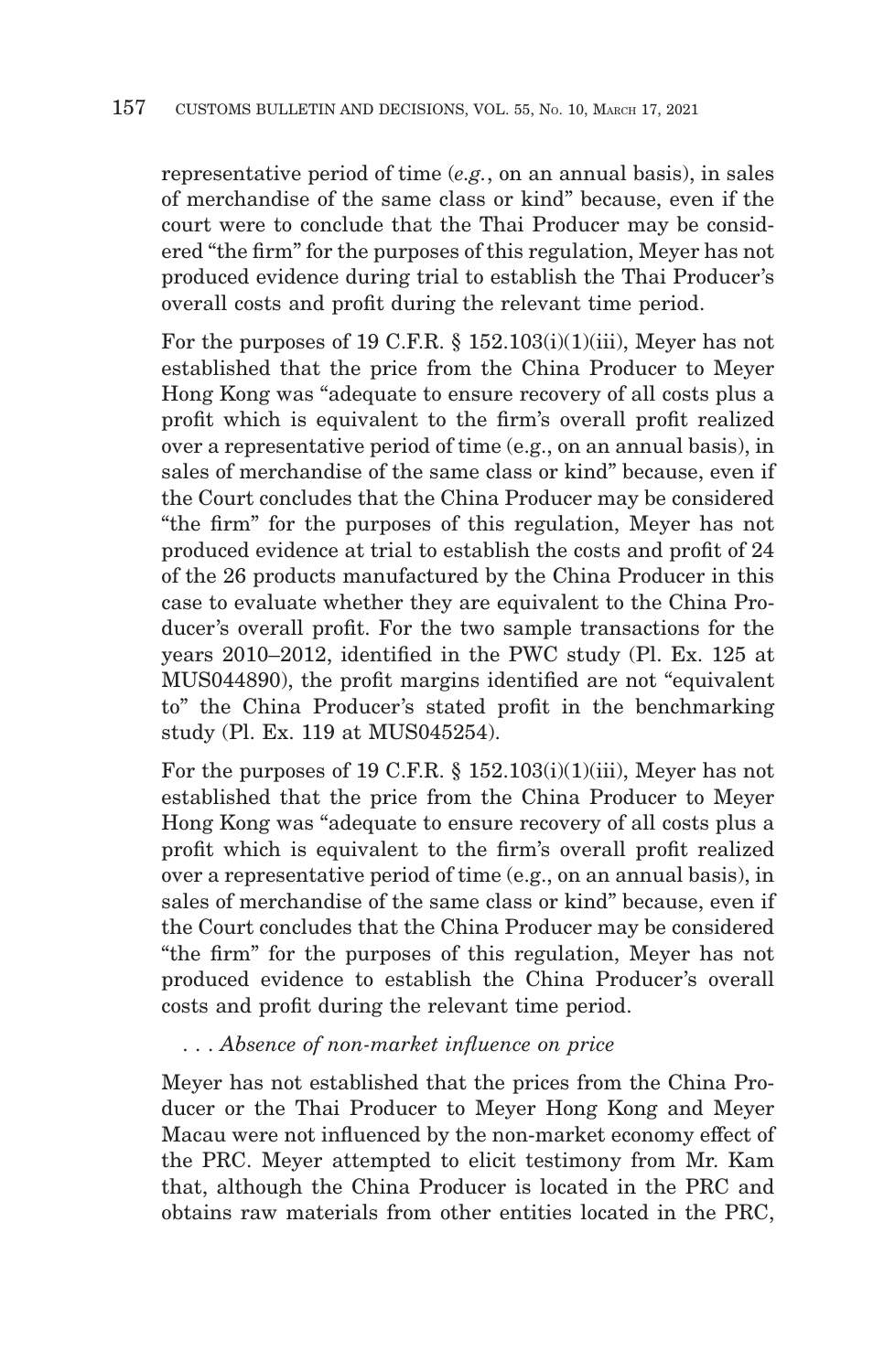representative period of time (*e.g.*, on an annual basis), in sales of merchandise of the same class or kind" because, even if the court were to conclude that the Thai Producer may be considered "the firm" for the purposes of this regulation, Meyer has not produced evidence during trial to establish the Thai Producer's overall costs and profit during the relevant time period.

For the purposes of 19 C.F.R. § 152.103(i)(1)(iii), Meyer has not established that the price from the China Producer to Meyer Hong Kong was "adequate to ensure recovery of all costs plus a profit which is equivalent to the firm's overall profit realized over a representative period of time (e.g., on an annual basis), in sales of merchandise of the same class or kind" because, even if the Court concludes that the China Producer may be considered "the firm" for the purposes of this regulation, Meyer has not produced evidence at trial to establish the costs and profit of 24 of the 26 products manufactured by the China Producer in this case to evaluate whether they are equivalent to the China Producer's overall profit. For the two sample transactions for the years 2010–2012, identified in the PWC study (Pl. Ex. 125 at MUS044890), the profit margins identified are not "equivalent to" the China Producer's stated profit in the benchmarking study (Pl. Ex. 119 at MUS045254).

For the purposes of 19 C.F.R. § 152.103(i)(1)(iii), Meyer has not established that the price from the China Producer to Meyer Hong Kong was "adequate to ensure recovery of all costs plus a profit which is equivalent to the firm's overall profit realized over a representative period of time (e.g., on an annual basis), in sales of merchandise of the same class or kind" because, even if the Court concludes that the China Producer may be considered "the firm" for the purposes of this regulation, Meyer has not produced evidence to establish the China Producer's overall costs and profit during the relevant time period.

. . . *Absence of non-market influence on price*

Meyer has not established that the prices from the China Producer or the Thai Producer to Meyer Hong Kong and Meyer Macau were not influenced by the non-market economy effect of the PRC. Meyer attempted to elicit testimony from Mr. Kam that, although the China Producer is located in the PRC and obtains raw materials from other entities located in the PRC,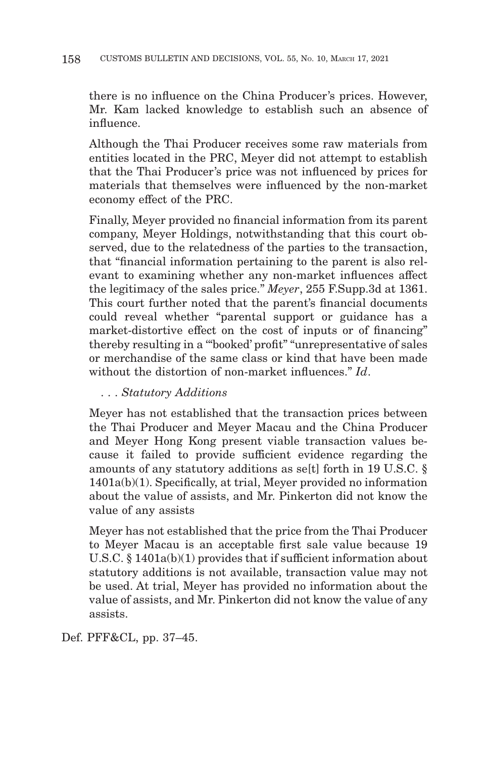there is no influence on the China Producer's prices. However, Mr. Kam lacked knowledge to establish such an absence of influence.

Although the Thai Producer receives some raw materials from entities located in the PRC, Meyer did not attempt to establish that the Thai Producer's price was not influenced by prices for materials that themselves were influenced by the non-market economy effect of the PRC.

Finally, Meyer provided no financial information from its parent company, Meyer Holdings, notwithstanding that this court observed, due to the relatedness of the parties to the transaction, that "financial information pertaining to the parent is also relevant to examining whether any non-market influences affect the legitimacy of the sales price." *Meyer*, 255 F.Supp.3d at 1361. This court further noted that the parent's financial documents could reveal whether "parental support or guidance has a market-distortive effect on the cost of inputs or of financing" thereby resulting in a "'booked' profit" "unrepresentative of sales or merchandise of the same class or kind that have been made without the distortion of non-market influences." *Id*.

. . . *Statutory Additions*

Meyer has not established that the transaction prices between the Thai Producer and Meyer Macau and the China Producer and Meyer Hong Kong present viable transaction values because it failed to provide sufficient evidence regarding the amounts of any statutory additions as se[t] forth in 19 U.S.C. § 1401a(b)(1). Specifically, at trial, Meyer provided no information about the value of assists, and Mr. Pinkerton did not know the value of any assists

Meyer has not established that the price from the Thai Producer to Meyer Macau is an acceptable first sale value because 19 U.S.C. § 1401a(b)(1) provides that if sufficient information about statutory additions is not available, transaction value may not be used. At trial, Meyer has provided no information about the value of assists, and Mr. Pinkerton did not know the value of any assists.

Def. PFF&CL, pp. 37–45.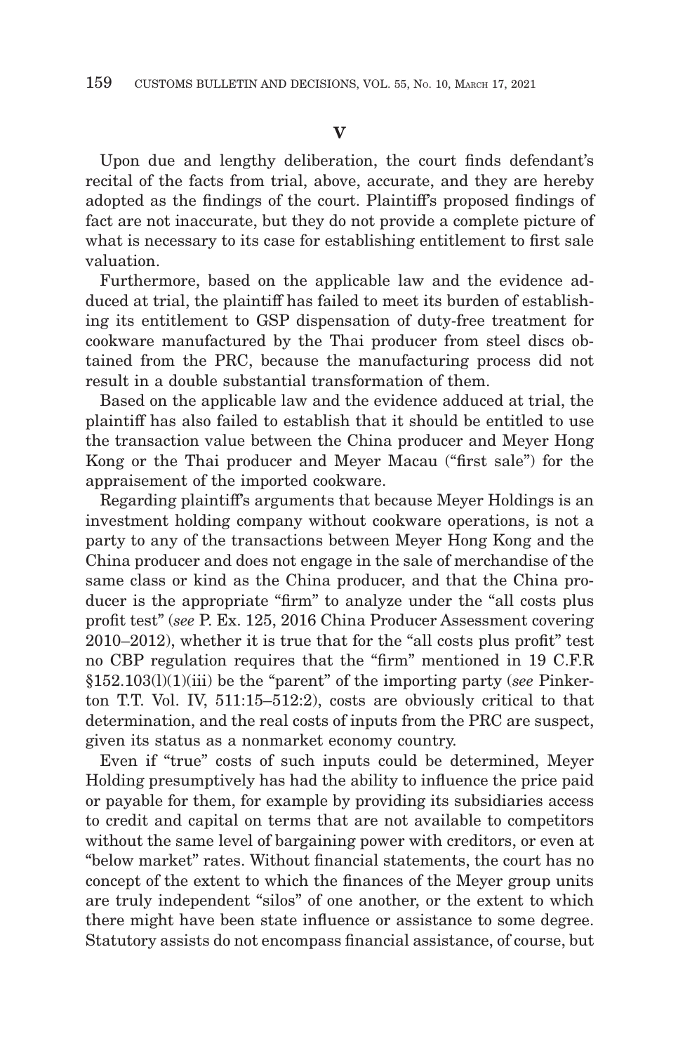**V**

Upon due and lengthy deliberation, the court finds defendant's recital of the facts from trial, above, accurate, and they are hereby adopted as the findings of the court. Plaintiff's proposed findings of fact are not inaccurate, but they do not provide a complete picture of what is necessary to its case for establishing entitlement to first sale valuation.

Furthermore, based on the applicable law and the evidence adduced at trial, the plaintiff has failed to meet its burden of establishing its entitlement to GSP dispensation of duty-free treatment for cookware manufactured by the Thai producer from steel discs obtained from the PRC, because the manufacturing process did not result in a double substantial transformation of them.

Based on the applicable law and the evidence adduced at trial, the plaintiff has also failed to establish that it should be entitled to use the transaction value between the China producer and Meyer Hong Kong or the Thai producer and Meyer Macau ("first sale") for the appraisement of the imported cookware.

Regarding plaintiff's arguments that because Meyer Holdings is an investment holding company without cookware operations, is not a party to any of the transactions between Meyer Hong Kong and the China producer and does not engage in the sale of merchandise of the same class or kind as the China producer, and that the China producer is the appropriate "firm" to analyze under the "all costs plus profit test" (*see* P. Ex. 125, 2016 China Producer Assessment covering 2010–2012), whether it is true that for the "all costs plus profit" test no CBP regulation requires that the "firm" mentioned in 19 C.F.R §152.103(l)(1)(iii) be the "parent" of the importing party (*see* Pinkerton T.T. Vol. IV, 511:15–512:2), costs are obviously critical to that determination, and the real costs of inputs from the PRC are suspect, given its status as a nonmarket economy country.

Even if "true" costs of such inputs could be determined, Meyer Holding presumptively has had the ability to influence the price paid or payable for them, for example by providing its subsidiaries access to credit and capital on terms that are not available to competitors without the same level of bargaining power with creditors, or even at "below market" rates. Without financial statements, the court has no concept of the extent to which the finances of the Meyer group units are truly independent "silos" of one another, or the extent to which there might have been state influence or assistance to some degree. Statutory assists do not encompass financial assistance, of course, but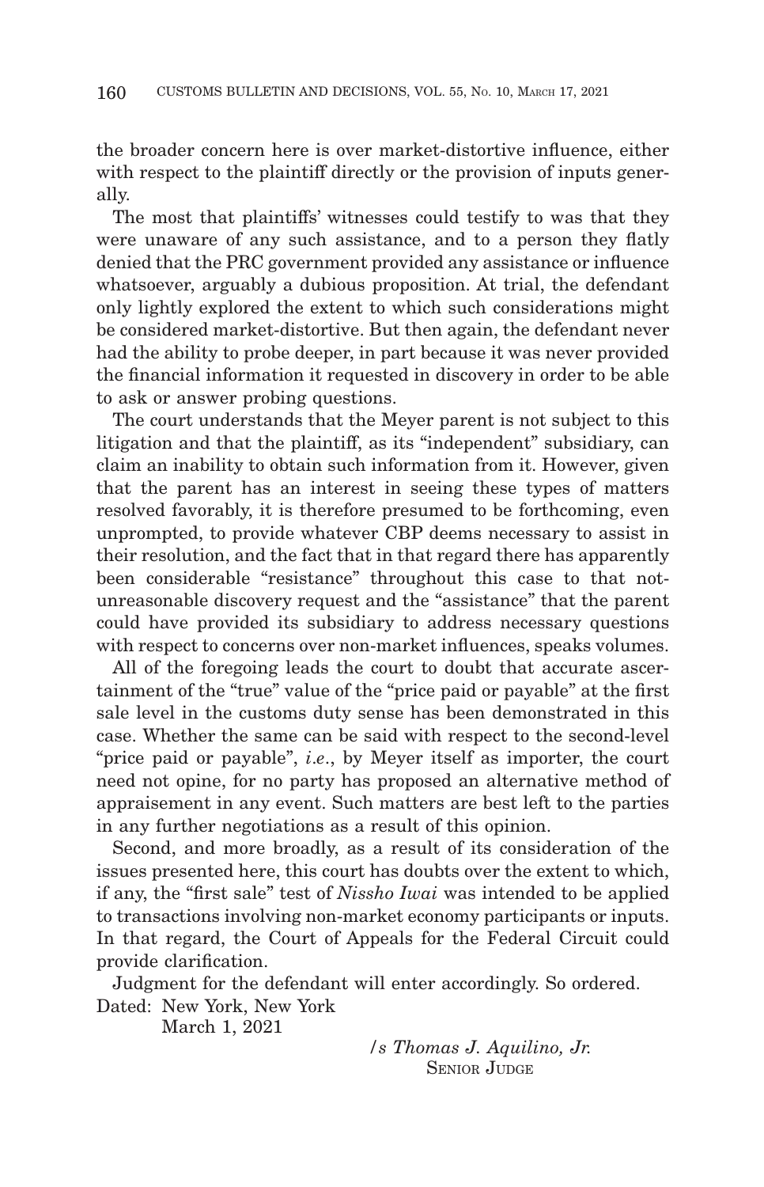the broader concern here is over market-distortive influence, either with respect to the plaintiff directly or the provision of inputs generally.

The most that plaintiffs' witnesses could testify to was that they were unaware of any such assistance, and to a person they flatly denied that the PRC government provided any assistance or influence whatsoever, arguably a dubious proposition. At trial, the defendant only lightly explored the extent to which such considerations might be considered market-distortive. But then again, the defendant never had the ability to probe deeper, in part because it was never provided the financial information it requested in discovery in order to be able to ask or answer probing questions.

The court understands that the Meyer parent is not subject to this litigation and that the plaintiff, as its "independent" subsidiary, can claim an inability to obtain such information from it. However, given that the parent has an interest in seeing these types of matters resolved favorably, it is therefore presumed to be forthcoming, even unprompted, to provide whatever CBP deems necessary to assist in their resolution, and the fact that in that regard there has apparently been considerable "resistance" throughout this case to that not-unreasonable discovery request and the "assistance" that the parent could have provided its subsidiary to address necessary questions with respect to concerns over non-market influences, speaks volumes.

All of the foregoing leads the court to doubt that accurate ascertainment of the "true" value of the "price paid or payable" at the first sale level in the customs duty sense has been demonstrated in this case. Whether the same can be said with respect to the second-level "price paid or payable", *i.e.*, by Meyer itself as importer, the court need not opine, for no party has proposed an alternative method of appraisement in any event. Such matters are best left to the parties in any further negotiations as a result of this opinion.

Second, and more broadly, as a result of its consideration of the issues presented here, this court has doubts over the extent to which, if any, the "first sale" test of *Nissho Iwai* was intended to be applied to transactions involving non-market economy participants or inputs. In that regard, the Court of Appeals for the Federal Circuit could provide clarification.

Judgment for the defendant will enter accordingly. So ordered.

Dated: New York, New York
March 1, 2021

*/s Thomas J. Aquilino, Jr.*
SENIOR JUDGE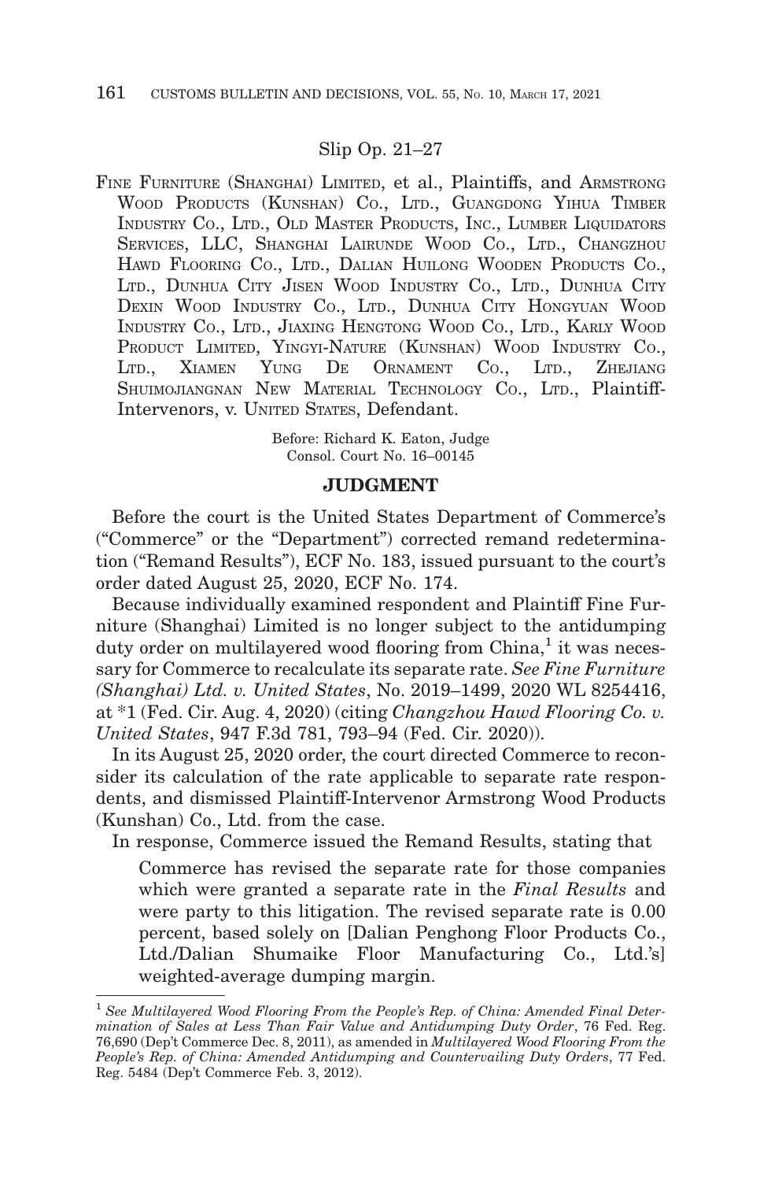Slip Op. 21–27

FINE FURNITURE (SHANGHAI) LIMITED, et al., Plaintiffs, and ARMSTRONG WOOD PRODUCTS (KUNSHAN) CO., LTD., GUANGDONG YIHUA TIMBER INDUSTRY CO., LTD., OLD MASTER PRODUCTS, INC., LUMBER LIQUIDATORS SERVICES, LLC, SHANGHAI LAIRUNDE WOOD CO., LTD., CHANGZHOU HAWD FLOORING CO., LTD., DALIAN HUILONG WOODEN PRODUCTS CO., LTD., DUNHUA CITY JISEN WOOD INDUSTRY CO., LTD., DUNHUA CITY DEXIN WOOD INDUSTRY CO., LTD., DUNHUA CITY HONGYUAN WOOD INDUSTRY CO., LTD., JIAXING HENGTONG WOOD CO., LTD., KARLY WOOD PRODUCT LIMITED, YINGYI-NATURE (KUNSHAN) WOOD INDUSTRY CO., LTD., XIAMEN YUNG DE ORNAMENT CO., LTD., ZHEJIANG SHUIMOJIANGNAN NEW MATERIAL TECHNOLOGY CO., LTD., Plaintiff-Intervenors, v. UNITED STATES, Defendant.

Before: Richard K. Eaton, Judge
Consol. Court No. 16–00145

## JUDGMENT

Before the court is the United States Department of Commerce's ("Commerce" or the "Department") corrected remand redetermination ("Remand Results"), ECF No. 183, issued pursuant to the court's order dated August 25, 2020, ECF No. 174.

Because individually examined respondent and Plaintiff Fine Furniture (Shanghai) Limited is no longer subject to the antidumping duty order on multilayered wood flooring from China,[1] it was necessary for Commerce to recalculate its separate rate. *See Fine Furniture (Shanghai) Ltd. v. United States*, No. 2019–1499, 2020 WL 8254416, at *1 (Fed. Cir. Aug. 4, 2020) (citing *Changzhou Hawd Flooring Co. v. United States*, 947 F.3d 781, 793–94 (Fed. Cir. 2020)).

In its August 25, 2020 order, the court directed Commerce to reconsider its calculation of the rate applicable to separate rate respondents, and dismissed Plaintiff-Intervenor Armstrong Wood Products (Kunshan) Co., Ltd. from the case.

In response, Commerce issued the Remand Results, stating that

> Commerce has revised the separate rate for those companies which were granted a separate rate in the *Final Results* and were party to this litigation. The revised separate rate is 0.00 percent, based solely on [Dalian Penghong Floor Products Co., Ltd./Dalian Shumaike Floor Manufacturing Co., Ltd.'s] weighted-average dumping margin.

[1] *See Multilayered Wood Flooring From the People's Rep. of China: Amended Final Determination of Sales at Less Than Fair Value and Antidumping Duty Order*, 76 Fed. Reg. 76,690 (Dep't Commerce Dec. 8, 2011), as amended in *Multilayered Wood Flooring From the People's Rep. of China: Amended Antidumping and Countervailing Duty Orders*, 77 Fed. Reg. 5484 (Dep't Commerce Feb. 3, 2012).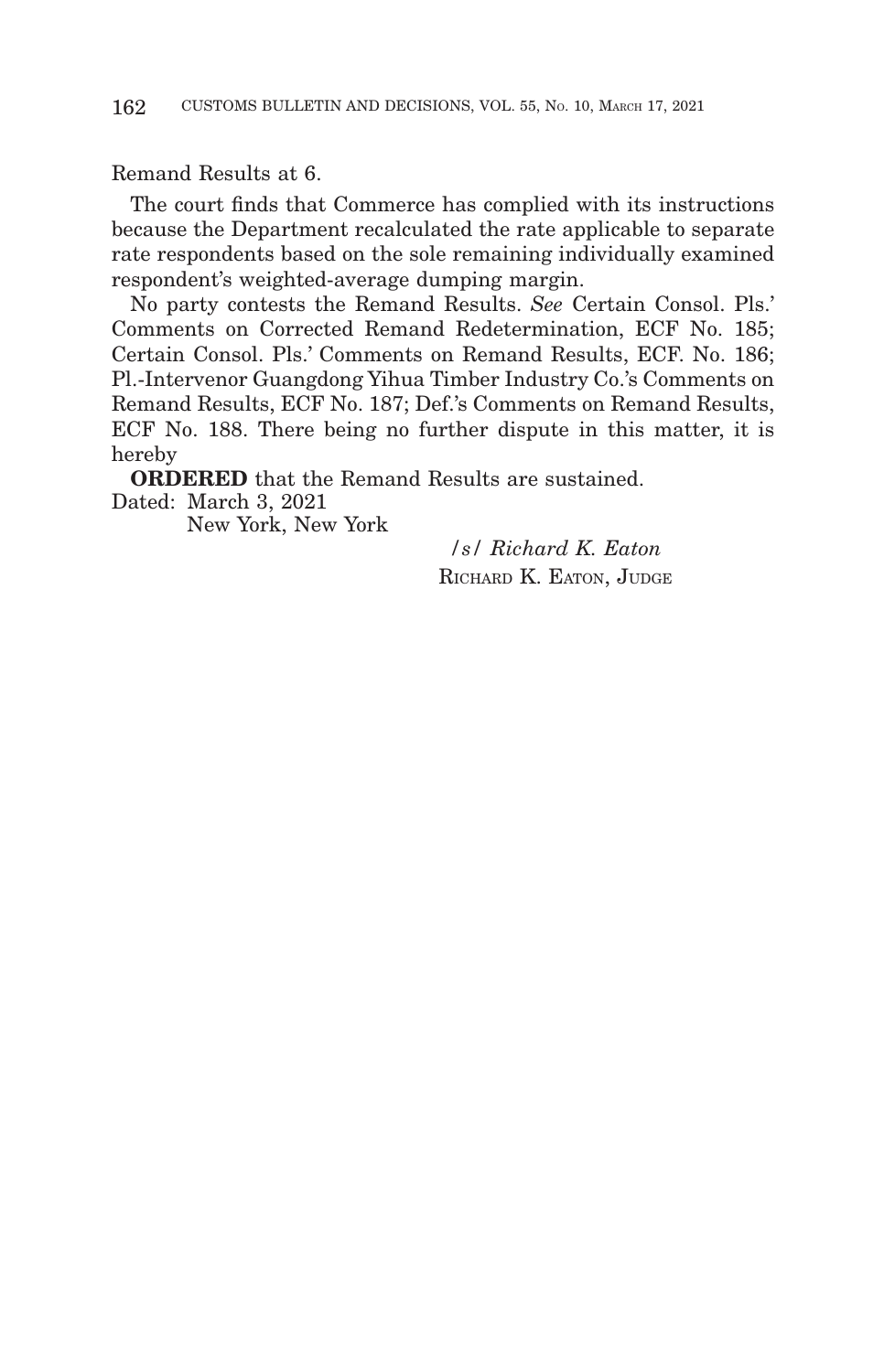Remand Results at 6.

The court finds that Commerce has complied with its instructions because the Department recalculated the rate applicable to separate rate respondents based on the sole remaining individually examined respondent's weighted-average dumping margin.

No party contests the Remand Results. *See* Certain Consol. Pls.' Comments on Corrected Remand Redetermination, ECF No. 185; Certain Consol. Pls.' Comments on Remand Results, ECF. No. 186; Pl.-Intervenor Guangdong Yihua Timber Industry Co.'s Comments on Remand Results, ECF No. 187; Def.'s Comments on Remand Results, ECF No. 188. There being no further dispute in this matter, it is hereby

**ORDERED** that the Remand Results are sustained.

Dated: March 3, 2021
New York, New York

/s/ *Richard K. Eaton*
RICHARD K. EATON, JUDGE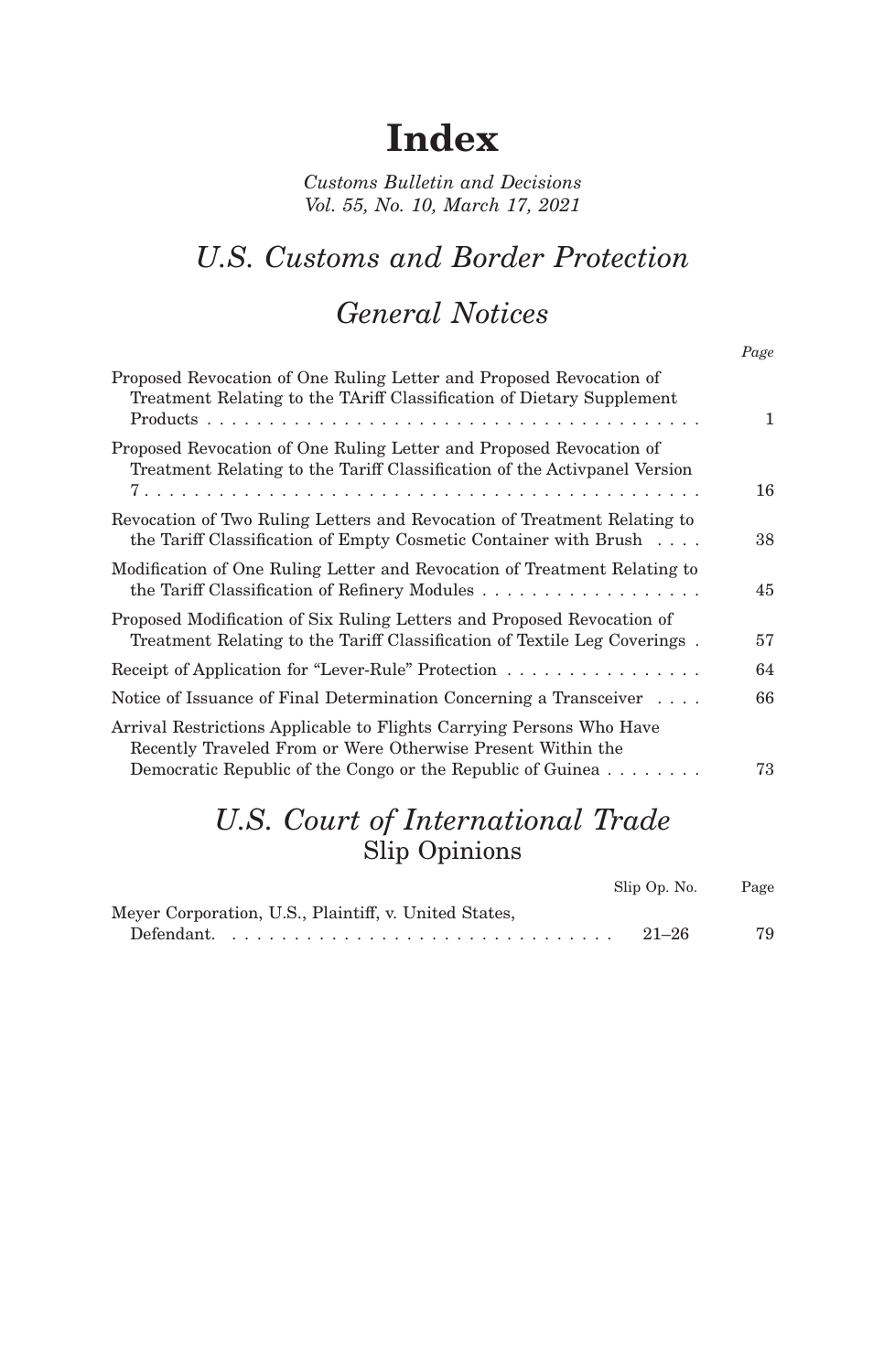# Index

*Customs Bulletin and Decisions*
*Vol. 55, No. 10, March 17, 2021*

## *U.S. Customs and Border Protection*

## *General Notices*

| | *Page* |
|---|---|
| Proposed Revocation of One Ruling Letter and Proposed Revocation of Treatment Relating to the TAriff Classification of Dietary Supplement Products | 1 |
| Proposed Revocation of One Ruling Letter and Proposed Revocation of Treatment Relating to the Tariff Classification of the Activpanel Version 7 | 16 |
| Revocation of Two Ruling Letters and Revocation of Treatment Relating to the Tariff Classification of Empty Cosmetic Container with Brush | 38 |
| Modification of One Ruling Letter and Revocation of Treatment Relating to the Tariff Classification of Refinery Modules | 45 |
| Proposed Modification of Six Ruling Letters and Proposed Revocation of Treatment Relating to the Tariff Classification of Textile Leg Coverings | 57 |
| Receipt of Application for "Lever-Rule" Protection | 64 |
| Notice of Issuance of Final Determination Concerning a Transceiver | 66 |
| Arrival Restrictions Applicable to Flights Carrying Persons Who Have Recently Traveled From or Were Otherwise Present Within the Democratic Republic of the Congo or the Republic of Guinea | 73 |

## *U.S. Court of International Trade*
### Slip Opinions

| | Slip Op. No. | Page |
|---|---|---|
| Meyer Corporation, U.S., Plaintiff, v. United States, Defendant. | 21–26 | 79 |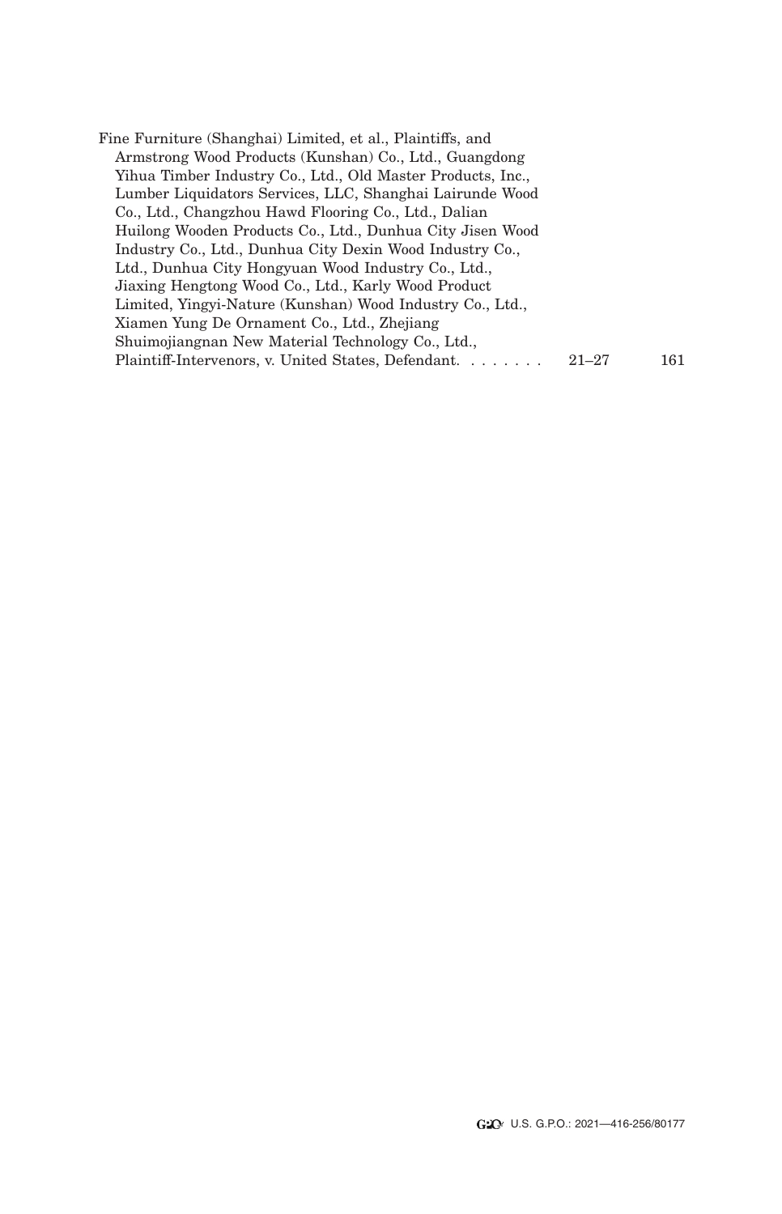Fine Furniture (Shanghai) Limited, et al., Plaintiffs, and Armstrong Wood Products (Kunshan) Co., Ltd., Guangdong Yihua Timber Industry Co., Ltd., Old Master Products, Inc., Lumber Liquidators Services, LLC, Shanghai Lairunde Wood Co., Ltd., Changzhou Hawd Flooring Co., Ltd., Dalian Huilong Wooden Products Co., Ltd., Dunhua City Jisen Wood Industry Co., Ltd., Dunhua City Dexin Wood Industry Co., Ltd., Dunhua City Hongyuan Wood Industry Co., Ltd., Jiaxing Hengtong Wood Co., Ltd., Karly Wood Product Limited, Yingyi-Nature (Kunshan) Wood Industry Co., Ltd., Xiamen Yung De Ornament Co., Ltd., Zhejiang Shuimojiangnan New Material Technology Co., Ltd., Plaintiff-Intervenors, v. United States, Defendant. . . . . . . . 21–27 161

U.S. G.P.O.: 2021—416-256/80177